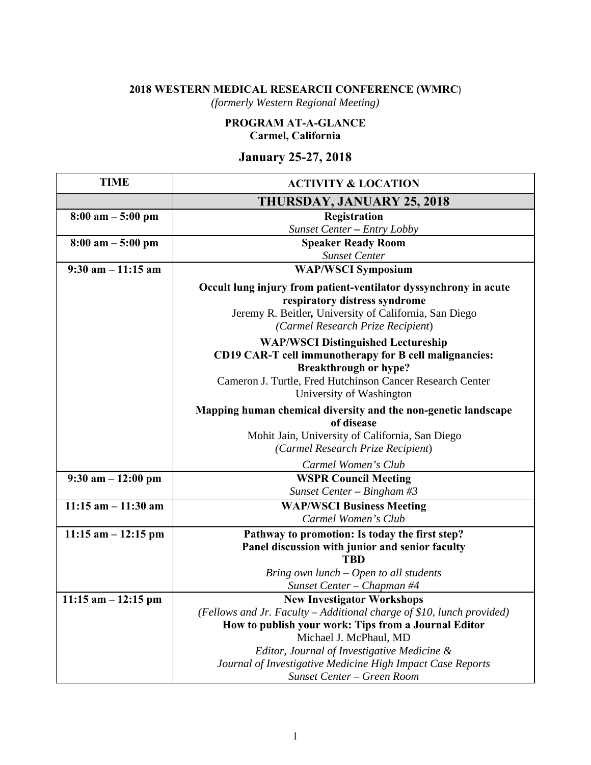**2018 WESTERN MEDICAL RESEARCH CONFERENCE (WMRC)**

*(formerly Western Regional Meeting)*

**PROGRAM AT-A-GLANCE**
**Carmel, California**

## January 25-27, 2018

| TIME | ACTIVITY & LOCATION |
|---|---|
| | **THURSDAY, JANUARY 25, 2018** |
| **8:00 am – 5:00 pm** | **Registration**<br>*Sunset Center – Entry Lobby* |
| **8:00 am – 5:00 pm** | **Speaker Ready Room**<br>*Sunset Center* |
| **9:30 am – 11:15 am** | **WAP/WSCI Symposium**<br>**Occult lung injury from patient-ventilator dyssynchrony in acute respiratory distress syndrome**<br>Jeremy R. Beitler, University of California, San Diego<br>*(Carmel Research Prize Recipient)*<br>**WAP/WSCI Distinguished Lectureship**<br>**CD19 CAR-T cell immunotherapy for B cell malignancies: Breakthrough or hype?**<br>Cameron J. Turtle, Fred Hutchinson Cancer Research Center<br>University of Washington<br>**Mapping human chemical diversity and the non-genetic landscape of disease**<br>Mohit Jain, University of California, San Diego<br>*(Carmel Research Prize Recipient)*<br>*Carmel Women's Club* |
| **9:30 am – 12:00 pm** | **WSPR Council Meeting**<br>*Sunset Center – Bingham #3* |
| **11:15 am – 11:30 am** | **WAP/WSCI Business Meeting**<br>*Carmel Women's Club* |
| **11:15 am – 12:15 pm** | **Pathway to promotion: Is today the first step?**<br>**Panel discussion with junior and senior faculty**<br>**TBD**<br>*Bring own lunch – Open to all students*<br>*Sunset Center – Chapman #4* |
| **11:15 am – 12:15 pm** | **New Investigator Workshops**<br>*(Fellows and Jr. Faculty – Additional charge of $10, lunch provided)*<br>**How to publish your work: Tips from a Journal Editor**<br>Michael J. McPhaul, MD<br>*Editor, Journal of Investigative Medicine &*<br>*Journal of Investigative Medicine High Impact Case Reports*<br>*Sunset Center – Green Room* |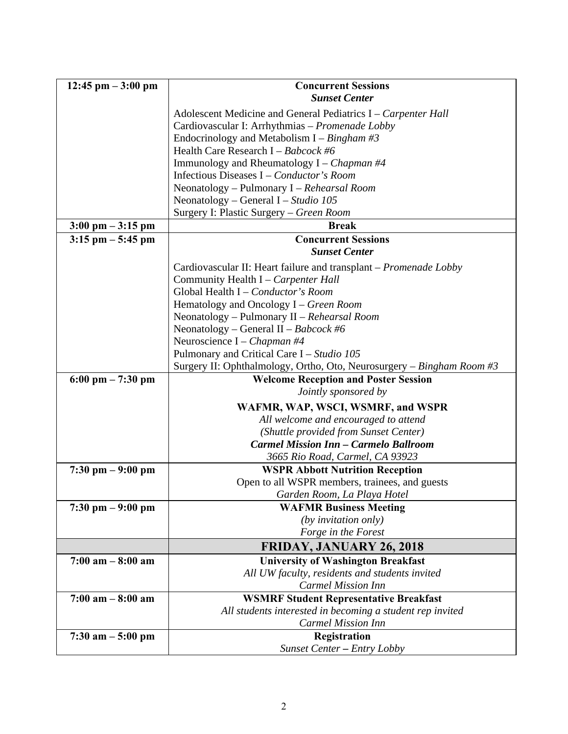| | |
|---|---|
| **12:45 pm – 3:00 pm** | **Concurrent Sessions**<br>***Sunset Center***<br>Adolescent Medicine and General Pediatrics I – *Carpenter Hall*<br>Cardiovascular I: Arrhythmias – *Promenade Lobby*<br>Endocrinology and Metabolism I – *Bingham #3*<br>Health Care Research I – *Babcock #6*<br>Immunology and Rheumatology I – *Chapman #4*<br>Infectious Diseases I – *Conductor's Room*<br>Neonatology – Pulmonary I – *Rehearsal Room*<br>Neonatology – General I – *Studio 105*<br>Surgery I: Plastic Surgery – *Green Room* |
| **3:00 pm – 3:15 pm** | **Break** |
| **3:15 pm – 5:45 pm** | **Concurrent Sessions**<br>***Sunset Center***<br>Cardiovascular II: Heart failure and transplant – *Promenade Lobby*<br>Community Health I – *Carpenter Hall*<br>Global Health I – *Conductor's Room*<br>Hematology and Oncology I – *Green Room*<br>Neonatology – Pulmonary II – *Rehearsal Room*<br>Neonatology – General II – *Babcock #6*<br>Neuroscience I – *Chapman #4*<br>Pulmonary and Critical Care I – *Studio 105*<br>Surgery II: Ophthalmology, Ortho, Oto, Neurosurgery – *Bingham Room #3* |
| **6:00 pm – 7:30 pm** | **Welcome Reception and Poster Session**<br>*Jointly sponsored by*<br>**WAFMR, WAP, WSCI, WSMRF, and WSPR**<br>*All welcome and encouraged to attend*<br>*(Shuttle provided from Sunset Center)*<br>***Carmel Mission Inn – Carmelo Ballroom***<br>*3665 Rio Road, Carmel, CA 93923* |
| **7:30 pm – 9:00 pm** | **WSPR Abbott Nutrition Reception**<br>Open to all WSPR members, trainees, and guests<br>*Garden Room, La Playa Hotel* |
| **7:30 pm – 9:00 pm** | **WAFMR Business Meeting**<br>*(by invitation only)*<br>*Forge in the Forest* |
| | **FRIDAY, JANUARY 26, 2018** |
| **7:00 am – 8:00 am** | **University of Washington Breakfast**<br>*All UW faculty, residents and students invited*<br>*Carmel Mission Inn* |
| **7:00 am – 8:00 am** | **WSMRF Student Representative Breakfast**<br>*All students interested in becoming a student rep invited*<br>*Carmel Mission Inn* |
| **7:30 am – 5:00 pm** | **Registration**<br>*Sunset Center* **–** *Entry Lobby* |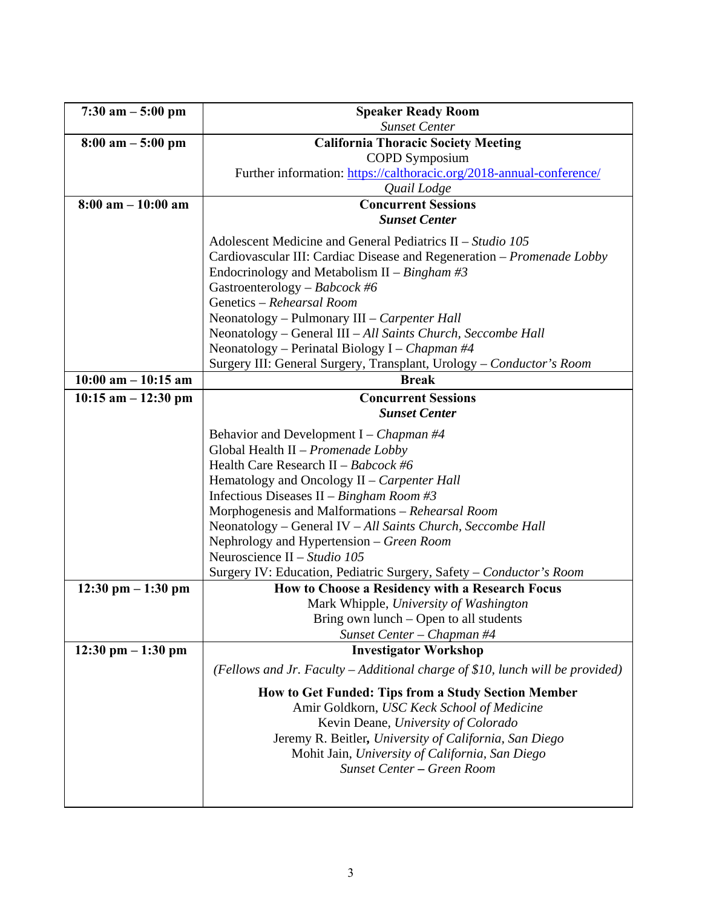| | |
|---|---|
| **7:30 am – 5:00 pm** | **Speaker Ready Room**<br>*Sunset Center* |
| **8:00 am – 5:00 pm** | **California Thoracic Society Meeting**<br>COPD Symposium<br>Further information: https://calthoracic.org/2018-annual-conference/<br>*Quail Lodge* |
| **8:00 am – 10:00 am** | **Concurrent Sessions**<br>***Sunset Center***<br><br>Adolescent Medicine and General Pediatrics II – *Studio 105*<br>Cardiovascular III: Cardiac Disease and Regeneration – *Promenade Lobby*<br>Endocrinology and Metabolism II – *Bingham #3*<br>Gastroenterology – *Babcock #6*<br>Genetics – *Rehearsal Room*<br>Neonatology – Pulmonary III – *Carpenter Hall*<br>Neonatology – General III – *All Saints Church, Seccombe Hall*<br>Neonatology – Perinatal Biology I – *Chapman #4*<br>Surgery III: General Surgery, Transplant, Urology – *Conductor's Room* |
| **10:00 am – 10:15 am** | **Break** |
| **10:15 am – 12:30 pm** | **Concurrent Sessions**<br>***Sunset Center***<br><br>Behavior and Development I – *Chapman #4*<br>Global Health II – *Promenade Lobby*<br>Health Care Research II – *Babcock #6*<br>Hematology and Oncology II – *Carpenter Hall*<br>Infectious Diseases II – *Bingham Room #3*<br>Morphogenesis and Malformations – *Rehearsal Room*<br>Neonatology – General IV – *All Saints Church, Seccombe Hall*<br>Nephrology and Hypertension – *Green Room*<br>Neuroscience II – *Studio 105*<br>Surgery IV: Education, Pediatric Surgery, Safety – *Conductor's Room* |
| **12:30 pm – 1:30 pm** | **How to Choose a Residency with a Research Focus**<br>Mark Whipple, *University of Washington*<br>Bring own lunch – Open to all students<br>*Sunset Center – Chapman #4* |
| **12:30 pm – 1:30 pm** | **Investigator Workshop**<br><br>*(Fellows and Jr. Faculty – Additional charge of $10, lunch will be provided)*<br><br>**How to Get Funded: Tips from a Study Section Member**<br>Amir Goldkorn, *USC Keck School of Medicine*<br>Kevin Deane, *University of Colorado*<br>Jeremy R. Beitler, *University of California, San Diego*<br>Mohit Jain, *University of California, San Diego*<br>*Sunset Center* **–** *Green Room* |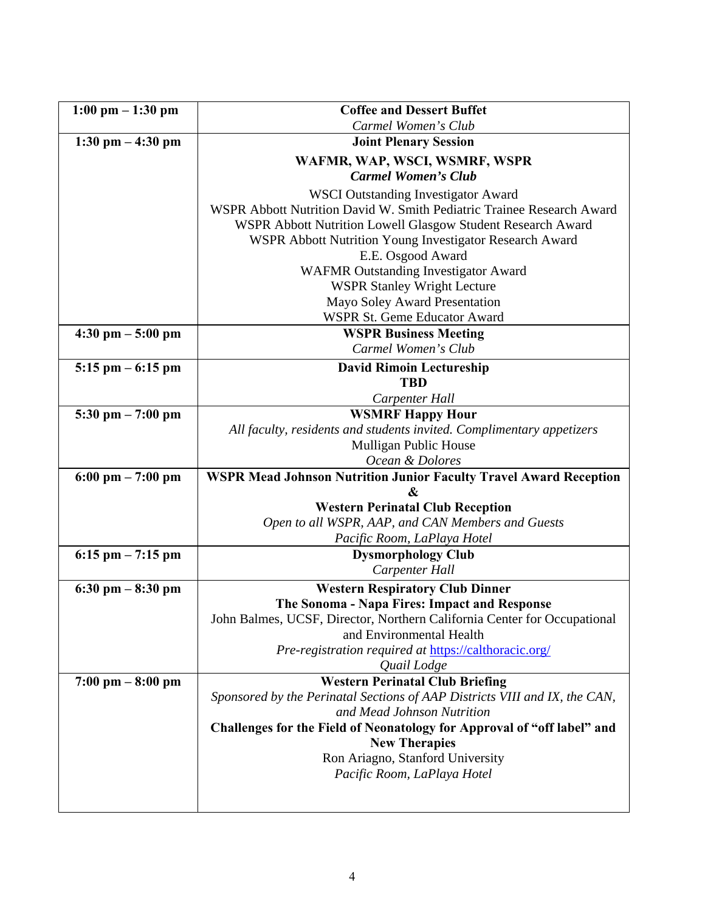| | |
|---|---|
| **1:00 pm – 1:30 pm** | **Coffee and Dessert Buffet**<br>*Carmel Women's Club* |
| **1:30 pm – 4:30 pm** | **Joint Plenary Session**<br>**WAFMR, WAP, WSCI, WSMRF, WSPR**<br>***Carmel Women's Club***<br>WSCI Outstanding Investigator Award<br>WSPR Abbott Nutrition David W. Smith Pediatric Trainee Research Award<br>WSPR Abbott Nutrition Lowell Glasgow Student Research Award<br>WSPR Abbott Nutrition Young Investigator Research Award<br>E.E. Osgood Award<br>WAFMR Outstanding Investigator Award<br>WSPR Stanley Wright Lecture<br>Mayo Soley Award Presentation<br>WSPR St. Geme Educator Award |
| **4:30 pm – 5:00 pm** | **WSPR Business Meeting**<br>*Carmel Women's Club* |
| **5:15 pm – 6:15 pm** | **David Rimoin Lectureship**<br>**TBD**<br>*Carpenter Hall* |
| **5:30 pm – 7:00 pm** | **WSMRF Happy Hour**<br>*All faculty, residents and students invited. Complimentary appetizers*<br>Mulligan Public House<br>*Ocean & Dolores* |
| **6:00 pm – 7:00 pm** | **WSPR Mead Johnson Nutrition Junior Faculty Travel Award Reception**<br>**&**<br>**Western Perinatal Club Reception**<br>*Open to all WSPR, AAP, and CAN Members and Guests*<br>*Pacific Room, LaPlaya Hotel* |
| **6:15 pm – 7:15 pm** | **Dysmorphology Club**<br>*Carpenter Hall* |
| **6:30 pm – 8:30 pm** | **Western Respiratory Club Dinner**<br>**The Sonoma - Napa Fires: Impact and Response**<br>John Balmes, UCSF, Director, Northern California Center for Occupational and Environmental Health<br>*Pre-registration required at* https://calthoracic.org/<br>*Quail Lodge* |
| **7:00 pm – 8:00 pm** | **Western Perinatal Club Briefing**<br>*Sponsored by the Perinatal Sections of AAP Districts VIII and IX, the CAN, and Mead Johnson Nutrition*<br>**Challenges for the Field of Neonatology for Approval of "off label" and New Therapies**<br>Ron Ariagno, Stanford University<br>*Pacific Room, LaPlaya Hotel* |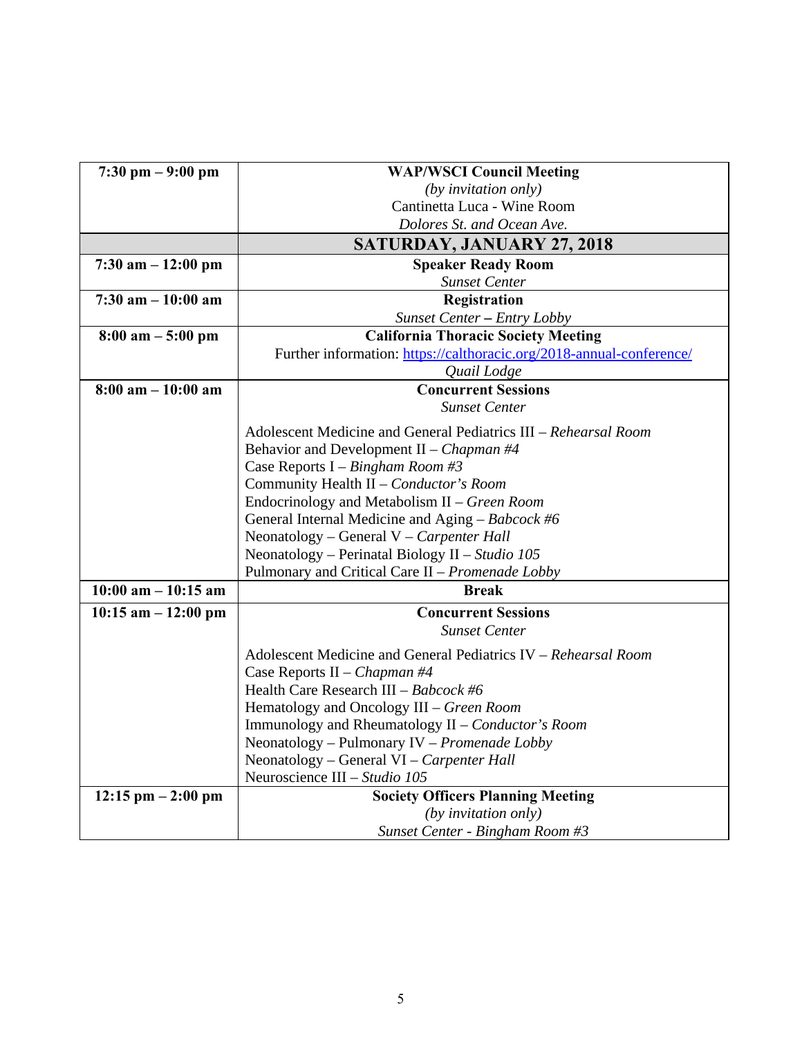| | |
|---|---|
| **7:30 pm – 9:00 pm** | **WAP/WSCI Council Meeting**<br>*(by invitation only)*<br>Cantinetta Luca - Wine Room<br>*Dolores St. and Ocean Ave.* |
| | **SATURDAY, JANUARY 27, 2018** |
| **7:30 am – 12:00 pm** | **Speaker Ready Room**<br>*Sunset Center* |
| **7:30 am – 10:00 am** | **Registration**<br>*Sunset Center* **–** *Entry Lobby* |
| **8:00 am – 5:00 pm** | **California Thoracic Society Meeting**<br>Further information: [https://calthoracic.org/2018-annual-conference/](https://calthoracic.org/2018-annual-conference/)<br>*Quail Lodge* |
| **8:00 am – 10:00 am** | **Concurrent Sessions**<br>*Sunset Center*<br><br>Adolescent Medicine and General Pediatrics III – *Rehearsal Room*<br>Behavior and Development II – *Chapman #4*<br>Case Reports I – *Bingham Room #3*<br>Community Health II – *Conductor's Room*<br>Endocrinology and Metabolism II – *Green Room*<br>General Internal Medicine and Aging – *Babcock #6*<br>Neonatology – General V – *Carpenter Hall*<br>Neonatology – Perinatal Biology II – *Studio 105*<br>Pulmonary and Critical Care II – *Promenade Lobby* |
| **10:00 am – 10:15 am** | **Break** |
| **10:15 am – 12:00 pm** | **Concurrent Sessions**<br>*Sunset Center*<br><br>Adolescent Medicine and General Pediatrics IV – *Rehearsal Room*<br>Case Reports II – *Chapman #4*<br>Health Care Research III – *Babcock #6*<br>Hematology and Oncology III – *Green Room*<br>Immunology and Rheumatology II – *Conductor's Room*<br>Neonatology – Pulmonary IV – *Promenade Lobby*<br>Neonatology – General VI – *Carpenter Hall*<br>Neuroscience III – *Studio 105* |
| **12:15 pm – 2:00 pm** | **Society Officers Planning Meeting**<br>*(by invitation only)*<br>*Sunset Center - Bingham Room #3* |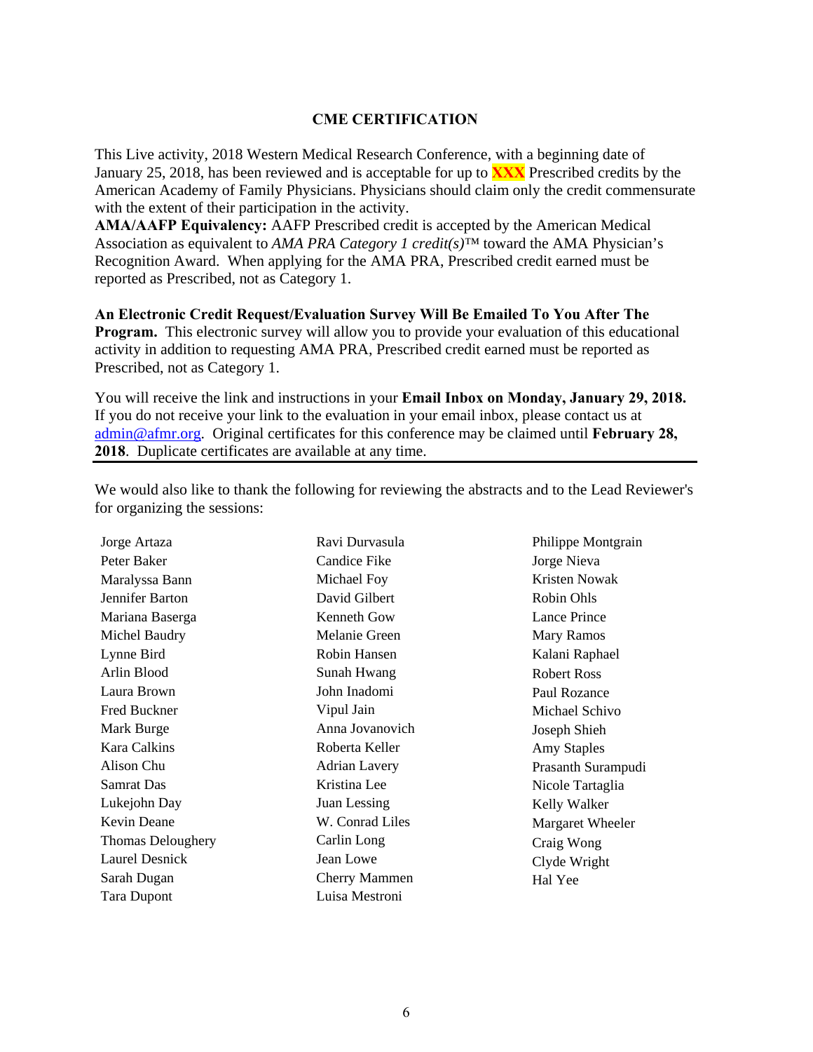## CME CERTIFICATION

This Live activity, 2018 Western Medical Research Conference, with a beginning date of January 25, 2018, has been reviewed and is acceptable for up to **XXX** Prescribed credits by the American Academy of Family Physicians. Physicians should claim only the credit commensurate with the extent of their participation in the activity.

**AMA/AAFP Equivalency:** AAFP Prescribed credit is accepted by the American Medical Association as equivalent to *AMA PRA Category 1 credit(s)*™ toward the AMA Physician's Recognition Award. When applying for the AMA PRA, Prescribed credit earned must be reported as Prescribed, not as Category 1.

**An Electronic Credit Request/Evaluation Survey Will Be Emailed To You After The Program.** This electronic survey will allow you to provide your evaluation of this educational activity in addition to requesting AMA PRA, Prescribed credit earned must be reported as Prescribed, not as Category 1.

You will receive the link and instructions in your **Email Inbox on Monday, January 29, 2018.** If you do not receive your link to the evaluation in your email inbox, please contact us at admin@afmr.org. Original certificates for this conference may be claimed until **February 28, 2018**. Duplicate certificates are available at any time.

---

We would also like to thank the following for reviewing the abstracts and to the Lead Reviewer's for organizing the sessions:

Jorge Artaza
Peter Baker
Maralyssa Bann
Jennifer Barton
Mariana Baserga
Michel Baudry
Lynne Bird
Arlin Blood
Laura Brown
Fred Buckner
Mark Burge
Kara Calkins
Alison Chu
Samrat Das
Lukejohn Day
Kevin Deane
Thomas Deloughery
Laurel Desnick
Sarah Dugan
Tara Dupont
Ravi Durvasula
Candice Fike
Michael Foy
David Gilbert
Kenneth Gow
Melanie Green
Robin Hansen
Sunah Hwang
John Inadomi
Vipul Jain
Anna Jovanovich
Roberta Keller
Adrian Lavery
Kristina Lee
Juan Lessing
W. Conrad Liles
Carlin Long
Jean Lowe
Cherry Mammen
Luisa Mestroni
Philippe Montgrain
Jorge Nieva
Kristen Nowak
Robin Ohls
Lance Prince
Mary Ramos
Kalani Raphael
Robert Ross
Paul Rozance
Michael Schivo
Joseph Shieh
Amy Staples
Prasanth Surampudi
Nicole Tartaglia
Kelly Walker
Margaret Wheeler
Craig Wong
Clyde Wright
Hal Yee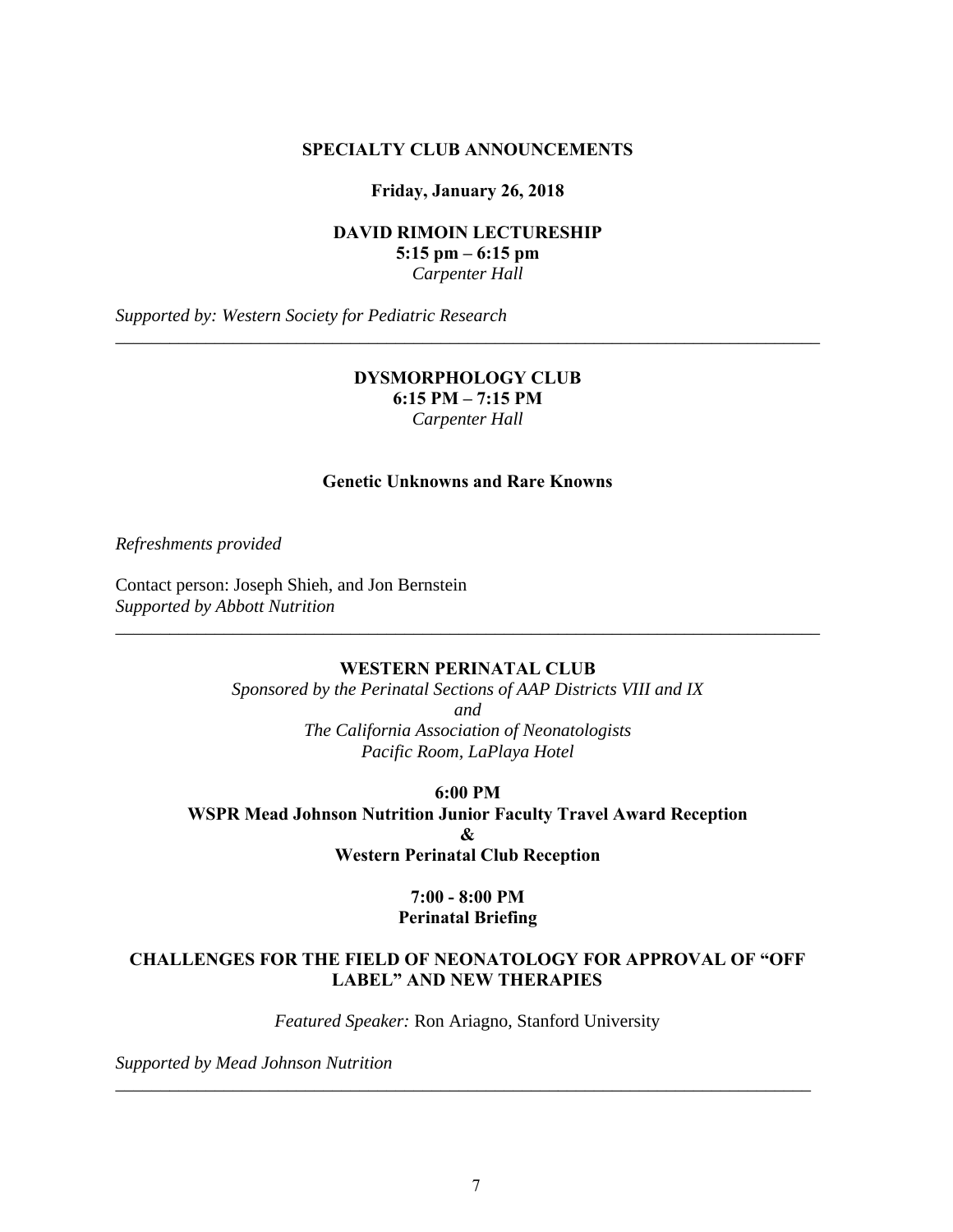## SPECIALTY CLUB ANNOUNCEMENTS

**Friday, January 26, 2018**

**DAVID RIMOIN LECTURESHIP**
**5:15 pm – 6:15 pm**
*Carpenter Hall*

*Supported by: Western Society for Pediatric Research*

---

**DYSMORPHOLOGY CLUB**
**6:15 PM – 7:15 PM**
*Carpenter Hall*

**Genetic Unknowns and Rare Knowns**

*Refreshments provided*

Contact person: Joseph Shieh, and Jon Bernstein
*Supported by Abbott Nutrition*

---

**WESTERN PERINATAL CLUB**
*Sponsored by the Perinatal Sections of AAP Districts VIII and IX*
*and*
*The California Association of Neonatologists*
*Pacific Room, LaPlaya Hotel*

**6:00 PM**
**WSPR Mead Johnson Nutrition Junior Faculty Travel Award Reception**
**&**
**Western Perinatal Club Reception**

**7:00 - 8:00 PM**
**Perinatal Briefing**

**CHALLENGES FOR THE FIELD OF NEONATOLOGY FOR APPROVAL OF "OFF LABEL" AND NEW THERAPIES**

*Featured Speaker:* Ron Ariagno, Stanford University

*Supported by Mead Johnson Nutrition*

---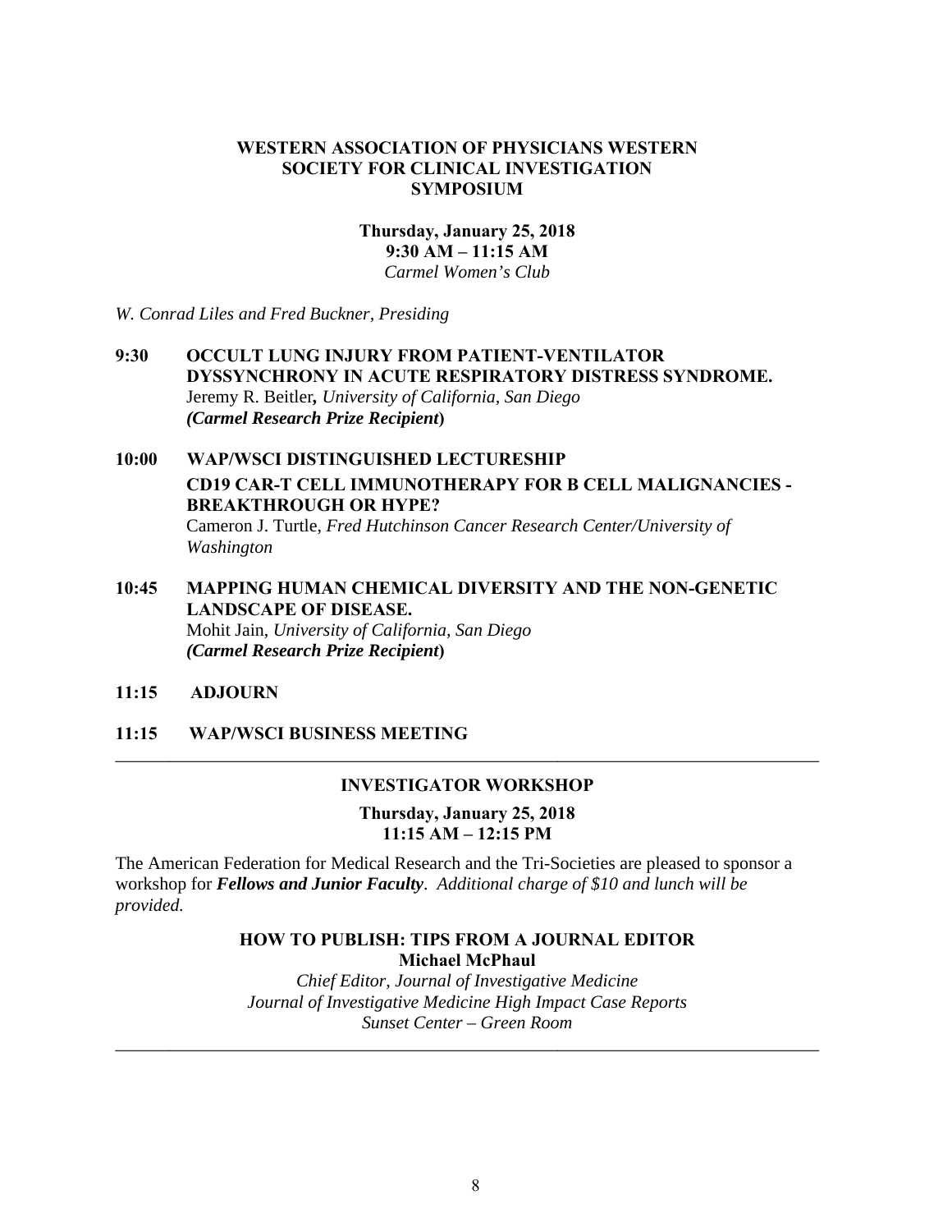## WESTERN ASSOCIATION OF PHYSICIANS WESTERN SOCIETY FOR CLINICAL INVESTIGATION SYMPOSIUM

**Thursday, January 25, 2018**
**9:30 AM – 11:15 AM**
*Carmel Women's Club*

*W. Conrad Liles and Fred Buckner, Presiding*

**9:30** **OCCULT LUNG INJURY FROM PATIENT-VENTILATOR DYSSYNCHRONY IN ACUTE RESPIRATORY DISTRESS SYNDROME.**
Jeremy R. Beitler**,** *University of California, San Diego*
***(Carmel Research Prize Recipient*)**

**10:00** **WAP/WSCI DISTINGUISHED LECTURESHIP**
**CD19 CAR-T CELL IMMUNOTHERAPY FOR B CELL MALIGNANCIES - BREAKTHROUGH OR HYPE?**
Cameron J. Turtle, *Fred Hutchinson Cancer Research Center/University of Washington*

**10:45** **MAPPING HUMAN CHEMICAL DIVERSITY AND THE NON-GENETIC LANDSCAPE OF DISEASE.**
Mohit Jain, *University of California, San Diego*
***(Carmel Research Prize Recipient*)**

**11:15** **ADJOURN**

**11:15** **WAP/WSCI BUSINESS MEETING**

---

## INVESTIGATOR WORKSHOP

**Thursday, January 25, 2018**
**11:15 AM – 12:15 PM**

The American Federation for Medical Research and the Tri-Societies are pleased to sponsor a workshop for ***Fellows and Junior Faculty***. *Additional charge of $10 and lunch will be provided.*

**HOW TO PUBLISH: TIPS FROM A JOURNAL EDITOR**
**Michael McPhaul**
*Chief Editor, Journal of Investigative Medicine*
*Journal of Investigative Medicine High Impact Case Reports*
*Sunset Center – Green Room*

---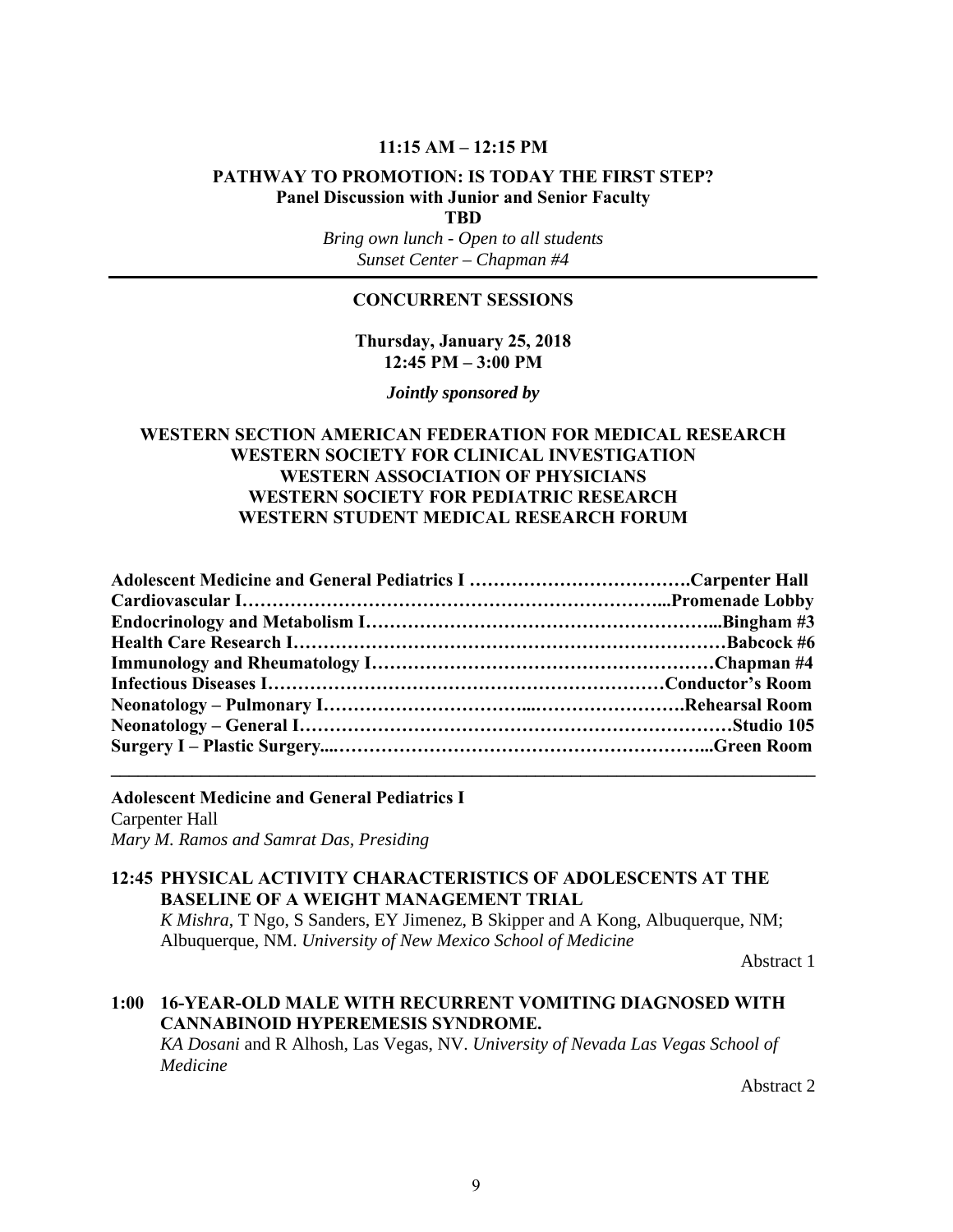**11:15 AM – 12:15 PM**

**PATHWAY TO PROMOTION: IS TODAY THE FIRST STEP?**
**Panel Discussion with Junior and Senior Faculty**
**TBD**
*Bring own lunch - Open to all students*
*Sunset Center – Chapman #4*

---

## CONCURRENT SESSIONS

**Thursday, January 25, 2018**
**12:45 PM – 3:00 PM**

***Jointly sponsored by***

**WESTERN SECTION AMERICAN FEDERATION FOR MEDICAL RESEARCH**
**WESTERN SOCIETY FOR CLINICAL INVESTIGATION**
**WESTERN ASSOCIATION OF PHYSICIANS**
**WESTERN SOCIETY FOR PEDIATRIC RESEARCH**
**WESTERN STUDENT MEDICAL RESEARCH FORUM**

**Adolescent Medicine and General Pediatrics I ……………………………….Carpenter Hall**
**Cardiovascular I…………………………………………………………...Promenade Lobby**
**Endocrinology and Metabolism I…………………………………………………...Bingham #3**
**Health Care Research I………………………………………………………………Babcock #6**
**Immunology and Rheumatology I…………………………………………………Chapman #4**
**Infectious Diseases I………………………………………………………Conductor's Room**
**Neonatology – Pulmonary I……………………………...…………………….Rehearsal Room**
**Neonatology – General I………………………………………………………………Studio 105**
**Surgery I – Plastic Surgery....……………………………………………………...Green Room**

---

**Adolescent Medicine and General Pediatrics I**
Carpenter Hall
*Mary M. Ramos and Samrat Das, Presiding*

**12:45 PHYSICAL ACTIVITY CHARACTERISTICS OF ADOLESCENTS AT THE BASELINE OF A WEIGHT MANAGEMENT TRIAL**
*K Mishra*, T Ngo, S Sanders, EY Jimenez, B Skipper and A Kong, Albuquerque, NM; Albuquerque, NM. *University of New Mexico School of Medicine*

Abstract 1

**1:00 16-YEAR-OLD MALE WITH RECURRENT VOMITING DIAGNOSED WITH CANNABINOID HYPEREMESIS SYNDROME.**
*KA Dosani* and R Alhosh, Las Vegas, NV. *University of Nevada Las Vegas School of Medicine*

Abstract 2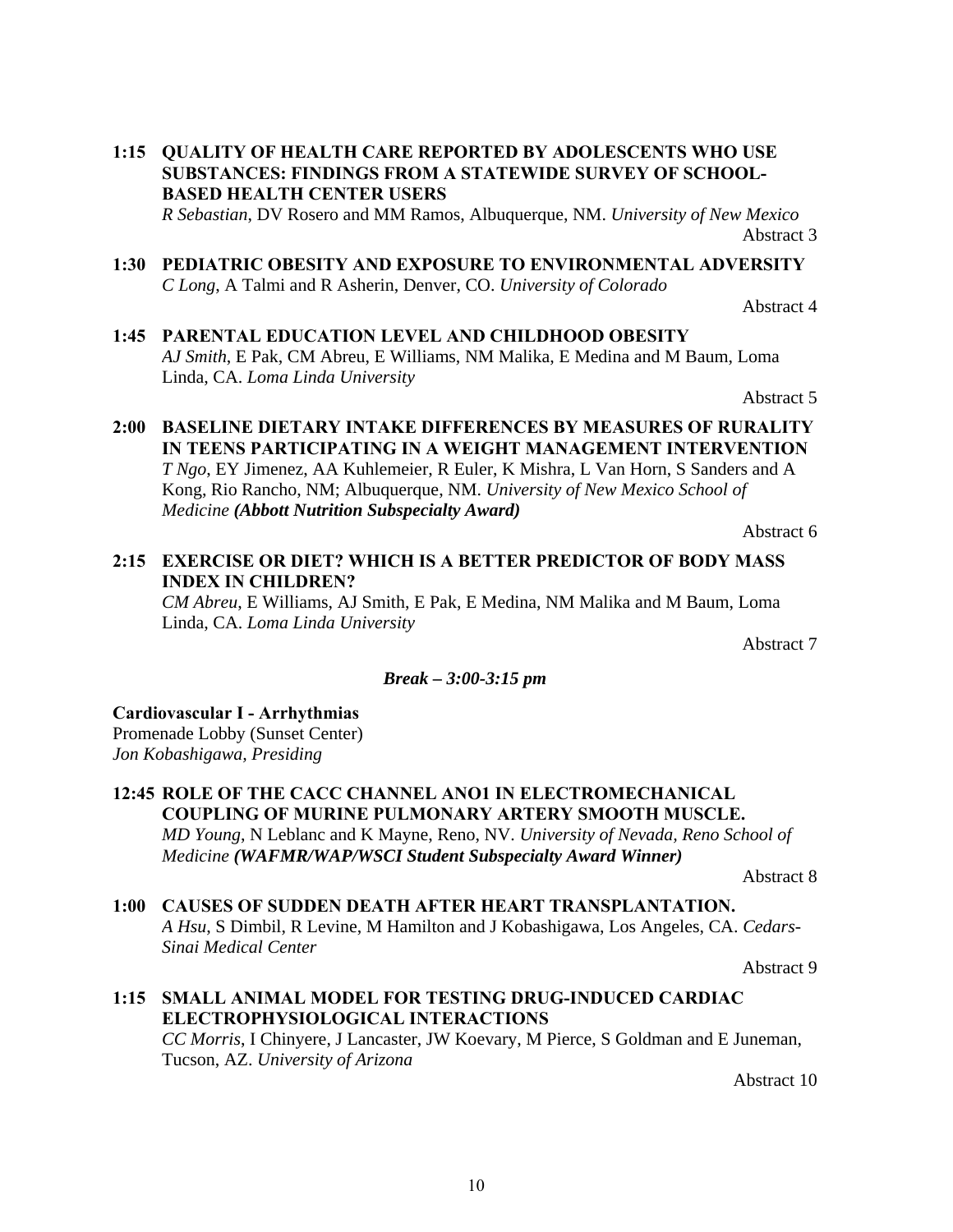**1:15 QUALITY OF HEALTH CARE REPORTED BY ADOLESCENTS WHO USE SUBSTANCES: FINDINGS FROM A STATEWIDE SURVEY OF SCHOOL-BASED HEALTH CENTER USERS**
*R Sebastian*, DV Rosero and MM Ramos, Albuquerque, NM. *University of New Mexico*
Abstract 3

**1:30 PEDIATRIC OBESITY AND EXPOSURE TO ENVIRONMENTAL ADVERSITY**
*C Long*, A Talmi and R Asherin, Denver, CO. *University of Colorado*
Abstract 4

**1:45 PARENTAL EDUCATION LEVEL AND CHILDHOOD OBESITY**
*AJ Smith*, E Pak, CM Abreu, E Williams, NM Malika, E Medina and M Baum, Loma Linda, CA. *Loma Linda University*
Abstract 5

**2:00 BASELINE DIETARY INTAKE DIFFERENCES BY MEASURES OF RURALITY IN TEENS PARTICIPATING IN A WEIGHT MANAGEMENT INTERVENTION**
*T Ngo*, EY Jimenez, AA Kuhlemeier, R Euler, K Mishra, L Van Horn, S Sanders and A Kong, Rio Rancho, NM; Albuquerque, NM. *University of New Mexico School of Medicine* ***(Abbott Nutrition Subspecialty Award)***
Abstract 6

**2:15 EXERCISE OR DIET? WHICH IS A BETTER PREDICTOR OF BODY MASS INDEX IN CHILDREN?**
*CM Abreu*, E Williams, AJ Smith, E Pak, E Medina, NM Malika and M Baum, Loma Linda, CA. *Loma Linda University*
Abstract 7

***Break – 3:00-3:15 pm***

**Cardiovascular I - Arrhythmias**
Promenade Lobby (Sunset Center)
*Jon Kobashigawa, Presiding*

**12:45 ROLE OF THE CACC CHANNEL ANO1 IN ELECTROMECHANICAL COUPLING OF MURINE PULMONARY ARTERY SMOOTH MUSCLE.**
*MD Young*, N Leblanc and K Mayne, Reno, NV. *University of Nevada, Reno School of Medicine* ***(WAFMR/WAP/WSCI Student Subspecialty Award Winner)***
Abstract 8

**1:00 CAUSES OF SUDDEN DEATH AFTER HEART TRANSPLANTATION.**
*A Hsu*, S Dimbil, R Levine, M Hamilton and J Kobashigawa, Los Angeles, CA. *Cedars-Sinai Medical Center*
Abstract 9

**1:15 SMALL ANIMAL MODEL FOR TESTING DRUG-INDUCED CARDIAC ELECTROPHYSIOLOGICAL INTERACTIONS**
*CC Morris*, I Chinyere, J Lancaster, JW Koevary, M Pierce, S Goldman and E Juneman, Tucson, AZ. *University of Arizona*
Abstract 10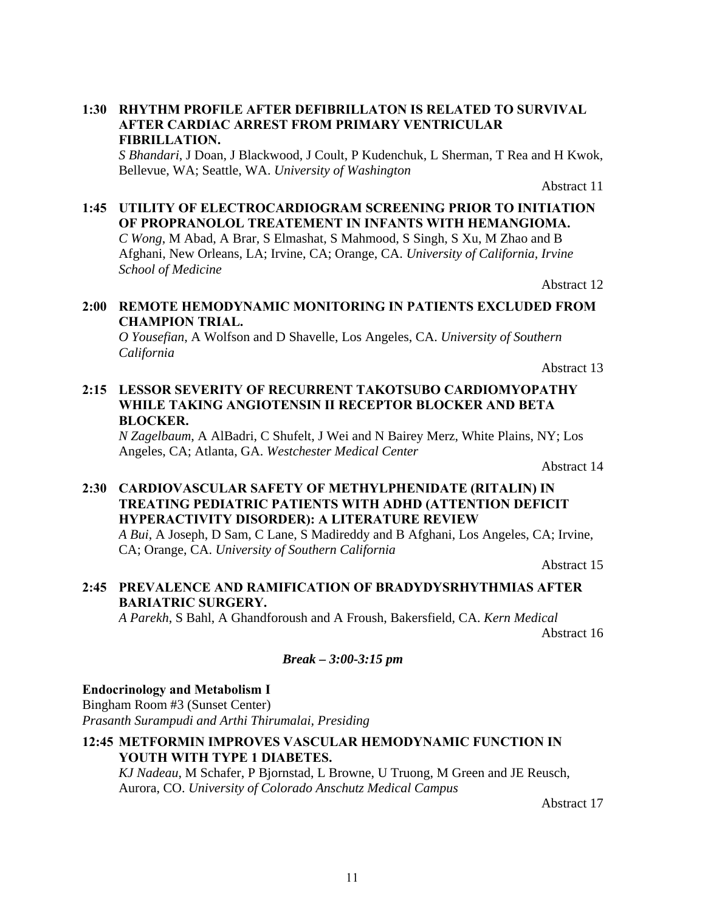**1:30 RHYTHM PROFILE AFTER DEFIBRILLATON IS RELATED TO SURVIVAL AFTER CARDIAC ARREST FROM PRIMARY VENTRICULAR FIBRILLATION.**
*S Bhandari*, J Doan, J Blackwood, J Coult, P Kudenchuk, L Sherman, T Rea and H Kwok, Bellevue, WA; Seattle, WA. *University of Washington*

Abstract 11

**1:45 UTILITY OF ELECTROCARDIOGRAM SCREENING PRIOR TO INITIATION OF PROPRANOLOL TREATEMENT IN INFANTS WITH HEMANGIOMA.**
*C Wong*, M Abad, A Brar, S Elmashat, S Mahmood, S Singh, S Xu, M Zhao and B Afghani, New Orleans, LA; Irvine, CA; Orange, CA. *University of California, Irvine School of Medicine*

Abstract 12

**2:00 REMOTE HEMODYNAMIC MONITORING IN PATIENTS EXCLUDED FROM CHAMPION TRIAL.**
*O Yousefian*, A Wolfson and D Shavelle, Los Angeles, CA. *University of Southern California*

Abstract 13

**2:15 LESSOR SEVERITY OF RECURRENT TAKOTSUBO CARDIOMYOPATHY WHILE TAKING ANGIOTENSIN II RECEPTOR BLOCKER AND BETA BLOCKER.**
*N Zagelbaum*, A AlBadri, C Shufelt, J Wei and N Bairey Merz, White Plains, NY; Los Angeles, CA; Atlanta, GA. *Westchester Medical Center*

Abstract 14

**2:30 CARDIOVASCULAR SAFETY OF METHYLPHENIDATE (RITALIN) IN TREATING PEDIATRIC PATIENTS WITH ADHD (ATTENTION DEFICIT HYPERACTIVITY DISORDER): A LITERATURE REVIEW**
*A Bui*, A Joseph, D Sam, C Lane, S Madireddy and B Afghani, Los Angeles, CA; Irvine, CA; Orange, CA. *University of Southern California*

Abstract 15

**2:45 PREVALENCE AND RAMIFICATION OF BRADYDYSRHYTHMIAS AFTER BARIATRIC SURGERY.**
*A Parekh*, S Bahl, A Ghandforoush and A Froush, Bakersfield, CA. *Kern Medical*

Abstract 16

***Break – 3:00-3:15 pm***

**Endocrinology and Metabolism I**
Bingham Room #3 (Sunset Center)
*Prasanth Surampudi and Arthi Thirumalai, Presiding*

**12:45 METFORMIN IMPROVES VASCULAR HEMODYNAMIC FUNCTION IN YOUTH WITH TYPE 1 DIABETES.**
*KJ Nadeau*, M Schafer, P Bjornstad, L Browne, U Truong, M Green and JE Reusch, Aurora, CO. *University of Colorado Anschutz Medical Campus*

Abstract 17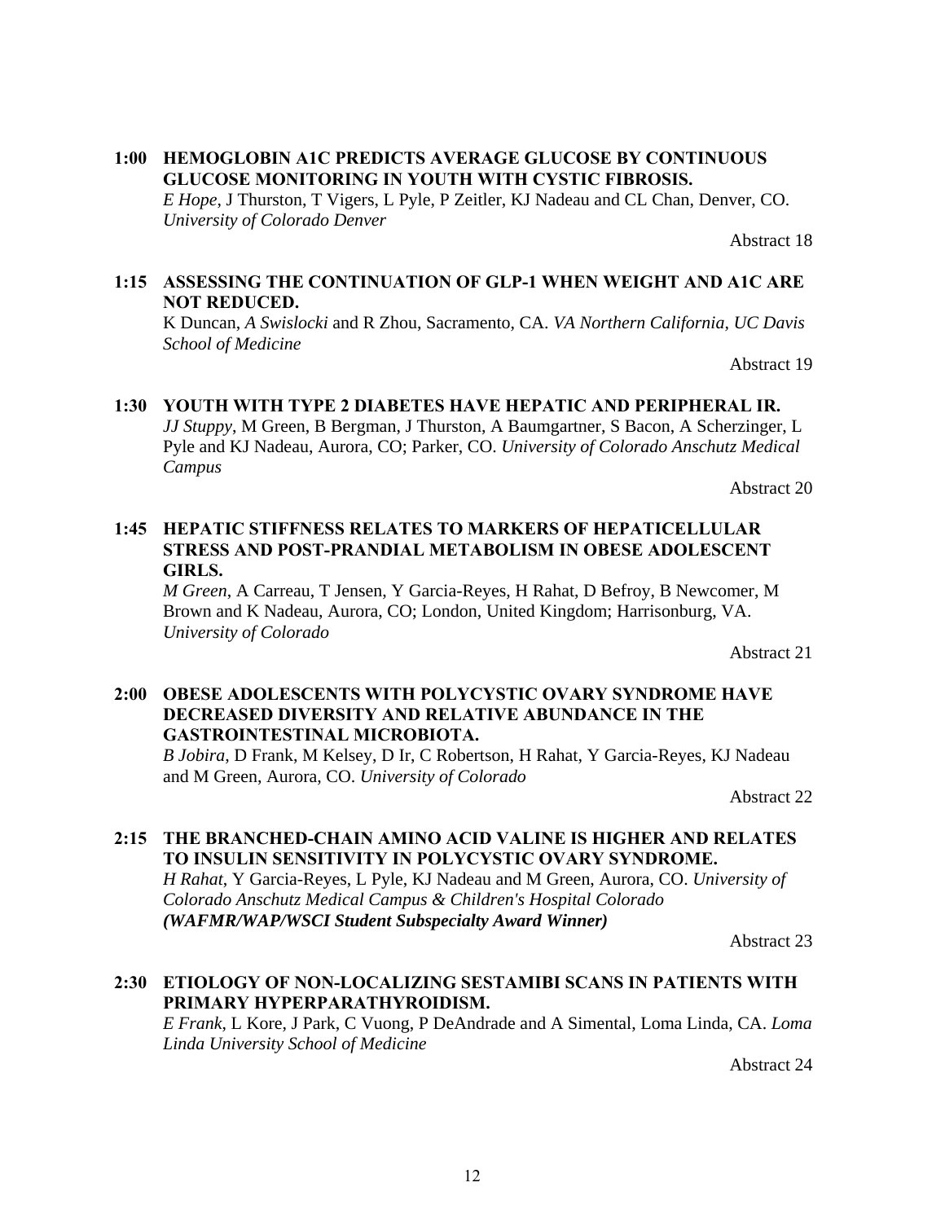**1:00 HEMOGLOBIN A1C PREDICTS AVERAGE GLUCOSE BY CONTINUOUS GLUCOSE MONITORING IN YOUTH WITH CYSTIC FIBROSIS.**
*E Hope*, J Thurston, T Vigers, L Pyle, P Zeitler, KJ Nadeau and CL Chan, Denver, CO. *University of Colorado Denver*

Abstract 18

**1:15 ASSESSING THE CONTINUATION OF GLP-1 WHEN WEIGHT AND A1C ARE NOT REDUCED.**
K Duncan, *A Swislocki* and R Zhou, Sacramento, CA. *VA Northern California, UC Davis School of Medicine*

Abstract 19

**1:30 YOUTH WITH TYPE 2 DIABETES HAVE HEPATIC AND PERIPHERAL IR.**
*JJ Stuppy*, M Green, B Bergman, J Thurston, A Baumgartner, S Bacon, A Scherzinger, L Pyle and KJ Nadeau, Aurora, CO; Parker, CO. *University of Colorado Anschutz Medical Campus*

Abstract 20

**1:45 HEPATIC STIFFNESS RELATES TO MARKERS OF HEPATICELLULAR STRESS AND POST-PRANDIAL METABOLISM IN OBESE ADOLESCENT GIRLS.**
*M Green*, A Carreau, T Jensen, Y Garcia-Reyes, H Rahat, D Befroy, B Newcomer, M Brown and K Nadeau, Aurora, CO; London, United Kingdom; Harrisonburg, VA. *University of Colorado*

Abstract 21

**2:00 OBESE ADOLESCENTS WITH POLYCYSTIC OVARY SYNDROME HAVE DECREASED DIVERSITY AND RELATIVE ABUNDANCE IN THE GASTROINTESTINAL MICROBIOTA.**
*B Jobira*, D Frank, M Kelsey, D Ir, C Robertson, H Rahat, Y Garcia-Reyes, KJ Nadeau and M Green, Aurora, CO. *University of Colorado*

Abstract 22

**2:15 THE BRANCHED-CHAIN AMINO ACID VALINE IS HIGHER AND RELATES TO INSULIN SENSITIVITY IN POLYCYSTIC OVARY SYNDROME.**
*H Rahat*, Y Garcia-Reyes, L Pyle, KJ Nadeau and M Green, Aurora, CO. *University of Colorado Anschutz Medical Campus & Children's Hospital Colorado*
***(WAFMR/WAP/WSCI Student Subspecialty Award Winner)***

Abstract 23

**2:30 ETIOLOGY OF NON-LOCALIZING SESTAMIBI SCANS IN PATIENTS WITH PRIMARY HYPERPARATHYROIDISM.**
*E Frank*, L Kore, J Park, C Vuong, P DeAndrade and A Simental, Loma Linda, CA. *Loma Linda University School of Medicine*

Abstract 24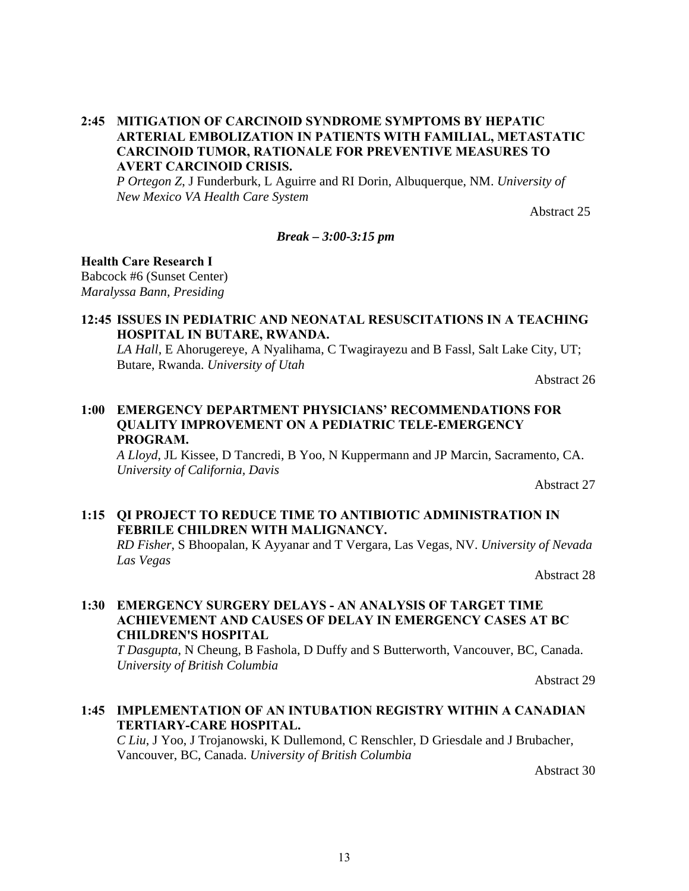**2:45 MITIGATION OF CARCINOID SYNDROME SYMPTOMS BY HEPATIC ARTERIAL EMBOLIZATION IN PATIENTS WITH FAMILIAL, METASTATIC CARCINOID TUMOR, RATIONALE FOR PREVENTIVE MEASURES TO AVERT CARCINOID CRISIS.**
*P Ortegon Z*, J Funderburk, L Aguirre and RI Dorin, Albuquerque, NM. *University of New Mexico VA Health Care System*

Abstract 25

***Break – 3:00-3:15 pm***

**Health Care Research I**
Babcock #6 (Sunset Center)
*Maralyssa Bann, Presiding*

**12:45 ISSUES IN PEDIATRIC AND NEONATAL RESUSCITATIONS IN A TEACHING HOSPITAL IN BUTARE, RWANDA.**
*LA Hall*, E Ahorugereye, A Nyalihama, C Twagirayezu and B Fassl, Salt Lake City, UT; Butare, Rwanda. *University of Utah*

Abstract 26

**1:00 EMERGENCY DEPARTMENT PHYSICIANS' RECOMMENDATIONS FOR QUALITY IMPROVEMENT ON A PEDIATRIC TELE-EMERGENCY PROGRAM.**
*A Lloyd*, JL Kissee, D Tancredi, B Yoo, N Kuppermann and JP Marcin, Sacramento, CA. *University of California, Davis*

Abstract 27

**1:15 QI PROJECT TO REDUCE TIME TO ANTIBIOTIC ADMINISTRATION IN FEBRILE CHILDREN WITH MALIGNANCY.**
*RD Fisher*, S Bhoopalan, K Ayyanar and T Vergara, Las Vegas, NV. *University of Nevada Las Vegas*

Abstract 28

**1:30 EMERGENCY SURGERY DELAYS - AN ANALYSIS OF TARGET TIME ACHIEVEMENT AND CAUSES OF DELAY IN EMERGENCY CASES AT BC CHILDREN'S HOSPITAL**
*T Dasgupta*, N Cheung, B Fashola, D Duffy and S Butterworth, Vancouver, BC, Canada. *University of British Columbia*

Abstract 29

**1:45 IMPLEMENTATION OF AN INTUBATION REGISTRY WITHIN A CANADIAN TERTIARY-CARE HOSPITAL.**
*C Liu*, J Yoo, J Trojanowski, K Dullemond, C Renschler, D Griesdale and J Brubacher, Vancouver, BC, Canada. *University of British Columbia*

Abstract 30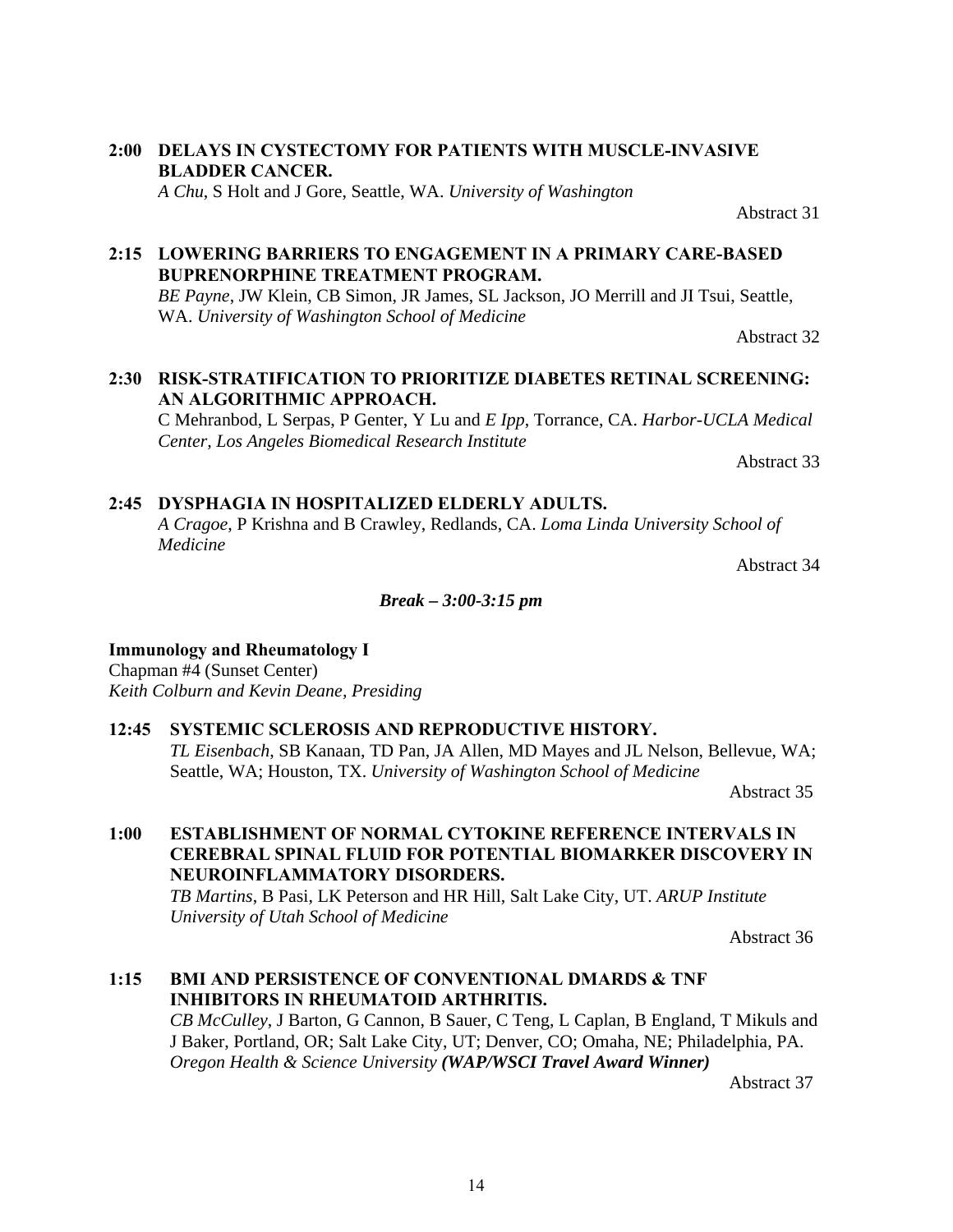**2:00 DELAYS IN CYSTECTOMY FOR PATIENTS WITH MUSCLE-INVASIVE BLADDER CANCER.**
*A Chu*, S Holt and J Gore, Seattle, WA. *University of Washington*

Abstract 31

**2:15 LOWERING BARRIERS TO ENGAGEMENT IN A PRIMARY CARE-BASED BUPRENORPHINE TREATMENT PROGRAM.**
*BE Payne*, JW Klein, CB Simon, JR James, SL Jackson, JO Merrill and JI Tsui, Seattle, WA. *University of Washington School of Medicine*

Abstract 32

**2:30 RISK-STRATIFICATION TO PRIORITIZE DIABETES RETINAL SCREENING: AN ALGORITHMIC APPROACH.**
C Mehranbod, L Serpas, P Genter, Y Lu and *E Ipp*, Torrance, CA. *Harbor-UCLA Medical Center, Los Angeles Biomedical Research Institute*

Abstract 33

**2:45 DYSPHAGIA IN HOSPITALIZED ELDERLY ADULTS.**
*A Cragoe*, P Krishna and B Crawley, Redlands, CA. *Loma Linda University School of Medicine*

Abstract 34

***Break – 3:00-3:15 pm***

**Immunology and Rheumatology I**
Chapman #4 (Sunset Center)
*Keith Colburn and Kevin Deane, Presiding*

**12:45 SYSTEMIC SCLEROSIS AND REPRODUCTIVE HISTORY.**
*TL Eisenbach*, SB Kanaan, TD Pan, JA Allen, MD Mayes and JL Nelson, Bellevue, WA; Seattle, WA; Houston, TX. *University of Washington School of Medicine*

Abstract 35

**1:00 ESTABLISHMENT OF NORMAL CYTOKINE REFERENCE INTERVALS IN CEREBRAL SPINAL FLUID FOR POTENTIAL BIOMARKER DISCOVERY IN NEUROINFLAMMATORY DISORDERS.**
*TB Martins*, B Pasi, LK Peterson and HR Hill, Salt Lake City, UT. *ARUP Institute University of Utah School of Medicine*

Abstract 36

**1:15 BMI AND PERSISTENCE OF CONVENTIONAL DMARDS & TNF INHIBITORS IN RHEUMATOID ARTHRITIS.**
*CB McCulley*, J Barton, G Cannon, B Sauer, C Teng, L Caplan, B England, T Mikuls and J Baker, Portland, OR; Salt Lake City, UT; Denver, CO; Omaha, NE; Philadelphia, PA. *Oregon Health & Science University* ***(WAP/WSCI Travel Award Winner)***

Abstract 37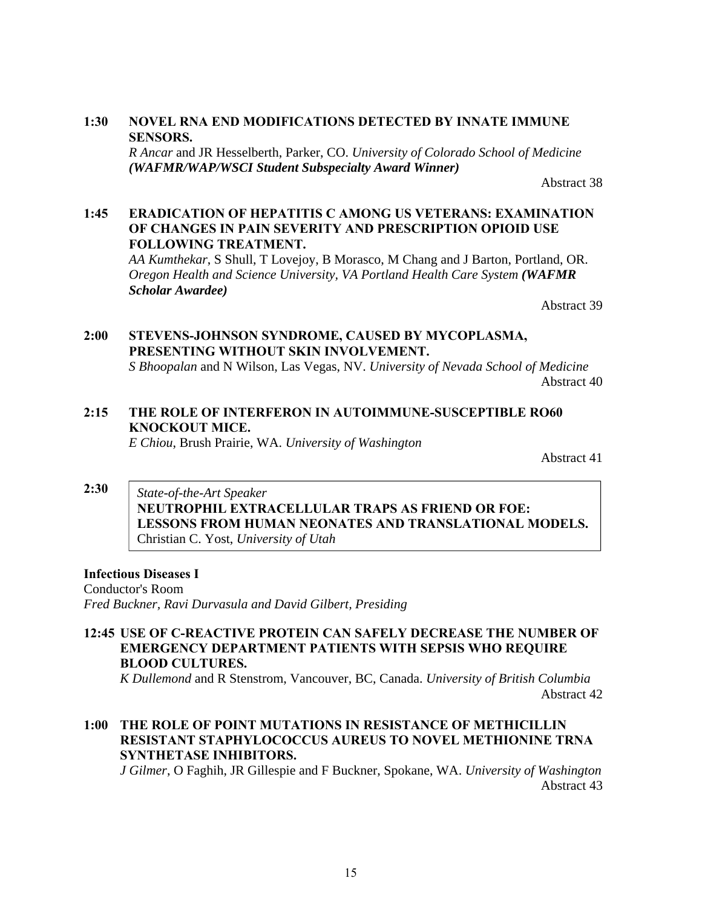**1:30 NOVEL RNA END MODIFICATIONS DETECTED BY INNATE IMMUNE SENSORS.**
*R Ancar* and JR Hesselberth, Parker, CO. *University of Colorado School of Medicine* ***(WAFMR/WAP/WSCI Student Subspecialty Award Winner)***

Abstract 38

**1:45 ERADICATION OF HEPATITIS C AMONG US VETERANS: EXAMINATION OF CHANGES IN PAIN SEVERITY AND PRESCRIPTION OPIOID USE FOLLOWING TREATMENT.**
*AA Kumthekar*, S Shull, T Lovejoy, B Morasco, M Chang and J Barton, Portland, OR. *Oregon Health and Science University, VA Portland Health Care System* ***(WAFMR Scholar Awardee)***

Abstract 39

**2:00 STEVENS-JOHNSON SYNDROME, CAUSED BY MYCOPLASMA, PRESENTING WITHOUT SKIN INVOLVEMENT.**
*S Bhoopalan* and N Wilson, Las Vegas, NV. *University of Nevada School of Medicine*

Abstract 40

**2:15 THE ROLE OF INTERFERON IN AUTOIMMUNE-SUSCEPTIBLE RO60 KNOCKOUT MICE.**
*E Chiou*, Brush Prairie, WA. *University of Washington*

Abstract 41

**2:30** *State-of-the-Art Speaker*
**NEUTROPHIL EXTRACELLULAR TRAPS AS FRIEND OR FOE: LESSONS FROM HUMAN NEONATES AND TRANSLATIONAL MODELS.**
Christian C. Yost, *University of Utah*

**Infectious Diseases I**
Conductor's Room
*Fred Buckner, Ravi Durvasula and David Gilbert, Presiding*

**12:45 USE OF C-REACTIVE PROTEIN CAN SAFELY DECREASE THE NUMBER OF EMERGENCY DEPARTMENT PATIENTS WITH SEPSIS WHO REQUIRE BLOOD CULTURES.**
*K Dullemond* and R Stenstrom, Vancouver, BC, Canada. *University of British Columbia*

Abstract 42

**1:00 THE ROLE OF POINT MUTATIONS IN RESISTANCE OF METHICILLIN RESISTANT STAPHYLOCOCCUS AUREUS TO NOVEL METHIONINE TRNA SYNTHETASE INHIBITORS.**
*J Gilmer*, O Faghih, JR Gillespie and F Buckner, Spokane, WA. *University of Washington*

Abstract 43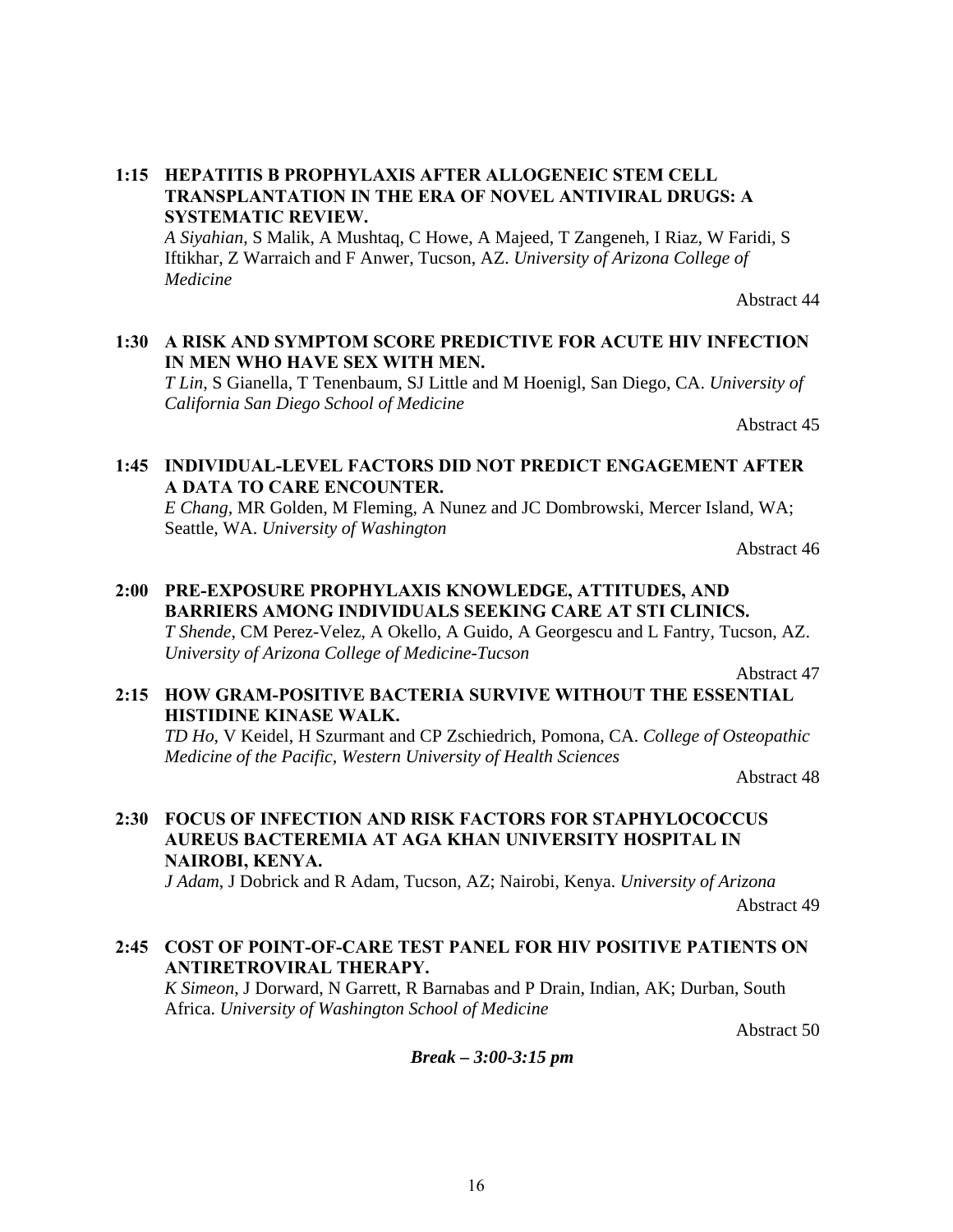**1:15 HEPATITIS B PROPHYLAXIS AFTER ALLOGENEIC STEM CELL TRANSPLANTATION IN THE ERA OF NOVEL ANTIVIRAL DRUGS: A SYSTEMATIC REVIEW.**
*A Siyahian*, S Malik, A Mushtaq, C Howe, A Majeed, T Zangeneh, I Riaz, W Faridi, S Iftikhar, Z Warraich and F Anwer, Tucson, AZ. *University of Arizona College of Medicine*

Abstract 44

**1:30 A RISK AND SYMPTOM SCORE PREDICTIVE FOR ACUTE HIV INFECTION IN MEN WHO HAVE SEX WITH MEN.**
*T Lin*, S Gianella, T Tenenbaum, SJ Little and M Hoenigl, San Diego, CA. *University of California San Diego School of Medicine*

Abstract 45

**1:45 INDIVIDUAL-LEVEL FACTORS DID NOT PREDICT ENGAGEMENT AFTER A DATA TO CARE ENCOUNTER.**
*E Chang*, MR Golden, M Fleming, A Nunez and JC Dombrowski, Mercer Island, WA; Seattle, WA. *University of Washington*

Abstract 46

**2:00 PRE-EXPOSURE PROPHYLAXIS KNOWLEDGE, ATTITUDES, AND BARRIERS AMONG INDIVIDUALS SEEKING CARE AT STI CLINICS.**
*T Shende*, CM Perez-Velez, A Okello, A Guido, A Georgescu and L Fantry, Tucson, AZ. *University of Arizona College of Medicine-Tucson*

Abstract 47

**2:15 HOW GRAM-POSITIVE BACTERIA SURVIVE WITHOUT THE ESSENTIAL HISTIDINE KINASE WALK.**
*TD Ho*, V Keidel, H Szurmant and CP Zschiedrich, Pomona, CA. *College of Osteopathic Medicine of the Pacific, Western University of Health Sciences*

Abstract 48

**2:30 FOCUS OF INFECTION AND RISK FACTORS FOR STAPHYLOCOCCUS AUREUS BACTEREMIA AT AGA KHAN UNIVERSITY HOSPITAL IN NAIROBI, KENYA.**
*J Adam*, J Dobrick and R Adam, Tucson, AZ; Nairobi, Kenya. *University of Arizona*

Abstract 49

**2:45 COST OF POINT-OF-CARE TEST PANEL FOR HIV POSITIVE PATIENTS ON ANTIRETROVIRAL THERAPY.**
*K Simeon*, J Dorward, N Garrett, R Barnabas and P Drain, Indian, AK; Durban, South Africa. *University of Washington School of Medicine*

Abstract 50

***Break – 3:00-3:15 pm***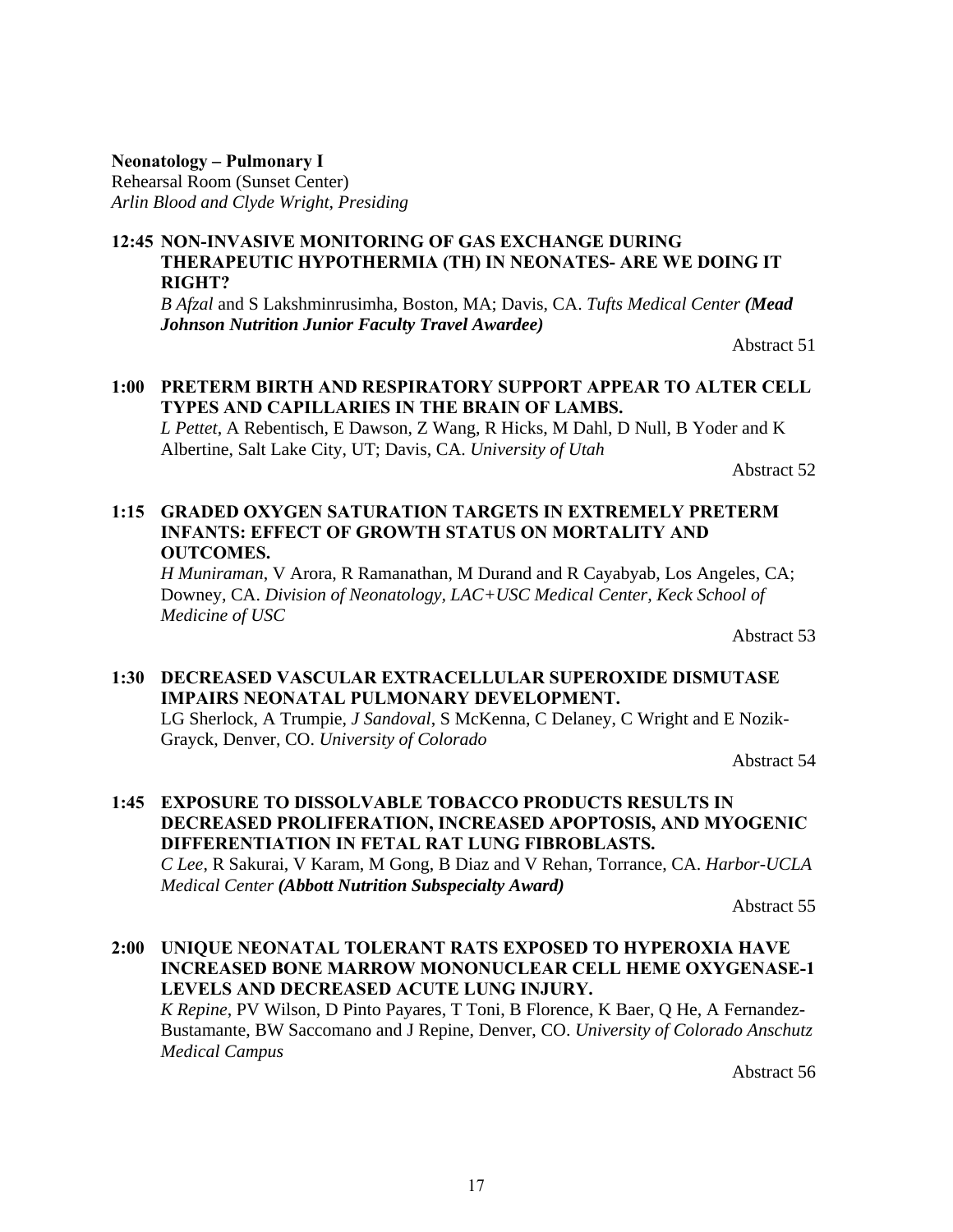**Neonatology – Pulmonary I**
Rehearsal Room (Sunset Center)
*Arlin Blood and Clyde Wright, Presiding*

**12:45 NON-INVASIVE MONITORING OF GAS EXCHANGE DURING THERAPEUTIC HYPOTHERMIA (TH) IN NEONATES- ARE WE DOING IT RIGHT?**
*B Afzal* and S Lakshminrusimha, Boston, MA; Davis, CA. *Tufts Medical Center* ***(Mead Johnson Nutrition Junior Faculty Travel Awardee)***

Abstract 51

**1:00 PRETERM BIRTH AND RESPIRATORY SUPPORT APPEAR TO ALTER CELL TYPES AND CAPILLARIES IN THE BRAIN OF LAMBS.**
*L Pettet*, A Rebentisch, E Dawson, Z Wang, R Hicks, M Dahl, D Null, B Yoder and K Albertine, Salt Lake City, UT; Davis, CA. *University of Utah*

Abstract 52

**1:15 GRADED OXYGEN SATURATION TARGETS IN EXTREMELY PRETERM INFANTS: EFFECT OF GROWTH STATUS ON MORTALITY AND OUTCOMES.**
*H Muniraman*, V Arora, R Ramanathan, M Durand and R Cayabyab, Los Angeles, CA; Downey, CA. *Division of Neonatology, LAC+USC Medical Center, Keck School of Medicine of USC*

Abstract 53

**1:30 DECREASED VASCULAR EXTRACELLULAR SUPEROXIDE DISMUTASE IMPAIRS NEONATAL PULMONARY DEVELOPMENT.**
LG Sherlock, A Trumpie, *J Sandoval*, S McKenna, C Delaney, C Wright and E Nozik-Grayck, Denver, CO. *University of Colorado*

Abstract 54

**1:45 EXPOSURE TO DISSOLVABLE TOBACCO PRODUCTS RESULTS IN DECREASED PROLIFERATION, INCREASED APOPTOSIS, AND MYOGENIC DIFFERENTIATION IN FETAL RAT LUNG FIBROBLASTS.**
*C Lee*, R Sakurai, V Karam, M Gong, B Diaz and V Rehan, Torrance, CA. *Harbor-UCLA Medical Center* ***(Abbott Nutrition Subspecialty Award)***

Abstract 55

**2:00 UNIQUE NEONATAL TOLERANT RATS EXPOSED TO HYPEROXIA HAVE INCREASED BONE MARROW MONONUCLEAR CELL HEME OXYGENASE-1 LEVELS AND DECREASED ACUTE LUNG INJURY.**
*K Repine*, PV Wilson, D Pinto Payares, T Toni, B Florence, K Baer, Q He, A Fernandez-Bustamante, BW Saccomano and J Repine, Denver, CO. *University of Colorado Anschutz Medical Campus*

Abstract 56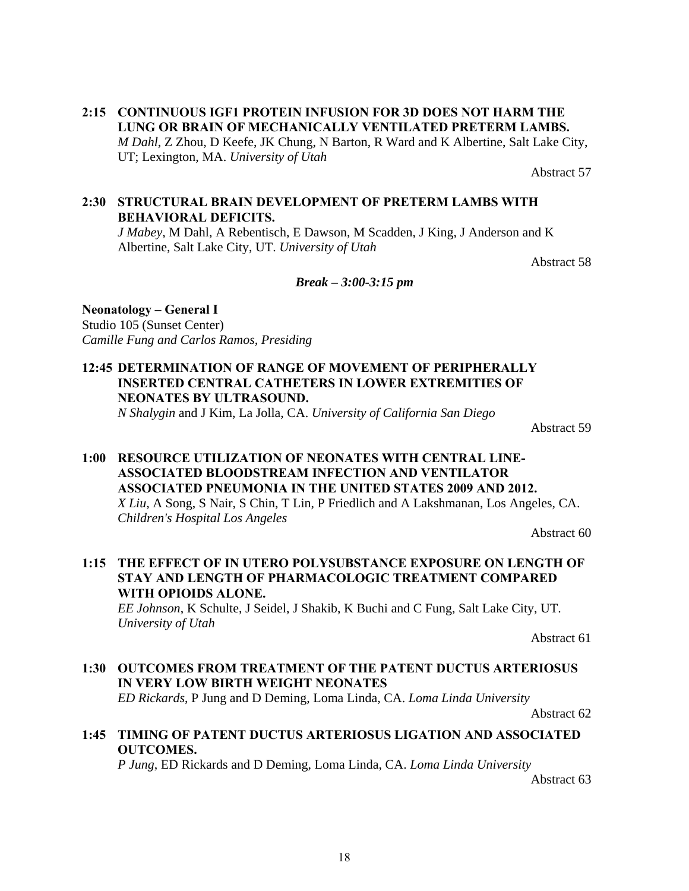**2:15 CONTINUOUS IGF1 PROTEIN INFUSION FOR 3D DOES NOT HARM THE LUNG OR BRAIN OF MECHANICALLY VENTILATED PRETERM LAMBS.**
*M Dahl*, Z Zhou, D Keefe, JK Chung, N Barton, R Ward and K Albertine, Salt Lake City, UT; Lexington, MA. *University of Utah*

Abstract 57

**2:30 STRUCTURAL BRAIN DEVELOPMENT OF PRETERM LAMBS WITH BEHAVIORAL DEFICITS.**
*J Mabey*, M Dahl, A Rebentisch, E Dawson, M Scadden, J King, J Anderson and K Albertine, Salt Lake City, UT. *University of Utah*

Abstract 58

***Break – 3:00-3:15 pm***

**Neonatology – General I**
Studio 105 (Sunset Center)
*Camille Fung and Carlos Ramos, Presiding*

**12:45 DETERMINATION OF RANGE OF MOVEMENT OF PERIPHERALLY INSERTED CENTRAL CATHETERS IN LOWER EXTREMITIES OF NEONATES BY ULTRASOUND.**
*N Shalygin* and J Kim, La Jolla, CA. *University of California San Diego*

Abstract 59

**1:00 RESOURCE UTILIZATION OF NEONATES WITH CENTRAL LINE-ASSOCIATED BLOODSTREAM INFECTION AND VENTILATOR ASSOCIATED PNEUMONIA IN THE UNITED STATES 2009 AND 2012.**
*X Liu*, A Song, S Nair, S Chin, T Lin, P Friedlich and A Lakshmanan, Los Angeles, CA. *Children's Hospital Los Angeles*

Abstract 60

**1:15 THE EFFECT OF IN UTERO POLYSUBSTANCE EXPOSURE ON LENGTH OF STAY AND LENGTH OF PHARMACOLOGIC TREATMENT COMPARED WITH OPIOIDS ALONE.**
*EE Johnson*, K Schulte, J Seidel, J Shakib, K Buchi and C Fung, Salt Lake City, UT. *University of Utah*

Abstract 61

**1:30 OUTCOMES FROM TREATMENT OF THE PATENT DUCTUS ARTERIOSUS IN VERY LOW BIRTH WEIGHT NEONATES**
*ED Rickards*, P Jung and D Deming, Loma Linda, CA. *Loma Linda University*

Abstract 62

**1:45 TIMING OF PATENT DUCTUS ARTERIOSUS LIGATION AND ASSOCIATED OUTCOMES.**
*P Jung*, ED Rickards and D Deming, Loma Linda, CA. *Loma Linda University*

Abstract 63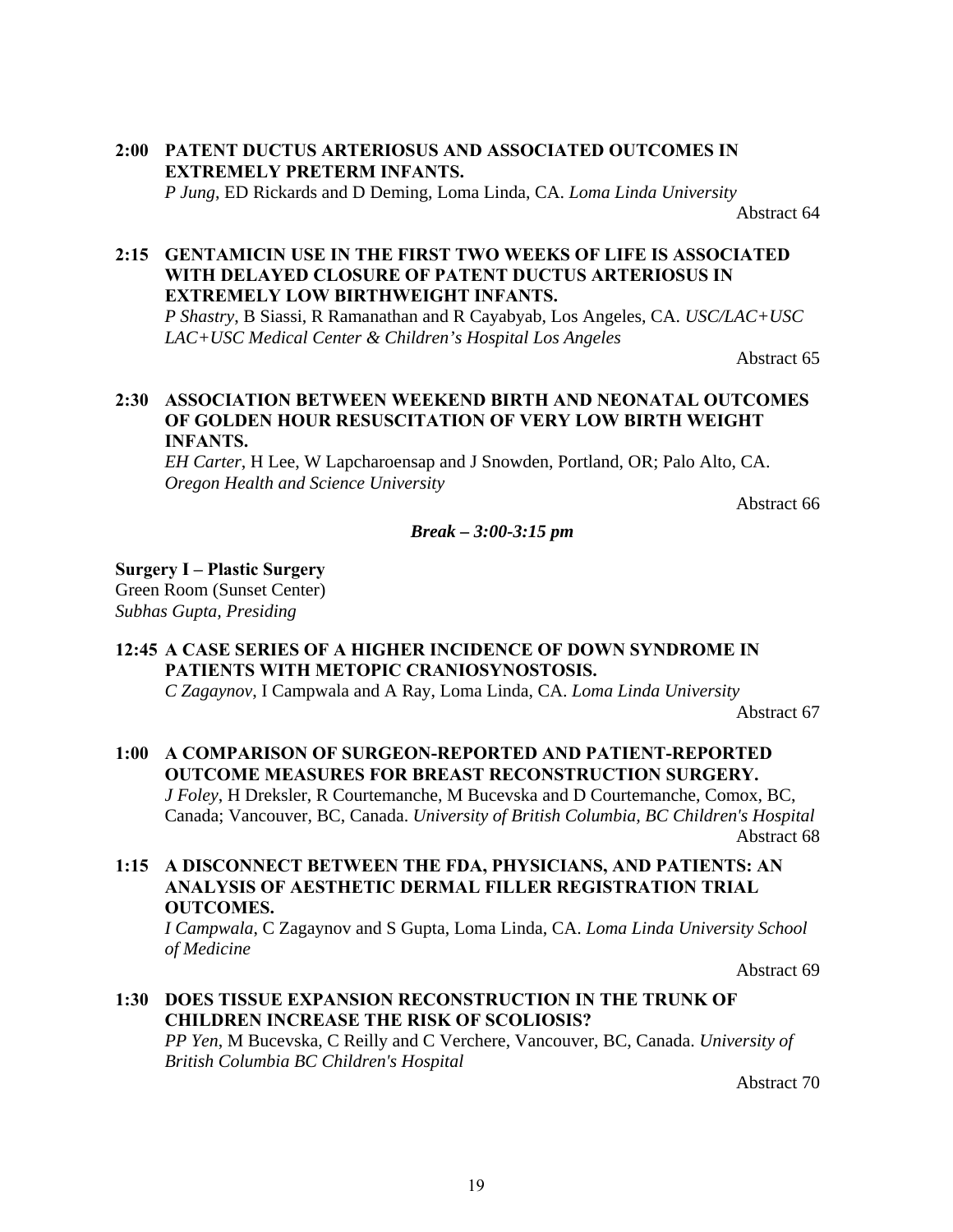**2:00 PATENT DUCTUS ARTERIOSUS AND ASSOCIATED OUTCOMES IN EXTREMELY PRETERM INFANTS.**
*P Jung*, ED Rickards and D Deming, Loma Linda, CA. *Loma Linda University*
Abstract 64

**2:15 GENTAMICIN USE IN THE FIRST TWO WEEKS OF LIFE IS ASSOCIATED WITH DELAYED CLOSURE OF PATENT DUCTUS ARTERIOSUS IN EXTREMELY LOW BIRTHWEIGHT INFANTS.**
*P Shastry*, B Siassi, R Ramanathan and R Cayabyab, Los Angeles, CA. *USC/LAC+USC LAC+USC Medical Center & Children's Hospital Los Angeles*
Abstract 65

**2:30 ASSOCIATION BETWEEN WEEKEND BIRTH AND NEONATAL OUTCOMES OF GOLDEN HOUR RESUSCITATION OF VERY LOW BIRTH WEIGHT INFANTS.**
*EH Carter*, H Lee, W Lapcharoensap and J Snowden, Portland, OR; Palo Alto, CA. *Oregon Health and Science University*
Abstract 66

***Break – 3:00-3:15 pm***

**Surgery I – Plastic Surgery**
Green Room (Sunset Center)
*Subhas Gupta, Presiding*

**12:45 A CASE SERIES OF A HIGHER INCIDENCE OF DOWN SYNDROME IN PATIENTS WITH METOPIC CRANIOSYNOSTOSIS.**
*C Zagaynov*, I Campwala and A Ray, Loma Linda, CA. *Loma Linda University*
Abstract 67

**1:00 A COMPARISON OF SURGEON-REPORTED AND PATIENT-REPORTED OUTCOME MEASURES FOR BREAST RECONSTRUCTION SURGERY.**
*J Foley*, H Dreksler, R Courtemanche, M Bucevska and D Courtemanche, Comox, BC, Canada; Vancouver, BC, Canada. *University of British Columbia, BC Children's Hospital*
Abstract 68

**1:15 A DISCONNECT BETWEEN THE FDA, PHYSICIANS, AND PATIENTS: AN ANALYSIS OF AESTHETIC DERMAL FILLER REGISTRATION TRIAL OUTCOMES.**
*I Campwala*, C Zagaynov and S Gupta, Loma Linda, CA. *Loma Linda University School of Medicine*
Abstract 69

**1:30 DOES TISSUE EXPANSION RECONSTRUCTION IN THE TRUNK OF CHILDREN INCREASE THE RISK OF SCOLIOSIS?**
*PP Yen*, M Bucevska, C Reilly and C Verchere, Vancouver, BC, Canada. *University of British Columbia BC Children's Hospital*
Abstract 70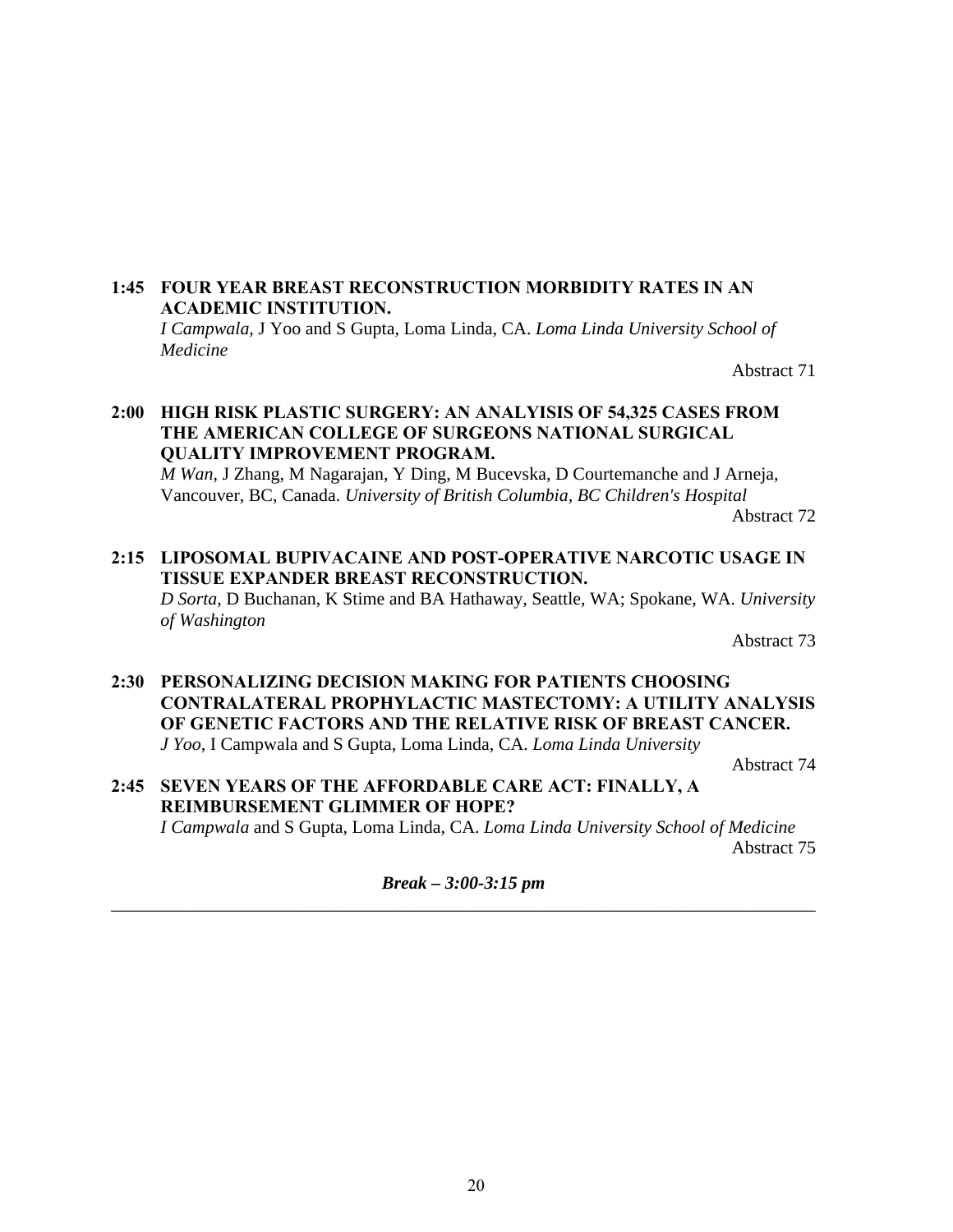**1:45 FOUR YEAR BREAST RECONSTRUCTION MORBIDITY RATES IN AN ACADEMIC INSTITUTION.**
*I Campwala*, J Yoo and S Gupta, Loma Linda, CA. *Loma Linda University School of Medicine*

Abstract 71

**2:00 HIGH RISK PLASTIC SURGERY: AN ANALYISIS OF 54,325 CASES FROM THE AMERICAN COLLEGE OF SURGEONS NATIONAL SURGICAL QUALITY IMPROVEMENT PROGRAM.**
*M Wan*, J Zhang, M Nagarajan, Y Ding, M Bucevska, D Courtemanche and J Arneja, Vancouver, BC, Canada. *University of British Columbia, BC Children's Hospital*

Abstract 72

**2:15 LIPOSOMAL BUPIVACAINE AND POST-OPERATIVE NARCOTIC USAGE IN TISSUE EXPANDER BREAST RECONSTRUCTION.**
*D Sorta*, D Buchanan, K Stime and BA Hathaway, Seattle, WA; Spokane, WA. *University of Washington*

Abstract 73

**2:30 PERSONALIZING DECISION MAKING FOR PATIENTS CHOOSING CONTRALATERAL PROPHYLACTIC MASTECTOMY: A UTILITY ANALYSIS OF GENETIC FACTORS AND THE RELATIVE RISK OF BREAST CANCER.**
*J Yoo*, I Campwala and S Gupta, Loma Linda, CA. *Loma Linda University*

Abstract 74

**2:45 SEVEN YEARS OF THE AFFORDABLE CARE ACT: FINALLY, A REIMBURSEMENT GLIMMER OF HOPE?**
*I Campwala* and S Gupta, Loma Linda, CA. *Loma Linda University School of Medicine*

Abstract 75

***Break – 3:00-3:15 pm***

---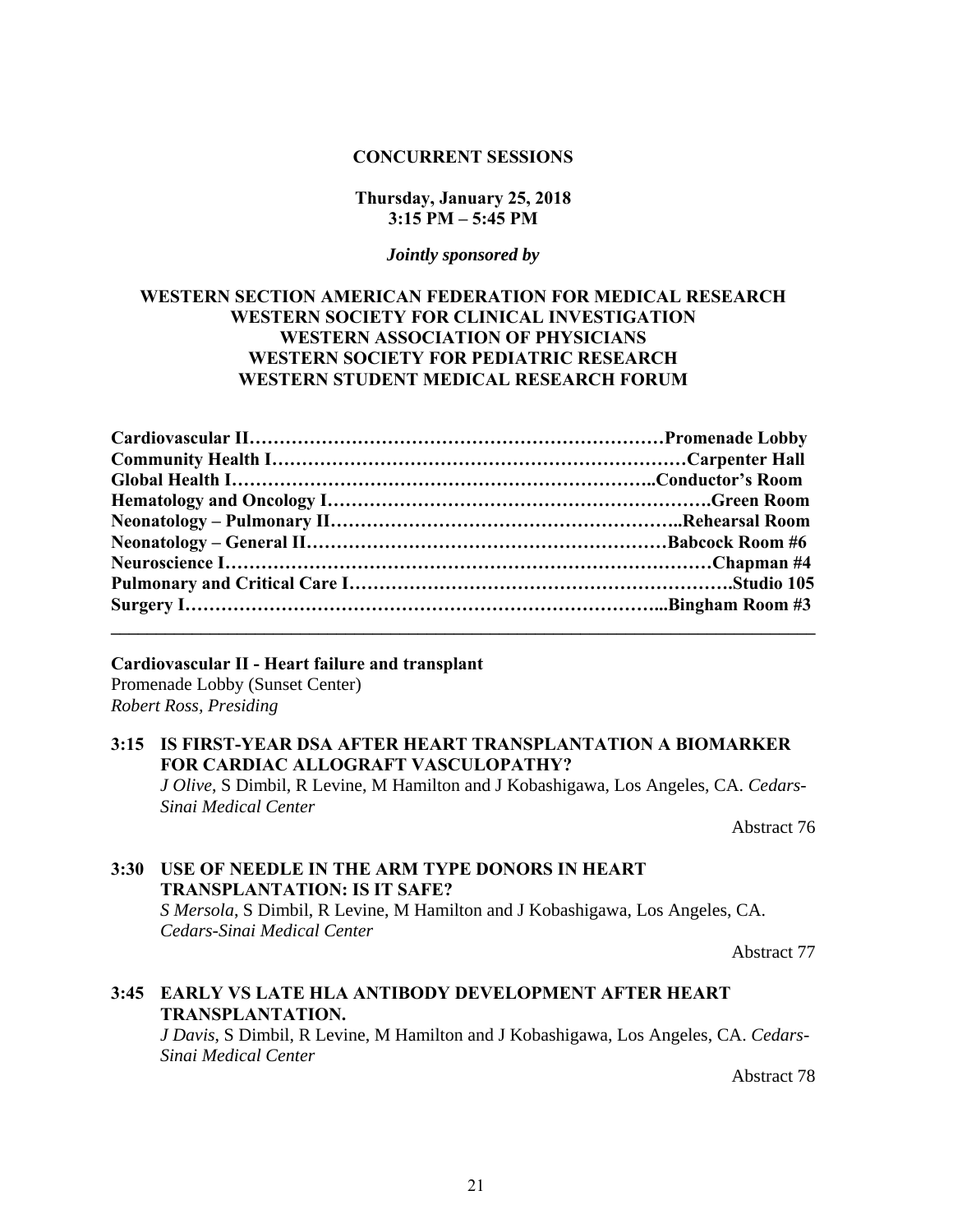# CONCURRENT SESSIONS

**Thursday, January 25, 2018**
**3:15 PM – 5:45 PM**

***Jointly sponsored by***

**WESTERN SECTION AMERICAN FEDERATION FOR MEDICAL RESEARCH**
**WESTERN SOCIETY FOR CLINICAL INVESTIGATION**
**WESTERN ASSOCIATION OF PHYSICIANS**
**WESTERN SOCIETY FOR PEDIATRIC RESEARCH**
**WESTERN STUDENT MEDICAL RESEARCH FORUM**

**Cardiovascular II……………………………………………………………Promenade Lobby**
**Community Health I……………………………………………………………Carpenter Hall**
**Global Health I…………………………………………………………..Conductor's Room**
**Hematology and Oncology I……………………………………………………….Green Room**
**Neonatology – Pulmonary II………………………………………………..Rehearsal Room**
**Neonatology – General II…………………………………………………Babcock Room #6**
**Neuroscience I………………………………………………………………………Chapman #4**
**Pulmonary and Critical Care I…………………………………………………….Studio 105**
**Surgery I………………………………………………………………...Bingham Room #3**

---

**Cardiovascular II - Heart failure and transplant**
Promenade Lobby (Sunset Center)
*Robert Ross, Presiding*

**3:15 IS FIRST-YEAR DSA AFTER HEART TRANSPLANTATION A BIOMARKER FOR CARDIAC ALLOGRAFT VASCULOPATHY?**
*J Olive*, S Dimbil, R Levine, M Hamilton and J Kobashigawa, Los Angeles, CA. *Cedars-Sinai Medical Center*

Abstract 76

**3:30 USE OF NEEDLE IN THE ARM TYPE DONORS IN HEART TRANSPLANTATION: IS IT SAFE?**
*S Mersola*, S Dimbil, R Levine, M Hamilton and J Kobashigawa, Los Angeles, CA. *Cedars-Sinai Medical Center*

Abstract 77

**3:45 EARLY VS LATE HLA ANTIBODY DEVELOPMENT AFTER HEART TRANSPLANTATION.**
*J Davis*, S Dimbil, R Levine, M Hamilton and J Kobashigawa, Los Angeles, CA. *Cedars-Sinai Medical Center*

Abstract 78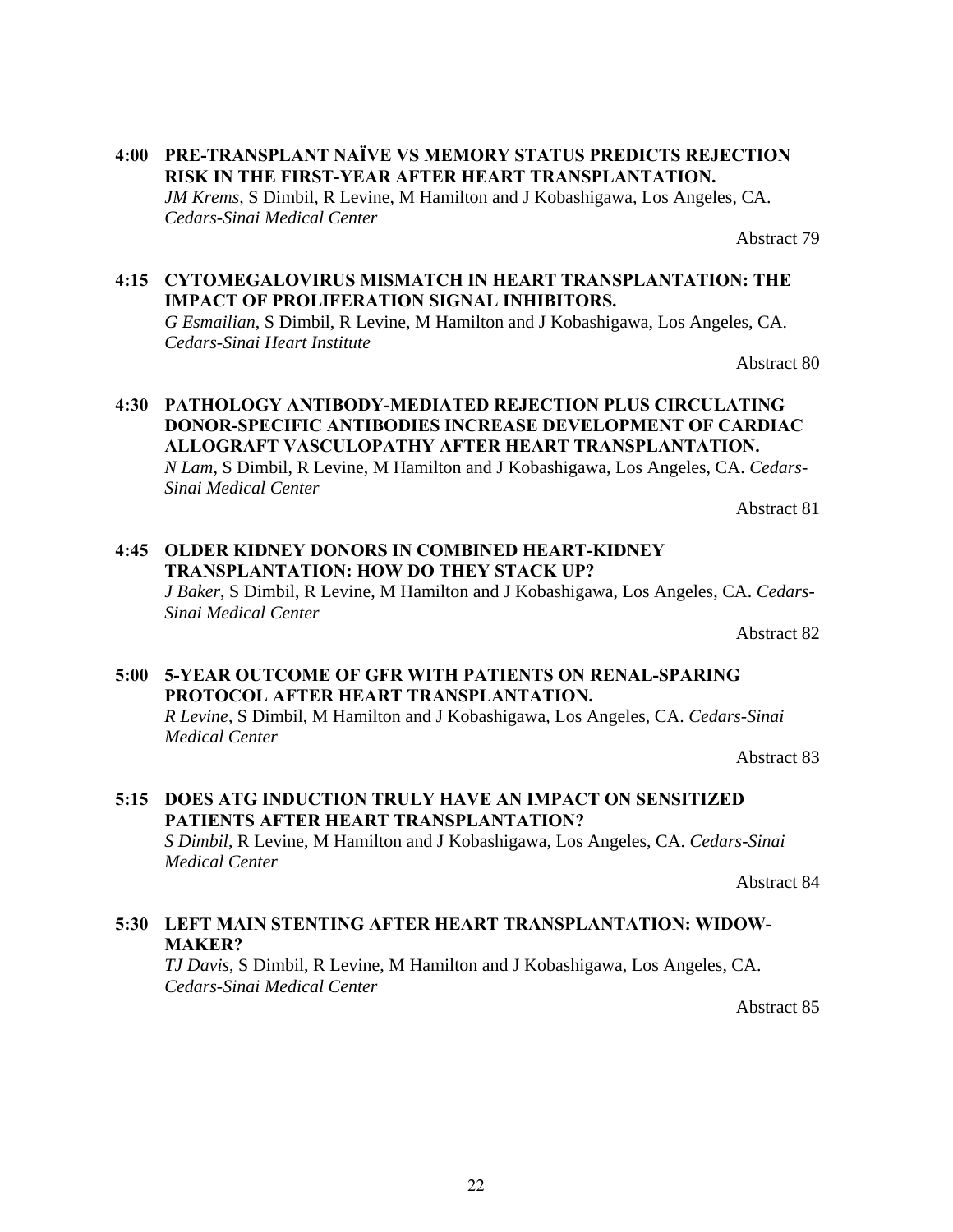**4:00 PRE-TRANSPLANT NAÏVE VS MEMORY STATUS PREDICTS REJECTION RISK IN THE FIRST-YEAR AFTER HEART TRANSPLANTATION.**
*JM Krems*, S Dimbil, R Levine, M Hamilton and J Kobashigawa, Los Angeles, CA. *Cedars-Sinai Medical Center*

Abstract 79

**4:15 CYTOMEGALOVIRUS MISMATCH IN HEART TRANSPLANTATION: THE IMPACT OF PROLIFERATION SIGNAL INHIBITORS.**
*G Esmailian*, S Dimbil, R Levine, M Hamilton and J Kobashigawa, Los Angeles, CA. *Cedars-Sinai Heart Institute*

Abstract 80

**4:30 PATHOLOGY ANTIBODY-MEDIATED REJECTION PLUS CIRCULATING DONOR-SPECIFIC ANTIBODIES INCREASE DEVELOPMENT OF CARDIAC ALLOGRAFT VASCULOPATHY AFTER HEART TRANSPLANTATION.**
*N Lam*, S Dimbil, R Levine, M Hamilton and J Kobashigawa, Los Angeles, CA. *Cedars-Sinai Medical Center*

Abstract 81

**4:45 OLDER KIDNEY DONORS IN COMBINED HEART-KIDNEY TRANSPLANTATION: HOW DO THEY STACK UP?**
*J Baker*, S Dimbil, R Levine, M Hamilton and J Kobashigawa, Los Angeles, CA. *Cedars-Sinai Medical Center*

Abstract 82

**5:00 5-YEAR OUTCOME OF GFR WITH PATIENTS ON RENAL-SPARING PROTOCOL AFTER HEART TRANSPLANTATION.**
*R Levine*, S Dimbil, M Hamilton and J Kobashigawa, Los Angeles, CA. *Cedars-Sinai Medical Center*

Abstract 83

**5:15 DOES ATG INDUCTION TRULY HAVE AN IMPACT ON SENSITIZED PATIENTS AFTER HEART TRANSPLANTATION?**
*S Dimbil*, R Levine, M Hamilton and J Kobashigawa, Los Angeles, CA. *Cedars-Sinai Medical Center*

Abstract 84

**5:30 LEFT MAIN STENTING AFTER HEART TRANSPLANTATION: WIDOW-MAKER?**
*TJ Davis*, S Dimbil, R Levine, M Hamilton and J Kobashigawa, Los Angeles, CA. *Cedars-Sinai Medical Center*

Abstract 85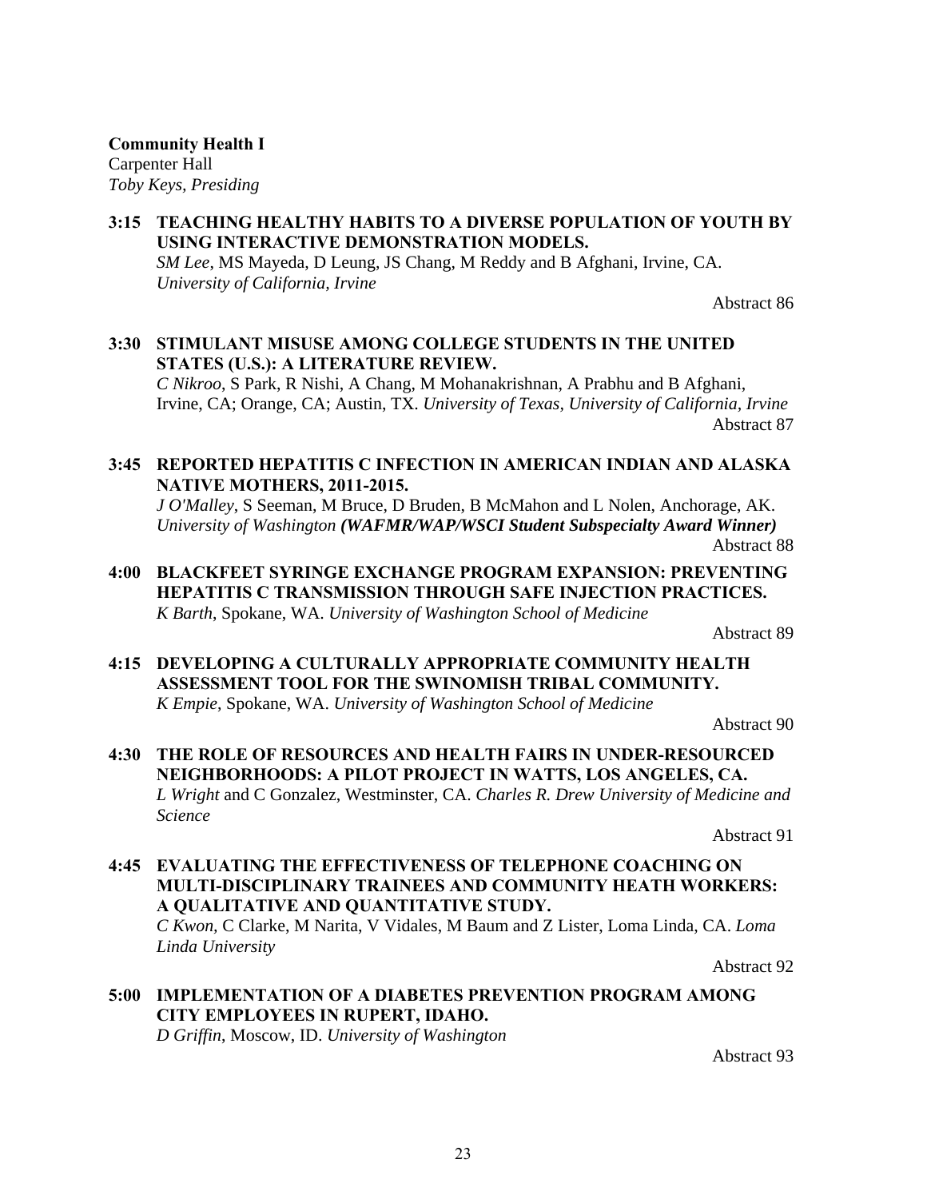**Community Health I**
Carpenter Hall
*Toby Keys, Presiding*

**3:15 TEACHING HEALTHY HABITS TO A DIVERSE POPULATION OF YOUTH BY USING INTERACTIVE DEMONSTRATION MODELS.**
*SM Lee*, MS Mayeda, D Leung, JS Chang, M Reddy and B Afghani, Irvine, CA. *University of California, Irvine*

Abstract 86

**3:30 STIMULANT MISUSE AMONG COLLEGE STUDENTS IN THE UNITED STATES (U.S.): A LITERATURE REVIEW.**
*C Nikroo*, S Park, R Nishi, A Chang, M Mohanakrishnan, A Prabhu and B Afghani, Irvine, CA; Orange, CA; Austin, TX. *University of Texas, University of California, Irvine*

Abstract 87

**3:45 REPORTED HEPATITIS C INFECTION IN AMERICAN INDIAN AND ALASKA NATIVE MOTHERS, 2011-2015.**
*J O'Malley*, S Seeman, M Bruce, D Bruden, B McMahon and L Nolen, Anchorage, AK. *University of Washington **(WAFMR/WAP/WSCI Student Subspecialty Award Winner)***

Abstract 88

**4:00 BLACKFEET SYRINGE EXCHANGE PROGRAM EXPANSION: PREVENTING HEPATITIS C TRANSMISSION THROUGH SAFE INJECTION PRACTICES.**
*K Barth*, Spokane, WA. *University of Washington School of Medicine*

Abstract 89

**4:15 DEVELOPING A CULTURALLY APPROPRIATE COMMUNITY HEALTH ASSESSMENT TOOL FOR THE SWINOMISH TRIBAL COMMUNITY.**
*K Empie*, Spokane, WA. *University of Washington School of Medicine*

Abstract 90

**4:30 THE ROLE OF RESOURCES AND HEALTH FAIRS IN UNDER-RESOURCED NEIGHBORHOODS: A PILOT PROJECT IN WATTS, LOS ANGELES, CA.**
*L Wright* and C Gonzalez, Westminster, CA. *Charles R. Drew University of Medicine and Science*

Abstract 91

**4:45 EVALUATING THE EFFECTIVENESS OF TELEPHONE COACHING ON MULTI-DISCIPLINARY TRAINEES AND COMMUNITY HEATH WORKERS: A QUALITATIVE AND QUANTITATIVE STUDY.**
*C Kwon*, C Clarke, M Narita, V Vidales, M Baum and Z Lister, Loma Linda, CA. *Loma Linda University*

Abstract 92

**5:00 IMPLEMENTATION OF A DIABETES PREVENTION PROGRAM AMONG CITY EMPLOYEES IN RUPERT, IDAHO.**
*D Griffin*, Moscow, ID. *University of Washington*

Abstract 93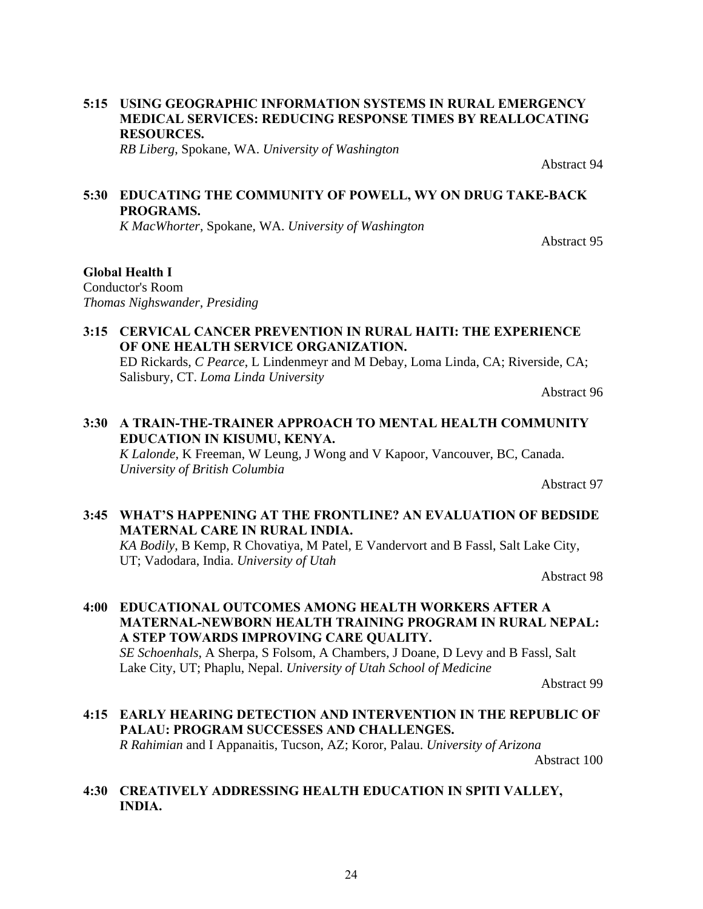**5:15 USING GEOGRAPHIC INFORMATION SYSTEMS IN RURAL EMERGENCY MEDICAL SERVICES: REDUCING RESPONSE TIMES BY REALLOCATING RESOURCES.**
*RB Liberg*, Spokane, WA. *University of Washington*

Abstract 94

**5:30 EDUCATING THE COMMUNITY OF POWELL, WY ON DRUG TAKE-BACK PROGRAMS.**
*K MacWhorter*, Spokane, WA. *University of Washington*

Abstract 95

**Global Health I**
Conductor's Room
*Thomas Nighswander, Presiding*

**3:15 CERVICAL CANCER PREVENTION IN RURAL HAITI: THE EXPERIENCE OF ONE HEALTH SERVICE ORGANIZATION.**
ED Rickards, *C Pearce*, L Lindenmeyr and M Debay, Loma Linda, CA; Riverside, CA; Salisbury, CT. *Loma Linda University*

Abstract 96

**3:30 A TRAIN-THE-TRAINER APPROACH TO MENTAL HEALTH COMMUNITY EDUCATION IN KISUMU, KENYA.**
*K Lalonde*, K Freeman, W Leung, J Wong and V Kapoor, Vancouver, BC, Canada. *University of British Columbia*

Abstract 97

**3:45 WHAT'S HAPPENING AT THE FRONTLINE? AN EVALUATION OF BEDSIDE MATERNAL CARE IN RURAL INDIA.**
*KA Bodily*, B Kemp, R Chovatiya, M Patel, E Vandervort and B Fassl, Salt Lake City, UT; Vadodara, India. *University of Utah*

Abstract 98

**4:00 EDUCATIONAL OUTCOMES AMONG HEALTH WORKERS AFTER A MATERNAL-NEWBORN HEALTH TRAINING PROGRAM IN RURAL NEPAL: A STEP TOWARDS IMPROVING CARE QUALITY.**
*SE Schoenhals*, A Sherpa, S Folsom, A Chambers, J Doane, D Levy and B Fassl, Salt Lake City, UT; Phaplu, Nepal. *University of Utah School of Medicine*

Abstract 99

**4:15 EARLY HEARING DETECTION AND INTERVENTION IN THE REPUBLIC OF PALAU: PROGRAM SUCCESSES AND CHALLENGES.**
*R Rahimian* and I Appanaitis, Tucson, AZ; Koror, Palau. *University of Arizona*

Abstract 100

**4:30 CREATIVELY ADDRESSING HEALTH EDUCATION IN SPITI VALLEY, INDIA.**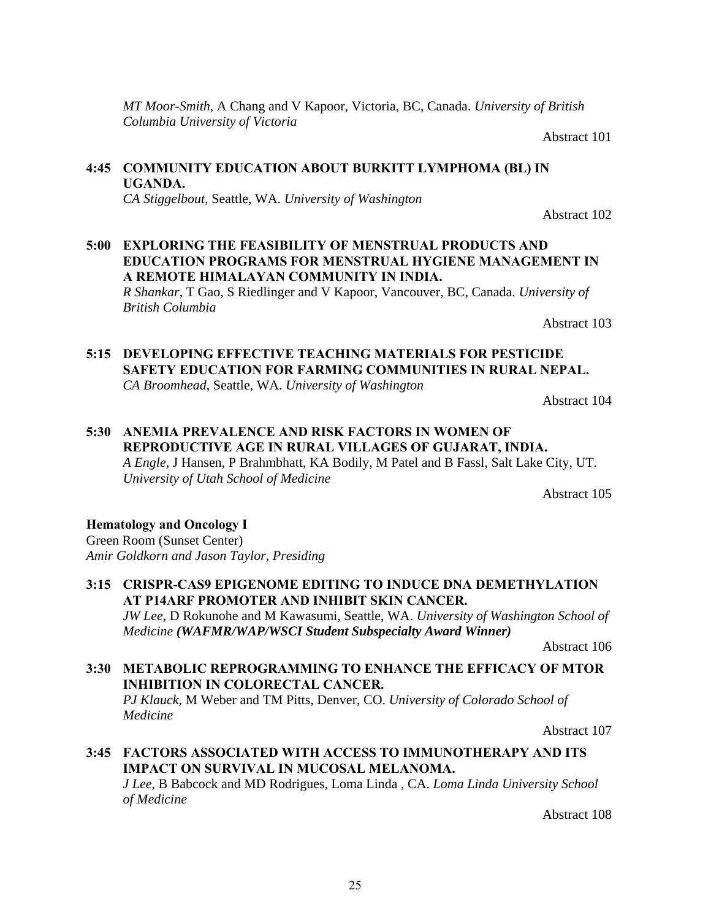*MT Moor-Smith*, A Chang and V Kapoor, Victoria, BC, Canada. *University of British Columbia University of Victoria*

Abstract 101

**4:45 COMMUNITY EDUCATION ABOUT BURKITT LYMPHOMA (BL) IN UGANDA.**
*CA Stiggelbout*, Seattle, WA. *University of Washington*

Abstract 102

**5:00 EXPLORING THE FEASIBILITY OF MENSTRUAL PRODUCTS AND EDUCATION PROGRAMS FOR MENSTRUAL HYGIENE MANAGEMENT IN A REMOTE HIMALAYAN COMMUNITY IN INDIA.**
*R Shankar*, T Gao, S Riedlinger and V Kapoor, Vancouver, BC, Canada. *University of British Columbia*

Abstract 103

**5:15 DEVELOPING EFFECTIVE TEACHING MATERIALS FOR PESTICIDE SAFETY EDUCATION FOR FARMING COMMUNITIES IN RURAL NEPAL.**
*CA Broomhead*, Seattle, WA. *University of Washington*

Abstract 104

**5:30 ANEMIA PREVALENCE AND RISK FACTORS IN WOMEN OF REPRODUCTIVE AGE IN RURAL VILLAGES OF GUJARAT, INDIA.**
*A Engle*, J Hansen, P Brahmbhatt, KA Bodily, M Patel and B Fassl, Salt Lake City, UT. *University of Utah School of Medicine*

Abstract 105

**Hematology and Oncology I**
Green Room (Sunset Center)
*Amir Goldkorn and Jason Taylor, Presiding*

**3:15 CRISPR-CAS9 EPIGENOME EDITING TO INDUCE DNA DEMETHYLATION AT P14ARF PROMOTER AND INHIBIT SKIN CANCER.**
*JW Lee*, D Rokunohe and M Kawasumi, Seattle, WA. *University of Washington School of Medicine* ***(WAFMR/WAP/WSCI Student Subspecialty Award Winner)***

Abstract 106

**3:30 METABOLIC REPROGRAMMING TO ENHANCE THE EFFICACY OF MTOR INHIBITION IN COLORECTAL CANCER.**
*PJ Klauck*, M Weber and TM Pitts, Denver, CO. *University of Colorado School of Medicine*

Abstract 107

**3:45 FACTORS ASSOCIATED WITH ACCESS TO IMMUNOTHERAPY AND ITS IMPACT ON SURVIVAL IN MUCOSAL MELANOMA.**
*J Lee*, B Babcock and MD Rodrigues, Loma Linda , CA. *Loma Linda University School of Medicine*

Abstract 108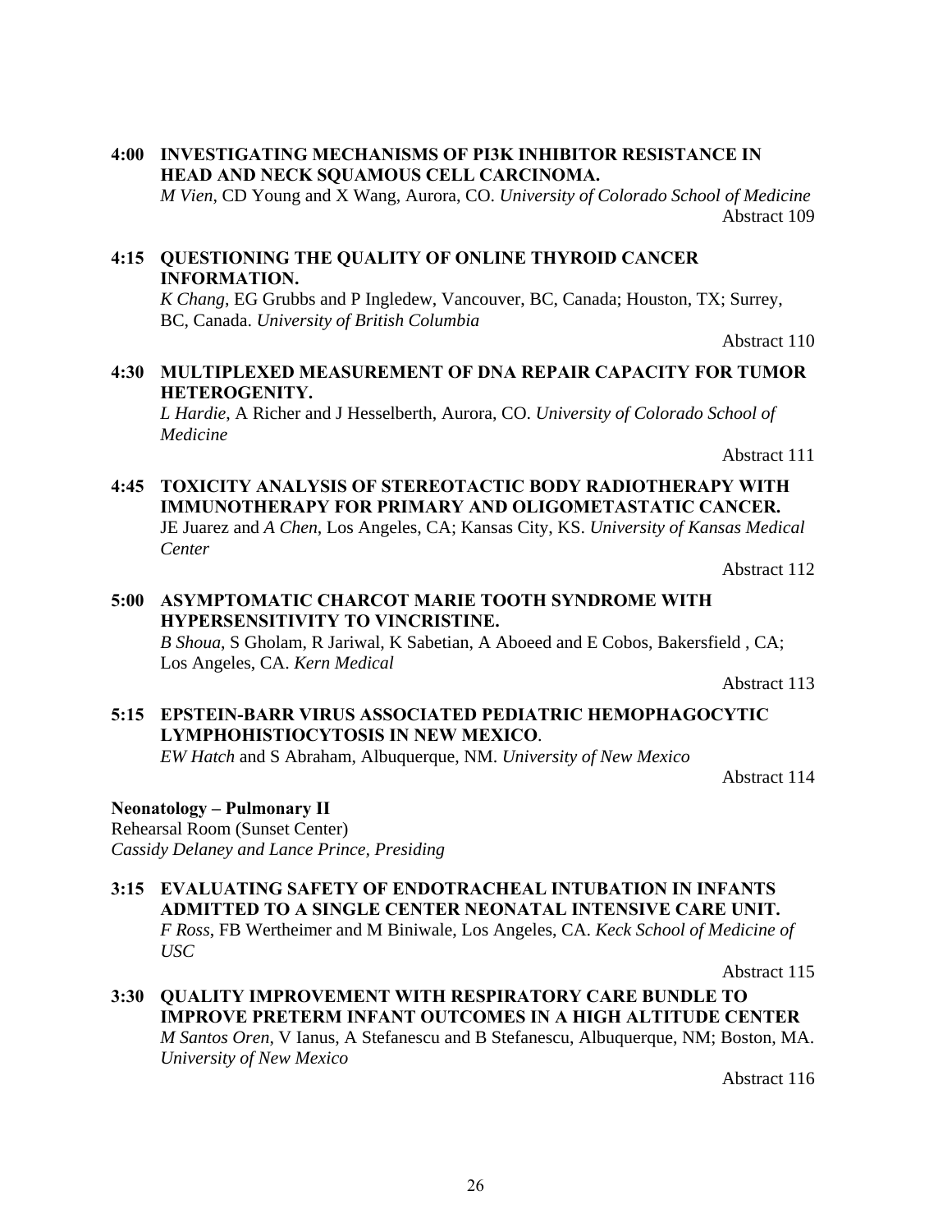**4:00 INVESTIGATING MECHANISMS OF PI3K INHIBITOR RESISTANCE IN HEAD AND NECK SQUAMOUS CELL CARCINOMA.**
*M Vien*, CD Young and X Wang, Aurora, CO. *University of Colorado School of Medicine*
Abstract 109

**4:15 QUESTIONING THE QUALITY OF ONLINE THYROID CANCER INFORMATION.**
*K Chang*, EG Grubbs and P Ingledew, Vancouver, BC, Canada; Houston, TX; Surrey, BC, Canada. *University of British Columbia*
Abstract 110

**4:30 MULTIPLEXED MEASUREMENT OF DNA REPAIR CAPACITY FOR TUMOR HETEROGENITY.**
*L Hardie*, A Richer and J Hesselberth, Aurora, CO. *University of Colorado School of Medicine*
Abstract 111

**4:45 TOXICITY ANALYSIS OF STEREOTACTIC BODY RADIOTHERAPY WITH IMMUNOTHERAPY FOR PRIMARY AND OLIGOMETASTATIC CANCER.**
JE Juarez and *A Chen*, Los Angeles, CA; Kansas City, KS. *University of Kansas Medical Center*
Abstract 112

**5:00 ASYMPTOMATIC CHARCOT MARIE TOOTH SYNDROME WITH HYPERSENSITIVITY TO VINCRISTINE.**
*B Shoua*, S Gholam, R Jariwal, K Sabetian, A Aboeed and E Cobos, Bakersfield , CA; Los Angeles, CA. *Kern Medical*
Abstract 113

**5:15 EPSTEIN-BARR VIRUS ASSOCIATED PEDIATRIC HEMOPHAGOCYTIC LYMPHOHISTIOCYTOSIS IN NEW MEXICO.**
*EW Hatch* and S Abraham, Albuquerque, NM. *University of New Mexico*
Abstract 114

**Neonatology – Pulmonary II**
Rehearsal Room (Sunset Center)
*Cassidy Delaney and Lance Prince, Presiding*

**3:15 EVALUATING SAFETY OF ENDOTRACHEAL INTUBATION IN INFANTS ADMITTED TO A SINGLE CENTER NEONATAL INTENSIVE CARE UNIT.**
*F Ross*, FB Wertheimer and M Biniwale, Los Angeles, CA. *Keck School of Medicine of USC*
Abstract 115

**3:30 QUALITY IMPROVEMENT WITH RESPIRATORY CARE BUNDLE TO IMPROVE PRETERM INFANT OUTCOMES IN A HIGH ALTITUDE CENTER**
*M Santos Oren*, V Ianus, A Stefanescu and B Stefanescu, Albuquerque, NM; Boston, MA. *University of New Mexico*
Abstract 116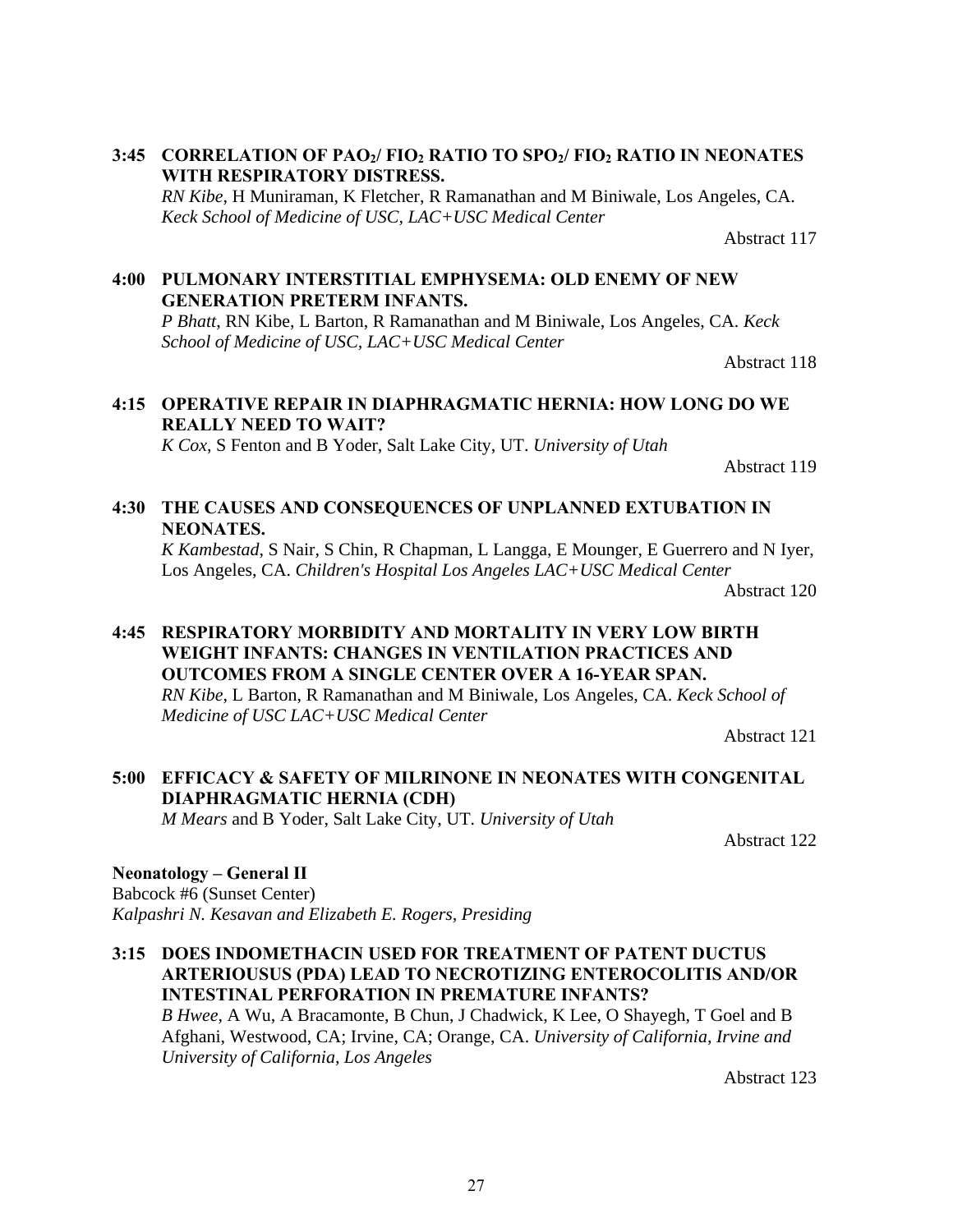**3:45 CORRELATION OF $PAO_2$/ $FIO_2$ RATIO TO $SPO_2$/ $FIO_2$ RATIO IN NEONATES WITH RESPIRATORY DISTRESS.**
*RN Kibe*, H Muniraman, K Fletcher, R Ramanathan and M Biniwale, Los Angeles, CA. *Keck School of Medicine of USC, LAC+USC Medical Center*

Abstract 117

**4:00 PULMONARY INTERSTITIAL EMPHYSEMA: OLD ENEMY OF NEW GENERATION PRETERM INFANTS.**
*P Bhatt*, RN Kibe, L Barton, R Ramanathan and M Biniwale, Los Angeles, CA. *Keck School of Medicine of USC, LAC+USC Medical Center*

Abstract 118

**4:15 OPERATIVE REPAIR IN DIAPHRAGMATIC HERNIA: HOW LONG DO WE REALLY NEED TO WAIT?**
*K Cox*, S Fenton and B Yoder, Salt Lake City, UT. *University of Utah*

Abstract 119

**4:30 THE CAUSES AND CONSEQUENCES OF UNPLANNED EXTUBATION IN NEONATES.**
*K Kambestad*, S Nair, S Chin, R Chapman, L Langga, E Mounger, E Guerrero and N Iyer, Los Angeles, CA. *Children's Hospital Los Angeles LAC+USC Medical Center*

Abstract 120

**4:45 RESPIRATORY MORBIDITY AND MORTALITY IN VERY LOW BIRTH WEIGHT INFANTS: CHANGES IN VENTILATION PRACTICES AND OUTCOMES FROM A SINGLE CENTER OVER A 16-YEAR SPAN.**
*RN Kibe*, L Barton, R Ramanathan and M Biniwale, Los Angeles, CA. *Keck School of Medicine of USC LAC+USC Medical Center*

Abstract 121

**5:00 EFFICACY & SAFETY OF MILRINONE IN NEONATES WITH CONGENITAL DIAPHRAGMATIC HERNIA (CDH)**
*M Mears* and B Yoder, Salt Lake City, UT. *University of Utah*

Abstract 122

**Neonatology – General II**
Babcock #6 (Sunset Center)
*Kalpashri N. Kesavan and Elizabeth E. Rogers, Presiding*

**3:15 DOES INDOMETHACIN USED FOR TREATMENT OF PATENT DUCTUS ARTERIOUSUS (PDA) LEAD TO NECROTIZING ENTEROCOLITIS AND/OR INTESTINAL PERFORATION IN PREMATURE INFANTS?**
*B Hwee*, A Wu, A Bracamonte, B Chun, J Chadwick, K Lee, O Shayegh, T Goel and B Afghani, Westwood, CA; Irvine, CA; Orange, CA. *University of California, Irvine and University of California, Los Angeles*

Abstract 123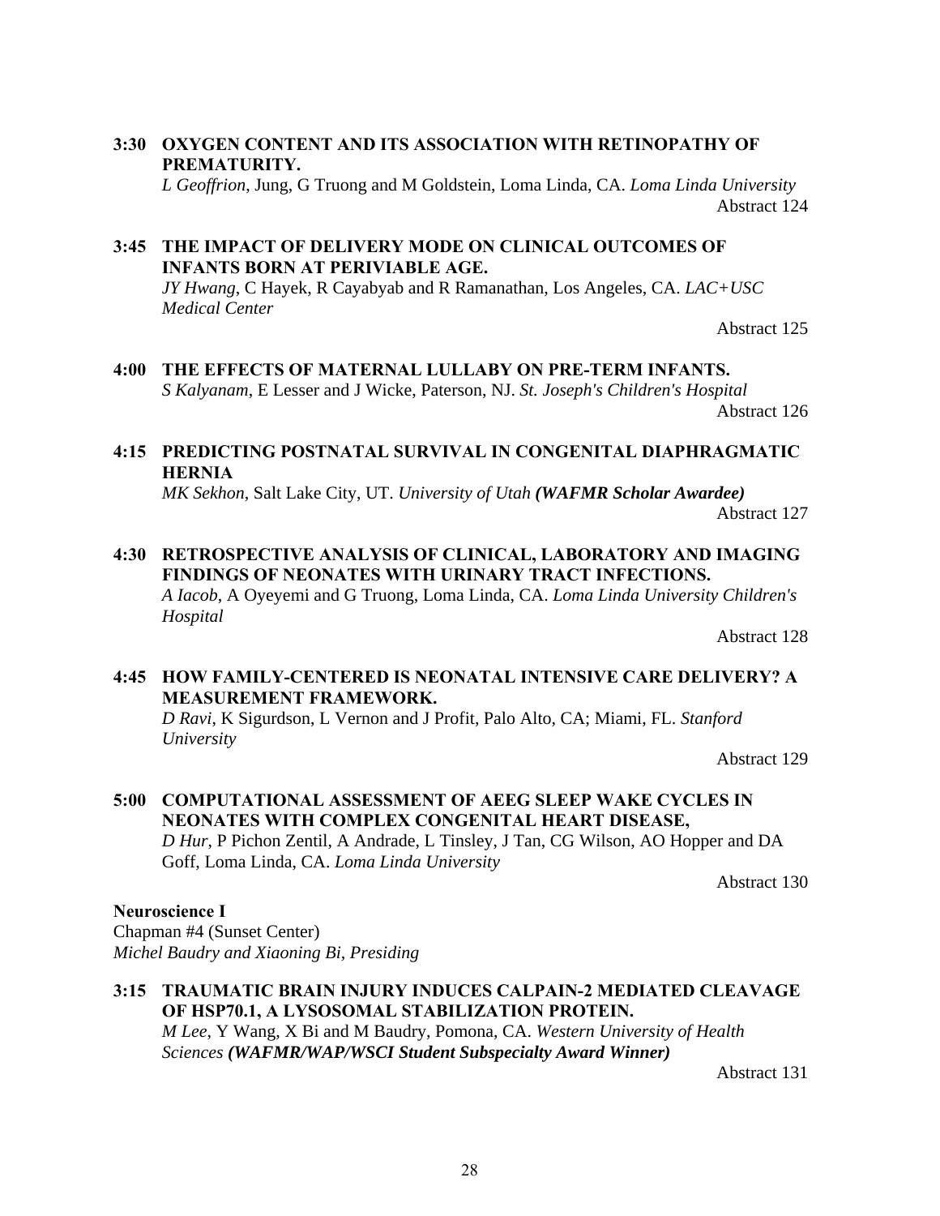**3:30 OXYGEN CONTENT AND ITS ASSOCIATION WITH RETINOPATHY OF PREMATURITY.**
*L Geoffrion*, Jung, G Truong and M Goldstein, Loma Linda, CA. *Loma Linda University*
Abstract 124

**3:45 THE IMPACT OF DELIVERY MODE ON CLINICAL OUTCOMES OF INFANTS BORN AT PERIVIABLE AGE.**
*JY Hwang*, C Hayek, R Cayabyab and R Ramanathan, Los Angeles, CA. *LAC+USC Medical Center*
Abstract 125

**4:00 THE EFFECTS OF MATERNAL LULLABY ON PRE-TERM INFANTS.**
*S Kalyanam*, E Lesser and J Wicke, Paterson, NJ. *St. Joseph's Children's Hospital*
Abstract 126

**4:15 PREDICTING POSTNATAL SURVIVAL IN CONGENITAL DIAPHRAGMATIC HERNIA**
*MK Sekhon*, Salt Lake City, UT. *University of Utah* ***(WAFMR Scholar Awardee)***
Abstract 127

**4:30 RETROSPECTIVE ANALYSIS OF CLINICAL, LABORATORY AND IMAGING FINDINGS OF NEONATES WITH URINARY TRACT INFECTIONS.**
*A Iacob*, A Oyeyemi and G Truong, Loma Linda, CA. *Loma Linda University Children's Hospital*
Abstract 128

**4:45 HOW FAMILY-CENTERED IS NEONATAL INTENSIVE CARE DELIVERY? A MEASUREMENT FRAMEWORK.**
*D Ravi*, K Sigurdson, L Vernon and J Profit, Palo Alto, CA; Miami, FL. *Stanford University*
Abstract 129

**5:00 COMPUTATIONAL ASSESSMENT OF AEEG SLEEP WAKE CYCLES IN NEONATES WITH COMPLEX CONGENITAL HEART DISEASE,**
*D Hur*, P Pichon Zentil, A Andrade, L Tinsley, J Tan, CG Wilson, AO Hopper and DA Goff, Loma Linda, CA. *Loma Linda University*
Abstract 130

**Neuroscience I**
Chapman #4 (Sunset Center)
*Michel Baudry and Xiaoning Bi, Presiding*

**3:15 TRAUMATIC BRAIN INJURY INDUCES CALPAIN-2 MEDIATED CLEAVAGE OF HSP70.1, A LYSOSOMAL STABILIZATION PROTEIN.**
*M Lee*, Y Wang, X Bi and M Baudry, Pomona, CA. *Western University of Health Sciences* ***(WAFMR/WAP/WSCI Student Subspecialty Award Winner)***
Abstract 131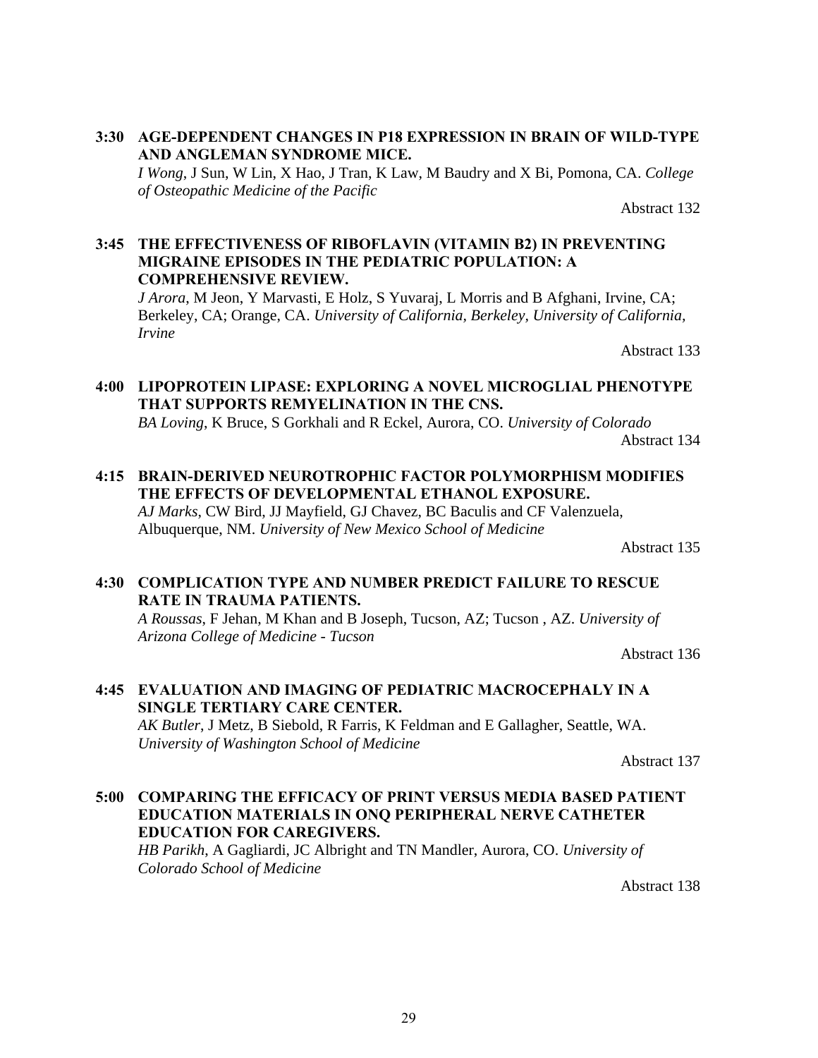**3:30 AGE-DEPENDENT CHANGES IN P18 EXPRESSION IN BRAIN OF WILD-TYPE AND ANGLEMAN SYNDROME MICE.**
*I Wong*, J Sun, W Lin, X Hao, J Tran, K Law, M Baudry and X Bi, Pomona, CA. *College of Osteopathic Medicine of the Pacific*

Abstract 132

**3:45 THE EFFECTIVENESS OF RIBOFLAVIN (VITAMIN B2) IN PREVENTING MIGRAINE EPISODES IN THE PEDIATRIC POPULATION: A COMPREHENSIVE REVIEW.**
*J Arora*, M Jeon, Y Marvasti, E Holz, S Yuvaraj, L Morris and B Afghani, Irvine, CA; Berkeley, CA; Orange, CA. *University of California, Berkeley, University of California, Irvine*

Abstract 133

**4:00 LIPOPROTEIN LIPASE: EXPLORING A NOVEL MICROGLIAL PHENOTYPE THAT SUPPORTS REMYELINATION IN THE CNS.**
*BA Loving*, K Bruce, S Gorkhali and R Eckel, Aurora, CO. *University of Colorado*

Abstract 134

**4:15 BRAIN-DERIVED NEUROTROPHIC FACTOR POLYMORPHISM MODIFIES THE EFFECTS OF DEVELOPMENTAL ETHANOL EXPOSURE.**
*AJ Marks*, CW Bird, JJ Mayfield, GJ Chavez, BC Baculis and CF Valenzuela, Albuquerque, NM. *University of New Mexico School of Medicine*

Abstract 135

**4:30 COMPLICATION TYPE AND NUMBER PREDICT FAILURE TO RESCUE RATE IN TRAUMA PATIENTS.**
*A Roussas*, F Jehan, M Khan and B Joseph, Tucson, AZ; Tucson , AZ. *University of Arizona College of Medicine - Tucson*

Abstract 136

**4:45 EVALUATION AND IMAGING OF PEDIATRIC MACROCEPHALY IN A SINGLE TERTIARY CARE CENTER.**
*AK Butler*, J Metz, B Siebold, R Farris, K Feldman and E Gallagher, Seattle, WA. *University of Washington School of Medicine*

Abstract 137

**5:00 COMPARING THE EFFICACY OF PRINT VERSUS MEDIA BASED PATIENT EDUCATION MATERIALS IN ONQ PERIPHERAL NERVE CATHETER EDUCATION FOR CAREGIVERS.**
*HB Parikh*, A Gagliardi, JC Albright and TN Mandler, Aurora, CO. *University of Colorado School of Medicine*

Abstract 138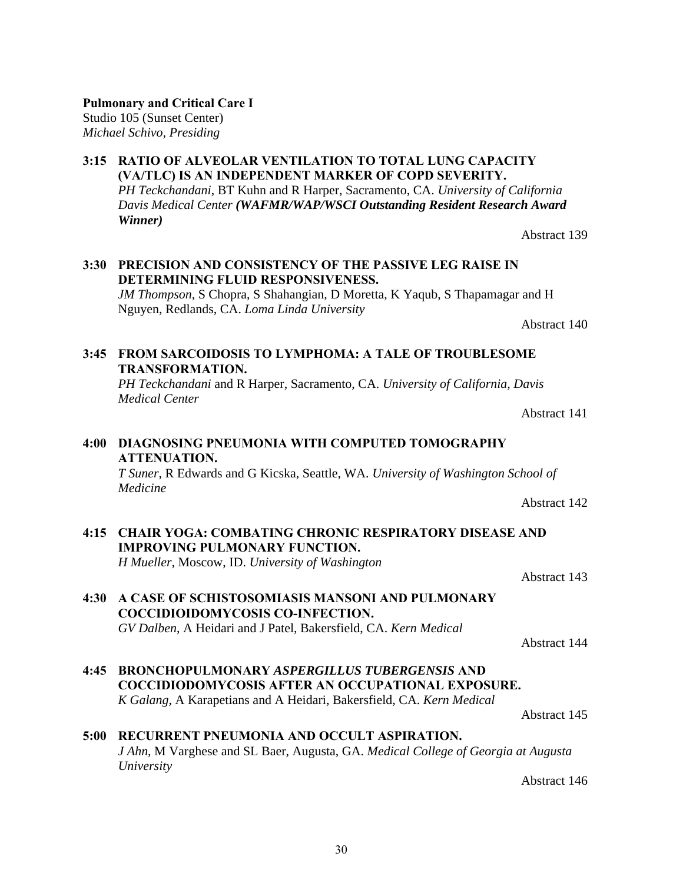**Pulmonary and Critical Care I**
Studio 105 (Sunset Center)
*Michael Schivo, Presiding*

**3:15 RATIO OF ALVEOLAR VENTILATION TO TOTAL LUNG CAPACITY (VA/TLC) IS AN INDEPENDENT MARKER OF COPD SEVERITY.**
*PH Teckchandani*, BT Kuhn and R Harper, Sacramento, CA. *University of California Davis Medical Center* ***(WAFMR/WAP/WSCI Outstanding Resident Research Award Winner)***

Abstract 139

**3:30 PRECISION AND CONSISTENCY OF THE PASSIVE LEG RAISE IN DETERMINING FLUID RESPONSIVENESS.**
*JM Thompson*, S Chopra, S Shahangian, D Moretta, K Yaqub, S Thapamagar and H Nguyen, Redlands, CA. *Loma Linda University*

Abstract 140

**3:45 FROM SARCOIDOSIS TO LYMPHOMA: A TALE OF TROUBLESOME TRANSFORMATION.**
*PH Teckchandani* and R Harper, Sacramento, CA. *University of California, Davis Medical Center*

Abstract 141

**4:00 DIAGNOSING PNEUMONIA WITH COMPUTED TOMOGRAPHY ATTENUATION.**
*T Suner*, R Edwards and G Kicska, Seattle, WA. *University of Washington School of Medicine*

Abstract 142

**4:15 CHAIR YOGA: COMBATING CHRONIC RESPIRATORY DISEASE AND IMPROVING PULMONARY FUNCTION.**
*H Mueller*, Moscow, ID. *University of Washington*

Abstract 143

**4:30 A CASE OF SCHISTOSOMIASIS MANSONI AND PULMONARY COCCIDIOIDOMYCOSIS CO-INFECTION.**
*GV Dalben*, A Heidari and J Patel, Bakersfield, CA. *Kern Medical*

Abstract 144

**4:45 BRONCHOPULMONARY *ASPERGILLUS TUBERGENSIS* AND COCCIDIODOMYCOSIS AFTER AN OCCUPATIONAL EXPOSURE.**
*K Galang*, A Karapetians and A Heidari, Bakersfield, CA. *Kern Medical*

Abstract 145

**5:00 RECURRENT PNEUMONIA AND OCCULT ASPIRATION.**
*J Ahn*, M Varghese and SL Baer, Augusta, GA. *Medical College of Georgia at Augusta University*

Abstract 146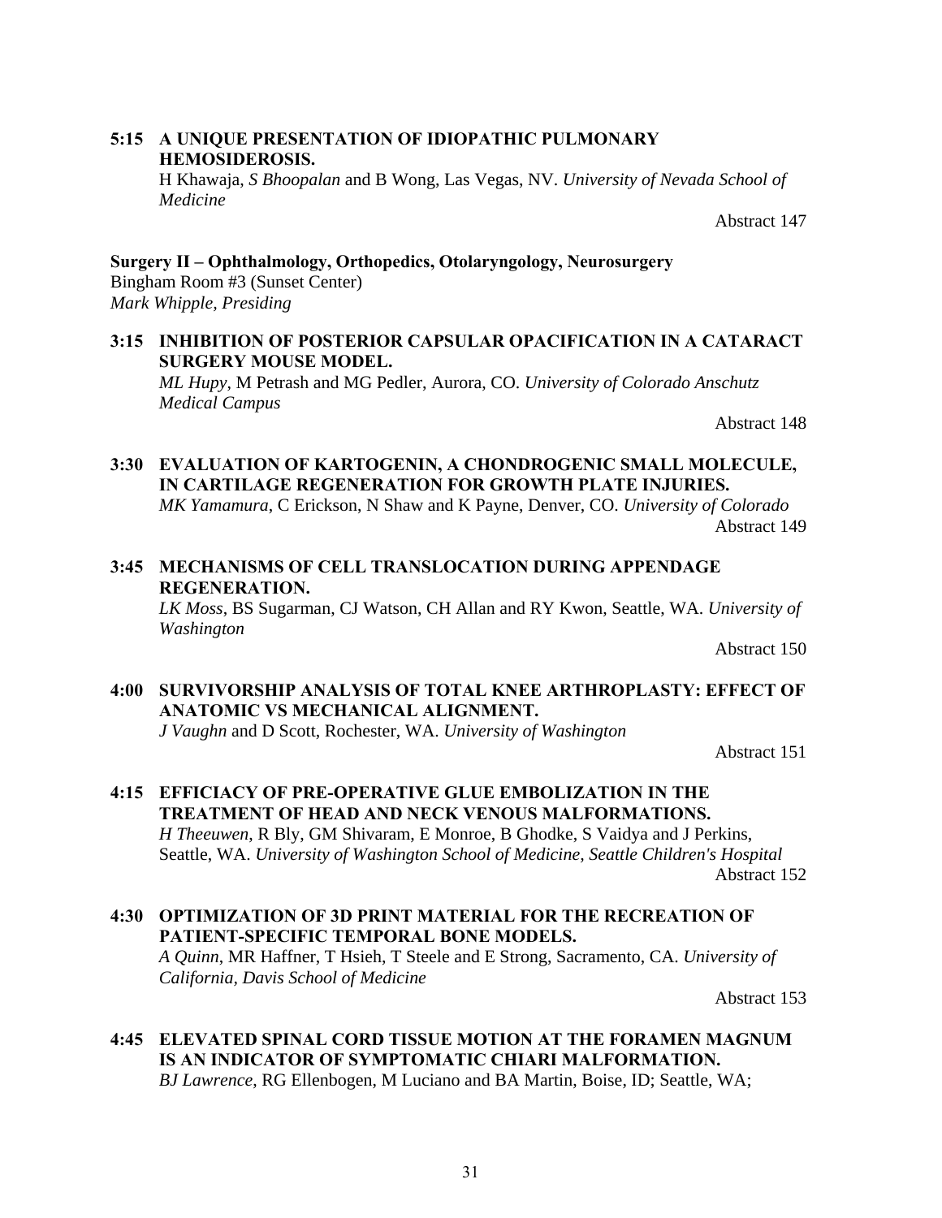**5:15 A UNIQUE PRESENTATION OF IDIOPATHIC PULMONARY HEMOSIDEROSIS.**
H Khawaja, *S Bhoopalan* and B Wong, Las Vegas, NV. *University of Nevada School of Medicine*

Abstract 147

**Surgery II – Ophthalmology, Orthopedics, Otolaryngology, Neurosurgery**
Bingham Room #3 (Sunset Center)
*Mark Whipple, Presiding*

**3:15 INHIBITION OF POSTERIOR CAPSULAR OPACIFICATION IN A CATARACT SURGERY MOUSE MODEL.**
*ML Hupy*, M Petrash and MG Pedler, Aurora, CO. *University of Colorado Anschutz Medical Campus*

Abstract 148

**3:30 EVALUATION OF KARTOGENIN, A CHONDROGENIC SMALL MOLECULE, IN CARTILAGE REGENERATION FOR GROWTH PLATE INJURIES.**
*MK Yamamura*, C Erickson, N Shaw and K Payne, Denver, CO. *University of Colorado*

Abstract 149

**3:45 MECHANISMS OF CELL TRANSLOCATION DURING APPENDAGE REGENERATION.**
*LK Moss*, BS Sugarman, CJ Watson, CH Allan and RY Kwon, Seattle, WA. *University of Washington*

Abstract 150

**4:00 SURVIVORSHIP ANALYSIS OF TOTAL KNEE ARTHROPLASTY: EFFECT OF ANATOMIC VS MECHANICAL ALIGNMENT.**
*J Vaughn* and D Scott, Rochester, WA. *University of Washington*

Abstract 151

**4:15 EFFICIACY OF PRE-OPERATIVE GLUE EMBOLIZATION IN THE TREATMENT OF HEAD AND NECK VENOUS MALFORMATIONS.**
*H Theeuwen*, R Bly, GM Shivaram, E Monroe, B Ghodke, S Vaidya and J Perkins, Seattle, WA. *University of Washington School of Medicine, Seattle Children's Hospital*

Abstract 152

**4:30 OPTIMIZATION OF 3D PRINT MATERIAL FOR THE RECREATION OF PATIENT-SPECIFIC TEMPORAL BONE MODELS.**
*A Quinn*, MR Haffner, T Hsieh, T Steele and E Strong, Sacramento, CA. *University of California, Davis School of Medicine*

Abstract 153

**4:45 ELEVATED SPINAL CORD TISSUE MOTION AT THE FORAMEN MAGNUM IS AN INDICATOR OF SYMPTOMATIC CHIARI MALFORMATION.**
*BJ Lawrence*, RG Ellenbogen, M Luciano and BA Martin, Boise, ID; Seattle, WA;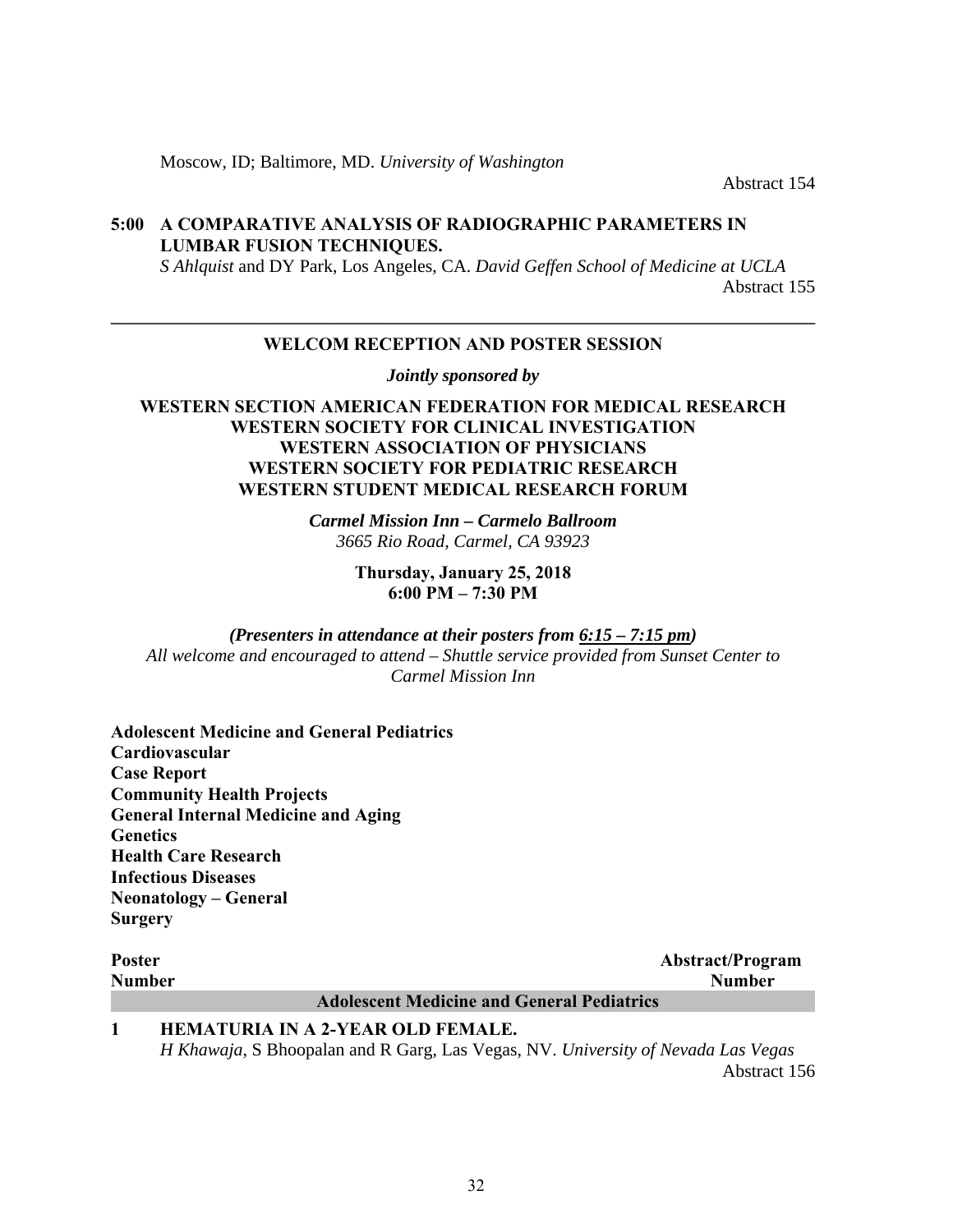Moscow, ID; Baltimore, MD. *University of Washington*

Abstract 154

**5:00 A COMPARATIVE ANALYSIS OF RADIOGRAPHIC PARAMETERS IN LUMBAR FUSION TECHNIQUES.**
*S Ahlquist* and DY Park, Los Angeles, CA. *David Geffen School of Medicine at UCLA*

Abstract 155

---

## WELCOM RECEPTION AND POSTER SESSION

***Jointly sponsored by***

**WESTERN SECTION AMERICAN FEDERATION FOR MEDICAL RESEARCH**
**WESTERN SOCIETY FOR CLINICAL INVESTIGATION**
**WESTERN ASSOCIATION OF PHYSICIANS**
**WESTERN SOCIETY FOR PEDIATRIC RESEARCH**
**WESTERN STUDENT MEDICAL RESEARCH FORUM**

***Carmel Mission Inn – Carmelo Ballroom***
*3665 Rio Road, Carmel, CA 93923*

**Thursday, January 25, 2018**
**6:00 PM – 7:30 PM**

***(Presenters in attendance at their posters from 6:15 – 7:15 pm)***
*All welcome and encouraged to attend – Shuttle service provided from Sunset Center to Carmel Mission Inn*

**Adolescent Medicine and General Pediatrics**
**Cardiovascular**
**Case Report**
**Community Health Projects**
**General Internal Medicine and Aging**
**Genetics**
**Health Care Research**
**Infectious Diseases**
**Neonatology – General**
**Surgery**

**Poster Number** — **Abstract/Program Number**

### Adolescent Medicine and General Pediatrics

**1 HEMATURIA IN A 2-YEAR OLD FEMALE.**
*H Khawaja*, S Bhoopalan and R Garg, Las Vegas, NV. *University of Nevada Las Vegas*

Abstract 156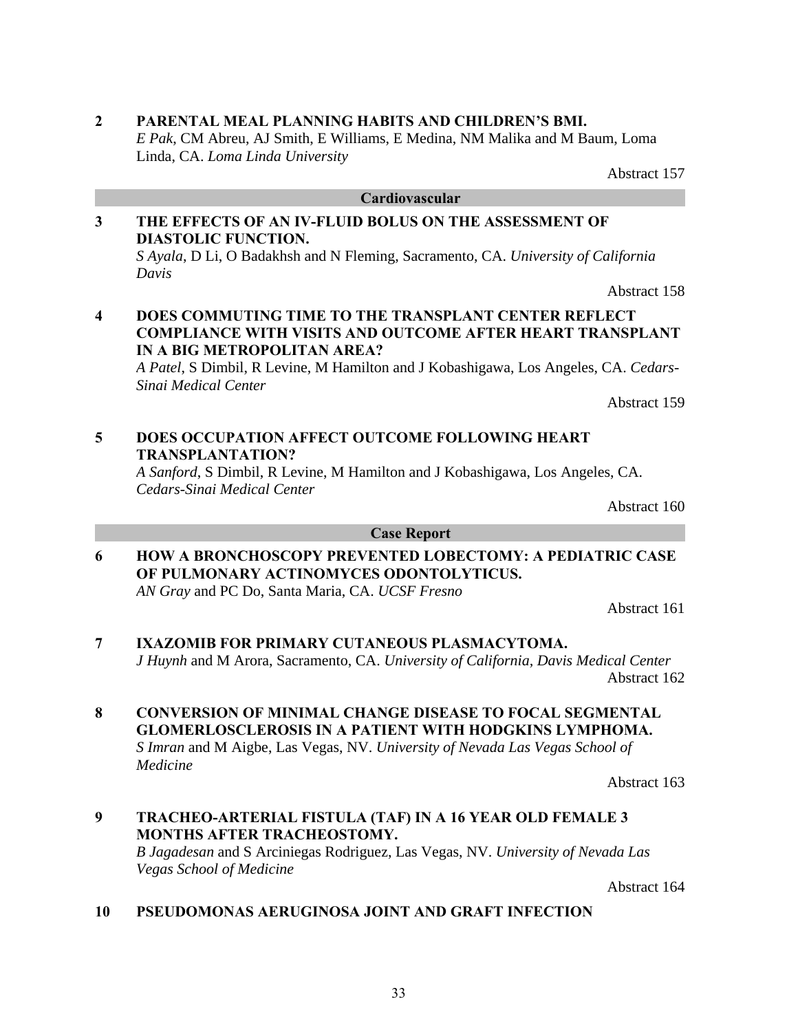**2 PARENTAL MEAL PLANNING HABITS AND CHILDREN'S BMI.**
*E Pak*, CM Abreu, AJ Smith, E Williams, E Medina, NM Malika and M Baum, Loma Linda, CA. *Loma Linda University*

Abstract 157

## Cardiovascular

**3 THE EFFECTS OF AN IV-FLUID BOLUS ON THE ASSESSMENT OF DIASTOLIC FUNCTION.**
*S Ayala*, D Li, O Badakhsh and N Fleming, Sacramento, CA. *University of California Davis*

Abstract 158

**4 DOES COMMUTING TIME TO THE TRANSPLANT CENTER REFLECT COMPLIANCE WITH VISITS AND OUTCOME AFTER HEART TRANSPLANT IN A BIG METROPOLITAN AREA?**
*A Patel*, S Dimbil, R Levine, M Hamilton and J Kobashigawa, Los Angeles, CA. *Cedars-Sinai Medical Center*

Abstract 159

**5 DOES OCCUPATION AFFECT OUTCOME FOLLOWING HEART TRANSPLANTATION?**
*A Sanford*, S Dimbil, R Levine, M Hamilton and J Kobashigawa, Los Angeles, CA. *Cedars-Sinai Medical Center*

Abstract 160

## Case Report

**6 HOW A BRONCHOSCOPY PREVENTED LOBECTOMY: A PEDIATRIC CASE OF PULMONARY ACTINOMYCES ODONTOLYTICUS.**
*AN Gray* and PC Do, Santa Maria, CA. *UCSF Fresno*

Abstract 161

**7 IXAZOMIB FOR PRIMARY CUTANEOUS PLASMACYTOMA.**
*J Huynh* and M Arora, Sacramento, CA. *University of California, Davis Medical Center*

Abstract 162

**8 CONVERSION OF MINIMAL CHANGE DISEASE TO FOCAL SEGMENTAL GLOMERLOSCLEROSIS IN A PATIENT WITH HODGKINS LYMPHOMA.**
*S Imran* and M Aigbe, Las Vegas, NV. *University of Nevada Las Vegas School of Medicine*

Abstract 163

**9 TRACHEO-ARTERIAL FISTULA (TAF) IN A 16 YEAR OLD FEMALE 3 MONTHS AFTER TRACHEOSTOMY.**
*B Jagadesan* and S Arciniegas Rodriguez, Las Vegas, NV. *University of Nevada Las Vegas School of Medicine*

Abstract 164

**10 PSEUDOMONAS AERUGINOSA JOINT AND GRAFT INFECTION**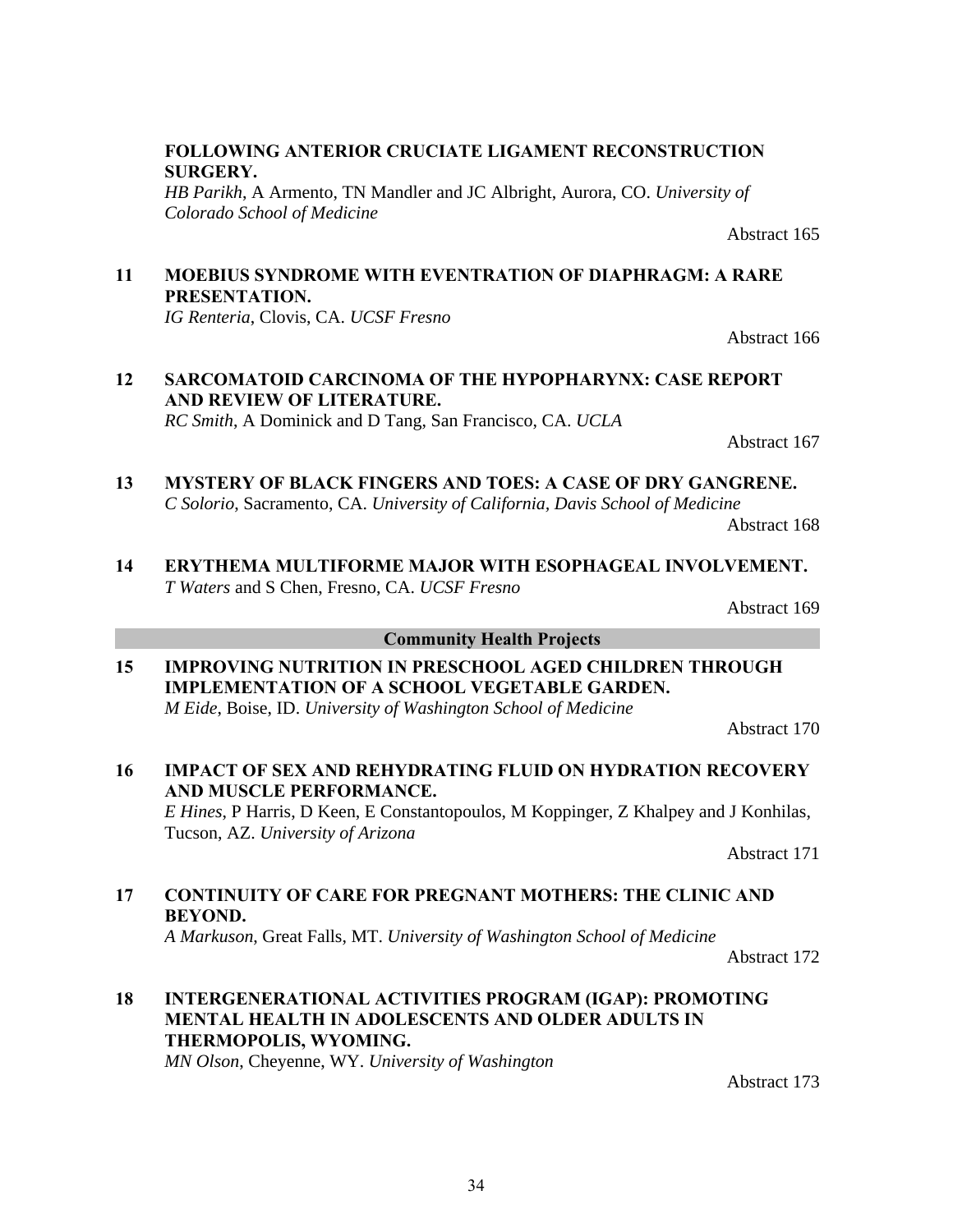**FOLLOWING ANTERIOR CRUCIATE LIGAMENT RECONSTRUCTION SURGERY.**
*HB Parikh*, A Armento, TN Mandler and JC Albright, Aurora, CO. *University of Colorado School of Medicine*

Abstract 165

**11 MOEBIUS SYNDROME WITH EVENTRATION OF DIAPHRAGM: A RARE PRESENTATION.**
*IG Renteria*, Clovis, CA. *UCSF Fresno*

Abstract 166

**12 SARCOMATOID CARCINOMA OF THE HYPOPHARYNX: CASE REPORT AND REVIEW OF LITERATURE.**
*RC Smith*, A Dominick and D Tang, San Francisco, CA. *UCLA*

Abstract 167

**13 MYSTERY OF BLACK FINGERS AND TOES: A CASE OF DRY GANGRENE.**
*C Solorio*, Sacramento, CA. *University of California, Davis School of Medicine*

Abstract 168

**14 ERYTHEMA MULTIFORME MAJOR WITH ESOPHAGEAL INVOLVEMENT.**
*T Waters* and S Chen, Fresno, CA. *UCSF Fresno*

Abstract 169

## Community Health Projects

**15 IMPROVING NUTRITION IN PRESCHOOL AGED CHILDREN THROUGH IMPLEMENTATION OF A SCHOOL VEGETABLE GARDEN.**
*M Eide*, Boise, ID. *University of Washington School of Medicine*

Abstract 170

**16 IMPACT OF SEX AND REHYDRATING FLUID ON HYDRATION RECOVERY AND MUSCLE PERFORMANCE.**
*E Hines*, P Harris, D Keen, E Constantopoulos, M Koppinger, Z Khalpey and J Konhilas, Tucson, AZ. *University of Arizona*

Abstract 171

**17 CONTINUITY OF CARE FOR PREGNANT MOTHERS: THE CLINIC AND BEYOND.**
*A Markuson*, Great Falls, MT. *University of Washington School of Medicine*

Abstract 172

**18 INTERGENERATIONAL ACTIVITIES PROGRAM (IGAP): PROMOTING MENTAL HEALTH IN ADOLESCENTS AND OLDER ADULTS IN THERMOPOLIS, WYOMING.**
*MN Olson*, Cheyenne, WY. *University of Washington*

Abstract 173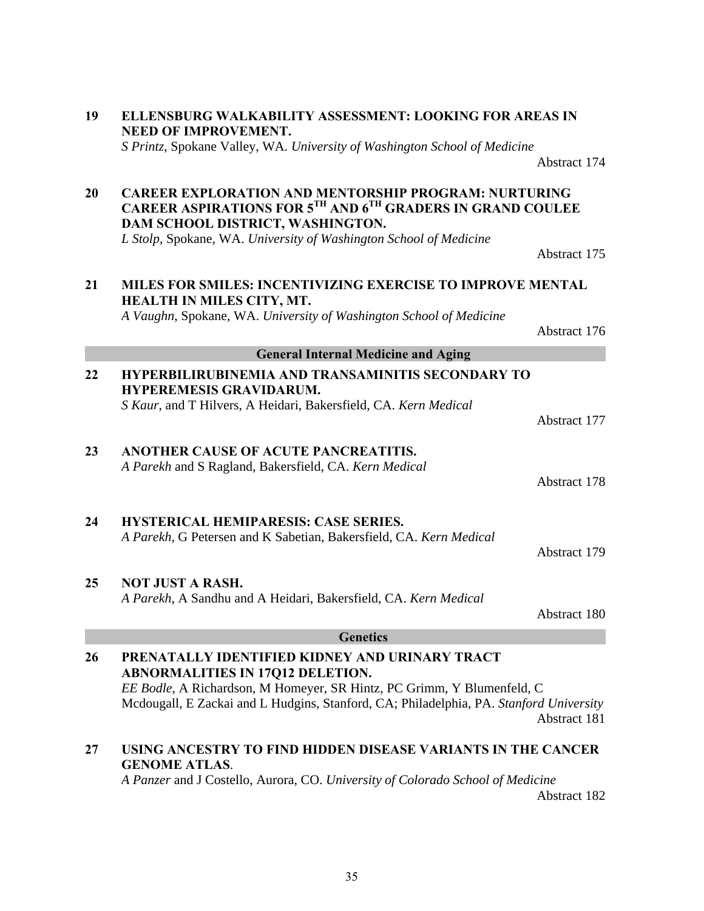**19 ELLENSBURG WALKABILITY ASSESSMENT: LOOKING FOR AREAS IN NEED OF IMPROVEMENT.**
*S Printz*, Spokane Valley, WA. *University of Washington School of Medicine*
Abstract 174

**20 CAREER EXPLORATION AND MENTORSHIP PROGRAM: NURTURING CAREER ASPIRATIONS FOR 5TH AND 6TH GRADERS IN GRAND COULEE DAM SCHOOL DISTRICT, WASHINGTON.**
*L Stolp*, Spokane, WA. *University of Washington School of Medicine*
Abstract 175

**21 MILES FOR SMILES: INCENTIVIZING EXERCISE TO IMPROVE MENTAL HEALTH IN MILES CITY, MT.**
*A Vaughn*, Spokane, WA. *University of Washington School of Medicine*
Abstract 176

## General Internal Medicine and Aging

**22 HYPERBILIRUBINEMIA AND TRANSAMINITIS SECONDARY TO HYPEREMESIS GRAVIDARUM.**
*S Kaur*, and T Hilvers, A Heidari, Bakersfield, CA. *Kern Medical*
Abstract 177

**23 ANOTHER CAUSE OF ACUTE PANCREATITIS.**
*A Parekh* and S Ragland, Bakersfield, CA. *Kern Medical*
Abstract 178

**24 HYSTERICAL HEMIPARESIS: CASE SERIES.**
*A Parekh*, G Petersen and K Sabetian, Bakersfield, CA. *Kern Medical*
Abstract 179

**25 NOT JUST A RASH.**
*A Parekh*, A Sandhu and A Heidari, Bakersfield, CA. *Kern Medical*
Abstract 180

## Genetics

**26 PRENATALLY IDENTIFIED KIDNEY AND URINARY TRACT ABNORMALITIES IN 17Q12 DELETION.**
*EE Bodle*, A Richardson, M Homeyer, SR Hintz, PC Grimm, Y Blumenfeld, C Mcdougall, E Zackai and L Hudgins, Stanford, CA; Philadelphia, PA. *Stanford University*
Abstract 181

**27 USING ANCESTRY TO FIND HIDDEN DISEASE VARIANTS IN THE CANCER GENOME ATLAS.**
*A Panzer* and J Costello, Aurora, CO. *University of Colorado School of Medicine*
Abstract 182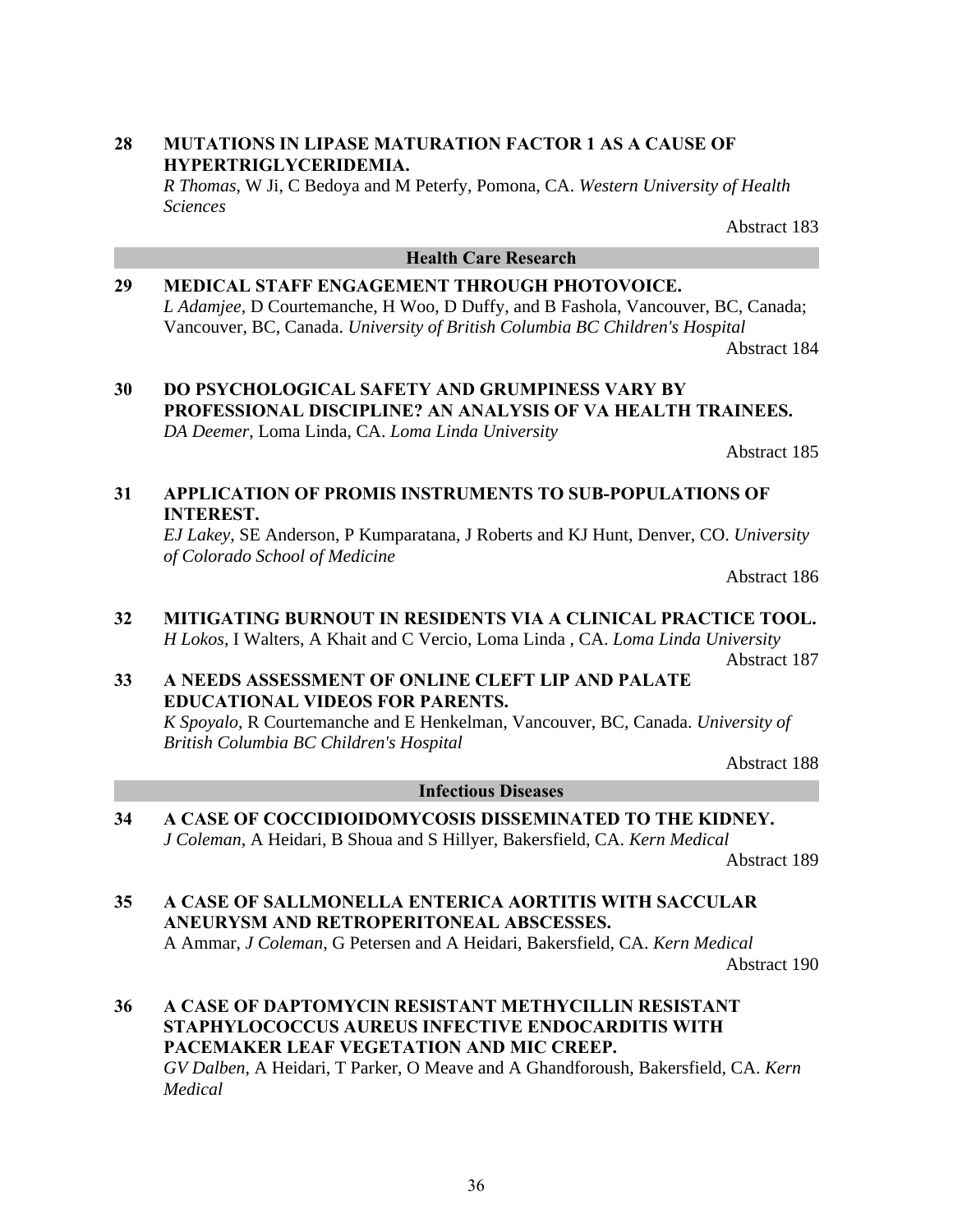**28 MUTATIONS IN LIPASE MATURATION FACTOR 1 AS A CAUSE OF HYPERTRIGLYCERIDEMIA.**
*R Thomas*, W Ji, C Bedoya and M Peterfy, Pomona, CA. *Western University of Health Sciences*
Abstract 183

## Health Care Research

**29 MEDICAL STAFF ENGAGEMENT THROUGH PHOTOVOICE.**
*L Adamjee*, D Courtemanche, H Woo, D Duffy, and B Fashola, Vancouver, BC, Canada; Vancouver, BC, Canada. *University of British Columbia BC Children's Hospital*
Abstract 184

**30 DO PSYCHOLOGICAL SAFETY AND GRUMPINESS VARY BY PROFESSIONAL DISCIPLINE? AN ANALYSIS OF VA HEALTH TRAINEES.**
*DA Deemer*, Loma Linda, CA. *Loma Linda University*
Abstract 185

**31 APPLICATION OF PROMIS INSTRUMENTS TO SUB-POPULATIONS OF INTEREST.**
*EJ Lakey*, SE Anderson, P Kumparatana, J Roberts and KJ Hunt, Denver, CO. *University of Colorado School of Medicine*
Abstract 186

**32 MITIGATING BURNOUT IN RESIDENTS VIA A CLINICAL PRACTICE TOOL.**
*H Lokos*, I Walters, A Khait and C Vercio, Loma Linda , CA. *Loma Linda University*
Abstract 187

**33 A NEEDS ASSESSMENT OF ONLINE CLEFT LIP AND PALATE EDUCATIONAL VIDEOS FOR PARENTS.**
*K Spoyalo*, R Courtemanche and E Henkelman, Vancouver, BC, Canada. *University of British Columbia BC Children's Hospital*
Abstract 188

## Infectious Diseases

**34 A CASE OF COCCIDIOIDOMYCOSIS DISSEMINATED TO THE KIDNEY.**
*J Coleman*, A Heidari, B Shoua and S Hillyer, Bakersfield, CA. *Kern Medical*
Abstract 189

**35 A CASE OF SALLMONELLA ENTERICA AORTITIS WITH SACCULAR ANEURYSM AND RETROPERITONEAL ABSCESSES.**
A Ammar, *J Coleman*, G Petersen and A Heidari, Bakersfield, CA. *Kern Medical*
Abstract 190

**36 A CASE OF DAPTOMYCIN RESISTANT METHYCILLIN RESISTANT STAPHYLOCOCCUS AUREUS INFECTIVE ENDOCARDITIS WITH PACEMAKER LEAF VEGETATION AND MIC CREEP.**
*GV Dalben*, A Heidari, T Parker, O Meave and A Ghandforoush, Bakersfield, CA. *Kern Medical*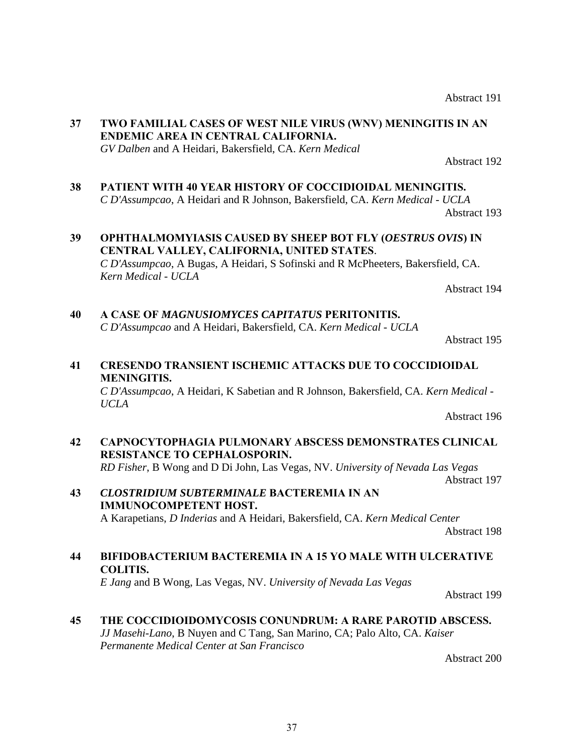Abstract 191

**37 TWO FAMILIAL CASES OF WEST NILE VIRUS (WNV) MENINGITIS IN AN ENDEMIC AREA IN CENTRAL CALIFORNIA.**
*GV Dalben* and A Heidari, Bakersfield, CA. *Kern Medical*

Abstract 192

**38 PATIENT WITH 40 YEAR HISTORY OF COCCIDIOIDAL MENINGITIS.**
*C D'Assumpcao*, A Heidari and R Johnson, Bakersfield, CA. *Kern Medical - UCLA*

Abstract 193

**39 OPHTHALMOMYIASIS CAUSED BY SHEEP BOT FLY (*OESTRUS OVIS*) IN CENTRAL VALLEY, CALIFORNIA, UNITED STATES**.
*C D'Assumpcao*, A Bugas, A Heidari, S Sofinski and R McPheeters, Bakersfield, CA. *Kern Medical - UCLA*

Abstract 194

**40 A CASE OF *MAGNUSIOMYCES CAPITATUS* PERITONITIS.**
*C D'Assumpcao* and A Heidari, Bakersfield, CA. *Kern Medical - UCLA*

Abstract 195

**41 CRESENDO TRANSIENT ISCHEMIC ATTACKS DUE TO COCCIDIOIDAL MENINGITIS.**
*C D'Assumpcao*, A Heidari, K Sabetian and R Johnson, Bakersfield, CA. *Kern Medical - UCLA*

Abstract 196

**42 CAPNOCYTOPHAGIA PULMONARY ABSCESS DEMONSTRATES CLINICAL RESISTANCE TO CEPHALOSPORIN.**
*RD Fisher*, B Wong and D Di John, Las Vegas, NV. *University of Nevada Las Vegas*

Abstract 197

**43 *CLOSTRIDIUM SUBTERMINALE* BACTEREMIA IN AN IMMUNOCOMPETENT HOST.**
A Karapetians, *D Inderias* and A Heidari, Bakersfield, CA. *Kern Medical Center*

Abstract 198

**44 BIFIDOBACTERIUM BACTEREMIA IN A 15 YO MALE WITH ULCERATIVE COLITIS.**
*E Jang* and B Wong, Las Vegas, NV. *University of Nevada Las Vegas*

Abstract 199

**45 THE COCCIDIOIDOMYCOSIS CONUNDRUM: A RARE PAROTID ABSCESS.**
*JJ Masehi-Lano*, B Nuyen and C Tang, San Marino, CA; Palo Alto, CA. *Kaiser Permanente Medical Center at San Francisco*

Abstract 200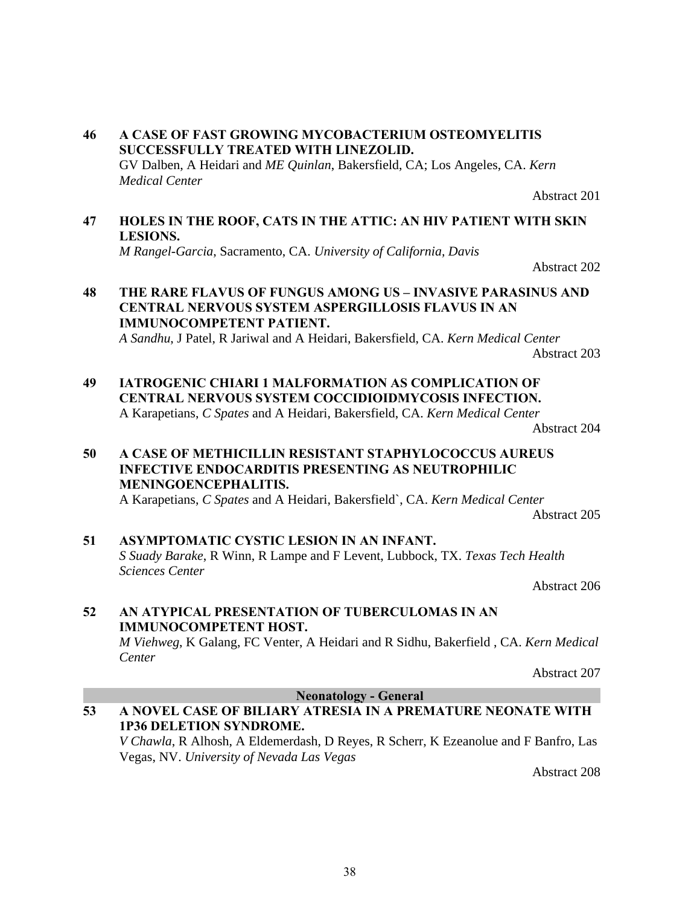**46 A CASE OF FAST GROWING MYCOBACTERIUM OSTEOMYELITIS SUCCESSFULLY TREATED WITH LINEZOLID.**
GV Dalben, A Heidari and *ME Quinlan*, Bakersfield, CA; Los Angeles, CA. *Kern Medical Center*

Abstract 201

**47 HOLES IN THE ROOF, CATS IN THE ATTIC: AN HIV PATIENT WITH SKIN LESIONS.**
*M Rangel-Garcia*, Sacramento, CA. *University of California, Davis*

Abstract 202

**48 THE RARE FLAVUS OF FUNGUS AMONG US – INVASIVE PARASINUS AND CENTRAL NERVOUS SYSTEM ASPERGILLOSIS FLAVUS IN AN IMMUNOCOMPETENT PATIENT.**
*A Sandhu*, J Patel, R Jariwal and A Heidari, Bakersfield, CA. *Kern Medical Center*

Abstract 203

**49 IATROGENIC CHIARI 1 MALFORMATION AS COMPLICATION OF CENTRAL NERVOUS SYSTEM COCCIDIOIDMYCOSIS INFECTION.**
A Karapetians, *C Spates* and A Heidari, Bakersfield, CA. *Kern Medical Center*

Abstract 204

**50 A CASE OF METHICILLIN RESISTANT STAPHYLOCOCCUS AUREUS INFECTIVE ENDOCARDITIS PRESENTING AS NEUTROPHILIC MENINGOENCEPHALITIS.**
A Karapetians, *C Spates* and A Heidari, Bakersfield`, CA. *Kern Medical Center*

Abstract 205

**51 ASYMPTOMATIC CYSTIC LESION IN AN INFANT.**
*S Suady Barake*, R Winn, R Lampe and F Levent, Lubbock, TX. *Texas Tech Health Sciences Center*

Abstract 206

**52 AN ATYPICAL PRESENTATION OF TUBERCULOMAS IN AN IMMUNOCOMPETENT HOST.**
*M Viehweg*, K Galang, FC Venter, A Heidari and R Sidhu, Bakerfield , CA. *Kern Medical Center*

Abstract 207

## Neonatology - General

**53 A NOVEL CASE OF BILIARY ATRESIA IN A PREMATURE NEONATE WITH 1P36 DELETION SYNDROME.**
*V Chawla*, R Alhosh, A Eldemerdash, D Reyes, R Scherr, K Ezeanolue and F Banfro, Las Vegas, NV. *University of Nevada Las Vegas*

Abstract 208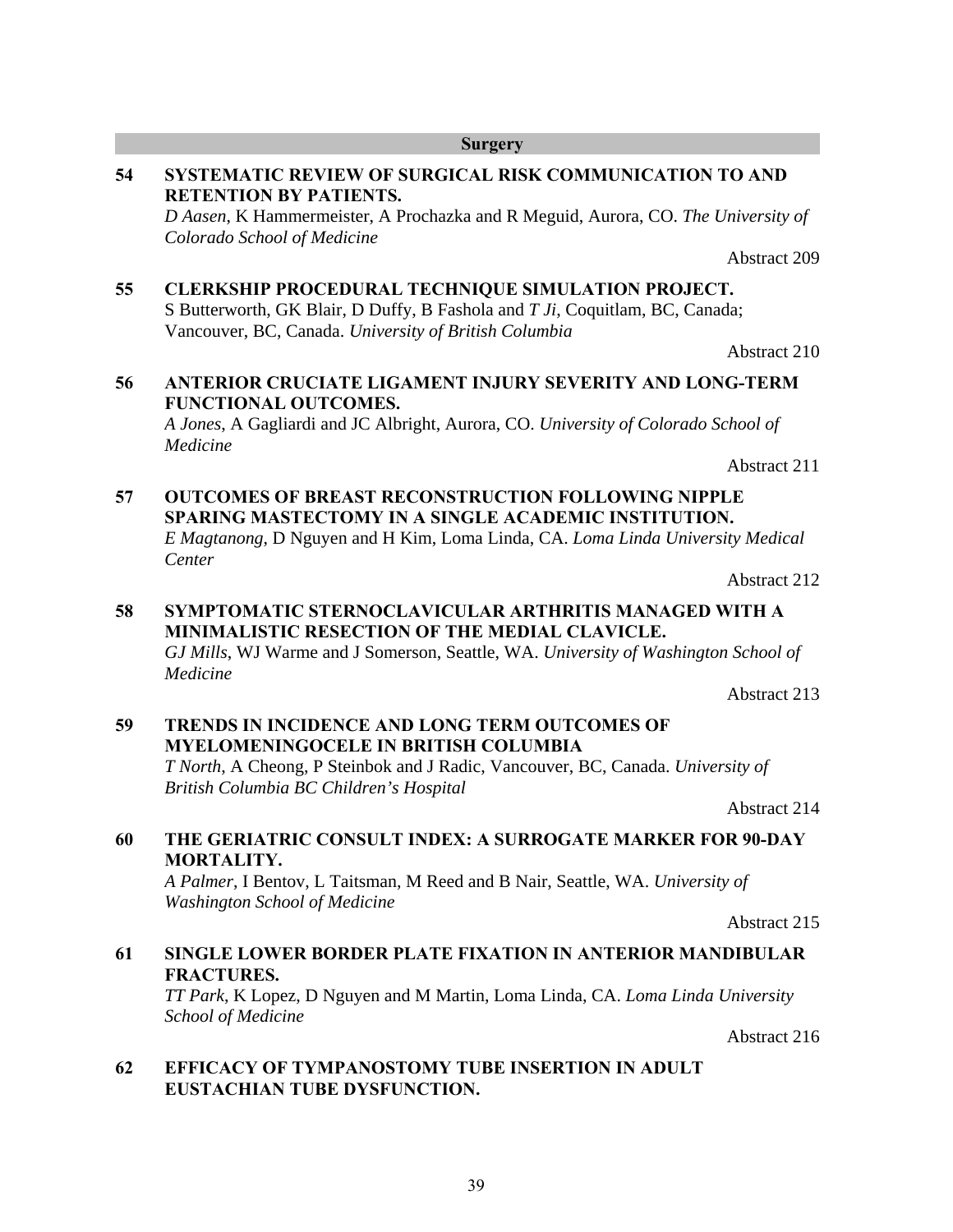## Surgery

**54 SYSTEMATIC REVIEW OF SURGICAL RISK COMMUNICATION TO AND RETENTION BY PATIENTS.**
*D Aasen*, K Hammermeister, A Prochazka and R Meguid, Aurora, CO. *The University of Colorado School of Medicine*

Abstract 209

**55 CLERKSHIP PROCEDURAL TECHNIQUE SIMULATION PROJECT.**
S Butterworth, GK Blair, D Duffy, B Fashola and *T Ji*, Coquitlam, BC, Canada; Vancouver, BC, Canada. *University of British Columbia*

Abstract 210

**56 ANTERIOR CRUCIATE LIGAMENT INJURY SEVERITY AND LONG-TERM FUNCTIONAL OUTCOMES.**
*A Jones*, A Gagliardi and JC Albright, Aurora, CO. *University of Colorado School of Medicine*

Abstract 211

**57 OUTCOMES OF BREAST RECONSTRUCTION FOLLOWING NIPPLE SPARING MASTECTOMY IN A SINGLE ACADEMIC INSTITUTION.**
*E Magtanong*, D Nguyen and H Kim, Loma Linda, CA. *Loma Linda University Medical Center*

Abstract 212

**58 SYMPTOMATIC STERNOCLAVICULAR ARTHRITIS MANAGED WITH A MINIMALISTIC RESECTION OF THE MEDIAL CLAVICLE.**
*GJ Mills*, WJ Warme and J Somerson, Seattle, WA. *University of Washington School of Medicine*

Abstract 213

**59 TRENDS IN INCIDENCE AND LONG TERM OUTCOMES OF MYELOMENINGOCELE IN BRITISH COLUMBIA**
*T North*, A Cheong, P Steinbok and J Radic, Vancouver, BC, Canada. *University of British Columbia BC Children's Hospital*

Abstract 214

**60 THE GERIATRIC CONSULT INDEX: A SURROGATE MARKER FOR 90-DAY MORTALITY.**
*A Palmer*, I Bentov, L Taitsman, M Reed and B Nair, Seattle, WA. *University of Washington School of Medicine*

Abstract 215

**61 SINGLE LOWER BORDER PLATE FIXATION IN ANTERIOR MANDIBULAR FRACTURES.**
*TT Park*, K Lopez, D Nguyen and M Martin, Loma Linda, CA. *Loma Linda University School of Medicine*

Abstract 216

**62 EFFICACY OF TYMPANOSTOMY TUBE INSERTION IN ADULT EUSTACHIAN TUBE DYSFUNCTION.**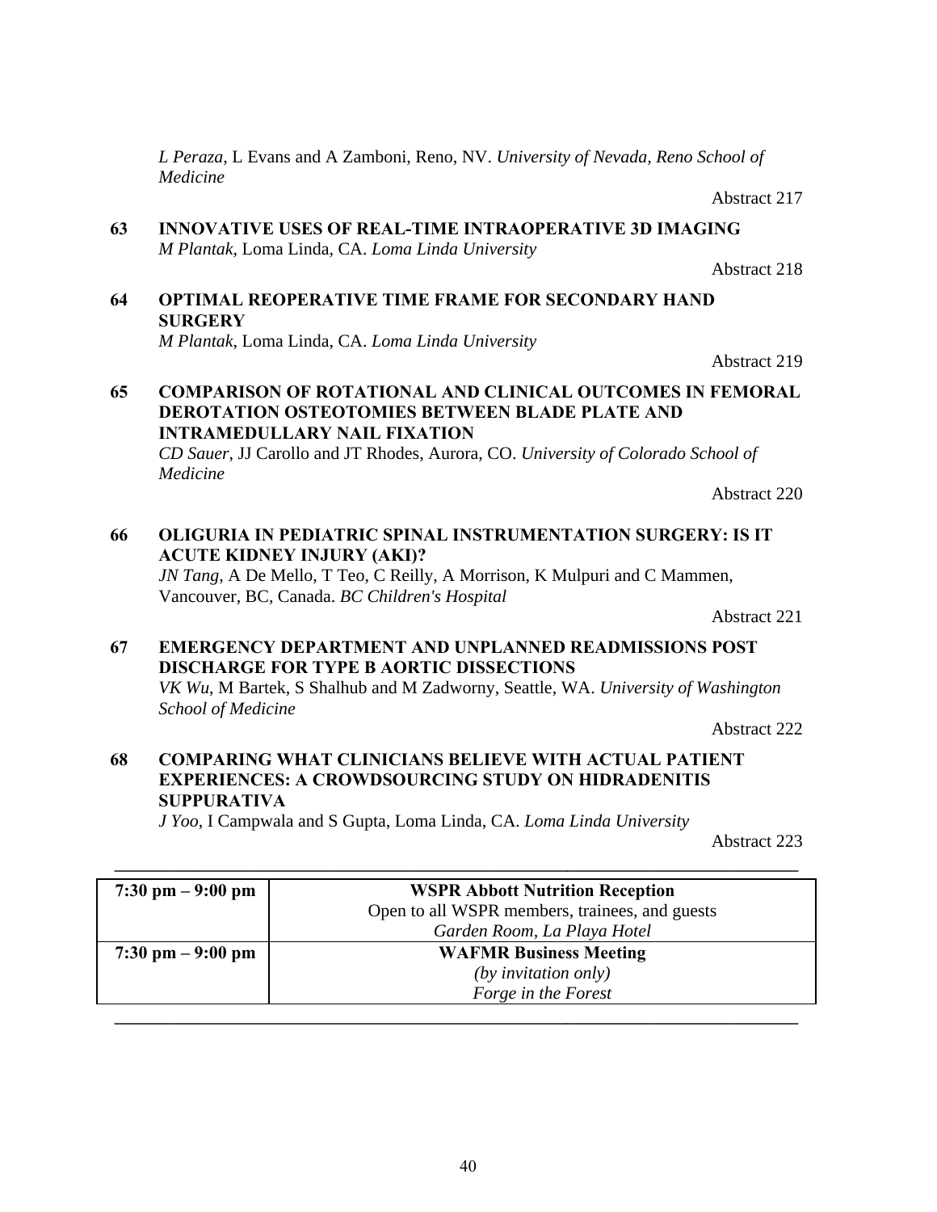*L Peraza*, L Evans and A Zamboni, Reno, NV. *University of Nevada, Reno School of Medicine*

Abstract 217

**63 INNOVATIVE USES OF REAL-TIME INTRAOPERATIVE 3D IMAGING**
*M Plantak*, Loma Linda, CA. *Loma Linda University*

Abstract 218

**64 OPTIMAL REOPERATIVE TIME FRAME FOR SECONDARY HAND SURGERY**
*M Plantak*, Loma Linda, CA. *Loma Linda University*

Abstract 219

**65 COMPARISON OF ROTATIONAL AND CLINICAL OUTCOMES IN FEMORAL DEROTATION OSTEOTOMIES BETWEEN BLADE PLATE AND INTRAMEDULLARY NAIL FIXATION**
*CD Sauer*, JJ Carollo and JT Rhodes, Aurora, CO. *University of Colorado School of Medicine*

Abstract 220

**66 OLIGURIA IN PEDIATRIC SPINAL INSTRUMENTATION SURGERY: IS IT ACUTE KIDNEY INJURY (AKI)?**
*JN Tang*, A De Mello, T Teo, C Reilly, A Morrison, K Mulpuri and C Mammen, Vancouver, BC, Canada. *BC Children's Hospital*

Abstract 221

**67 EMERGENCY DEPARTMENT AND UNPLANNED READMISSIONS POST DISCHARGE FOR TYPE B AORTIC DISSECTIONS**
*VK Wu*, M Bartek, S Shalhub and M Zadworny, Seattle, WA. *University of Washington School of Medicine*

Abstract 222

**68 COMPARING WHAT CLINICIANS BELIEVE WITH ACTUAL PATIENT EXPERIENCES: A CROWDSOURCING STUDY ON HIDRADENITIS SUPPURATIVA**
*J Yoo*, I Campwala and S Gupta, Loma Linda, CA. *Loma Linda University*

Abstract 223

| Time | Event |
|---|---|
| **7:30 pm – 9:00 pm** | **WSPR Abbott Nutrition Reception**<br>Open to all WSPR members, trainees, and guests<br>*Garden Room, La Playa Hotel* |
| **7:30 pm – 9:00 pm** | **WAFMR Business Meeting**<br>*(by invitation only)*<br>*Forge in the Forest* |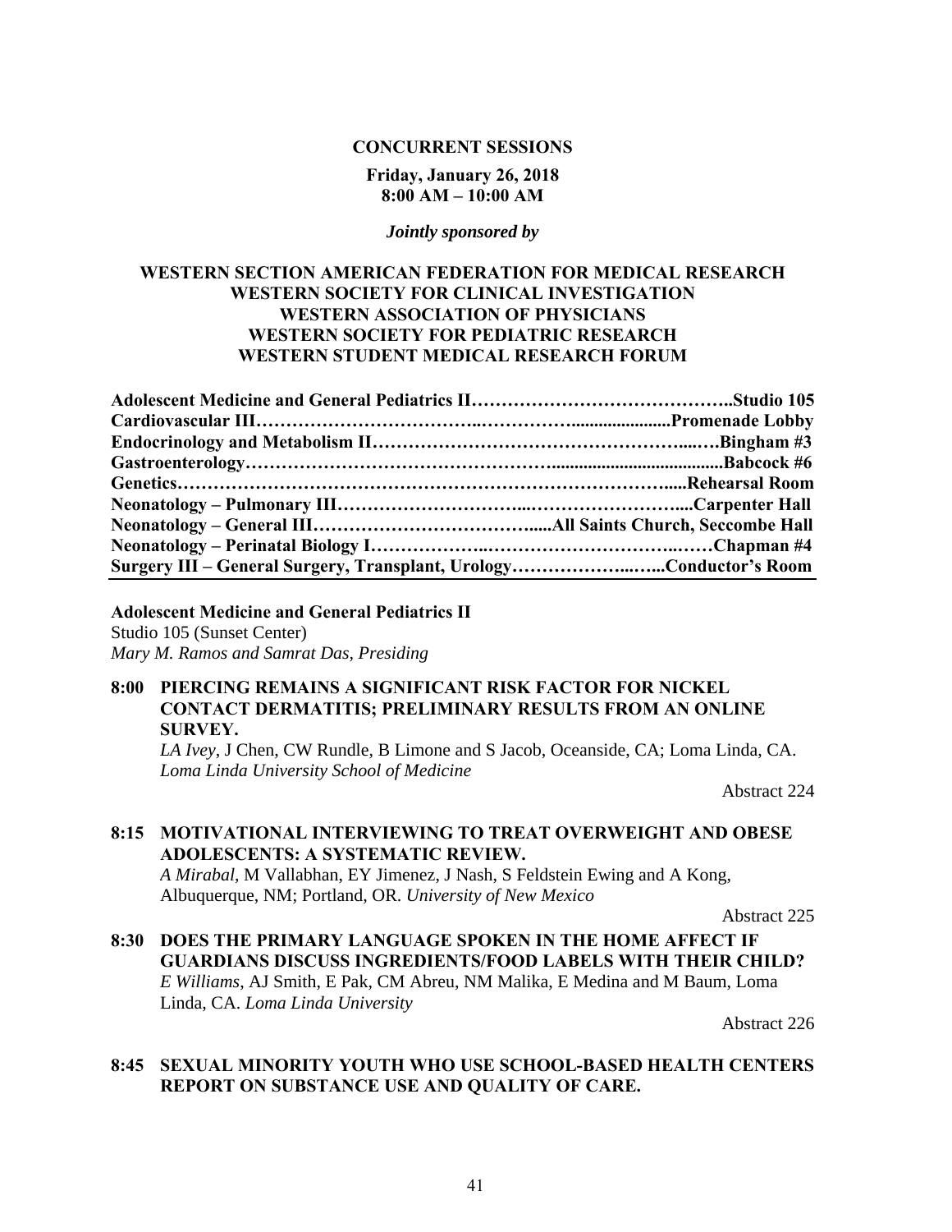**CONCURRENT SESSIONS**

**Friday, January 26, 2018**
**8:00 AM – 10:00 AM**

***Jointly sponsored by***

**WESTERN SECTION AMERICAN FEDERATION FOR MEDICAL RESEARCH**
**WESTERN SOCIETY FOR CLINICAL INVESTIGATION**
**WESTERN ASSOCIATION OF PHYSICIANS**
**WESTERN SOCIETY FOR PEDIATRIC RESEARCH**
**WESTERN STUDENT MEDICAL RESEARCH FORUM**

| Session | Location |
|---|---|
| **Adolescent Medicine and General Pediatrics II** | **Studio 105** |
| **Cardiovascular III** | **Promenade Lobby** |
| **Endocrinology and Metabolism II** | **Bingham #3** |
| **Gastroenterology** | **Babcock #6** |
| **Genetics** | **Rehearsal Room** |
| **Neonatology – Pulmonary III** | **Carpenter Hall** |
| **Neonatology – General III** | **All Saints Church, Seccombe Hall** |
| **Neonatology – Perinatal Biology I** | **Chapman #4** |
| **Surgery III – General Surgery, Transplant, Urology** | **Conductor's Room** |

**Adolescent Medicine and General Pediatrics II**
Studio 105 (Sunset Center)
*Mary M. Ramos and Samrat Das, Presiding*

**8:00 PIERCING REMAINS A SIGNIFICANT RISK FACTOR FOR NICKEL CONTACT DERMATITIS; PRELIMINARY RESULTS FROM AN ONLINE SURVEY.**
*LA Ivey*, J Chen, CW Rundle, B Limone and S Jacob, Oceanside, CA; Loma Linda, CA. *Loma Linda University School of Medicine*

Abstract 224

**8:15 MOTIVATIONAL INTERVIEWING TO TREAT OVERWEIGHT AND OBESE ADOLESCENTS: A SYSTEMATIC REVIEW.**
*A Mirabal*, M Vallabhan, EY Jimenez, J Nash, S Feldstein Ewing and A Kong, Albuquerque, NM; Portland, OR. *University of New Mexico*

Abstract 225

**8:30 DOES THE PRIMARY LANGUAGE SPOKEN IN THE HOME AFFECT IF GUARDIANS DISCUSS INGREDIENTS/FOOD LABELS WITH THEIR CHILD?**
*E Williams*, AJ Smith, E Pak, CM Abreu, NM Malika, E Medina and M Baum, Loma Linda, CA. *Loma Linda University*

Abstract 226

**8:45 SEXUAL MINORITY YOUTH WHO USE SCHOOL-BASED HEALTH CENTERS REPORT ON SUBSTANCE USE AND QUALITY OF CARE.**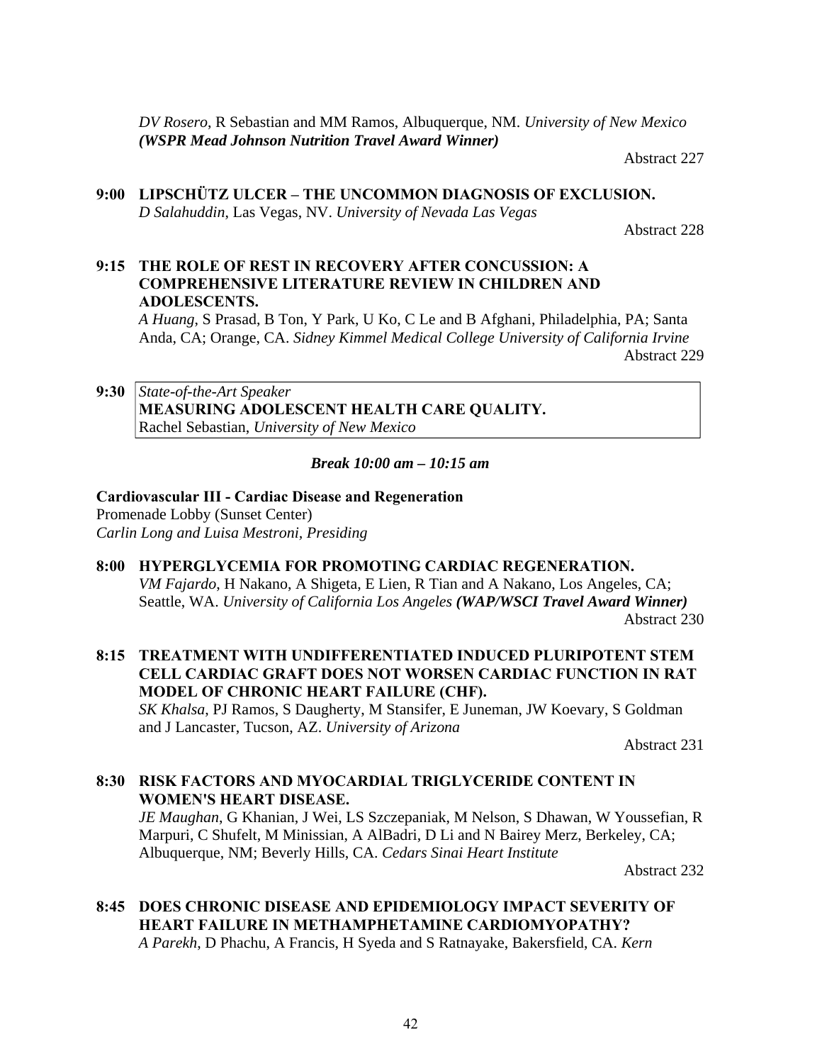*DV Rosero*, R Sebastian and MM Ramos, Albuquerque, NM. *University of New Mexico* ***(WSPR Mead Johnson Nutrition Travel Award Winner)***

Abstract 227

**9:00 LIPSCHÜTZ ULCER – THE UNCOMMON DIAGNOSIS OF EXCLUSION.**
*D Salahuddin*, Las Vegas, NV. *University of Nevada Las Vegas*

Abstract 228

**9:15 THE ROLE OF REST IN RECOVERY AFTER CONCUSSION: A COMPREHENSIVE LITERATURE REVIEW IN CHILDREN AND ADOLESCENTS.**
*A Huang*, S Prasad, B Ton, Y Park, U Ko, C Le and B Afghani, Philadelphia, PA; Santa Anda, CA; Orange, CA. *Sidney Kimmel Medical College University of California Irvine*

Abstract 229

**9:30** *State-of-the-Art Speaker*
**MEASURING ADOLESCENT HEALTH CARE QUALITY.**
Rachel Sebastian, *University of New Mexico*

***Break 10:00 am – 10:15 am***

**Cardiovascular III - Cardiac Disease and Regeneration**
Promenade Lobby (Sunset Center)
*Carlin Long and Luisa Mestroni, Presiding*

**8:00 HYPERGLYCEMIA FOR PROMOTING CARDIAC REGENERATION.**
*VM Fajardo*, H Nakano, A Shigeta, E Lien, R Tian and A Nakano, Los Angeles, CA; Seattle, WA. *University of California Los Angeles* ***(WAP/WSCI Travel Award Winner)***

Abstract 230

**8:15 TREATMENT WITH UNDIFFERENTIATED INDUCED PLURIPOTENT STEM CELL CARDIAC GRAFT DOES NOT WORSEN CARDIAC FUNCTION IN RAT MODEL OF CHRONIC HEART FAILURE (CHF).**
*SK Khalsa*, PJ Ramos, S Daugherty, M Stansifer, E Juneman, JW Koevary, S Goldman and J Lancaster, Tucson, AZ. *University of Arizona*

Abstract 231

**8:30 RISK FACTORS AND MYOCARDIAL TRIGLYCERIDE CONTENT IN WOMEN'S HEART DISEASE.**
*JE Maughan*, G Khanian, J Wei, LS Szczepaniak, M Nelson, S Dhawan, W Youssefian, R Marpuri, C Shufelt, M Minissian, A AlBadri, D Li and N Bairey Merz, Berkeley, CA; Albuquerque, NM; Beverly Hills, CA. *Cedars Sinai Heart Institute*

Abstract 232

**8:45 DOES CHRONIC DISEASE AND EPIDEMIOLOGY IMPACT SEVERITY OF HEART FAILURE IN METHAMPHETAMINE CARDIOMYOPATHY?**
*A Parekh*, D Phachu, A Francis, H Syeda and S Ratnayake, Bakersfield, CA. *Kern*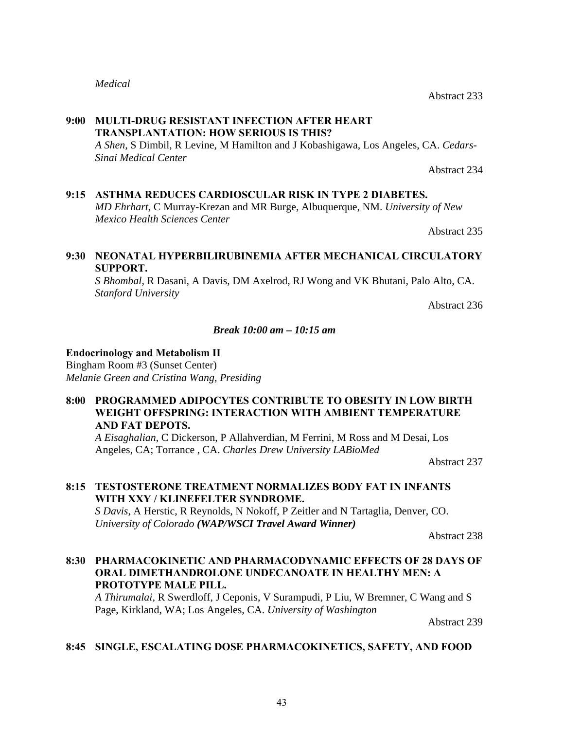*Medical*

Abstract 233

**9:00 MULTI-DRUG RESISTANT INFECTION AFTER HEART TRANSPLANTATION: HOW SERIOUS IS THIS?**
*A Shen*, S Dimbil, R Levine, M Hamilton and J Kobashigawa, Los Angeles, CA. *Cedars-Sinai Medical Center*

Abstract 234

**9:15 ASTHMA REDUCES CARDIOSCULAR RISK IN TYPE 2 DIABETES.**
*MD Ehrhart*, C Murray-Krezan and MR Burge, Albuquerque, NM. *University of New Mexico Health Sciences Center*

Abstract 235

**9:30 NEONATAL HYPERBILIRUBINEMIA AFTER MECHANICAL CIRCULATORY SUPPORT.**
*S Bhombal*, R Dasani, A Davis, DM Axelrod, RJ Wong and VK Bhutani, Palo Alto, CA. *Stanford University*

Abstract 236

***Break 10:00 am – 10:15 am***

**Endocrinology and Metabolism II**
Bingham Room #3 (Sunset Center)
*Melanie Green and Cristina Wang, Presiding*

**8:00 PROGRAMMED ADIPOCYTES CONTRIBUTE TO OBESITY IN LOW BIRTH WEIGHT OFFSPRING: INTERACTION WITH AMBIENT TEMPERATURE AND FAT DEPOTS.**
*A Eisaghalian*, C Dickerson, P Allahverdian, M Ferrini, M Ross and M Desai, Los Angeles, CA; Torrance , CA. *Charles Drew University LABioMed*

Abstract 237

**8:15 TESTOSTERONE TREATMENT NORMALIZES BODY FAT IN INFANTS WITH XXY / KLINEFELTER SYNDROME.**
*S Davis*, A Herstic, R Reynolds, N Nokoff, P Zeitler and N Tartaglia, Denver, CO. *University of Colorado **(WAP/WSCI Travel Award Winner)***

Abstract 238

**8:30 PHARMACOKINETIC AND PHARMACODYNAMIC EFFECTS OF 28 DAYS OF ORAL DIMETHANDROLONE UNDECANOATE IN HEALTHY MEN: A PROTOTYPE MALE PILL.**
*A Thirumalai*, R Swerdloff, J Ceponis, V Surampudi, P Liu, W Bremner, C Wang and S Page, Kirkland, WA; Los Angeles, CA. *University of Washington*

Abstract 239

**8:45 SINGLE, ESCALATING DOSE PHARMACOKINETICS, SAFETY, AND FOOD**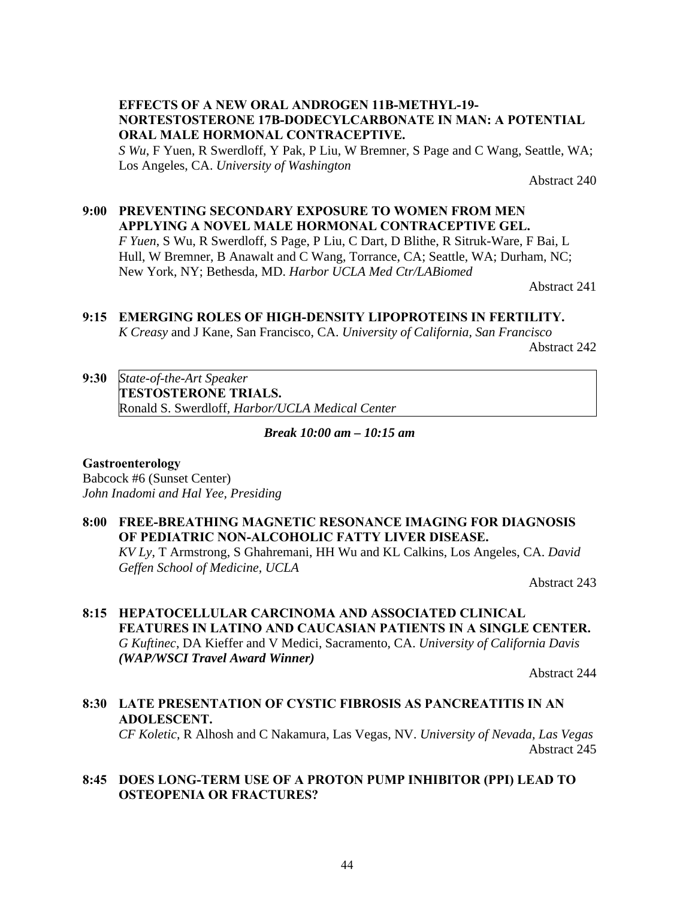**EFFECTS OF A NEW ORAL ANDROGEN 11B-METHYL-19-NORTESTOSTERONE 17B-DODECYLCARBONATE IN MAN: A POTENTIAL ORAL MALE HORMONAL CONTRACEPTIVE.**
*S Wu*, F Yuen, R Swerdloff, Y Pak, P Liu, W Bremner, S Page and C Wang, Seattle, WA; Los Angeles, CA. *University of Washington*

Abstract 240

**9:00 PREVENTING SECONDARY EXPOSURE TO WOMEN FROM MEN APPLYING A NOVEL MALE HORMONAL CONTRACEPTIVE GEL.**
*F Yuen*, S Wu, R Swerdloff, S Page, P Liu, C Dart, D Blithe, R Sitruk-Ware, F Bai, L Hull, W Bremner, B Anawalt and C Wang, Torrance, CA; Seattle, WA; Durham, NC; New York, NY; Bethesda, MD. *Harbor UCLA Med Ctr/LABiomed*

Abstract 241

**9:15 EMERGING ROLES OF HIGH-DENSITY LIPOPROTEINS IN FERTILITY.**
*K Creasy* and J Kane, San Francisco, CA. *University of California, San Francisco*

Abstract 242

**9:30** *State-of-the-Art Speaker*
**TESTOSTERONE TRIALS.**
Ronald S. Swerdloff, *Harbor/UCLA Medical Center*

***Break 10:00 am – 10:15 am***

**Gastroenterology**
Babcock #6 (Sunset Center)
*John Inadomi and Hal Yee, Presiding*

**8:00 FREE-BREATHING MAGNETIC RESONANCE IMAGING FOR DIAGNOSIS OF PEDIATRIC NON-ALCOHOLIC FATTY LIVER DISEASE.**
*KV Ly*, T Armstrong, S Ghahremani, HH Wu and KL Calkins, Los Angeles, CA. *David Geffen School of Medicine, UCLA*

Abstract 243

**8:15 HEPATOCELLULAR CARCINOMA AND ASSOCIATED CLINICAL FEATURES IN LATINO AND CAUCASIAN PATIENTS IN A SINGLE CENTER.**
*G Kuftinec*, DA Kieffer and V Medici, Sacramento, CA. *University of California Davis* ***(WAP/WSCI Travel Award Winner)***

Abstract 244

**8:30 LATE PRESENTATION OF CYSTIC FIBROSIS AS PANCREATITIS IN AN ADOLESCENT.**
*CF Koletic*, R Alhosh and C Nakamura, Las Vegas, NV. *University of Nevada, Las Vegas*

Abstract 245

**8:45 DOES LONG-TERM USE OF A PROTON PUMP INHIBITOR (PPI) LEAD TO OSTEOPENIA OR FRACTURES?**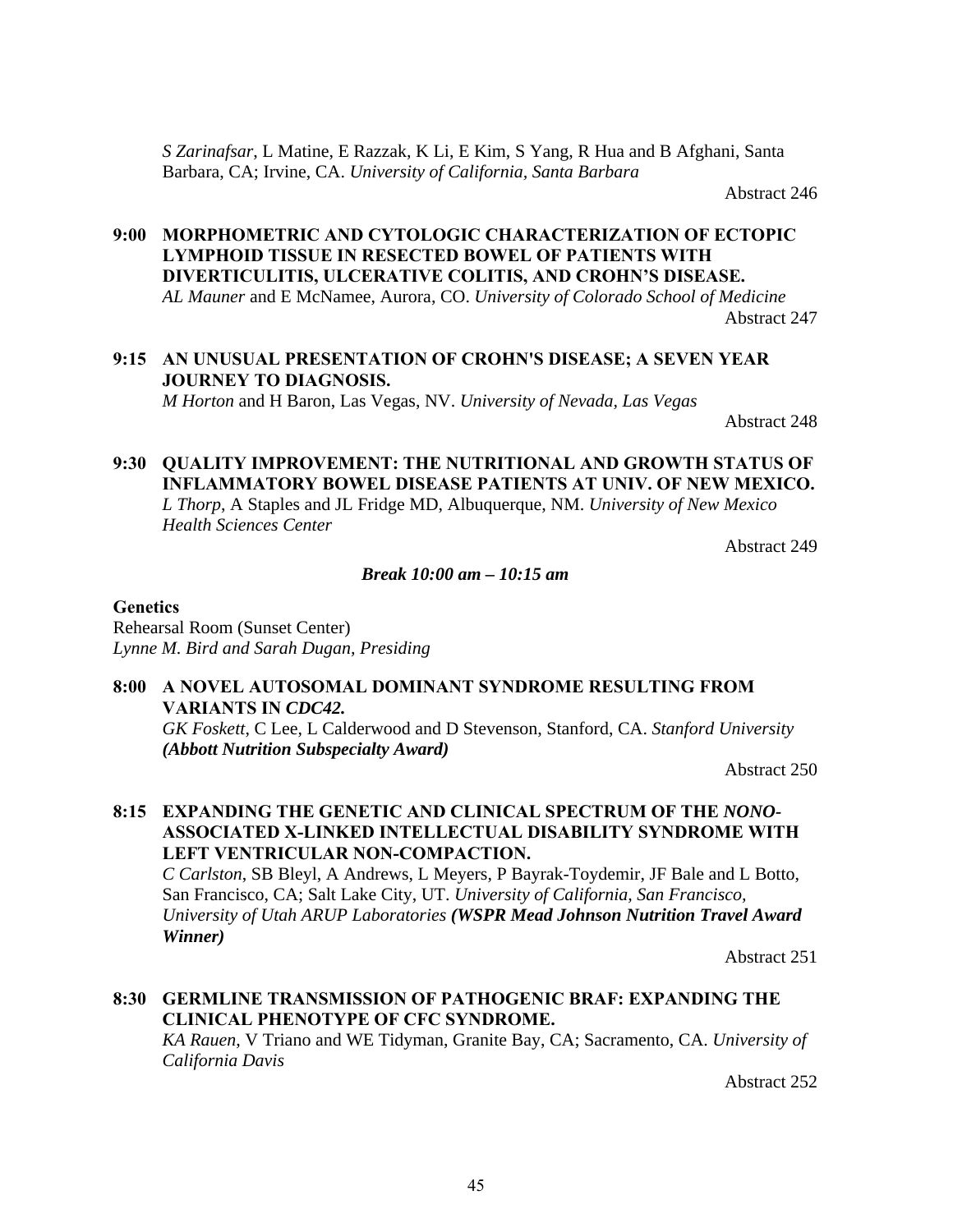*S Zarinafsar*, L Matine, E Razzak, K Li, E Kim, S Yang, R Hua and B Afghani, Santa Barbara, CA; Irvine, CA. *University of California, Santa Barbara*

Abstract 246

**9:00 MORPHOMETRIC AND CYTOLOGIC CHARACTERIZATION OF ECTOPIC LYMPHOID TISSUE IN RESECTED BOWEL OF PATIENTS WITH DIVERTICULITIS, ULCERATIVE COLITIS, AND CROHN'S DISEASE.**
*AL Mauner* and E McNamee, Aurora, CO. *University of Colorado School of Medicine*

Abstract 247

**9:15 AN UNUSUAL PRESENTATION OF CROHN'S DISEASE; A SEVEN YEAR JOURNEY TO DIAGNOSIS.**
*M Horton* and H Baron, Las Vegas, NV. *University of Nevada, Las Vegas*

Abstract 248

**9:30 QUALITY IMPROVEMENT: THE NUTRITIONAL AND GROWTH STATUS OF INFLAMMATORY BOWEL DISEASE PATIENTS AT UNIV. OF NEW MEXICO.**
*L Thorp*, A Staples and JL Fridge MD, Albuquerque, NM. *University of New Mexico Health Sciences Center*

Abstract 249

***Break 10:00 am – 10:15 am***

**Genetics**
Rehearsal Room (Sunset Center)
*Lynne M. Bird and Sarah Dugan, Presiding*

**8:00 A NOVEL AUTOSOMAL DOMINANT SYNDROME RESULTING FROM VARIANTS IN *CDC42.***
*GK Foskett*, C Lee, L Calderwood and D Stevenson, Stanford, CA. *Stanford University* ***(Abbott Nutrition Subspecialty Award)***

Abstract 250

**8:15 EXPANDING THE GENETIC AND CLINICAL SPECTRUM OF THE *NONO*-ASSOCIATED X-LINKED INTELLECTUAL DISABILITY SYNDROME WITH LEFT VENTRICULAR NON-COMPACTION.**
*C Carlston*, SB Bleyl, A Andrews, L Meyers, P Bayrak-Toydemir, JF Bale and L Botto, San Francisco, CA; Salt Lake City, UT. *University of California, San Francisco, University of Utah ARUP Laboratories* ***(WSPR Mead Johnson Nutrition Travel Award Winner)***

Abstract 251

**8:30 GERMLINE TRANSMISSION OF PATHOGENIC BRAF: EXPANDING THE CLINICAL PHENOTYPE OF CFC SYNDROME.**
*KA Rauen*, V Triano and WE Tidyman, Granite Bay, CA; Sacramento, CA. *University of California Davis*

Abstract 252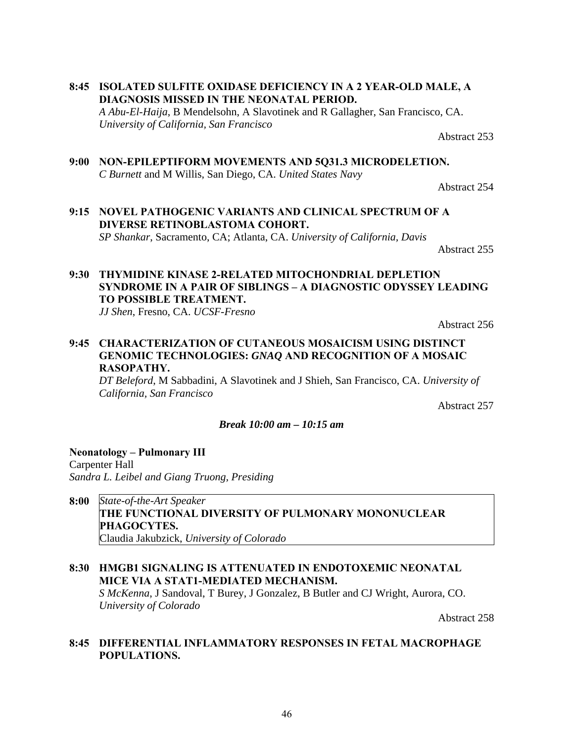**8:45 ISOLATED SULFITE OXIDASE DEFICIENCY IN A 2 YEAR-OLD MALE, A DIAGNOSIS MISSED IN THE NEONATAL PERIOD.**
*A Abu-El-Haija*, B Mendelsohn, A Slavotinek and R Gallagher, San Francisco, CA. *University of California, San Francisco*

Abstract 253

**9:00 NON-EPILEPTIFORM MOVEMENTS AND 5Q31.3 MICRODELETION.**
*C Burnett* and M Willis, San Diego, CA. *United States Navy*

Abstract 254

**9:15 NOVEL PATHOGENIC VARIANTS AND CLINICAL SPECTRUM OF A DIVERSE RETINOBLASTOMA COHORT.**
*SP Shankar*, Sacramento, CA; Atlanta, CA. *University of California, Davis*

Abstract 255

**9:30 THYMIDINE KINASE 2-RELATED MITOCHONDRIAL DEPLETION SYNDROME IN A PAIR OF SIBLINGS – A DIAGNOSTIC ODYSSEY LEADING TO POSSIBLE TREATMENT.**
*JJ Shen*, Fresno, CA. *UCSF-Fresno*

Abstract 256

**9:45 CHARACTERIZATION OF CUTANEOUS MOSAICISM USING DISTINCT GENOMIC TECHNOLOGIES: *GNAQ* AND RECOGNITION OF A MOSAIC RASOPATHY.**
*DT Beleford*, M Sabbadini, A Slavotinek and J Shieh, San Francisco, CA. *University of California, San Francisco*

Abstract 257

***Break 10:00 am – 10:15 am***

**Neonatology – Pulmonary III**
Carpenter Hall
*Sandra L. Leibel and Giang Truong, Presiding*

**8:00** *State-of-the-Art Speaker*
**THE FUNCTIONAL DIVERSITY OF PULMONARY MONONUCLEAR PHAGOCYTES.**
Claudia Jakubzick, *University of Colorado*

**8:30 HMGB1 SIGNALING IS ATTENUATED IN ENDOTOXEMIC NEONATAL MICE VIA A STAT1-MEDIATED MECHANISM.**
*S McKenna*, J Sandoval, T Burey, J Gonzalez, B Butler and CJ Wright, Aurora, CO. *University of Colorado*

Abstract 258

**8:45 DIFFERENTIAL INFLAMMATORY RESPONSES IN FETAL MACROPHAGE POPULATIONS.**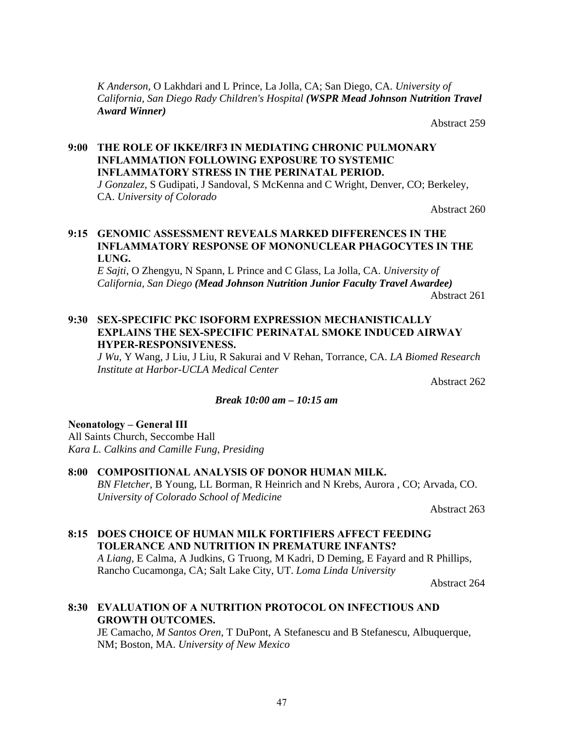*K Anderson*, O Lakhdari and L Prince, La Jolla, CA; San Diego, CA. *University of California, San Diego Rady Children's Hospital* ***(WSPR Mead Johnson Nutrition Travel Award Winner)***

Abstract 259

**9:00 THE ROLE OF IKKE/IRF3 IN MEDIATING CHRONIC PULMONARY INFLAMMATION FOLLOWING EXPOSURE TO SYSTEMIC INFLAMMATORY STRESS IN THE PERINATAL PERIOD.**
*J Gonzalez*, S Gudipati, J Sandoval, S McKenna and C Wright, Denver, CO; Berkeley, CA. *University of Colorado*

Abstract 260

**9:15 GENOMIC ASSESSMENT REVEALS MARKED DIFFERENCES IN THE INFLAMMATORY RESPONSE OF MONONUCLEAR PHAGOCYTES IN THE LUNG.**
*E Sajti*, O Zhengyu, N Spann, L Prince and C Glass, La Jolla, CA. *University of California, San Diego* ***(Mead Johnson Nutrition Junior Faculty Travel Awardee)***

Abstract 261

**9:30 SEX-SPECIFIC PKC ISOFORM EXPRESSION MECHANISTICALLY EXPLAINS THE SEX-SPECIFIC PERINATAL SMOKE INDUCED AIRWAY HYPER-RESPONSIVENESS.**
*J Wu*, Y Wang, J Liu, J Liu, R Sakurai and V Rehan, Torrance, CA. *LA Biomed Research Institute at Harbor-UCLA Medical Center*

Abstract 262

***Break 10:00 am – 10:15 am***

**Neonatology – General III**
All Saints Church, Seccombe Hall
*Kara L. Calkins and Camille Fung, Presiding*

**8:00 COMPOSITIONAL ANALYSIS OF DONOR HUMAN MILK.**
*BN Fletcher*, B Young, LL Borman, R Heinrich and N Krebs, Aurora , CO; Arvada, CO. *University of Colorado School of Medicine*

Abstract 263

**8:15 DOES CHOICE OF HUMAN MILK FORTIFIERS AFFECT FEEDING TOLERANCE AND NUTRITION IN PREMATURE INFANTS?**
*A Liang*, E Calma, A Judkins, G Truong, M Kadri, D Deming, E Fayard and R Phillips, Rancho Cucamonga, CA; Salt Lake City, UT. *Loma Linda University*

Abstract 264

**8:30 EVALUATION OF A NUTRITION PROTOCOL ON INFECTIOUS AND GROWTH OUTCOMES.**
JE Camacho, *M Santos Oren*, T DuPont, A Stefanescu and B Stefanescu, Albuquerque, NM; Boston, MA. *University of New Mexico*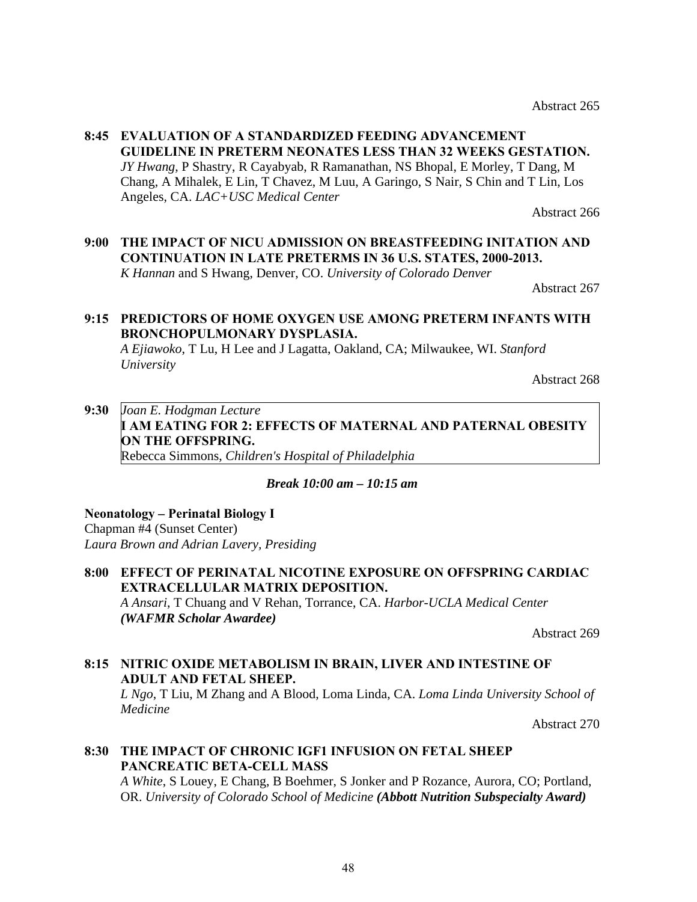Abstract 265

**8:45 EVALUATION OF A STANDARDIZED FEEDING ADVANCEMENT GUIDELINE IN PRETERM NEONATES LESS THAN 32 WEEKS GESTATION.**
*JY Hwang*, P Shastry, R Cayabyab, R Ramanathan, NS Bhopal, E Morley, T Dang, M Chang, A Mihalek, E Lin, T Chavez, M Luu, A Garingo, S Nair, S Chin and T Lin, Los Angeles, CA. *LAC+USC Medical Center*

Abstract 266

**9:00 THE IMPACT OF NICU ADMISSION ON BREASTFEEDING INITATION AND CONTINUATION IN LATE PRETERMS IN 36 U.S. STATES, 2000-2013.**
*K Hannan* and S Hwang, Denver, CO. *University of Colorado Denver*

Abstract 267

**9:15 PREDICTORS OF HOME OXYGEN USE AMONG PRETERM INFANTS WITH BRONCHOPULMONARY DYSPLASIA.**
*A Ejiawoko*, T Lu, H Lee and J Lagatta, Oakland, CA; Milwaukee, WI. *Stanford University*

Abstract 268

**9:30** *Joan E. Hodgman Lecture*
**I AM EATING FOR 2: EFFECTS OF MATERNAL AND PATERNAL OBESITY ON THE OFFSPRING.**
Rebecca Simmons, *Children's Hospital of Philadelphia*

***Break 10:00 am – 10:15 am***

**Neonatology – Perinatal Biology I**
Chapman #4 (Sunset Center)
*Laura Brown and Adrian Lavery, Presiding*

**8:00 EFFECT OF PERINATAL NICOTINE EXPOSURE ON OFFSPRING CARDIAC EXTRACELLULAR MATRIX DEPOSITION.**
*A Ansari*, T Chuang and V Rehan, Torrance, CA. *Harbor-UCLA Medical Center* ***(WAFMR Scholar Awardee)***

Abstract 269

**8:15 NITRIC OXIDE METABOLISM IN BRAIN, LIVER AND INTESTINE OF ADULT AND FETAL SHEEP.**
*L Ngo*, T Liu, M Zhang and A Blood, Loma Linda, CA. *Loma Linda University School of Medicine*

Abstract 270

**8:30 THE IMPACT OF CHRONIC IGF1 INFUSION ON FETAL SHEEP PANCREATIC BETA-CELL MASS**
*A White*, S Louey, E Chang, B Boehmer, S Jonker and P Rozance, Aurora, CO; Portland, OR. *University of Colorado School of Medicine* ***(Abbott Nutrition Subspecialty Award)***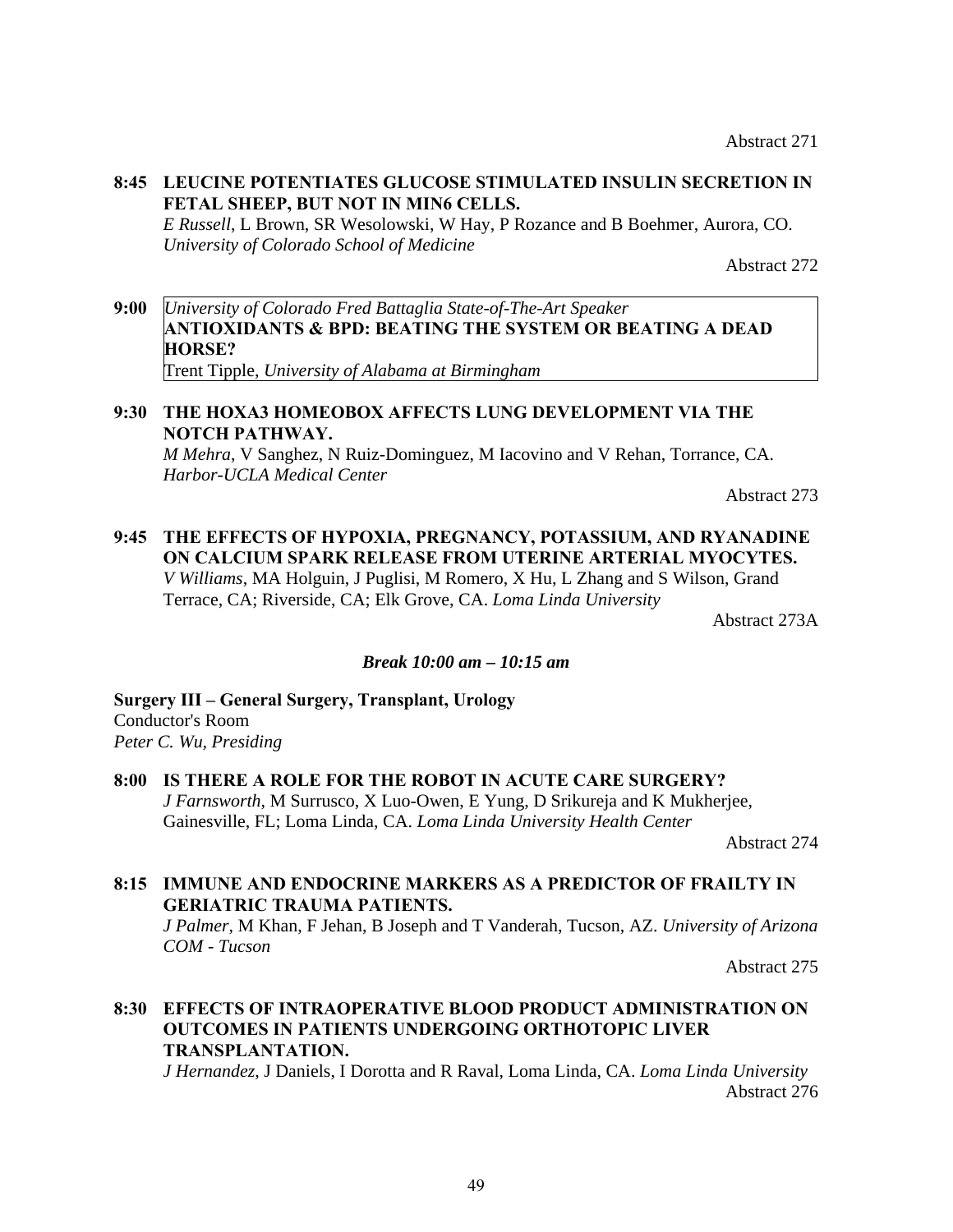Abstract 271

**8:45 LEUCINE POTENTIATES GLUCOSE STIMULATED INSULIN SECRETION IN FETAL SHEEP, BUT NOT IN MIN6 CELLS.**
*E Russell*, L Brown, SR Wesolowski, W Hay, P Rozance and B Boehmer, Aurora, CO. *University of Colorado School of Medicine*

Abstract 272

**9:00** *University of Colorado Fred Battaglia State-of-The-Art Speaker*
**ANTIOXIDANTS & BPD: BEATING THE SYSTEM OR BEATING A DEAD HORSE?**
Trent Tipple, *University of Alabama at Birmingham*

**9:30 THE HOXA3 HOMEOBOX AFFECTS LUNG DEVELOPMENT VIA THE NOTCH PATHWAY.**
*M Mehra*, V Sanghez, N Ruiz-Dominguez, M Iacovino and V Rehan, Torrance, CA. *Harbor-UCLA Medical Center*

Abstract 273

**9:45 THE EFFECTS OF HYPOXIA, PREGNANCY, POTASSIUM, AND RYANADINE ON CALCIUM SPARK RELEASE FROM UTERINE ARTERIAL MYOCYTES.**
*V Williams*, MA Holguin, J Puglisi, M Romero, X Hu, L Zhang and S Wilson, Grand Terrace, CA; Riverside, CA; Elk Grove, CA. *Loma Linda University*

Abstract 273A

***Break 10:00 am – 10:15 am***

**Surgery III – General Surgery, Transplant, Urology**
Conductor's Room
*Peter C. Wu, Presiding*

**8:00 IS THERE A ROLE FOR THE ROBOT IN ACUTE CARE SURGERY?**
*J Farnsworth*, M Surrusco, X Luo-Owen, E Yung, D Srikureja and K Mukherjee, Gainesville, FL; Loma Linda, CA. *Loma Linda University Health Center*

Abstract 274

**8:15 IMMUNE AND ENDOCRINE MARKERS AS A PREDICTOR OF FRAILTY IN GERIATRIC TRAUMA PATIENTS.**
*J Palmer*, M Khan, F Jehan, B Joseph and T Vanderah, Tucson, AZ. *University of Arizona COM - Tucson*

Abstract 275

**8:30 EFFECTS OF INTRAOPERATIVE BLOOD PRODUCT ADMINISTRATION ON OUTCOMES IN PATIENTS UNDERGOING ORTHOTOPIC LIVER TRANSPLANTATION.**
*J Hernandez*, J Daniels, I Dorotta and R Raval, Loma Linda, CA. *Loma Linda University*

Abstract 276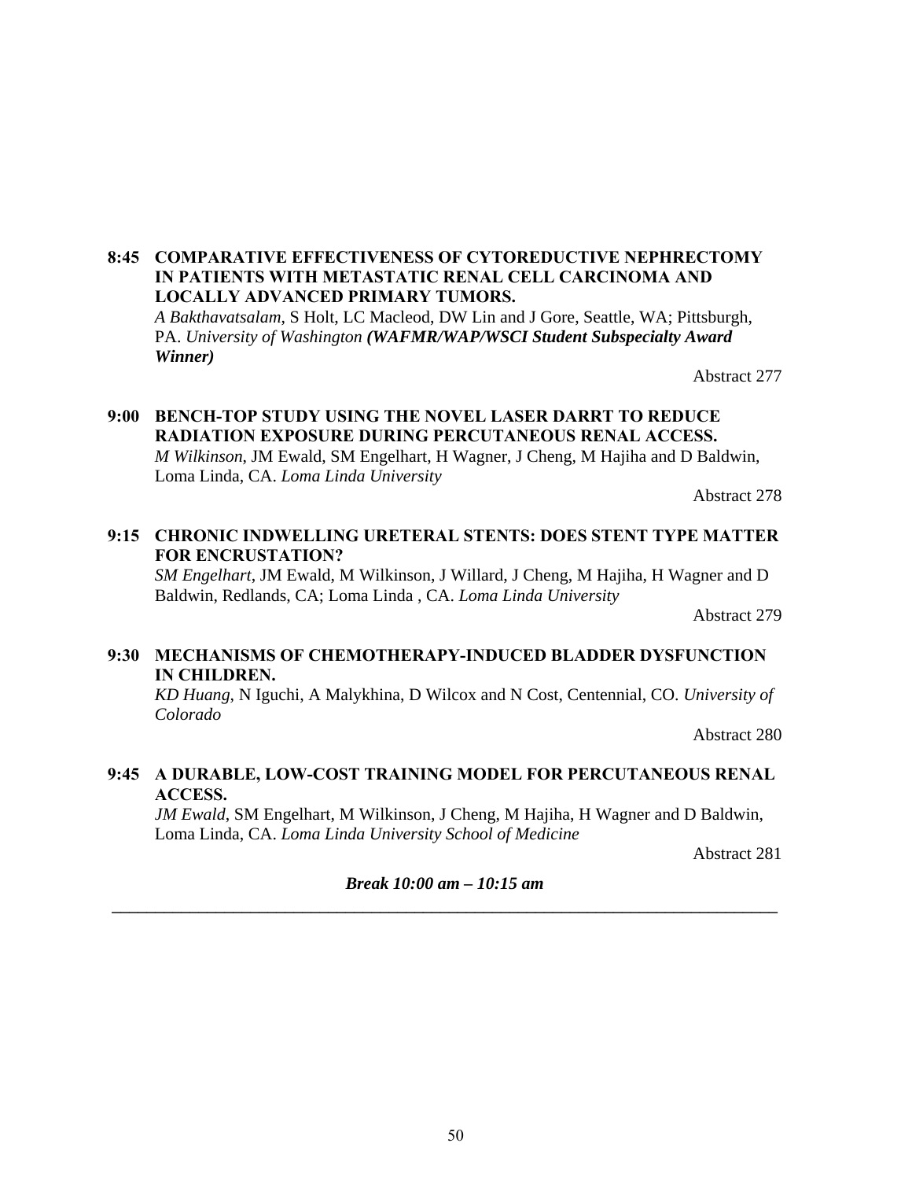**8:45 COMPARATIVE EFFECTIVENESS OF CYTOREDUCTIVE NEPHRECTOMY IN PATIENTS WITH METASTATIC RENAL CELL CARCINOMA AND LOCALLY ADVANCED PRIMARY TUMORS.**
*A Bakthavatsalam*, S Holt, LC Macleod, DW Lin and J Gore, Seattle, WA; Pittsburgh, PA. *University of Washington* ***(WAFMR/WAP/WSCI Student Subspecialty Award Winner)***

Abstract 277

**9:00 BENCH-TOP STUDY USING THE NOVEL LASER DARRT TO REDUCE RADIATION EXPOSURE DURING PERCUTANEOUS RENAL ACCESS.**
*M Wilkinson*, JM Ewald, SM Engelhart, H Wagner, J Cheng, M Hajiha and D Baldwin, Loma Linda, CA. *Loma Linda University*

Abstract 278

**9:15 CHRONIC INDWELLING URETERAL STENTS: DOES STENT TYPE MATTER FOR ENCRUSTATION?**
*SM Engelhart*, JM Ewald, M Wilkinson, J Willard, J Cheng, M Hajiha, H Wagner and D Baldwin, Redlands, CA; Loma Linda , CA. *Loma Linda University*

Abstract 279

**9:30 MECHANISMS OF CHEMOTHERAPY-INDUCED BLADDER DYSFUNCTION IN CHILDREN.**
*KD Huang*, N Iguchi, A Malykhina, D Wilcox and N Cost, Centennial, CO. *University of Colorado*

Abstract 280

**9:45 A DURABLE, LOW-COST TRAINING MODEL FOR PERCUTANEOUS RENAL ACCESS.**
*JM Ewald*, SM Engelhart, M Wilkinson, J Cheng, M Hajiha, H Wagner and D Baldwin, Loma Linda, CA. *Loma Linda University School of Medicine*

Abstract 281

***Break 10:00 am – 10:15 am***

---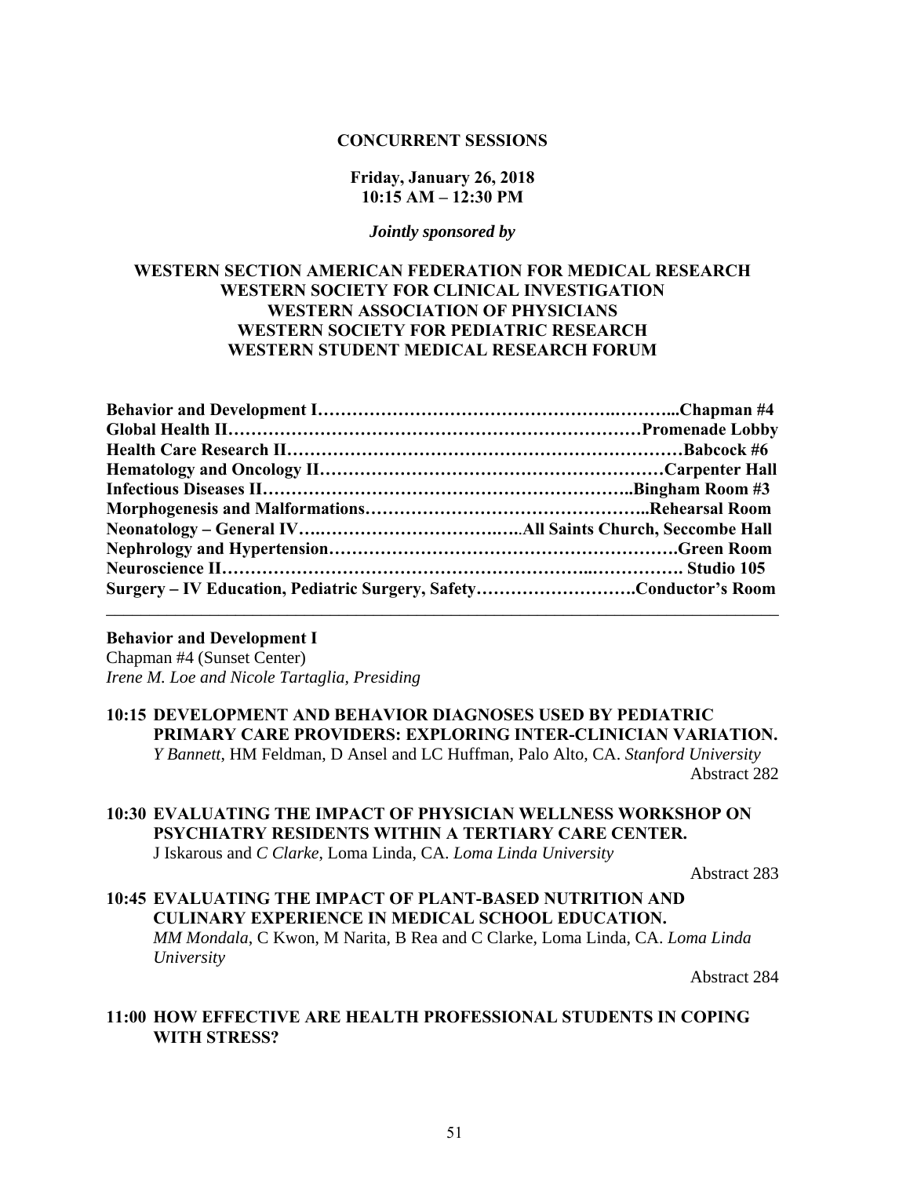**CONCURRENT SESSIONS**

**Friday, January 26, 2018**
**10:15 AM – 12:30 PM**

***Jointly sponsored by***

**WESTERN SECTION AMERICAN FEDERATION FOR MEDICAL RESEARCH**
**WESTERN SOCIETY FOR CLINICAL INVESTIGATION**
**WESTERN ASSOCIATION OF PHYSICIANS**
**WESTERN SOCIETY FOR PEDIATRIC RESEARCH**
**WESTERN STUDENT MEDICAL RESEARCH FORUM**

**Behavior and Development I……………………………………………..………...Chapman #4**
**Global Health II………………………………………………………………Promenade Lobby**
**Health Care Research II……………………………………………………………Babcock #6**
**Hematology and Oncology II……………………………………………………Carpenter Hall**
**Infectious Diseases II………………………………………………………..Bingham Room #3**
**Morphogenesis and Malformations………………………………………..Rehearsal Room**
**Neonatology – General IV…..………………………..…..All Saints Church, Seccombe Hall**
**Nephrology and Hypertension……………………………………………………….Green Room**
**Neuroscience II……………………………………………………..……………. Studio 105**
**Surgery – IV Education, Pediatric Surgery, Safety……………………….Conductor's Room**

---

**Behavior and Development I**
Chapman #4 (Sunset Center)
*Irene M. Loe and Nicole Tartaglia, Presiding*

**10:15 DEVELOPMENT AND BEHAVIOR DIAGNOSES USED BY PEDIATRIC PRIMARY CARE PROVIDERS: EXPLORING INTER-CLINICIAN VARIATION.**
*Y Bannett*, HM Feldman, D Ansel and LC Huffman, Palo Alto, CA. *Stanford University*
Abstract 282

**10:30 EVALUATING THE IMPACT OF PHYSICIAN WELLNESS WORKSHOP ON PSYCHIATRY RESIDENTS WITHIN A TERTIARY CARE CENTER.**
J Iskarous and *C Clarke*, Loma Linda, CA. *Loma Linda University*
Abstract 283

**10:45 EVALUATING THE IMPACT OF PLANT-BASED NUTRITION AND CULINARY EXPERIENCE IN MEDICAL SCHOOL EDUCATION.**
*MM Mondala*, C Kwon, M Narita, B Rea and C Clarke, Loma Linda, CA. *Loma Linda University*
Abstract 284

**11:00 HOW EFFECTIVE ARE HEALTH PROFESSIONAL STUDENTS IN COPING WITH STRESS?**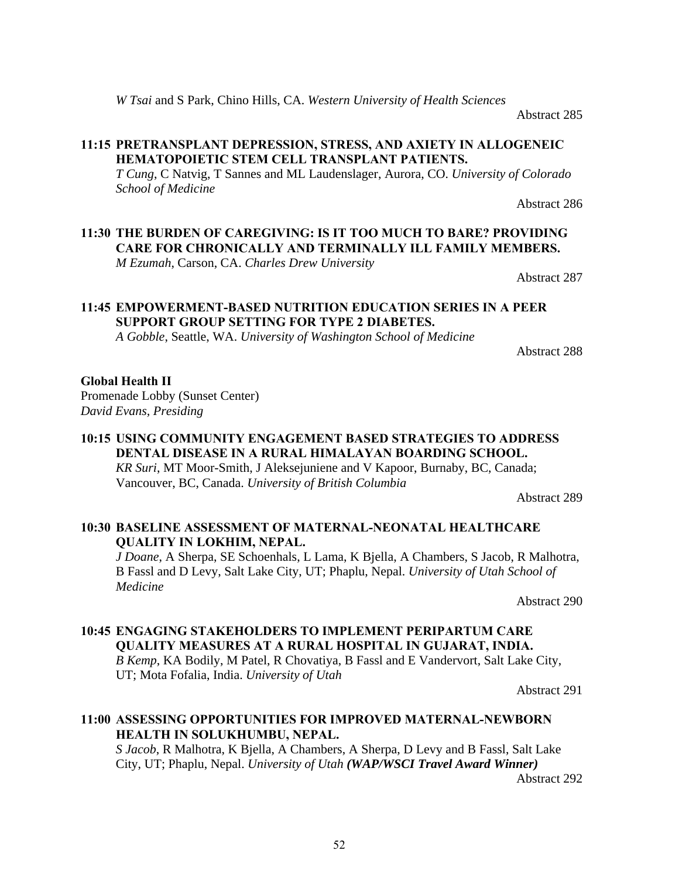*W Tsai* and S Park, Chino Hills, CA. *Western University of Health Sciences*

Abstract 285

**11:15 PRETRANSPLANT DEPRESSION, STRESS, AND AXIETY IN ALLOGENEIC HEMATOPOIETIC STEM CELL TRANSPLANT PATIENTS.**
*T Cung*, C Natvig, T Sannes and ML Laudenslager, Aurora, CO. *University of Colorado School of Medicine*

Abstract 286

**11:30 THE BURDEN OF CAREGIVING: IS IT TOO MUCH TO BARE? PROVIDING CARE FOR CHRONICALLY AND TERMINALLY ILL FAMILY MEMBERS.**
*M Ezumah*, Carson, CA. *Charles Drew University*

Abstract 287

**11:45 EMPOWERMENT-BASED NUTRITION EDUCATION SERIES IN A PEER SUPPORT GROUP SETTING FOR TYPE 2 DIABETES.**
*A Gobble*, Seattle, WA. *University of Washington School of Medicine*

Abstract 288

**Global Health II**
Promenade Lobby (Sunset Center)
*David Evans, Presiding*

**10:15 USING COMMUNITY ENGAGEMENT BASED STRATEGIES TO ADDRESS DENTAL DISEASE IN A RURAL HIMALAYAN BOARDING SCHOOL.**
*KR Suri*, MT Moor-Smith, J Aleksejuniene and V Kapoor, Burnaby, BC, Canada; Vancouver, BC, Canada. *University of British Columbia*

Abstract 289

**10:30 BASELINE ASSESSMENT OF MATERNAL-NEONATAL HEALTHCARE QUALITY IN LOKHIM, NEPAL.**
*J Doane*, A Sherpa, SE Schoenhals, L Lama, K Bjella, A Chambers, S Jacob, R Malhotra, B Fassl and D Levy, Salt Lake City, UT; Phaplu, Nepal. *University of Utah School of Medicine*

Abstract 290

**10:45 ENGAGING STAKEHOLDERS TO IMPLEMENT PERIPARTUM CARE QUALITY MEASURES AT A RURAL HOSPITAL IN GUJARAT, INDIA.**
*B Kemp*, KA Bodily, M Patel, R Chovatiya, B Fassl and E Vandervort, Salt Lake City, UT; Mota Fofalia, India. *University of Utah*

Abstract 291

**11:00 ASSESSING OPPORTUNITIES FOR IMPROVED MATERNAL-NEWBORN HEALTH IN SOLUKHUMBU, NEPAL.**
*S Jacob*, R Malhotra, K Bjella, A Chambers, A Sherpa, D Levy and B Fassl, Salt Lake City, UT; Phaplu, Nepal. *University of Utah* ***(WAP/WSCI Travel Award Winner)***

Abstract 292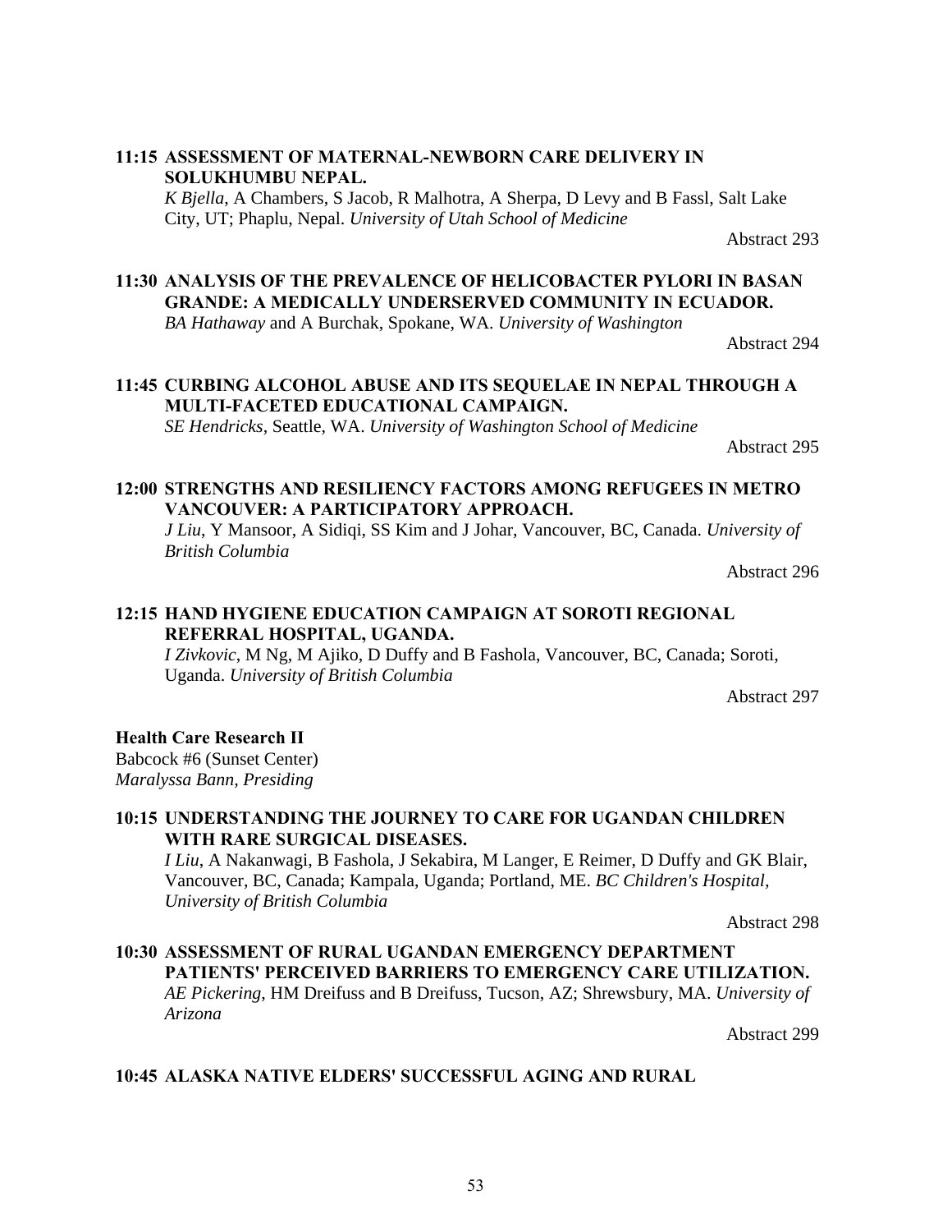**11:15 ASSESSMENT OF MATERNAL-NEWBORN CARE DELIVERY IN SOLUKHUMBU NEPAL.**
*K Bjella*, A Chambers, S Jacob, R Malhotra, A Sherpa, D Levy and B Fassl, Salt Lake City, UT; Phaplu, Nepal. *University of Utah School of Medicine*

Abstract 293

**11:30 ANALYSIS OF THE PREVALENCE OF HELICOBACTER PYLORI IN BASAN GRANDE: A MEDICALLY UNDERSERVED COMMUNITY IN ECUADOR.**
*BA Hathaway* and A Burchak, Spokane, WA. *University of Washington*

Abstract 294

**11:45 CURBING ALCOHOL ABUSE AND ITS SEQUELAE IN NEPAL THROUGH A MULTI-FACETED EDUCATIONAL CAMPAIGN.**
*SE Hendricks*, Seattle, WA. *University of Washington School of Medicine*

Abstract 295

**12:00 STRENGTHS AND RESILIENCY FACTORS AMONG REFUGEES IN METRO VANCOUVER: A PARTICIPATORY APPROACH.**
*J Liu*, Y Mansoor, A Sidiqi, SS Kim and J Johar, Vancouver, BC, Canada. *University of British Columbia*

Abstract 296

**12:15 HAND HYGIENE EDUCATION CAMPAIGN AT SOROTI REGIONAL REFERRAL HOSPITAL, UGANDA.**
*I Zivkovic*, M Ng, M Ajiko, D Duffy and B Fashola, Vancouver, BC, Canada; Soroti, Uganda. *University of British Columbia*

Abstract 297

**Health Care Research II**
Babcock #6 (Sunset Center)
*Maralyssa Bann, Presiding*

**10:15 UNDERSTANDING THE JOURNEY TO CARE FOR UGANDAN CHILDREN WITH RARE SURGICAL DISEASES.**
*I Liu*, A Nakanwagi, B Fashola, J Sekabira, M Langer, E Reimer, D Duffy and GK Blair, Vancouver, BC, Canada; Kampala, Uganda; Portland, ME. *BC Children's Hospital, University of British Columbia*

Abstract 298

**10:30 ASSESSMENT OF RURAL UGANDAN EMERGENCY DEPARTMENT PATIENTS' PERCEIVED BARRIERS TO EMERGENCY CARE UTILIZATION.**
*AE Pickering*, HM Dreifuss and B Dreifuss, Tucson, AZ; Shrewsbury, MA. *University of Arizona*

Abstract 299

**10:45 ALASKA NATIVE ELDERS' SUCCESSFUL AGING AND RURAL**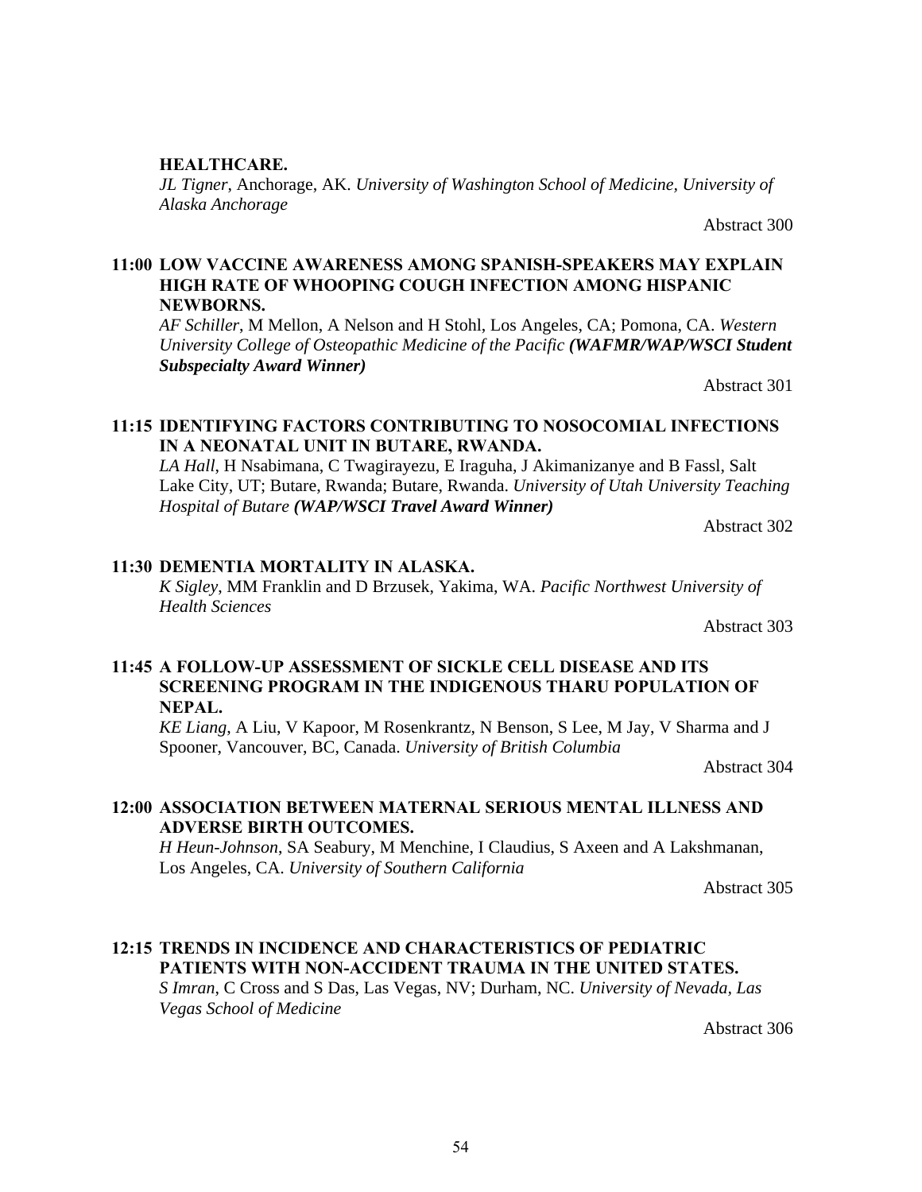**HEALTHCARE.**
*JL Tigner*, Anchorage, AK. *University of Washington School of Medicine, University of Alaska Anchorage*

Abstract 300

**11:00 LOW VACCINE AWARENESS AMONG SPANISH-SPEAKERS MAY EXPLAIN HIGH RATE OF WHOOPING COUGH INFECTION AMONG HISPANIC NEWBORNS.**
*AF Schiller*, M Mellon, A Nelson and H Stohl, Los Angeles, CA; Pomona, CA. *Western University College of Osteopathic Medicine of the Pacific* ***(WAFMR/WAP/WSCI Student Subspecialty Award Winner)***

Abstract 301

**11:15 IDENTIFYING FACTORS CONTRIBUTING TO NOSOCOMIAL INFECTIONS IN A NEONATAL UNIT IN BUTARE, RWANDA.**
*LA Hall*, H Nsabimana, C Twagirayezu, E Iraguha, J Akimanizanye and B Fassl, Salt Lake City, UT; Butare, Rwanda; Butare, Rwanda. *University of Utah University Teaching Hospital of Butare* ***(WAP/WSCI Travel Award Winner)***

Abstract 302

**11:30 DEMENTIA MORTALITY IN ALASKA.**
*K Sigley*, MM Franklin and D Brzusek, Yakima, WA. *Pacific Northwest University of Health Sciences*

Abstract 303

**11:45 A FOLLOW-UP ASSESSMENT OF SICKLE CELL DISEASE AND ITS SCREENING PROGRAM IN THE INDIGENOUS THARU POPULATION OF NEPAL.**
*KE Liang*, A Liu, V Kapoor, M Rosenkrantz, N Benson, S Lee, M Jay, V Sharma and J Spooner, Vancouver, BC, Canada. *University of British Columbia*

Abstract 304

**12:00 ASSOCIATION BETWEEN MATERNAL SERIOUS MENTAL ILLNESS AND ADVERSE BIRTH OUTCOMES.**
*H Heun-Johnson*, SA Seabury, M Menchine, I Claudius, S Axeen and A Lakshmanan, Los Angeles, CA. *University of Southern California*

Abstract 305

**12:15 TRENDS IN INCIDENCE AND CHARACTERISTICS OF PEDIATRIC PATIENTS WITH NON-ACCIDENT TRAUMA IN THE UNITED STATES.**
*S Imran*, C Cross and S Das, Las Vegas, NV; Durham, NC. *University of Nevada, Las Vegas School of Medicine*

Abstract 306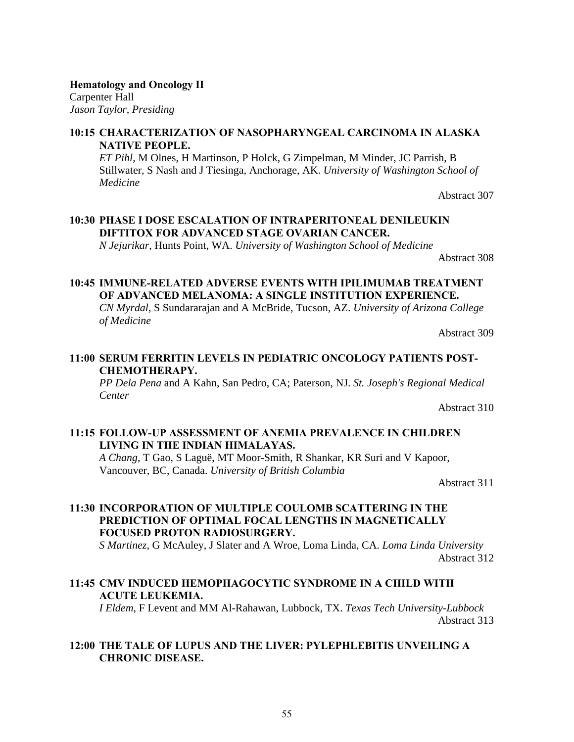**Hematology and Oncology II**
Carpenter Hall
*Jason Taylor, Presiding*

**10:15 CHARACTERIZATION OF NASOPHARYNGEAL CARCINOMA IN ALASKA NATIVE PEOPLE.**
*ET Pihl*, M Olnes, H Martinson, P Holck, G Zimpelman, M Minder, JC Parrish, B Stillwater, S Nash and J Tiesinga, Anchorage, AK. *University of Washington School of Medicine*
Abstract 307

**10:30 PHASE I DOSE ESCALATION OF INTRAPERITONEAL DENILEUKIN DIFTITOX FOR ADVANCED STAGE OVARIAN CANCER.**
*N Jejurikar*, Hunts Point, WA. *University of Washington School of Medicine*
Abstract 308

**10:45 IMMUNE-RELATED ADVERSE EVENTS WITH IPILIMUMAB TREATMENT OF ADVANCED MELANOMA: A SINGLE INSTITUTION EXPERIENCE.**
*CN Myrdal*, S Sundararajan and A McBride, Tucson, AZ. *University of Arizona College of Medicine*
Abstract 309

**11:00 SERUM FERRITIN LEVELS IN PEDIATRIC ONCOLOGY PATIENTS POST-CHEMOTHERAPY.**
*PP Dela Pena* and A Kahn, San Pedro, CA; Paterson, NJ. *St. Joseph's Regional Medical Center*
Abstract 310

**11:15 FOLLOW-UP ASSESSMENT OF ANEMIA PREVALENCE IN CHILDREN LIVING IN THE INDIAN HIMALAYAS.**
*A Chang*, T Gao, S Laguë, MT Moor-Smith, R Shankar, KR Suri and V Kapoor, Vancouver, BC, Canada. *University of British Columbia*
Abstract 311

**11:30 INCORPORATION OF MULTIPLE COULOMB SCATTERING IN THE PREDICTION OF OPTIMAL FOCAL LENGTHS IN MAGNETICALLY FOCUSED PROTON RADIOSURGERY.**
*S Martinez*, G McAuley, J Slater and A Wroe, Loma Linda, CA. *Loma Linda University*
Abstract 312

**11:45 CMV INDUCED HEMOPHAGOCYTIC SYNDROME IN A CHILD WITH ACUTE LEUKEMIA.**
*I Eldem*, F Levent and MM Al-Rahawan, Lubbock, TX. *Texas Tech University-Lubbock*
Abstract 313

**12:00 THE TALE OF LUPUS AND THE LIVER: PYLEPHLEBITIS UNVEILING A CHRONIC DISEASE.**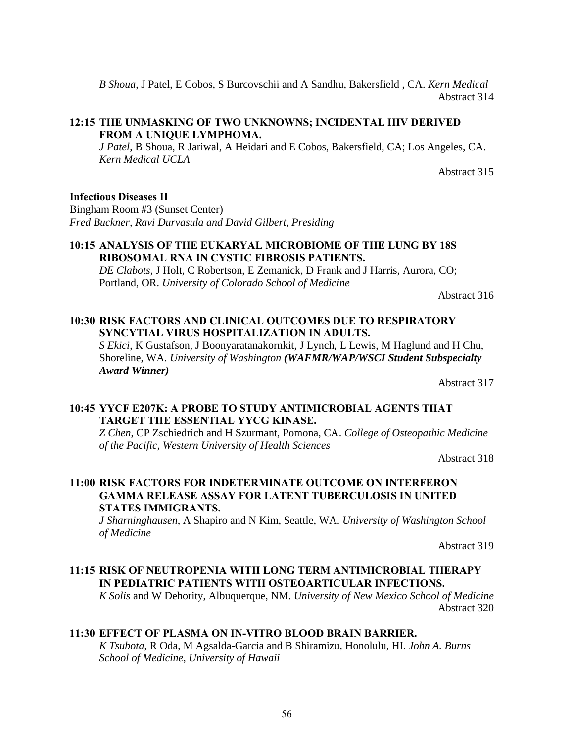*B Shoua*, J Patel, E Cobos, S Burcovschii and A Sandhu, Bakersfield , CA. *Kern Medical*
Abstract 314

**12:15 THE UNMASKING OF TWO UNKNOWNS; INCIDENTAL HIV DERIVED FROM A UNIQUE LYMPHOMA.**
*J Patel*, B Shoua, R Jariwal, A Heidari and E Cobos, Bakersfield, CA; Los Angeles, CA. *Kern Medical UCLA*
Abstract 315

**Infectious Diseases II**
Bingham Room #3 (Sunset Center)
*Fred Buckner, Ravi Durvasula and David Gilbert, Presiding*

**10:15 ANALYSIS OF THE EUKARYAL MICROBIOME OF THE LUNG BY 18S RIBOSOMAL RNA IN CYSTIC FIBROSIS PATIENTS.**
*DE Clabots*, J Holt, C Robertson, E Zemanick, D Frank and J Harris, Aurora, CO; Portland, OR. *University of Colorado School of Medicine*
Abstract 316

**10:30 RISK FACTORS AND CLINICAL OUTCOMES DUE TO RESPIRATORY SYNCYTIAL VIRUS HOSPITALIZATION IN ADULTS.**
*S Ekici*, K Gustafson, J Boonyaratanakornkit, J Lynch, L Lewis, M Haglund and H Chu, Shoreline, WA. *University of Washington* ***(WAFMR/WAP/WSCI Student Subspecialty Award Winner)***
Abstract 317

**10:45 YYCF E207K: A PROBE TO STUDY ANTIMICROBIAL AGENTS THAT TARGET THE ESSENTIAL YYCG KINASE.**
*Z Chen*, CP Zschiedrich and H Szurmant, Pomona, CA. *College of Osteopathic Medicine of the Pacific, Western University of Health Sciences*
Abstract 318

**11:00 RISK FACTORS FOR INDETERMINATE OUTCOME ON INTERFERON GAMMA RELEASE ASSAY FOR LATENT TUBERCULOSIS IN UNITED STATES IMMIGRANTS.**
*J Sharninghausen*, A Shapiro and N Kim, Seattle, WA. *University of Washington School of Medicine*
Abstract 319

**11:15 RISK OF NEUTROPENIA WITH LONG TERM ANTIMICROBIAL THERAPY IN PEDIATRIC PATIENTS WITH OSTEOARTICULAR INFECTIONS.**
*K Solis* and W Dehority, Albuquerque, NM. *University of New Mexico School of Medicine*
Abstract 320

**11:30 EFFECT OF PLASMA ON IN-VITRO BLOOD BRAIN BARRIER.**
*K Tsubota*, R Oda, M Agsalda-Garcia and B Shiramizu, Honolulu, HI. *John A. Burns School of Medicine, University of Hawaii*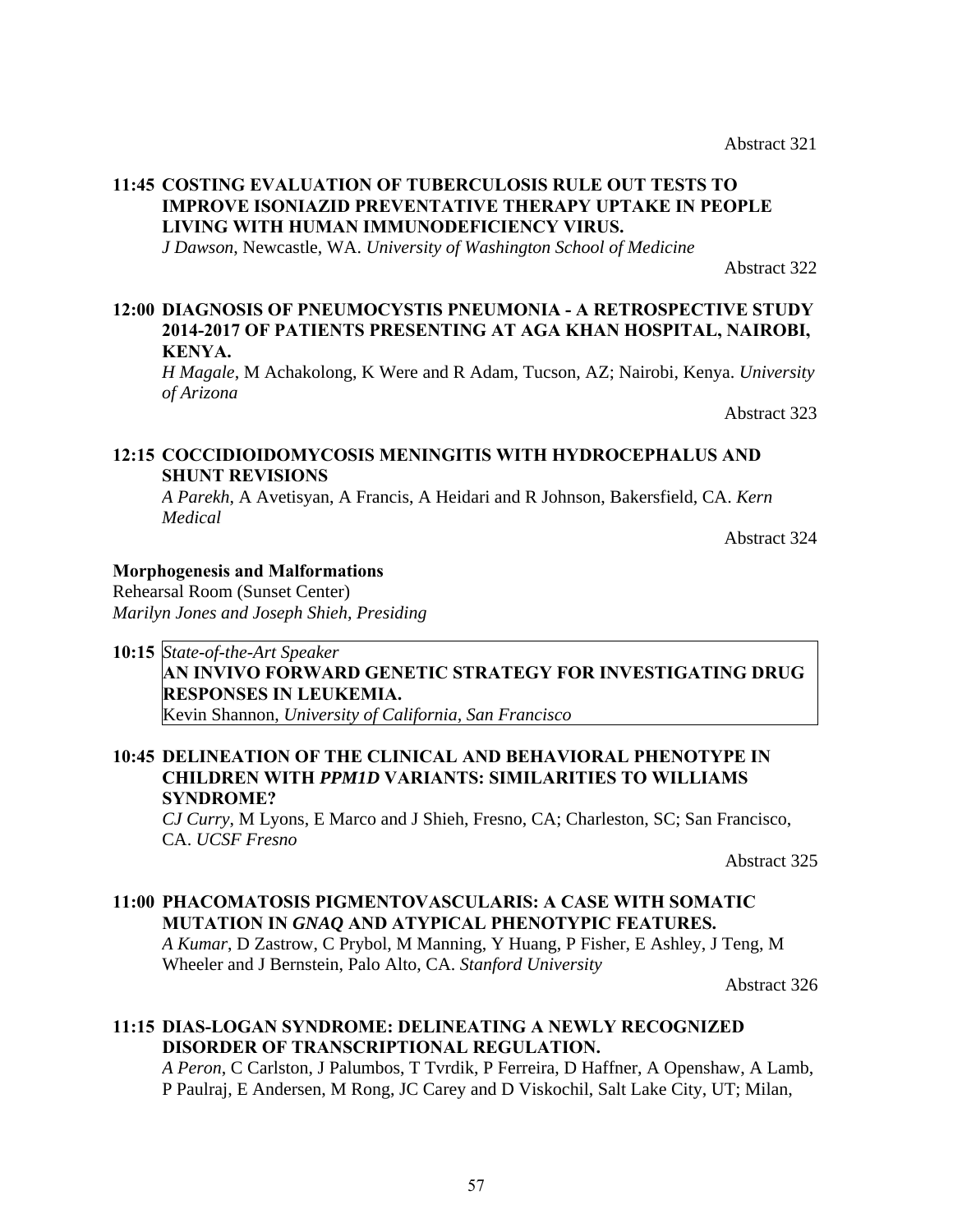Abstract 321

**11:45 COSTING EVALUATION OF TUBERCULOSIS RULE OUT TESTS TO IMPROVE ISONIAZID PREVENTATIVE THERAPY UPTAKE IN PEOPLE LIVING WITH HUMAN IMMUNODEFICIENCY VIRUS.**
*J Dawson*, Newcastle, WA. *University of Washington School of Medicine*

Abstract 322

**12:00 DIAGNOSIS OF PNEUMOCYSTIS PNEUMONIA - A RETROSPECTIVE STUDY 2014-2017 OF PATIENTS PRESENTING AT AGA KHAN HOSPITAL, NAIROBI, KENYA.**
*H Magale*, M Achakolong, K Were and R Adam, Tucson, AZ; Nairobi, Kenya. *University of Arizona*

Abstract 323

**12:15 COCCIDIOIDOMYCOSIS MENINGITIS WITH HYDROCEPHALUS AND SHUNT REVISIONS**
*A Parekh*, A Avetisyan, A Francis, A Heidari and R Johnson, Bakersfield, CA. *Kern Medical*

Abstract 324

**Morphogenesis and Malformations**
Rehearsal Room (Sunset Center)
*Marilyn Jones and Joseph Shieh, Presiding*

**10:15** *State-of-the-Art Speaker*
**AN INVIVO FORWARD GENETIC STRATEGY FOR INVESTIGATING DRUG RESPONSES IN LEUKEMIA.**
Kevin Shannon, *University of California, San Francisco*

**10:45 DELINEATION OF THE CLINICAL AND BEHAVIORAL PHENOTYPE IN CHILDREN WITH *PPM1D* VARIANTS: SIMILARITIES TO WILLIAMS SYNDROME?**
*CJ Curry*, M Lyons, E Marco and J Shieh, Fresno, CA; Charleston, SC; San Francisco, CA. *UCSF Fresno*

Abstract 325

**11:00 PHACOMATOSIS PIGMENTOVASCULARIS: A CASE WITH SOMATIC MUTATION IN *GNAQ* AND ATYPICAL PHENOTYPIC FEATURES.**
*A Kumar*, D Zastrow, C Prybol, M Manning, Y Huang, P Fisher, E Ashley, J Teng, M Wheeler and J Bernstein, Palo Alto, CA. *Stanford University*

Abstract 326

**11:15 DIAS-LOGAN SYNDROME: DELINEATING A NEWLY RECOGNIZED DISORDER OF TRANSCRIPTIONAL REGULATION.**
*A Peron*, C Carlston, J Palumbos, T Tvrdik, P Ferreira, D Haffner, A Openshaw, A Lamb, P Paulraj, E Andersen, M Rong, JC Carey and D Viskochil, Salt Lake City, UT; Milan,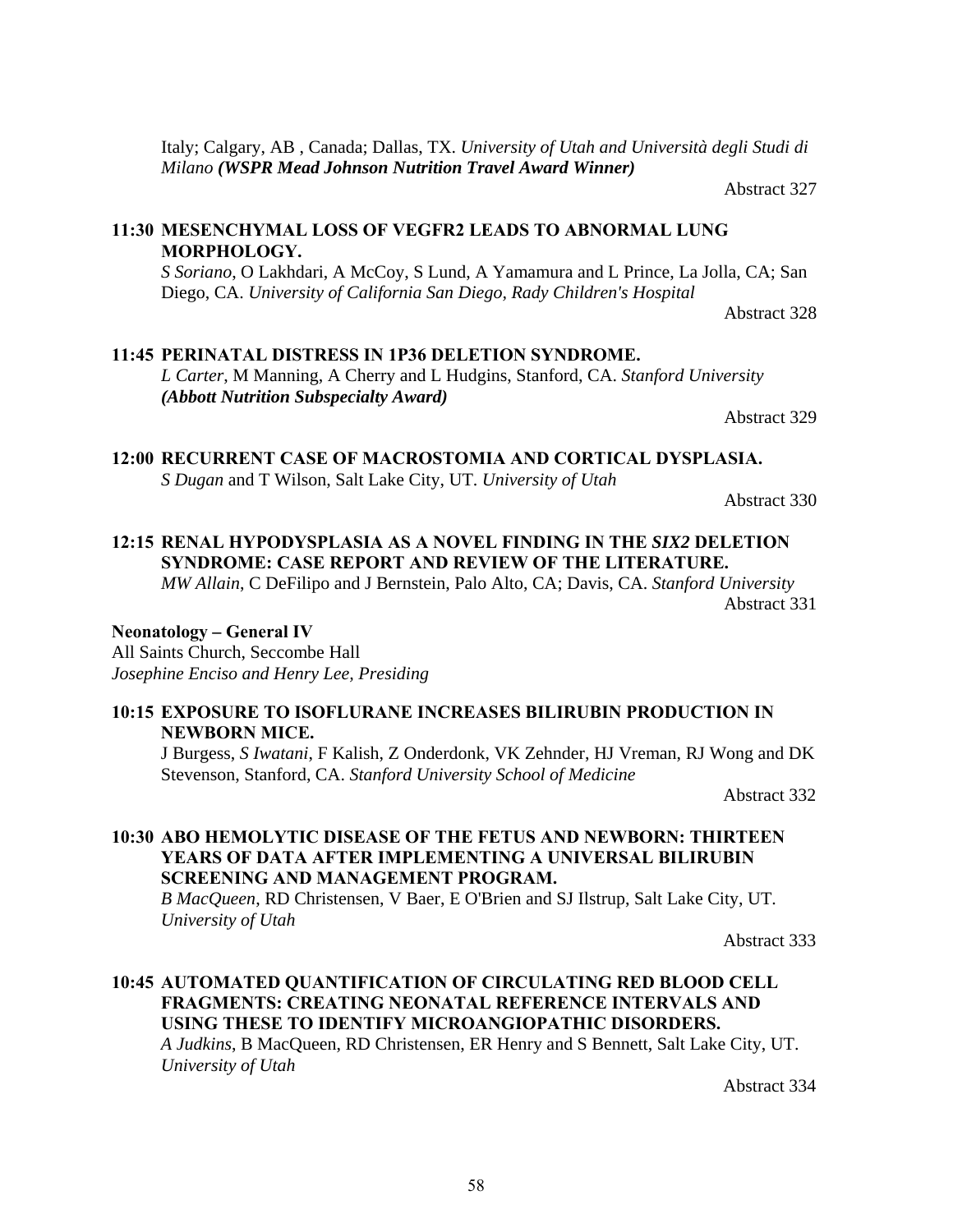Italy; Calgary, AB , Canada; Dallas, TX. *University of Utah and Università degli Studi di Milano* ***(WSPR Mead Johnson Nutrition Travel Award Winner)***

Abstract 327

**11:30 MESENCHYMAL LOSS OF VEGFR2 LEADS TO ABNORMAL LUNG MORPHOLOGY.**

*S Soriano*, O Lakhdari, A McCoy, S Lund, A Yamamura and L Prince, La Jolla, CA; San Diego, CA. *University of California San Diego, Rady Children's Hospital*

Abstract 328

**11:45 PERINATAL DISTRESS IN 1P36 DELETION SYNDROME.**

*L Carter*, M Manning, A Cherry and L Hudgins, Stanford, CA. *Stanford University* ***(Abbott Nutrition Subspecialty Award)***

Abstract 329

**12:00 RECURRENT CASE OF MACROSTOMIA AND CORTICAL DYSPLASIA.**

*S Dugan* and T Wilson, Salt Lake City, UT. *University of Utah*

Abstract 330

**12:15 RENAL HYPODYSPLASIA AS A NOVEL FINDING IN THE *SIX2* DELETION SYNDROME: CASE REPORT AND REVIEW OF THE LITERATURE.**

*MW Allain*, C DeFilipo and J Bernstein, Palo Alto, CA; Davis, CA. *Stanford University*

Abstract 331

**Neonatology – General IV**

All Saints Church, Seccombe Hall

*Josephine Enciso and Henry Lee, Presiding*

**10:15 EXPOSURE TO ISOFLURANE INCREASES BILIRUBIN PRODUCTION IN NEWBORN MICE.**

J Burgess, *S Iwatani*, F Kalish, Z Onderdonk, VK Zehnder, HJ Vreman, RJ Wong and DK Stevenson, Stanford, CA. *Stanford University School of Medicine*

Abstract 332

**10:30 ABO HEMOLYTIC DISEASE OF THE FETUS AND NEWBORN: THIRTEEN YEARS OF DATA AFTER IMPLEMENTING A UNIVERSAL BILIRUBIN SCREENING AND MANAGEMENT PROGRAM.**

*B MacQueen*, RD Christensen, V Baer, E O'Brien and SJ Ilstrup, Salt Lake City, UT. *University of Utah*

Abstract 333

**10:45 AUTOMATED QUANTIFICATION OF CIRCULATING RED BLOOD CELL FRAGMENTS: CREATING NEONATAL REFERENCE INTERVALS AND USING THESE TO IDENTIFY MICROANGIOPATHIC DISORDERS.**

*A Judkins*, B MacQueen, RD Christensen, ER Henry and S Bennett, Salt Lake City, UT. *University of Utah*

Abstract 334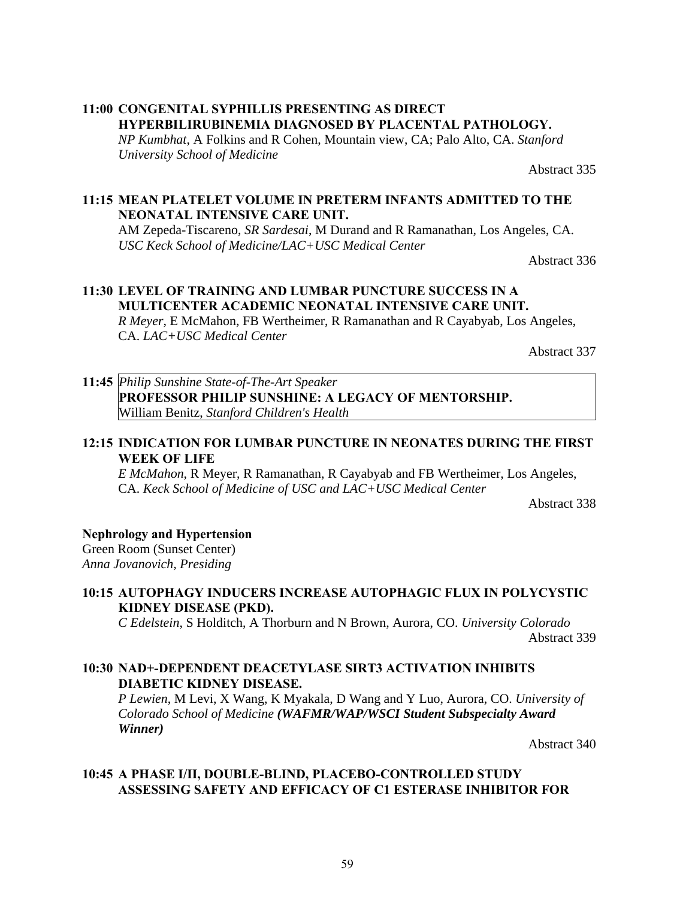**11:00 CONGENITAL SYPHILLIS PRESENTING AS DIRECT HYPERBILIRUBINEMIA DIAGNOSED BY PLACENTAL PATHOLOGY.**
*NP Kumbhat*, A Folkins and R Cohen, Mountain view, CA; Palo Alto, CA. *Stanford University School of Medicine*

Abstract 335

**11:15 MEAN PLATELET VOLUME IN PRETERM INFANTS ADMITTED TO THE NEONATAL INTENSIVE CARE UNIT.**
AM Zepeda-Tiscareno, *SR Sardesai*, M Durand and R Ramanathan, Los Angeles, CA. *USC Keck School of Medicine/LAC+USC Medical Center*

Abstract 336

**11:30 LEVEL OF TRAINING AND LUMBAR PUNCTURE SUCCESS IN A MULTICENTER ACADEMIC NEONATAL INTENSIVE CARE UNIT.**
*R Meyer*, E McMahon, FB Wertheimer, R Ramanathan and R Cayabyab, Los Angeles, CA. *LAC+USC Medical Center*

Abstract 337

**11:45** *Philip Sunshine State-of-The-Art Speaker*
**PROFESSOR PHILIP SUNSHINE: A LEGACY OF MENTORSHIP.**
William Benitz, *Stanford Children's Health*

**12:15 INDICATION FOR LUMBAR PUNCTURE IN NEONATES DURING THE FIRST WEEK OF LIFE**
*E McMahon*, R Meyer, R Ramanathan, R Cayabyab and FB Wertheimer, Los Angeles, CA. *Keck School of Medicine of USC and LAC+USC Medical Center*

Abstract 338

**Nephrology and Hypertension**
Green Room (Sunset Center)
*Anna Jovanovich, Presiding*

**10:15 AUTOPHAGY INDUCERS INCREASE AUTOPHAGIC FLUX IN POLYCYSTIC KIDNEY DISEASE (PKD).**
*C Edelstein*, S Holditch, A Thorburn and N Brown, Aurora, CO. *University Colorado*

Abstract 339

**10:30 NAD+-DEPENDENT DEACETYLASE SIRT3 ACTIVATION INHIBITS DIABETIC KIDNEY DISEASE.**
*P Lewien*, M Levi, X Wang, K Myakala, D Wang and Y Luo, Aurora, CO. *University of Colorado School of Medicine* ***(WAFMR/WAP/WSCI Student Subspecialty Award Winner)***

Abstract 340

**10:45 A PHASE I/II, DOUBLE-BLIND, PLACEBO-CONTROLLED STUDY ASSESSING SAFETY AND EFFICACY OF C1 ESTERASE INHIBITOR FOR**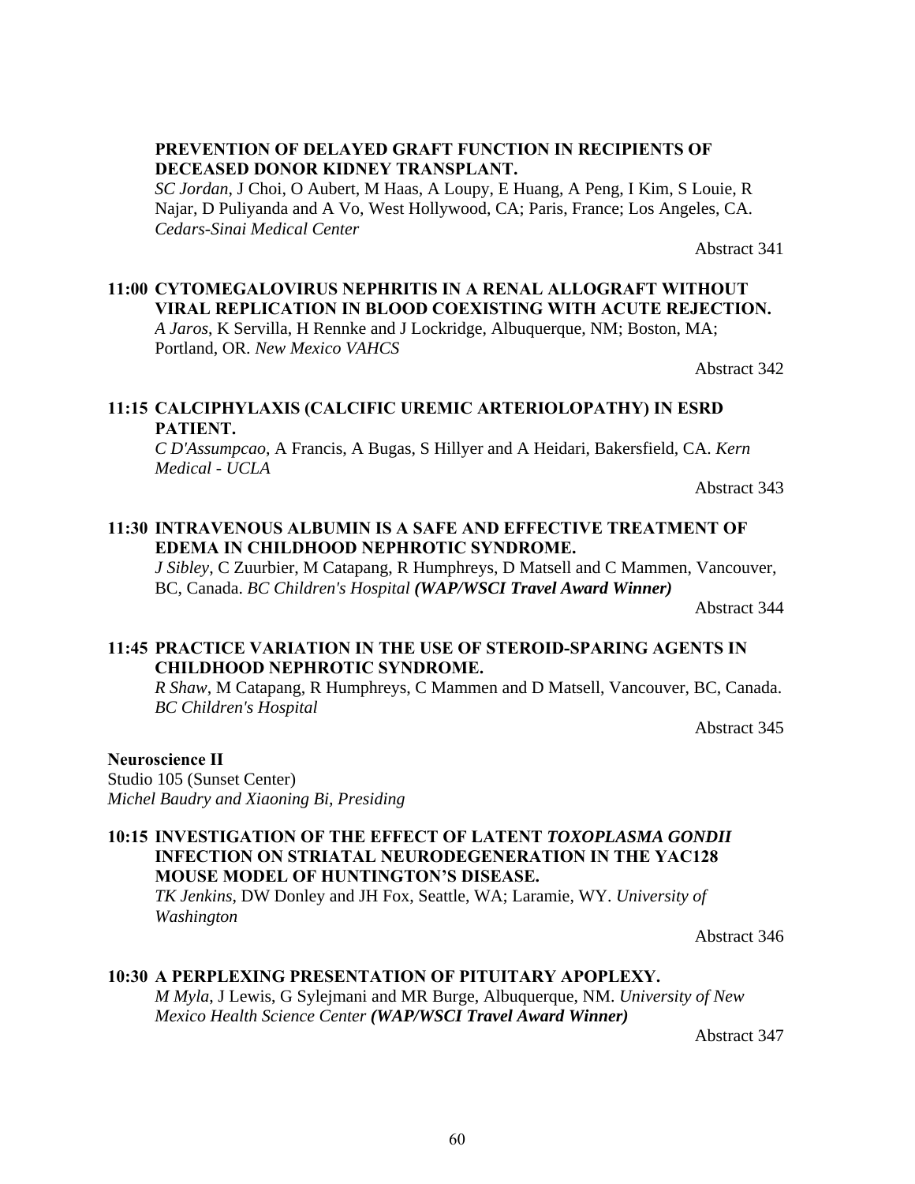**PREVENTION OF DELAYED GRAFT FUNCTION IN RECIPIENTS OF DECEASED DONOR KIDNEY TRANSPLANT.**
*SC Jordan*, J Choi, O Aubert, M Haas, A Loupy, E Huang, A Peng, I Kim, S Louie, R Najar, D Puliyanda and A Vo, West Hollywood, CA; Paris, France; Los Angeles, CA. *Cedars-Sinai Medical Center*

Abstract 341

**11:00 CYTOMEGALOVIRUS NEPHRITIS IN A RENAL ALLOGRAFT WITHOUT VIRAL REPLICATION IN BLOOD COEXISTING WITH ACUTE REJECTION.**
*A Jaros*, K Servilla, H Rennke and J Lockridge, Albuquerque, NM; Boston, MA; Portland, OR. *New Mexico VAHCS*

Abstract 342

**11:15 CALCIPHYLAXIS (CALCIFIC UREMIC ARTERIOLOPATHY) IN ESRD PATIENT.**
*C D'Assumpcao*, A Francis, A Bugas, S Hillyer and A Heidari, Bakersfield, CA. *Kern Medical - UCLA*

Abstract 343

**11:30 INTRAVENOUS ALBUMIN IS A SAFE AND EFFECTIVE TREATMENT OF EDEMA IN CHILDHOOD NEPHROTIC SYNDROME.**
*J Sibley*, C Zuurbier, M Catapang, R Humphreys, D Matsell and C Mammen, Vancouver, BC, Canada. *BC Children's Hospital* ***(WAP/WSCI Travel Award Winner)***

Abstract 344

**11:45 PRACTICE VARIATION IN THE USE OF STEROID-SPARING AGENTS IN CHILDHOOD NEPHROTIC SYNDROME.**
*R Shaw*, M Catapang, R Humphreys, C Mammen and D Matsell, Vancouver, BC, Canada. *BC Children's Hospital*

Abstract 345

**Neuroscience II**
Studio 105 (Sunset Center)
*Michel Baudry and Xiaoning Bi, Presiding*

**10:15 INVESTIGATION OF THE EFFECT OF LATENT *TOXOPLASMA GONDII* INFECTION ON STRIATAL NEURODEGENERATION IN THE YAC128 MOUSE MODEL OF HUNTINGTON'S DISEASE.**
*TK Jenkins*, DW Donley and JH Fox, Seattle, WA; Laramie, WY. *University of Washington*

Abstract 346

**10:30 A PERPLEXING PRESENTATION OF PITUITARY APOPLEXY.**
*M Myla*, J Lewis, G Sylejmani and MR Burge, Albuquerque, NM. *University of New Mexico Health Science Center* ***(WAP/WSCI Travel Award Winner)***

Abstract 347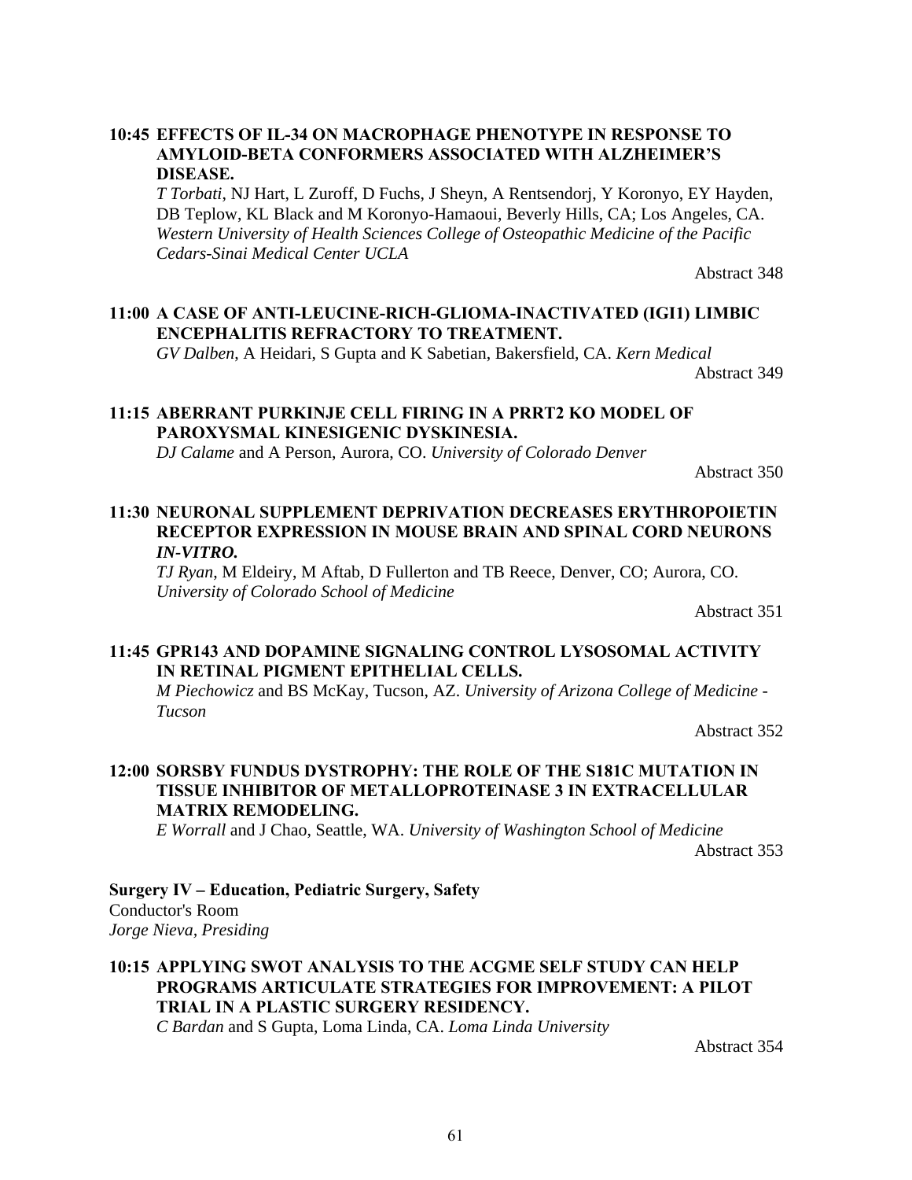**10:45 EFFECTS OF IL-34 ON MACROPHAGE PHENOTYPE IN RESPONSE TO AMYLOID-BETA CONFORMERS ASSOCIATED WITH ALZHEIMER'S DISEASE.**
*T Torbati*, NJ Hart, L Zuroff, D Fuchs, J Sheyn, A Rentsendorj, Y Koronyo, EY Hayden, DB Teplow, KL Black and M Koronyo-Hamaoui, Beverly Hills, CA; Los Angeles, CA. *Western University of Health Sciences College of Osteopathic Medicine of the Pacific Cedars-Sinai Medical Center UCLA*

Abstract 348

**11:00 A CASE OF ANTI-LEUCINE-RICH-GLIOMA-INACTIVATED (IGI1) LIMBIC ENCEPHALITIS REFRACTORY TO TREATMENT.**
*GV Dalben*, A Heidari, S Gupta and K Sabetian, Bakersfield, CA. *Kern Medical*

Abstract 349

**11:15 ABERRANT PURKINJE CELL FIRING IN A PRRT2 KO MODEL OF PAROXYSMAL KINESIGENIC DYSKINESIA.**
*DJ Calame* and A Person, Aurora, CO. *University of Colorado Denver*

Abstract 350

**11:30 NEURONAL SUPPLEMENT DEPRIVATION DECREASES ERYTHROPOIETIN RECEPTOR EXPRESSION IN MOUSE BRAIN AND SPINAL CORD NEURONS *IN-VITRO.***
*TJ Ryan*, M Eldeiry, M Aftab, D Fullerton and TB Reece, Denver, CO; Aurora, CO. *University of Colorado School of Medicine*

Abstract 351

**11:45 GPR143 AND DOPAMINE SIGNALING CONTROL LYSOSOMAL ACTIVITY IN RETINAL PIGMENT EPITHELIAL CELLS.**
*M Piechowicz* and BS McKay, Tucson, AZ. *University of Arizona College of Medicine - Tucson*

Abstract 352

**12:00 SORSBY FUNDUS DYSTROPHY: THE ROLE OF THE S181C MUTATION IN TISSUE INHIBITOR OF METALLOPROTEINASE 3 IN EXTRACELLULAR MATRIX REMODELING.**
*E Worrall* and J Chao, Seattle, WA. *University of Washington School of Medicine*

Abstract 353

**Surgery IV – Education, Pediatric Surgery, Safety**
Conductor's Room
*Jorge Nieva, Presiding*

**10:15 APPLYING SWOT ANALYSIS TO THE ACGME SELF STUDY CAN HELP PROGRAMS ARTICULATE STRATEGIES FOR IMPROVEMENT: A PILOT TRIAL IN A PLASTIC SURGERY RESIDENCY.**
*C Bardan* and S Gupta, Loma Linda, CA. *Loma Linda University*

Abstract 354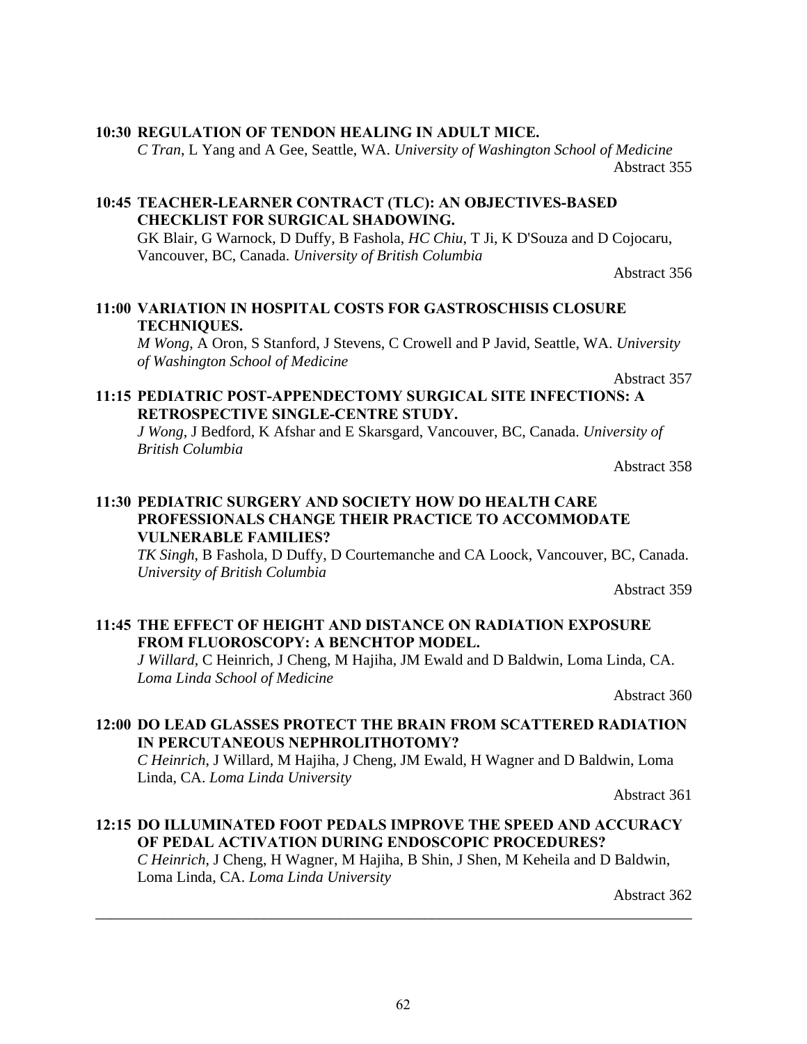**10:30 REGULATION OF TENDON HEALING IN ADULT MICE.**
*C Tran*, L Yang and A Gee, Seattle, WA. *University of Washington School of Medicine*
Abstract 355

**10:45 TEACHER-LEARNER CONTRACT (TLC): AN OBJECTIVES-BASED CHECKLIST FOR SURGICAL SHADOWING.**
GK Blair, G Warnock, D Duffy, B Fashola, *HC Chiu*, T Ji, K D'Souza and D Cojocaru, Vancouver, BC, Canada. *University of British Columbia*
Abstract 356

**11:00 VARIATION IN HOSPITAL COSTS FOR GASTROSCHISIS CLOSURE TECHNIQUES.**
*M Wong*, A Oron, S Stanford, J Stevens, C Crowell and P Javid, Seattle, WA. *University of Washington School of Medicine*
Abstract 357

**11:15 PEDIATRIC POST-APPENDECTOMY SURGICAL SITE INFECTIONS: A RETROSPECTIVE SINGLE-CENTRE STUDY.**
*J Wong*, J Bedford, K Afshar and E Skarsgard, Vancouver, BC, Canada. *University of British Columbia*
Abstract 358

**11:30 PEDIATRIC SURGERY AND SOCIETY HOW DO HEALTH CARE PROFESSIONALS CHANGE THEIR PRACTICE TO ACCOMMODATE VULNERABLE FAMILIES?**
*TK Singh*, B Fashola, D Duffy, D Courtemanche and CA Loock, Vancouver, BC, Canada. *University of British Columbia*
Abstract 359

**11:45 THE EFFECT OF HEIGHT AND DISTANCE ON RADIATION EXPOSURE FROM FLUOROSCOPY: A BENCHTOP MODEL.**
*J Willard*, C Heinrich, J Cheng, M Hajiha, JM Ewald and D Baldwin, Loma Linda, CA. *Loma Linda School of Medicine*
Abstract 360

**12:00 DO LEAD GLASSES PROTECT THE BRAIN FROM SCATTERED RADIATION IN PERCUTANEOUS NEPHROLITHOTOMY?**
*C Heinrich*, J Willard, M Hajiha, J Cheng, JM Ewald, H Wagner and D Baldwin, Loma Linda, CA. *Loma Linda University*
Abstract 361

**12:15 DO ILLUMINATED FOOT PEDALS IMPROVE THE SPEED AND ACCURACY OF PEDAL ACTIVATION DURING ENDOSCOPIC PROCEDURES?**
*C Heinrich*, J Cheng, H Wagner, M Hajiha, B Shin, J Shen, M Keheila and D Baldwin, Loma Linda, CA. *Loma Linda University*
Abstract 362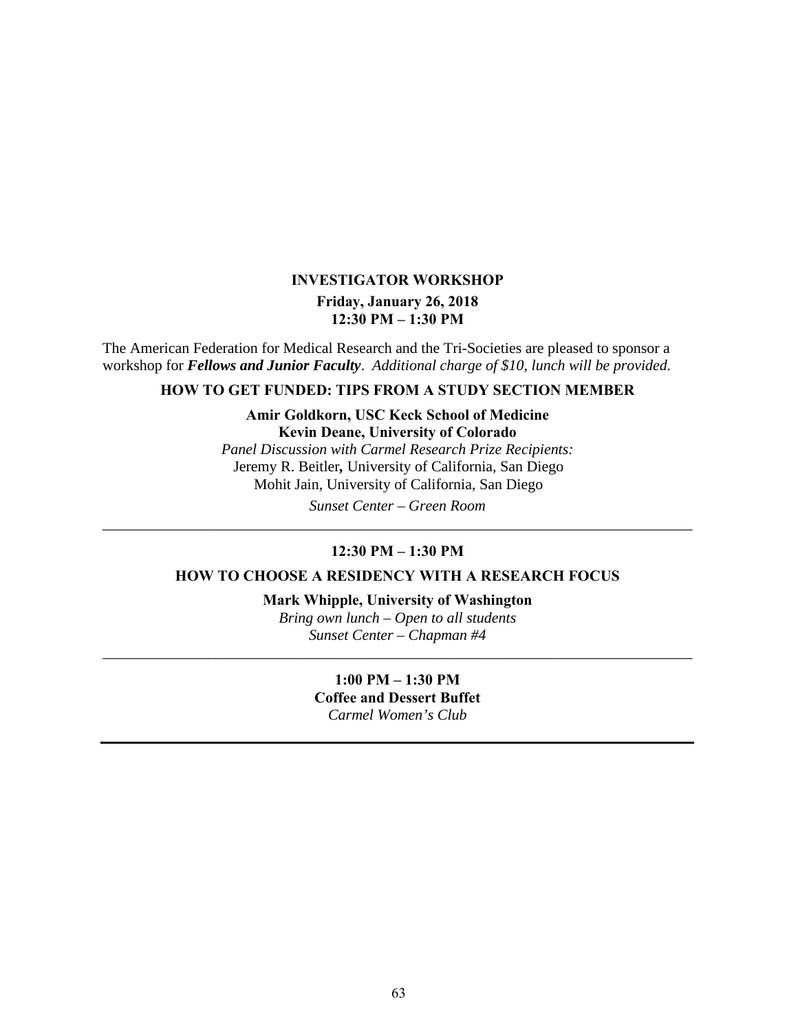## INVESTIGATOR WORKSHOP

**Friday, January 26, 2018**
**12:30 PM – 1:30 PM**

The American Federation for Medical Research and the Tri-Societies are pleased to sponsor a workshop for ***Fellows and Junior Faculty***. *Additional charge of $10, lunch will be provided.*

### HOW TO GET FUNDED: TIPS FROM A STUDY SECTION MEMBER

**Amir Goldkorn, USC Keck School of Medicine**
**Kevin Deane, University of Colorado**

*Panel Discussion with Carmel Research Prize Recipients:*
Jeremy R. Beitler**,** University of California, San Diego
Mohit Jain, University of California, San Diego

*Sunset Center – Green Room*

---

**12:30 PM – 1:30 PM**

### HOW TO CHOOSE A RESIDENCY WITH A RESEARCH FOCUS

**Mark Whipple, University of Washington**

*Bring own lunch – Open to all students*
*Sunset Center – Chapman #4*

---

**1:00 PM – 1:30 PM**
**Coffee and Dessert Buffet**
*Carmel Women's Club*

---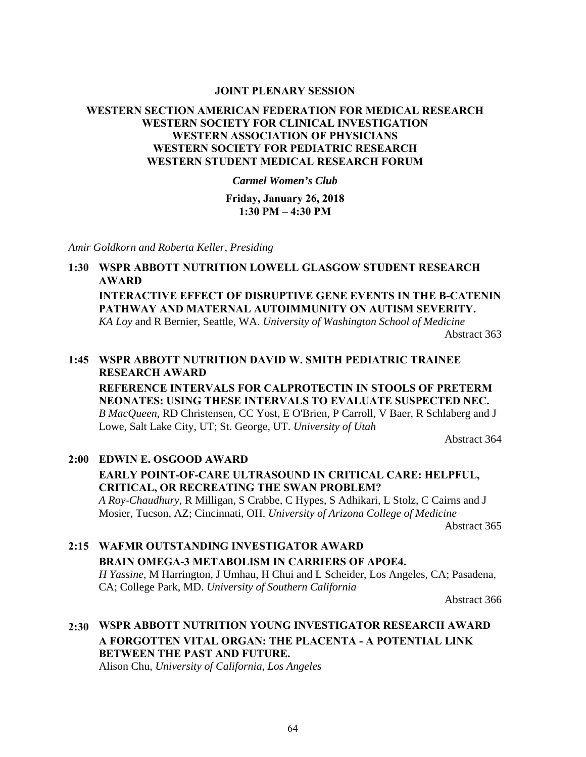# JOINT PLENARY SESSION

## WESTERN SECTION AMERICAN FEDERATION FOR MEDICAL RESEARCH
## WESTERN SOCIETY FOR CLINICAL INVESTIGATION
## WESTERN ASSOCIATION OF PHYSICIANS
## WESTERN SOCIETY FOR PEDIATRIC RESEARCH
## WESTERN STUDENT MEDICAL RESEARCH FORUM

***Carmel Women's Club***

**Friday, January 26, 2018**
**1:30 PM – 4:30 PM**

*Amir Goldkorn and Roberta Keller, Presiding*

**1:30 WSPR ABBOTT NUTRITION LOWELL GLASGOW STUDENT RESEARCH AWARD**

**INTERACTIVE EFFECT OF DISRUPTIVE GENE EVENTS IN THE B-CATENIN PATHWAY AND MATERNAL AUTOIMMUNITY ON AUTISM SEVERITY.**
*KA Loy* and R Bernier, Seattle, WA. *University of Washington School of Medicine*
Abstract 363

**1:45 WSPR ABBOTT NUTRITION DAVID W. SMITH PEDIATRIC TRAINEE RESEARCH AWARD**

**REFERENCE INTERVALS FOR CALPROTECTIN IN STOOLS OF PRETERM NEONATES: USING THESE INTERVALS TO EVALUATE SUSPECTED NEC.**
*B MacQueen*, RD Christensen, CC Yost, E O'Brien, P Carroll, V Baer, R Schlaberg and J Lowe, Salt Lake City, UT; St. George, UT. *University of Utah*
Abstract 364

**2:00 EDWIN E. OSGOOD AWARD**

**EARLY POINT-OF-CARE ULTRASOUND IN CRITICAL CARE: HELPFUL, CRITICAL, OR RECREATING THE SWAN PROBLEM?**
*A Roy-Chaudhury*, R Milligan, S Crabbe, C Hypes, S Adhikari, L Stolz, C Cairns and J Mosier, Tucson, AZ; Cincinnati, OH. *University of Arizona College of Medicine*
Abstract 365

**2:15 WAFMR OUTSTANDING INVESTIGATOR AWARD**

**BRAIN OMEGA-3 METABOLISM IN CARRIERS OF APOE4.**
*H Yassine*, M Harrington, J Umhau, H Chui and L Scheider, Los Angeles, CA; Pasadena, CA; College Park, MD. *University of Southern California*
Abstract 366

**2:30 WSPR ABBOTT NUTRITION YOUNG INVESTIGATOR RESEARCH AWARD**

**A FORGOTTEN VITAL ORGAN: THE PLACENTA - A POTENTIAL LINK BETWEEN THE PAST AND FUTURE.**
Alison Chu, *University of California, Los Angeles*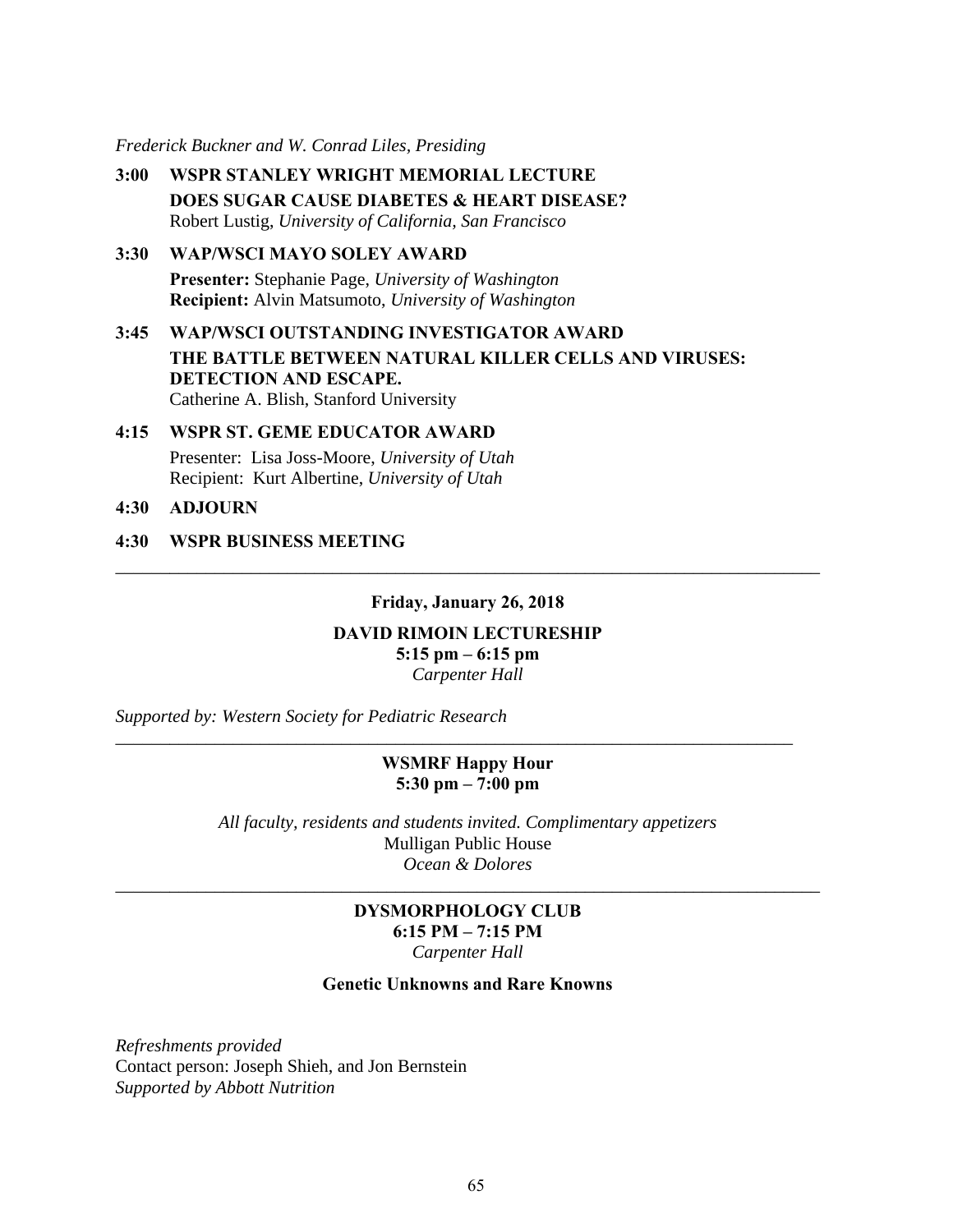*Frederick Buckner and W. Conrad Liles, Presiding*

**3:00 WSPR STANLEY WRIGHT MEMORIAL LECTURE**

**DOES SUGAR CAUSE DIABETES & HEART DISEASE?**
Robert Lustig, *University of California, San Francisco*

**3:30 WAP/WSCI MAYO SOLEY AWARD**

**Presenter:** Stephanie Page, *University of Washington*
**Recipient:** Alvin Matsumoto, *University of Washington*

**3:45 WAP/WSCI OUTSTANDING INVESTIGATOR AWARD**

**THE BATTLE BETWEEN NATURAL KILLER CELLS AND VIRUSES: DETECTION AND ESCAPE.**
Catherine A. Blish, Stanford University

**4:15 WSPR ST. GEME EDUCATOR AWARD**

Presenter: Lisa Joss-Moore, *University of Utah*
Recipient: Kurt Albertine, *University of Utah*

**4:30 ADJOURN**

**4:30 WSPR BUSINESS MEETING**

---

**Friday, January 26, 2018**

**DAVID RIMOIN LECTURESHIP**
**5:15 pm – 6:15 pm**
*Carpenter Hall*

*Supported by: Western Society for Pediatric Research*

---

**WSMRF Happy Hour**
**5:30 pm – 7:00 pm**

*All faculty, residents and students invited. Complimentary appetizers*
Mulligan Public House
*Ocean & Dolores*

---

**DYSMORPHOLOGY CLUB**
**6:15 PM – 7:15 PM**
*Carpenter Hall*

**Genetic Unknowns and Rare Knowns**

*Refreshments provided*
Contact person: Joseph Shieh, and Jon Bernstein
*Supported by Abbott Nutrition*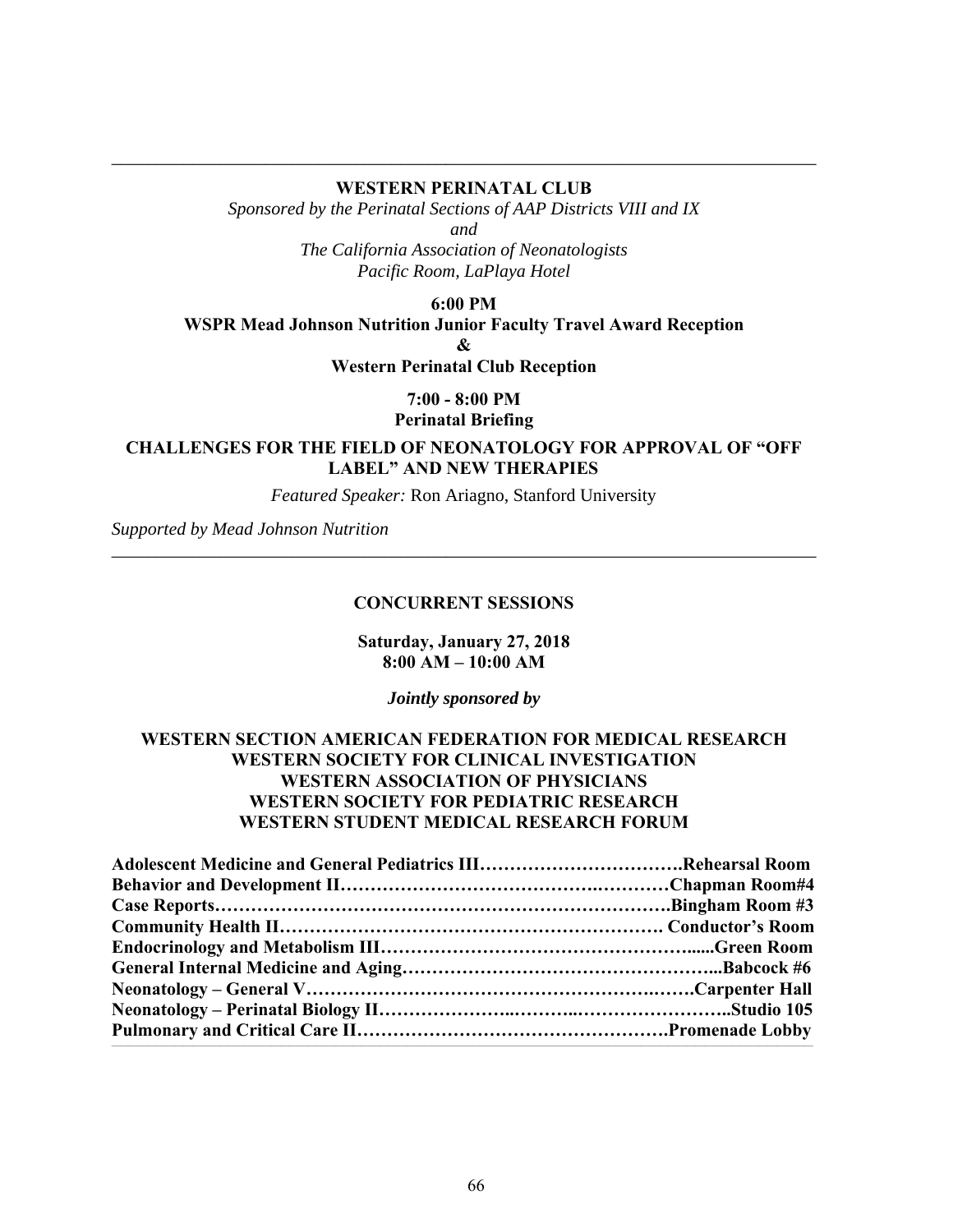---

**WESTERN PERINATAL CLUB**

*Sponsored by the Perinatal Sections of AAP Districts VIII and IX*

*and*

*The California Association of Neonatologists*

*Pacific Room, LaPlaya Hotel*

**6:00 PM**

**WSPR Mead Johnson Nutrition Junior Faculty Travel Award Reception**

**&**

**Western Perinatal Club Reception**

**7:00 - 8:00 PM**

**Perinatal Briefing**

**CHALLENGES FOR THE FIELD OF NEONATOLOGY FOR APPROVAL OF "OFF LABEL" AND NEW THERAPIES**

*Featured Speaker:* Ron Ariagno, Stanford University

*Supported by Mead Johnson Nutrition*

---

## CONCURRENT SESSIONS

**Saturday, January 27, 2018**
**8:00 AM – 10:00 AM**

***Jointly sponsored by***

**WESTERN SECTION AMERICAN FEDERATION FOR MEDICAL RESEARCH**
**WESTERN SOCIETY FOR CLINICAL INVESTIGATION**
**WESTERN ASSOCIATION OF PHYSICIANS**
**WESTERN SOCIETY FOR PEDIATRIC RESEARCH**
**WESTERN STUDENT MEDICAL RESEARCH FORUM**

**Adolescent Medicine and General Pediatrics III…………………………….Rehearsal Room**
**Behavior and Development II…………………………………….…………Chapman Room#4**
**Case Reports………………………………………………………………….Bingham Room #3**
**Community Health II………………………………………………………. Conductor's Room**
**Endocrinology and Metabolism III…………………………………………......Green Room**
**General Internal Medicine and Aging……………………………………………...Babcock #6**
**Neonatology – General V……………………………………………….…….Carpenter Hall**
**Neonatology – Perinatal Biology II…………………..………..……………………..Studio 105**
**Pulmonary and Critical Care II…………………………………………….Promenade Lobby**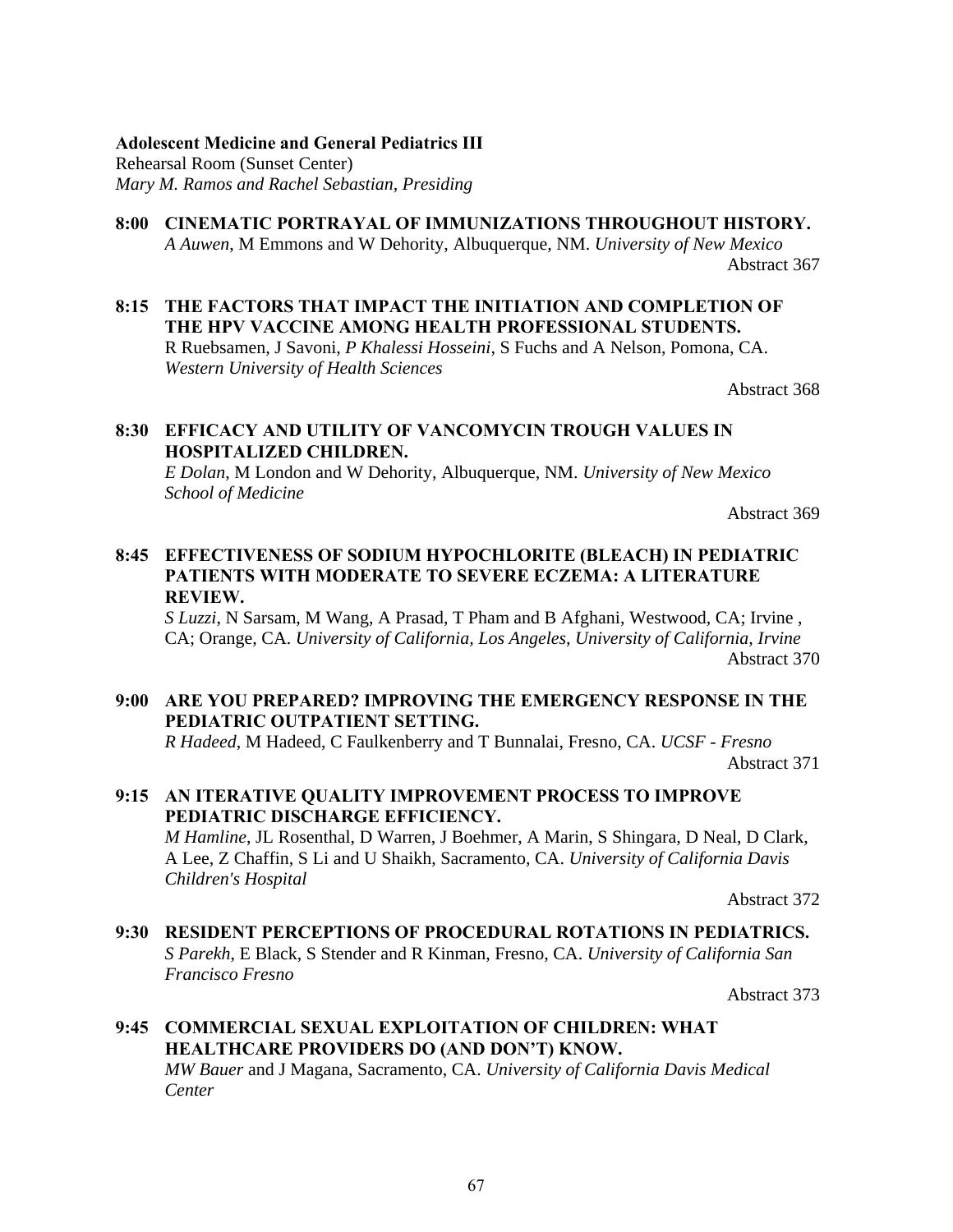**Adolescent Medicine and General Pediatrics III**
Rehearsal Room (Sunset Center)
*Mary M. Ramos and Rachel Sebastian, Presiding*

**8:00 CINEMATIC PORTRAYAL OF IMMUNIZATIONS THROUGHOUT HISTORY.**
*A Auwen*, M Emmons and W Dehority, Albuquerque, NM. *University of New Mexico*
Abstract 367

**8:15 THE FACTORS THAT IMPACT THE INITIATION AND COMPLETION OF THE HPV VACCINE AMONG HEALTH PROFESSIONAL STUDENTS.**
R Ruebsamen, J Savoni, *P Khalessi Hosseini*, S Fuchs and A Nelson, Pomona, CA. *Western University of Health Sciences*
Abstract 368

**8:30 EFFICACY AND UTILITY OF VANCOMYCIN TROUGH VALUES IN HOSPITALIZED CHILDREN.**
*E Dolan*, M London and W Dehority, Albuquerque, NM. *University of New Mexico School of Medicine*
Abstract 369

**8:45 EFFECTIVENESS OF SODIUM HYPOCHLORITE (BLEACH) IN PEDIATRIC PATIENTS WITH MODERATE TO SEVERE ECZEMA: A LITERATURE REVIEW.**
*S Luzzi*, N Sarsam, M Wang, A Prasad, T Pham and B Afghani, Westwood, CA; Irvine , CA; Orange, CA. *University of California, Los Angeles, University of California, Irvine*
Abstract 370

**9:00 ARE YOU PREPARED? IMPROVING THE EMERGENCY RESPONSE IN THE PEDIATRIC OUTPATIENT SETTING.**
*R Hadeed*, M Hadeed, C Faulkenberry and T Bunnalai, Fresno, CA. *UCSF - Fresno*
Abstract 371

**9:15 AN ITERATIVE QUALITY IMPROVEMENT PROCESS TO IMPROVE PEDIATRIC DISCHARGE EFFICIENCY.**
*M Hamline*, JL Rosenthal, D Warren, J Boehmer, A Marin, S Shingara, D Neal, D Clark, A Lee, Z Chaffin, S Li and U Shaikh, Sacramento, CA. *University of California Davis Children's Hospital*
Abstract 372

**9:30 RESIDENT PERCEPTIONS OF PROCEDURAL ROTATIONS IN PEDIATRICS.**
*S Parekh*, E Black, S Stender and R Kinman, Fresno, CA. *University of California San Francisco Fresno*
Abstract 373

**9:45 COMMERCIAL SEXUAL EXPLOITATION OF CHILDREN: WHAT HEALTHCARE PROVIDERS DO (AND DON'T) KNOW.**
*MW Bauer* and J Magana, Sacramento, CA. *University of California Davis Medical Center*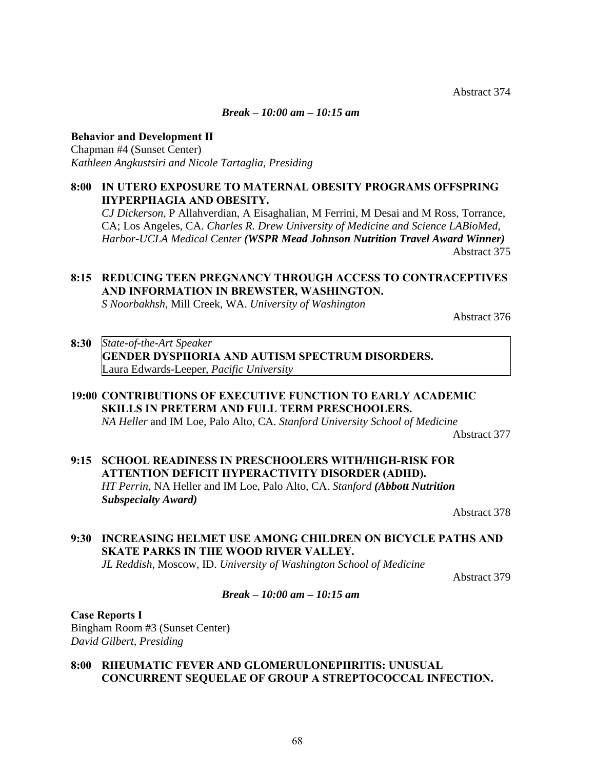Abstract 374

*Break – 10:00 am – 10:15 am*

**Behavior and Development II**
Chapman #4 (Sunset Center)
*Kathleen Angkustsiri and Nicole Tartaglia, Presiding*

**8:00 IN UTERO EXPOSURE TO MATERNAL OBESITY PROGRAMS OFFSPRING HYPERPHAGIA AND OBESITY.**
*CJ Dickerson*, P Allahverdian, A Eisaghalian, M Ferrini, M Desai and M Ross, Torrance, CA; Los Angeles, CA. *Charles R. Drew University of Medicine and Science LABioMed, Harbor-UCLA Medical Center* ***(WSPR Mead Johnson Nutrition Travel Award Winner)***
Abstract 375

**8:15 REDUCING TEEN PREGNANCY THROUGH ACCESS TO CONTRACEPTIVES AND INFORMATION IN BREWSTER, WASHINGTON.**
*S Noorbakhsh*, Mill Creek, WA. *University of Washington*
Abstract 376

**8:30** *State-of-the-Art Speaker*
**GENDER DYSPHORIA AND AUTISM SPECTRUM DISORDERS.**
Laura Edwards-Leeper, *Pacific University*

**19:00 CONTRIBUTIONS OF EXECUTIVE FUNCTION TO EARLY ACADEMIC SKILLS IN PRETERM AND FULL TERM PRESCHOOLERS.**
*NA Heller* and IM Loe, Palo Alto, CA. *Stanford University School of Medicine*
Abstract 377

**9:15 SCHOOL READINESS IN PRESCHOOLERS WITH/HIGH-RISK FOR ATTENTION DEFICIT HYPERACTIVITY DISORDER (ADHD).**
*HT Perrin*, NA Heller and IM Loe, Palo Alto, CA. *Stanford* ***(Abbott Nutrition Subspecialty Award)***
Abstract 378

**9:30 INCREASING HELMET USE AMONG CHILDREN ON BICYCLE PATHS AND SKATE PARKS IN THE WOOD RIVER VALLEY.**
*JL Reddish*, Moscow, ID. *University of Washington School of Medicine*
Abstract 379

*Break – 10:00 am – 10:15 am*

**Case Reports I**
Bingham Room #3 (Sunset Center)
*David Gilbert, Presiding*

**8:00 RHEUMATIC FEVER AND GLOMERULONEPHRITIS: UNUSUAL CONCURRENT SEQUELAE OF GROUP A STREPTOCOCCAL INFECTION.**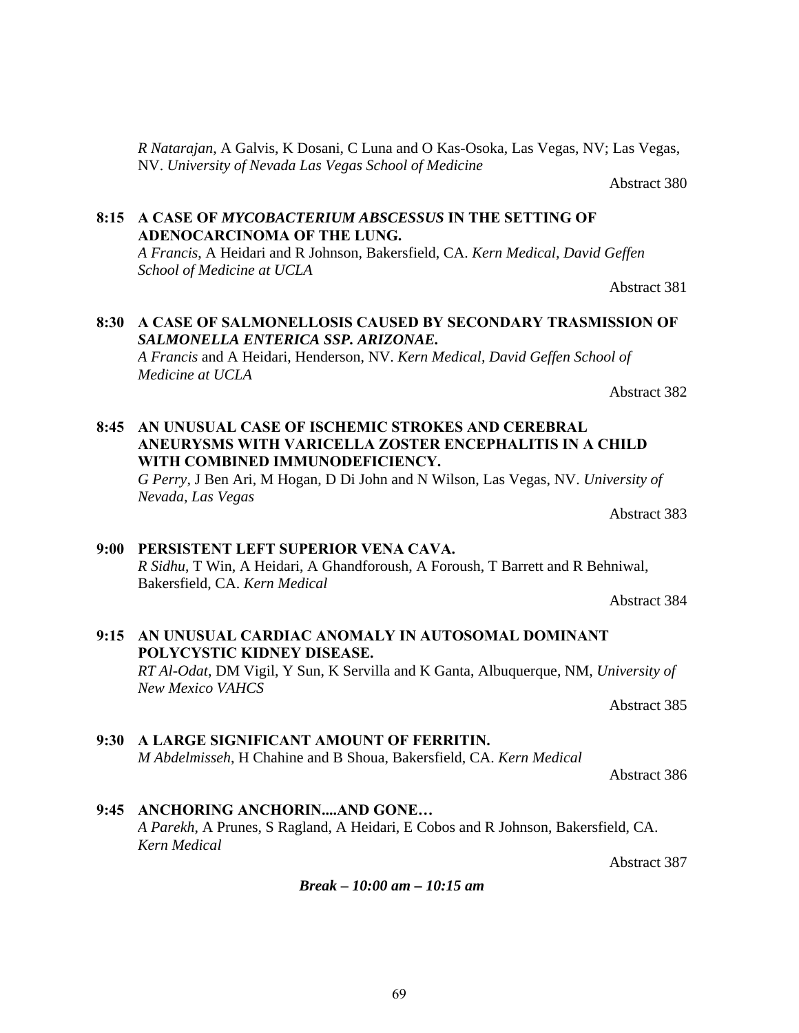*R Natarajan*, A Galvis, K Dosani, C Luna and O Kas-Osoka, Las Vegas, NV; Las Vegas, NV. *University of Nevada Las Vegas School of Medicine*

Abstract 380

**8:15 A CASE OF *MYCOBACTERIUM ABSCESSUS* IN THE SETTING OF ADENOCARCINOMA OF THE LUNG.**

*A Francis*, A Heidari and R Johnson, Bakersfield, CA. *Kern Medical, David Geffen School of Medicine at UCLA*

Abstract 381

**8:30 A CASE OF SALMONELLOSIS CAUSED BY SECONDARY TRASMISSION OF *SALMONELLA ENTERICA SSP. ARIZONAE.***

*A Francis* and A Heidari, Henderson, NV. *Kern Medical, David Geffen School of Medicine at UCLA*

Abstract 382

**8:45 AN UNUSUAL CASE OF ISCHEMIC STROKES AND CEREBRAL ANEURYSMS WITH VARICELLA ZOSTER ENCEPHALITIS IN A CHILD WITH COMBINED IMMUNODEFICIENCY.**

*G Perry*, J Ben Ari, M Hogan, D Di John and N Wilson, Las Vegas, NV. *University of Nevada, Las Vegas*

Abstract 383

**9:00 PERSISTENT LEFT SUPERIOR VENA CAVA.**

*R Sidhu*, T Win, A Heidari, A Ghandforoush, A Foroush, T Barrett and R Behniwal, Bakersfield, CA. *Kern Medical*

Abstract 384

**9:15 AN UNUSUAL CARDIAC ANOMALY IN AUTOSOMAL DOMINANT POLYCYSTIC KIDNEY DISEASE.**

*RT Al-Odat*, DM Vigil, Y Sun, K Servilla and K Ganta, Albuquerque, NM, *University of New Mexico VAHCS*

Abstract 385

**9:30 A LARGE SIGNIFICANT AMOUNT OF FERRITIN.**

*M Abdelmisseh*, H Chahine and B Shoua, Bakersfield, CA. *Kern Medical*

Abstract 386

**9:45 ANCHORING ANCHORIN....AND GONE…**

*A Parekh*, A Prunes, S Ragland, A Heidari, E Cobos and R Johnson, Bakersfield, CA. *Kern Medical*

Abstract 387

***Break – 10:00 am – 10:15 am***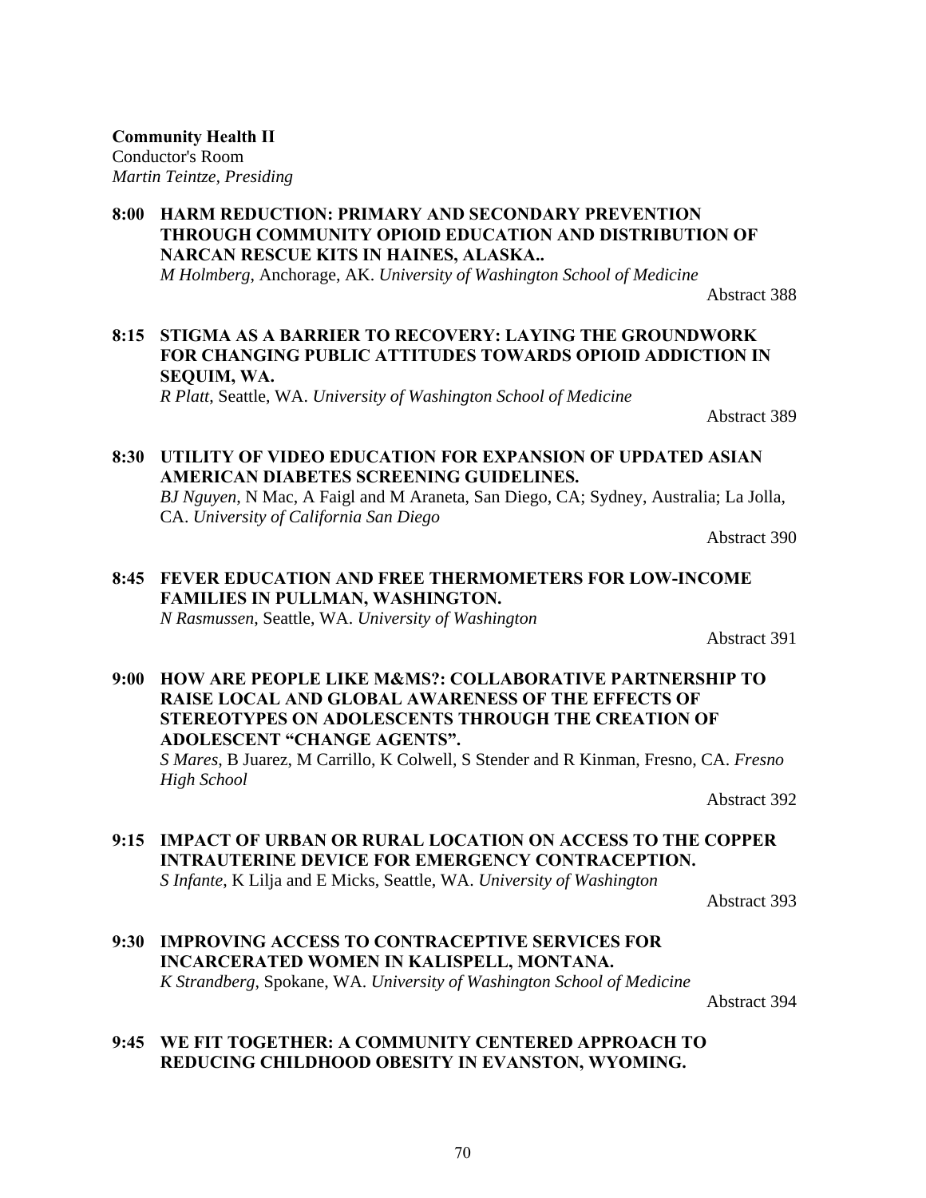**Community Health II**
Conductor's Room
*Martin Teintze, Presiding*

**8:00 HARM REDUCTION: PRIMARY AND SECONDARY PREVENTION THROUGH COMMUNITY OPIOID EDUCATION AND DISTRIBUTION OF NARCAN RESCUE KITS IN HAINES, ALASKA..**
*M Holmberg*, Anchorage, AK. *University of Washington School of Medicine*

Abstract 388

**8:15 STIGMA AS A BARRIER TO RECOVERY: LAYING THE GROUNDWORK FOR CHANGING PUBLIC ATTITUDES TOWARDS OPIOID ADDICTION IN SEQUIM, WA.**
*R Platt*, Seattle, WA. *University of Washington School of Medicine*

Abstract 389

**8:30 UTILITY OF VIDEO EDUCATION FOR EXPANSION OF UPDATED ASIAN AMERICAN DIABETES SCREENING GUIDELINES.**
*BJ Nguyen*, N Mac, A Faigl and M Araneta, San Diego, CA; Sydney, Australia; La Jolla, CA. *University of California San Diego*

Abstract 390

**8:45 FEVER EDUCATION AND FREE THERMOMETERS FOR LOW-INCOME FAMILIES IN PULLMAN, WASHINGTON.**
*N Rasmussen*, Seattle, WA. *University of Washington*

Abstract 391

**9:00 HOW ARE PEOPLE LIKE M&MS?: COLLABORATIVE PARTNERSHIP TO RAISE LOCAL AND GLOBAL AWARENESS OF THE EFFECTS OF STEREOTYPES ON ADOLESCENTS THROUGH THE CREATION OF ADOLESCENT "CHANGE AGENTS".**
*S Mares*, B Juarez, M Carrillo, K Colwell, S Stender and R Kinman, Fresno, CA. *Fresno High School*

Abstract 392

**9:15 IMPACT OF URBAN OR RURAL LOCATION ON ACCESS TO THE COPPER INTRAUTERINE DEVICE FOR EMERGENCY CONTRACEPTION.**
*S Infante*, K Lilja and E Micks, Seattle, WA. *University of Washington*

Abstract 393

**9:30 IMPROVING ACCESS TO CONTRACEPTIVE SERVICES FOR INCARCERATED WOMEN IN KALISPELL, MONTANA.**
*K Strandberg*, Spokane, WA. *University of Washington School of Medicine*

Abstract 394

**9:45 WE FIT TOGETHER: A COMMUNITY CENTERED APPROACH TO REDUCING CHILDHOOD OBESITY IN EVANSTON, WYOMING.**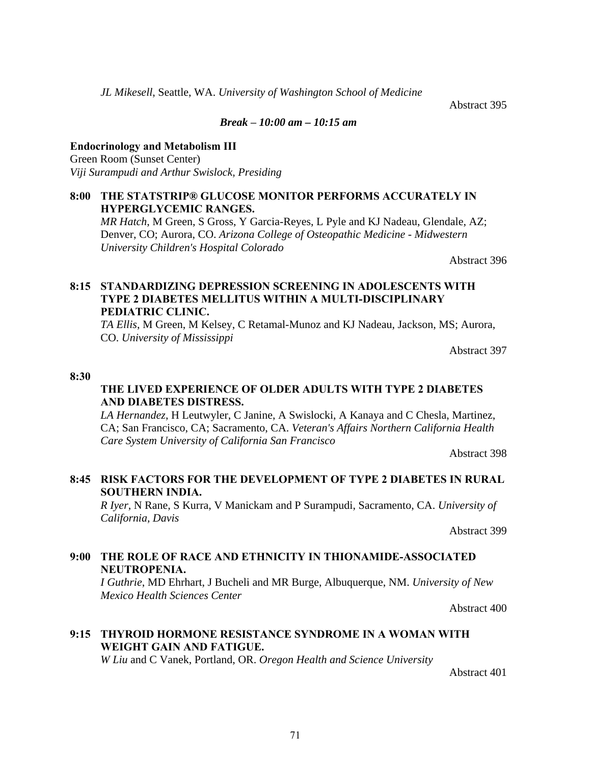*JL Mikesell*, Seattle, WA. *University of Washington School of Medicine*

Abstract 395

***Break – 10:00 am – 10:15 am***

**Endocrinology and Metabolism III**
Green Room (Sunset Center)
*Viji Surampudi and Arthur Swislock, Presiding*

**8:00 THE STATSTRIP® GLUCOSE MONITOR PERFORMS ACCURATELY IN HYPERGLYCEMIC RANGES.**
*MR Hatch*, M Green, S Gross, Y Garcia-Reyes, L Pyle and KJ Nadeau, Glendale, AZ; Denver, CO; Aurora, CO. *Arizona College of Osteopathic Medicine - Midwestern University Children's Hospital Colorado*

Abstract 396

**8:15 STANDARDIZING DEPRESSION SCREENING IN ADOLESCENTS WITH TYPE 2 DIABETES MELLITUS WITHIN A MULTI-DISCIPLINARY PEDIATRIC CLINIC.**
*TA Ellis*, M Green, M Kelsey, C Retamal-Munoz and KJ Nadeau, Jackson, MS; Aurora, CO. *University of Mississippi*

Abstract 397

**8:30**

**THE LIVED EXPERIENCE OF OLDER ADULTS WITH TYPE 2 DIABETES AND DIABETES DISTRESS.**
*LA Hernandez*, H Leutwyler, C Janine, A Swislocki, A Kanaya and C Chesla, Martinez, CA; San Francisco, CA; Sacramento, CA. *Veteran's Affairs Northern California Health Care System University of California San Francisco*

Abstract 398

**8:45 RISK FACTORS FOR THE DEVELOPMENT OF TYPE 2 DIABETES IN RURAL SOUTHERN INDIA.**
*R Iyer*, N Rane, S Kurra, V Manickam and P Surampudi, Sacramento, CA. *University of California, Davis*

Abstract 399

**9:00 THE ROLE OF RACE AND ETHNICITY IN THIONAMIDE-ASSOCIATED NEUTROPENIA.**
*I Guthrie*, MD Ehrhart, J Bucheli and MR Burge, Albuquerque, NM. *University of New Mexico Health Sciences Center*

Abstract 400

**9:15 THYROID HORMONE RESISTANCE SYNDROME IN A WOMAN WITH WEIGHT GAIN AND FATIGUE.**
*W Liu* and C Vanek, Portland, OR. *Oregon Health and Science University*

Abstract 401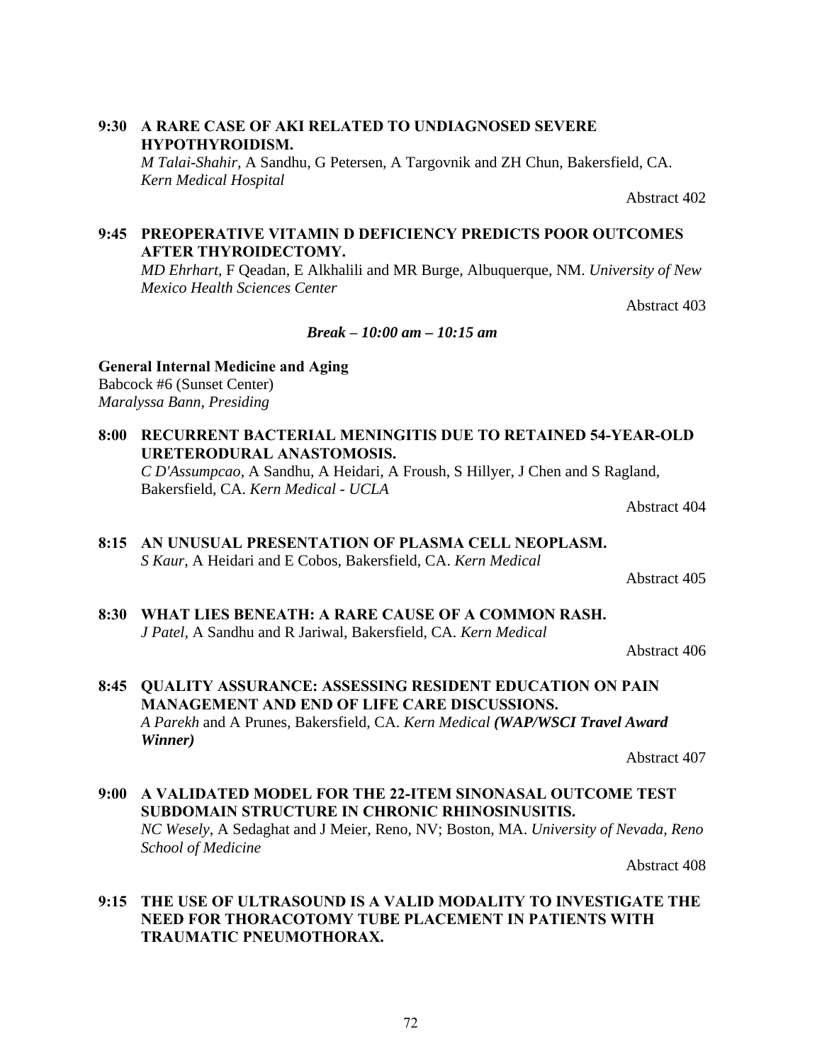**9:30 A RARE CASE OF AKI RELATED TO UNDIAGNOSED SEVERE HYPOTHYROIDISM.**
*M Talai-Shahir*, A Sandhu, G Petersen, A Targovnik and ZH Chun, Bakersfield, CA. *Kern Medical Hospital*

Abstract 402

**9:45 PREOPERATIVE VITAMIN D DEFICIENCY PREDICTS POOR OUTCOMES AFTER THYROIDECTOMY.**
*MD Ehrhart*, F Qeadan, E Alkhalili and MR Burge, Albuquerque, NM. *University of New Mexico Health Sciences Center*

Abstract 403

***Break – 10:00 am – 10:15 am***

**General Internal Medicine and Aging**
Babcock #6 (Sunset Center)
*Maralyssa Bann, Presiding*

**8:00 RECURRENT BACTERIAL MENINGITIS DUE TO RETAINED 54-YEAR-OLD URETERODURAL ANASTOMOSIS.**
*C D'Assumpcao*, A Sandhu, A Heidari, A Froush, S Hillyer, J Chen and S Ragland, Bakersfield, CA. *Kern Medical - UCLA*

Abstract 404

**8:15 AN UNUSUAL PRESENTATION OF PLASMA CELL NEOPLASM.**
*S Kaur*, A Heidari and E Cobos, Bakersfield, CA. *Kern Medical*

Abstract 405

**8:30 WHAT LIES BENEATH: A RARE CAUSE OF A COMMON RASH.**
*J Patel*, A Sandhu and R Jariwal, Bakersfield, CA. *Kern Medical*

Abstract 406

**8:45 QUALITY ASSURANCE: ASSESSING RESIDENT EDUCATION ON PAIN MANAGEMENT AND END OF LIFE CARE DISCUSSIONS.**
*A Parekh* and A Prunes, Bakersfield, CA. *Kern Medical **(WAP/WSCI Travel Award Winner)***

Abstract 407

**9:00 A VALIDATED MODEL FOR THE 22-ITEM SINONASAL OUTCOME TEST SUBDOMAIN STRUCTURE IN CHRONIC RHINOSINUSITIS.**
*NC Wesely*, A Sedaghat and J Meier, Reno, NV; Boston, MA. *University of Nevada, Reno School of Medicine*

Abstract 408

**9:15 THE USE OF ULTRASOUND IS A VALID MODALITY TO INVESTIGATE THE NEED FOR THORACOTOMY TUBE PLACEMENT IN PATIENTS WITH TRAUMATIC PNEUMOTHORAX.**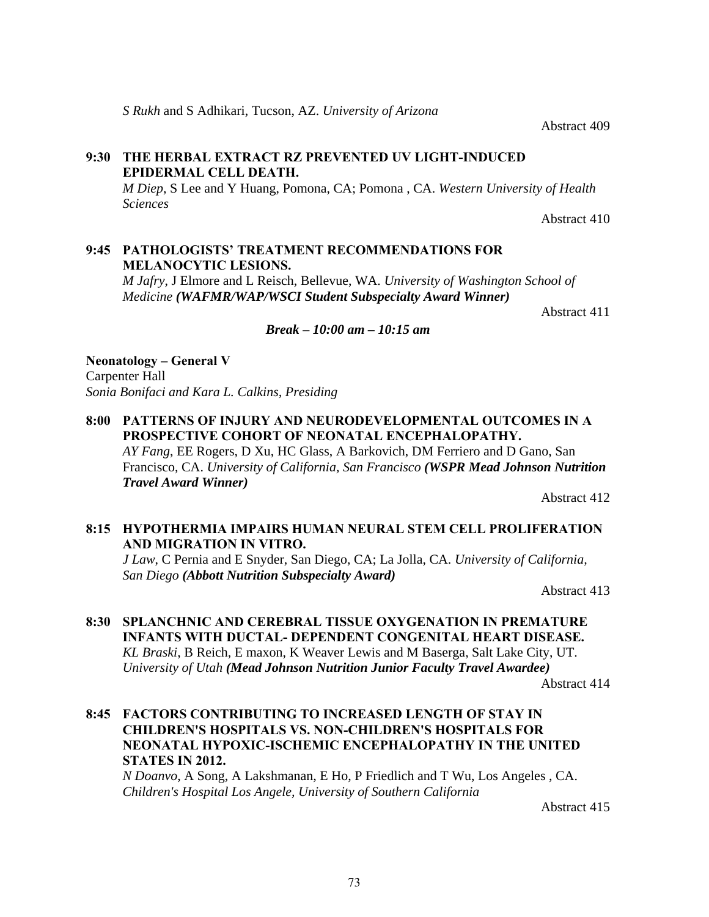*S Rukh* and S Adhikari, Tucson, AZ. *University of Arizona*

Abstract 409

**9:30 THE HERBAL EXTRACT RZ PREVENTED UV LIGHT-INDUCED EPIDERMAL CELL DEATH.**
*M Diep*, S Lee and Y Huang, Pomona, CA; Pomona , CA. *Western University of Health Sciences*

Abstract 410

**9:45 PATHOLOGISTS' TREATMENT RECOMMENDATIONS FOR MELANOCYTIC LESIONS.**
*M Jafry*, J Elmore and L Reisch, Bellevue, WA. *University of Washington School of Medicine* ***(WAFMR/WAP/WSCI Student Subspecialty Award Winner)***

Abstract 411

***Break – 10:00 am – 10:15 am***

**Neonatology – General V**
Carpenter Hall
*Sonia Bonifaci and Kara L. Calkins, Presiding*

**8:00 PATTERNS OF INJURY AND NEURODEVELOPMENTAL OUTCOMES IN A PROSPECTIVE COHORT OF NEONATAL ENCEPHALOPATHY.**
*AY Fang*, EE Rogers, D Xu, HC Glass, A Barkovich, DM Ferriero and D Gano, San Francisco, CA. *University of California, San Francisco* ***(WSPR Mead Johnson Nutrition Travel Award Winner)***

Abstract 412

**8:15 HYPOTHERMIA IMPAIRS HUMAN NEURAL STEM CELL PROLIFERATION AND MIGRATION IN VITRO.**
*J Law*, C Pernia and E Snyder, San Diego, CA; La Jolla, CA. *University of California, San Diego* ***(Abbott Nutrition Subspecialty Award)***

Abstract 413

**8:30 SPLANCHNIC AND CEREBRAL TISSUE OXYGENATION IN PREMATURE INFANTS WITH DUCTAL- DEPENDENT CONGENITAL HEART DISEASE.**
*KL Braski*, B Reich, E maxon, K Weaver Lewis and M Baserga, Salt Lake City, UT. *University of Utah* ***(Mead Johnson Nutrition Junior Faculty Travel Awardee)***

Abstract 414

**8:45 FACTORS CONTRIBUTING TO INCREASED LENGTH OF STAY IN CHILDREN'S HOSPITALS VS. NON-CHILDREN'S HOSPITALS FOR NEONATAL HYPOXIC-ISCHEMIC ENCEPHALOPATHY IN THE UNITED STATES IN 2012.**
*N Doanvo*, A Song, A Lakshmanan, E Ho, P Friedlich and T Wu, Los Angeles , CA. *Children's Hospital Los Angele, University of Southern California*

Abstract 415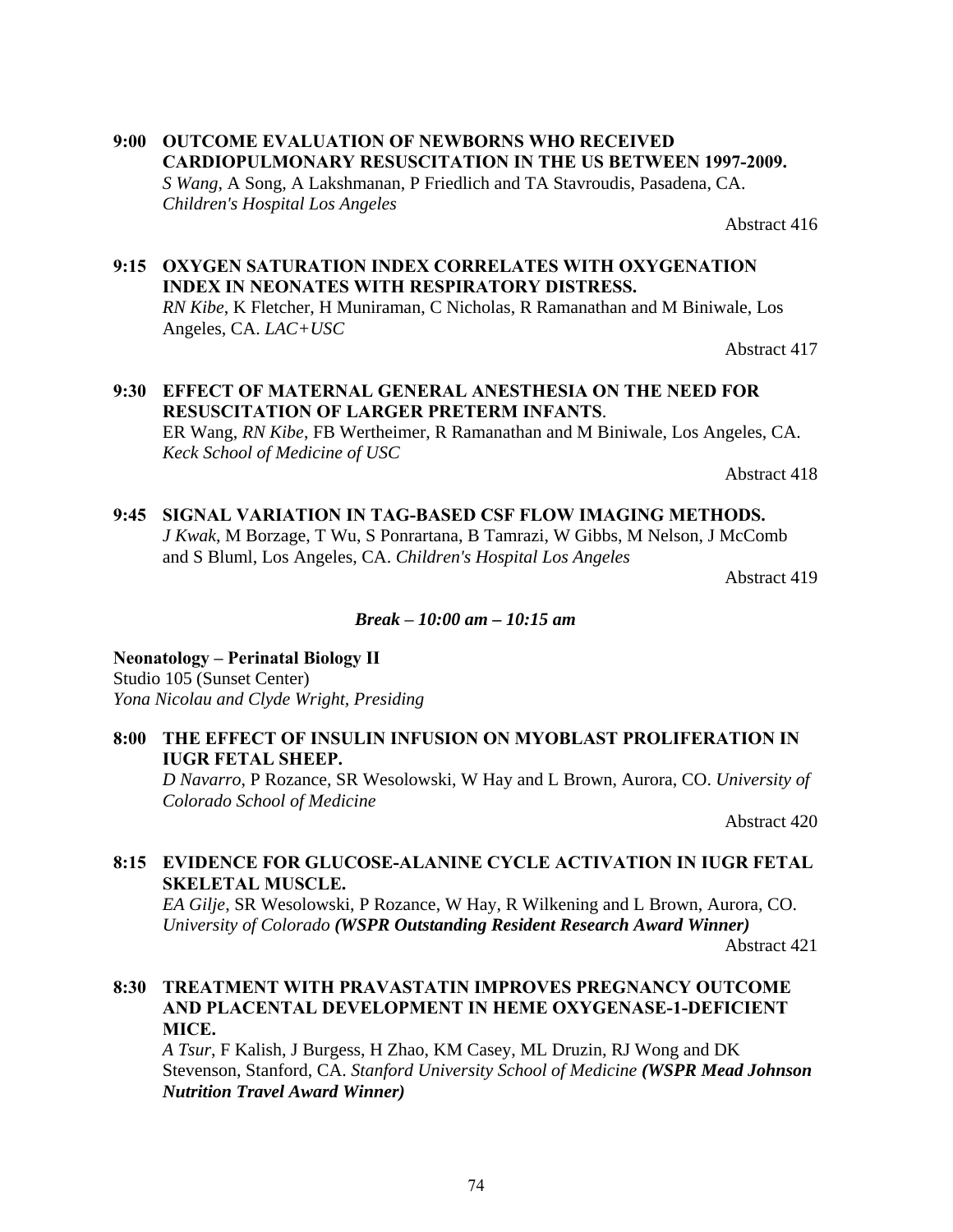**9:00 OUTCOME EVALUATION OF NEWBORNS WHO RECEIVED CARDIOPULMONARY RESUSCITATION IN THE US BETWEEN 1997-2009.**
*S Wang*, A Song, A Lakshmanan, P Friedlich and TA Stavroudis, Pasadena, CA. *Children's Hospital Los Angeles*

Abstract 416

**9:15 OXYGEN SATURATION INDEX CORRELATES WITH OXYGENATION INDEX IN NEONATES WITH RESPIRATORY DISTRESS.**
*RN Kibe*, K Fletcher, H Muniraman, C Nicholas, R Ramanathan and M Biniwale, Los Angeles, CA. *LAC+USC*

Abstract 417

**9:30 EFFECT OF MATERNAL GENERAL ANESTHESIA ON THE NEED FOR RESUSCITATION OF LARGER PRETERM INFANTS.**
ER Wang, *RN Kibe*, FB Wertheimer, R Ramanathan and M Biniwale, Los Angeles, CA. *Keck School of Medicine of USC*

Abstract 418

**9:45 SIGNAL VARIATION IN TAG-BASED CSF FLOW IMAGING METHODS.**
*J Kwak*, M Borzage, T Wu, S Ponrartana, B Tamrazi, W Gibbs, M Nelson, J McComb and S Bluml, Los Angeles, CA. *Children's Hospital Los Angeles*

Abstract 419

***Break – 10:00 am – 10:15 am***

**Neonatology – Perinatal Biology II**
Studio 105 (Sunset Center)
*Yona Nicolau and Clyde Wright, Presiding*

**8:00 THE EFFECT OF INSULIN INFUSION ON MYOBLAST PROLIFERATION IN IUGR FETAL SHEEP.**
*D Navarro*, P Rozance, SR Wesolowski, W Hay and L Brown, Aurora, CO. *University of Colorado School of Medicine*

Abstract 420

**8:15 EVIDENCE FOR GLUCOSE-ALANINE CYCLE ACTIVATION IN IUGR FETAL SKELETAL MUSCLE.**
*EA Gilje*, SR Wesolowski, P Rozance, W Hay, R Wilkening and L Brown, Aurora, CO. *University of Colorado* ***(WSPR Outstanding Resident Research Award Winner)***

Abstract 421

**8:30 TREATMENT WITH PRAVASTATIN IMPROVES PREGNANCY OUTCOME AND PLACENTAL DEVELOPMENT IN HEME OXYGENASE-1-DEFICIENT MICE.**
*A Tsur*, F Kalish, J Burgess, H Zhao, KM Casey, ML Druzin, RJ Wong and DK Stevenson, Stanford, CA. *Stanford University School of Medicine* ***(WSPR Mead Johnson Nutrition Travel Award Winner)***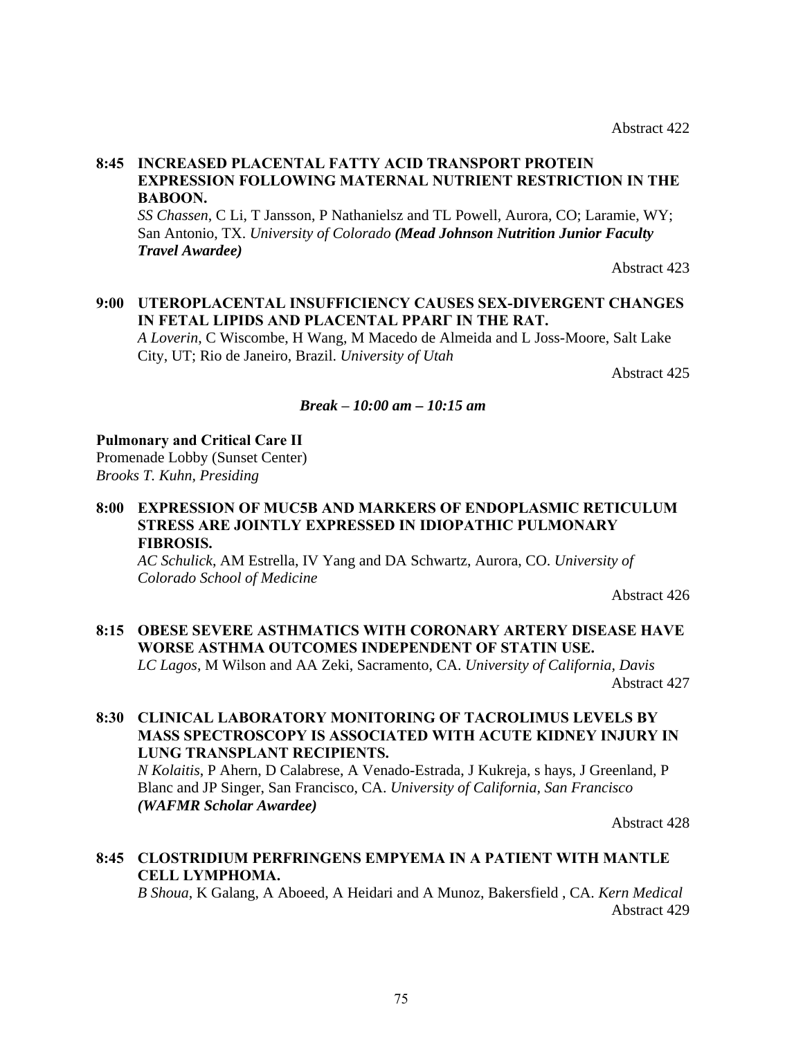Abstract 422

**8:45 INCREASED PLACENTAL FATTY ACID TRANSPORT PROTEIN EXPRESSION FOLLOWING MATERNAL NUTRIENT RESTRICTION IN THE BABOON.**
*SS Chassen*, C Li, T Jansson, P Nathanielsz and TL Powell, Aurora, CO; Laramie, WY; San Antonio, TX. *University of Colorado* ***(Mead Johnson Nutrition Junior Faculty Travel Awardee)***

Abstract 423

**9:00 UTEROPLACENTAL INSUFFICIENCY CAUSES SEX-DIVERGENT CHANGES IN FETAL LIPIDS AND PLACENTAL PPARΓ IN THE RAT.**
*A Loverin*, C Wiscombe, H Wang, M Macedo de Almeida and L Joss-Moore, Salt Lake City, UT; Rio de Janeiro, Brazil. *University of Utah*

Abstract 425

***Break – 10:00 am – 10:15 am***

**Pulmonary and Critical Care II**
Promenade Lobby (Sunset Center)
*Brooks T. Kuhn, Presiding*

**8:00 EXPRESSION OF MUC5B AND MARKERS OF ENDOPLASMIC RETICULUM STRESS ARE JOINTLY EXPRESSED IN IDIOPATHIC PULMONARY FIBROSIS.**
*AC Schulick*, AM Estrella, IV Yang and DA Schwartz, Aurora, CO. *University of Colorado School of Medicine*

Abstract 426

**8:15 OBESE SEVERE ASTHMATICS WITH CORONARY ARTERY DISEASE HAVE WORSE ASTHMA OUTCOMES INDEPENDENT OF STATIN USE.**
*LC Lagos*, M Wilson and AA Zeki, Sacramento, CA. *University of California, Davis*

Abstract 427

**8:30 CLINICAL LABORATORY MONITORING OF TACROLIMUS LEVELS BY MASS SPECTROSCOPY IS ASSOCIATED WITH ACUTE KIDNEY INJURY IN LUNG TRANSPLANT RECIPIENTS.**
*N Kolaitis*, P Ahern, D Calabrese, A Venado-Estrada, J Kukreja, s hays, J Greenland, P Blanc and JP Singer, San Francisco, CA. *University of California, San Francisco* ***(WAFMR Scholar Awardee)***

Abstract 428

**8:45 CLOSTRIDIUM PERFRINGENS EMPYEMA IN A PATIENT WITH MANTLE CELL LYMPHOMA.**
*B Shoua*, K Galang, A Aboeed, A Heidari and A Munoz, Bakersfield , CA. *Kern Medical*

Abstract 429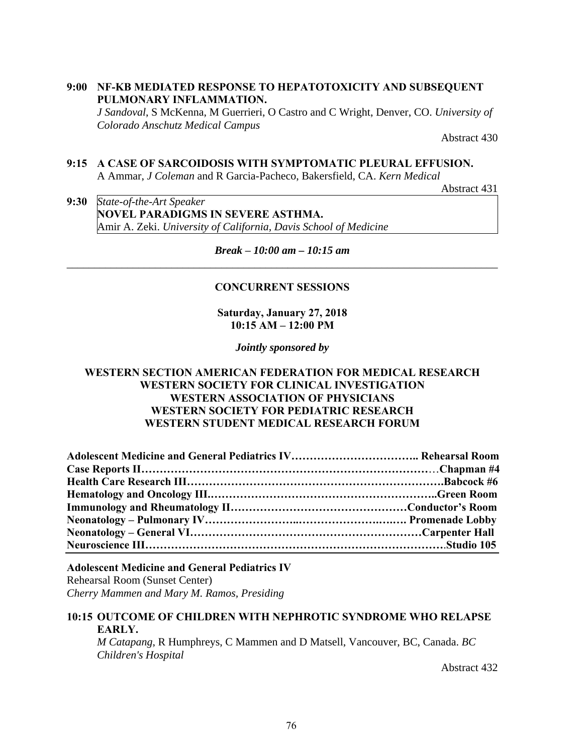**9:00 NF-KB MEDIATED RESPONSE TO HEPATOTOXICITY AND SUBSEQUENT PULMONARY INFLAMMATION.**
*J Sandoval*, S McKenna, M Guerrieri, O Castro and C Wright, Denver, CO. *University of Colorado Anschutz Medical Campus*

Abstract 430

**9:15 A CASE OF SARCOIDOSIS WITH SYMPTOMATIC PLEURAL EFFUSION.**
A Ammar, *J Coleman* and R Garcia-Pacheco, Bakersfield, CA. *Kern Medical*

Abstract 431

**9:30** *State-of-the-Art Speaker*
**NOVEL PARADIGMS IN SEVERE ASTHMA.**
Amir A. Zeki. *University of California, Davis School of Medicine*

***Break – 10:00 am – 10:15 am***

---

## CONCURRENT SESSIONS

**Saturday, January 27, 2018**
**10:15 AM – 12:00 PM**

***Jointly sponsored by***

**WESTERN SECTION AMERICAN FEDERATION FOR MEDICAL RESEARCH**
**WESTERN SOCIETY FOR CLINICAL INVESTIGATION**
**WESTERN ASSOCIATION OF PHYSICIANS**
**WESTERN SOCIETY FOR PEDIATRIC RESEARCH**
**WESTERN STUDENT MEDICAL RESEARCH FORUM**

**Adolescent Medicine and General Pediatrics IV…………………………….. Rehearsal Room**
**Case Reports II……………………………………………………………………Chapman #4**
**Health Care Research III………………………………………………………….Babcock #6**
**Hematology and Oncology III…………………………………………………..Green Room**
**Immunology and Rheumatology II…………………………………………Conductor's Room**
**Neonatology – Pulmonary IV……………………………………………. Promenade Lobby**
**Neonatology – General VI……………………………………………………Carpenter Hall**
**Neuroscience III…………………………………………………………………….Studio 105**

---

**Adolescent Medicine and General Pediatrics IV**
Rehearsal Room (Sunset Center)
*Cherry Mammen and Mary M. Ramos, Presiding*

**10:15 OUTCOME OF CHILDREN WITH NEPHROTIC SYNDROME WHO RELAPSE EARLY.**
*M Catapang*, R Humphreys, C Mammen and D Matsell, Vancouver, BC, Canada. *BC Children's Hospital*

Abstract 432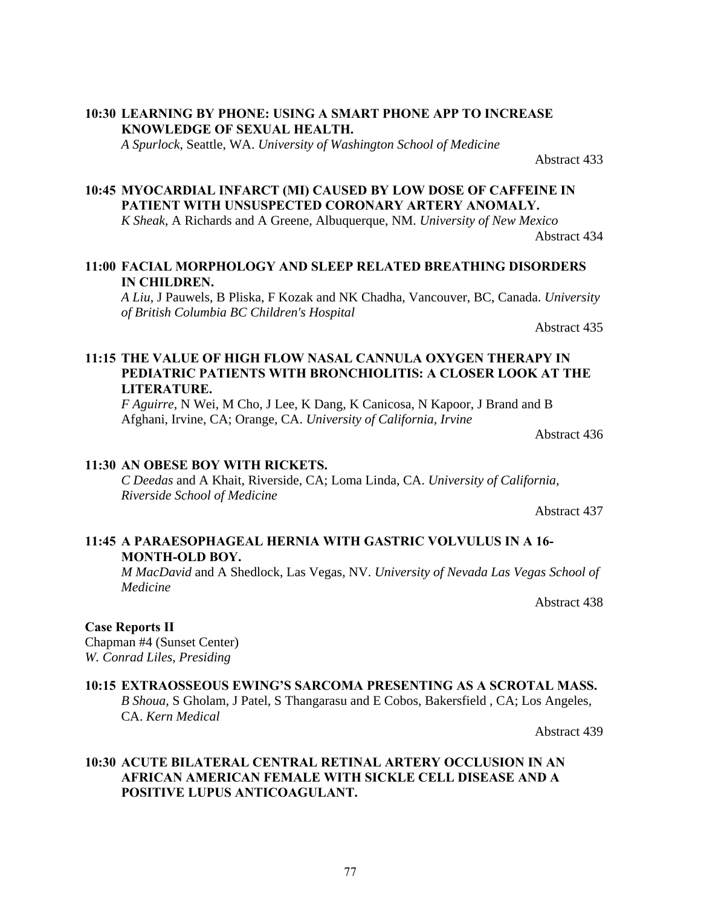**10:30 LEARNING BY PHONE: USING A SMART PHONE APP TO INCREASE KNOWLEDGE OF SEXUAL HEALTH.**
*A Spurlock*, Seattle, WA. *University of Washington School of Medicine*
Abstract 433

**10:45 MYOCARDIAL INFARCT (MI) CAUSED BY LOW DOSE OF CAFFEINE IN PATIENT WITH UNSUSPECTED CORONARY ARTERY ANOMALY.**
*K Sheak*, A Richards and A Greene, Albuquerque, NM. *University of New Mexico*
Abstract 434

**11:00 FACIAL MORPHOLOGY AND SLEEP RELATED BREATHING DISORDERS IN CHILDREN.**
*A Liu*, J Pauwels, B Pliska, F Kozak and NK Chadha, Vancouver, BC, Canada. *University of British Columbia BC Children's Hospital*
Abstract 435

**11:15 THE VALUE OF HIGH FLOW NASAL CANNULA OXYGEN THERAPY IN PEDIATRIC PATIENTS WITH BRONCHIOLITIS: A CLOSER LOOK AT THE LITERATURE.**
*F Aguirre*, N Wei, M Cho, J Lee, K Dang, K Canicosa, N Kapoor, J Brand and B Afghani, Irvine, CA; Orange, CA. *University of California, Irvine*
Abstract 436

**11:30 AN OBESE BOY WITH RICKETS.**
*C Deedas* and A Khait, Riverside, CA; Loma Linda, CA. *University of California, Riverside School of Medicine*
Abstract 437

**11:45 A PARAESOPHAGEAL HERNIA WITH GASTRIC VOLVULUS IN A 16-MONTH-OLD BOY.**
*M MacDavid* and A Shedlock, Las Vegas, NV. *University of Nevada Las Vegas School of Medicine*
Abstract 438

**Case Reports II**
Chapman #4 (Sunset Center)
*W. Conrad Liles, Presiding*

**10:15 EXTRAOSSEOUS EWING'S SARCOMA PRESENTING AS A SCROTAL MASS.**
*B Shoua*, S Gholam, J Patel, S Thangarasu and E Cobos, Bakersfield , CA; Los Angeles, CA. *Kern Medical*
Abstract 439

**10:30 ACUTE BILATERAL CENTRAL RETINAL ARTERY OCCLUSION IN AN AFRICAN AMERICAN FEMALE WITH SICKLE CELL DISEASE AND A POSITIVE LUPUS ANTICOAGULANT.**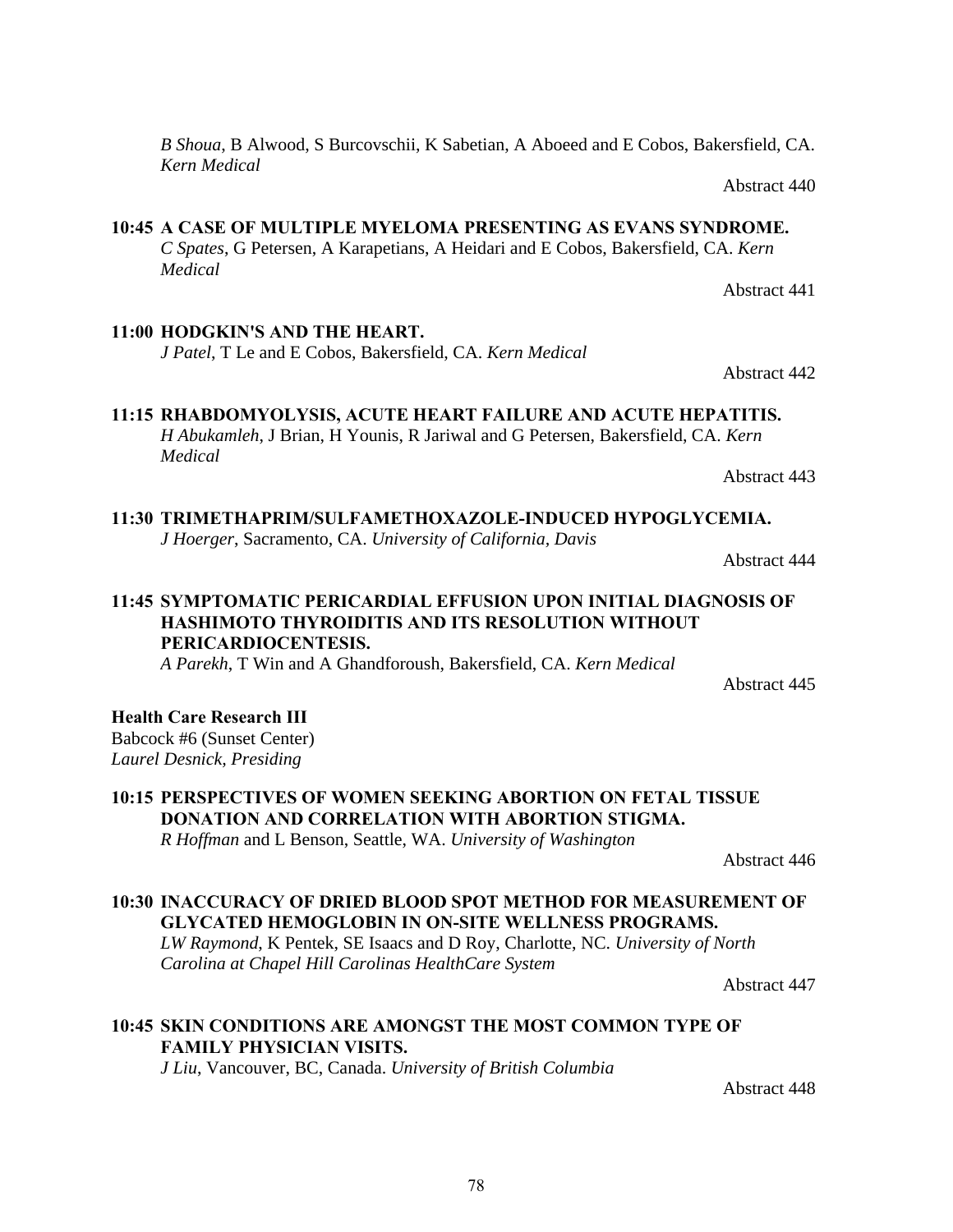*B Shoua*, B Alwood, S Burcovschii, K Sabetian, A Aboeed and E Cobos, Bakersfield, CA. *Kern Medical*

Abstract 440

**10:45 A CASE OF MULTIPLE MYELOMA PRESENTING AS EVANS SYNDROME.**
*C Spates*, G Petersen, A Karapetians, A Heidari and E Cobos, Bakersfield, CA. *Kern Medical*

Abstract 441

**11:00 HODGKIN'S AND THE HEART.**
*J Patel*, T Le and E Cobos, Bakersfield, CA. *Kern Medical*

Abstract 442

**11:15 RHABDOMYOLYSIS, ACUTE HEART FAILURE AND ACUTE HEPATITIS.**
*H Abukamleh*, J Brian, H Younis, R Jariwal and G Petersen, Bakersfield, CA. *Kern Medical*

Abstract 443

**11:30 TRIMETHAPRIM/SULFAMETHOXAZOLE-INDUCED HYPOGLYCEMIA.**
*J Hoerger*, Sacramento, CA. *University of California, Davis*

Abstract 444

**11:45 SYMPTOMATIC PERICARDIAL EFFUSION UPON INITIAL DIAGNOSIS OF HASHIMOTO THYROIDITIS AND ITS RESOLUTION WITHOUT PERICARDIOCENTESIS.**
*A Parekh*, T Win and A Ghandforoush, Bakersfield, CA. *Kern Medical*

Abstract 445

**Health Care Research III**
Babcock #6 (Sunset Center)
*Laurel Desnick, Presiding*

**10:15 PERSPECTIVES OF WOMEN SEEKING ABORTION ON FETAL TISSUE DONATION AND CORRELATION WITH ABORTION STIGMA.**
*R Hoffman* and L Benson, Seattle, WA. *University of Washington*

Abstract 446

**10:30 INACCURACY OF DRIED BLOOD SPOT METHOD FOR MEASUREMENT OF GLYCATED HEMOGLOBIN IN ON-SITE WELLNESS PROGRAMS.**
*LW Raymond*, K Pentek, SE Isaacs and D Roy, Charlotte, NC. *University of North Carolina at Chapel Hill Carolinas HealthCare System*

Abstract 447

**10:45 SKIN CONDITIONS ARE AMONGST THE MOST COMMON TYPE OF FAMILY PHYSICIAN VISITS.**
*J Liu*, Vancouver, BC, Canada. *University of British Columbia*

Abstract 448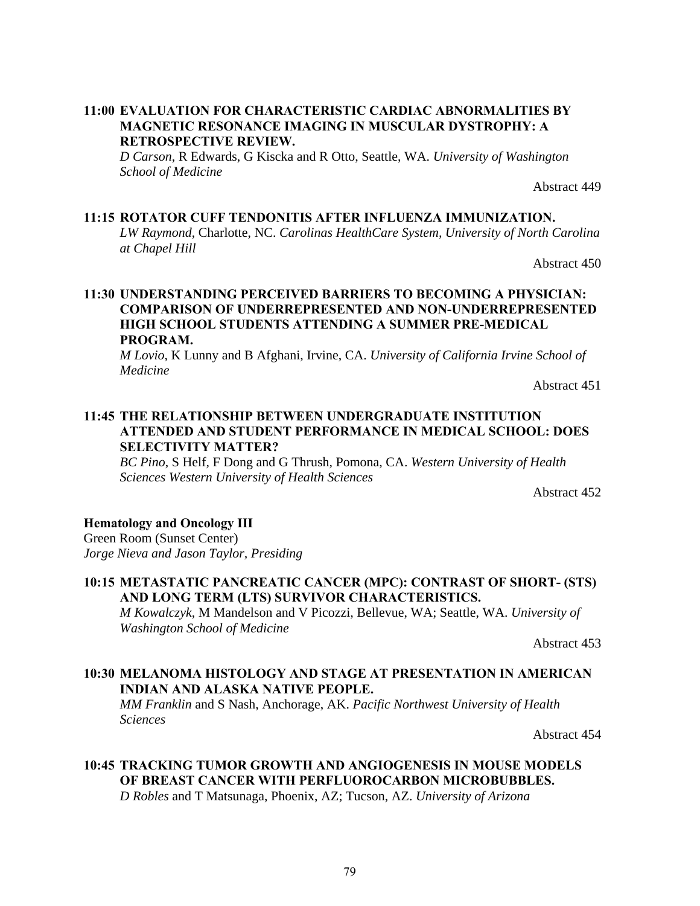**11:00 EVALUATION FOR CHARACTERISTIC CARDIAC ABNORMALITIES BY MAGNETIC RESONANCE IMAGING IN MUSCULAR DYSTROPHY: A RETROSPECTIVE REVIEW.**
*D Carson*, R Edwards, G Kiscka and R Otto, Seattle, WA. *University of Washington School of Medicine*

Abstract 449

**11:15 ROTATOR CUFF TENDONITIS AFTER INFLUENZA IMMUNIZATION.**
*LW Raymond*, Charlotte, NC. *Carolinas HealthCare System, University of North Carolina at Chapel Hill*

Abstract 450

**11:30 UNDERSTANDING PERCEIVED BARRIERS TO BECOMING A PHYSICIAN: COMPARISON OF UNDERREPRESENTED AND NON-UNDERREPRESENTED HIGH SCHOOL STUDENTS ATTENDING A SUMMER PRE-MEDICAL PROGRAM.**
*M Lovio*, K Lunny and B Afghani, Irvine, CA. *University of California Irvine School of Medicine*

Abstract 451

**11:45 THE RELATIONSHIP BETWEEN UNDERGRADUATE INSTITUTION ATTENDED AND STUDENT PERFORMANCE IN MEDICAL SCHOOL: DOES SELECTIVITY MATTER?**
*BC Pino*, S Helf, F Dong and G Thrush, Pomona, CA. *Western University of Health Sciences Western University of Health Sciences*

Abstract 452

**Hematology and Oncology III**
Green Room (Sunset Center)
*Jorge Nieva and Jason Taylor, Presiding*

**10:15 METASTATIC PANCREATIC CANCER (MPC): CONTRAST OF SHORT- (STS) AND LONG TERM (LTS) SURVIVOR CHARACTERISTICS.**
*M Kowalczyk*, M Mandelson and V Picozzi, Bellevue, WA; Seattle, WA. *University of Washington School of Medicine*

Abstract 453

**10:30 MELANOMA HISTOLOGY AND STAGE AT PRESENTATION IN AMERICAN INDIAN AND ALASKA NATIVE PEOPLE.**
*MM Franklin* and S Nash, Anchorage, AK. *Pacific Northwest University of Health Sciences*

Abstract 454

**10:45 TRACKING TUMOR GROWTH AND ANGIOGENESIS IN MOUSE MODELS OF BREAST CANCER WITH PERFLUOROCARBON MICROBUBBLES.**
*D Robles* and T Matsunaga, Phoenix, AZ; Tucson, AZ. *University of Arizona*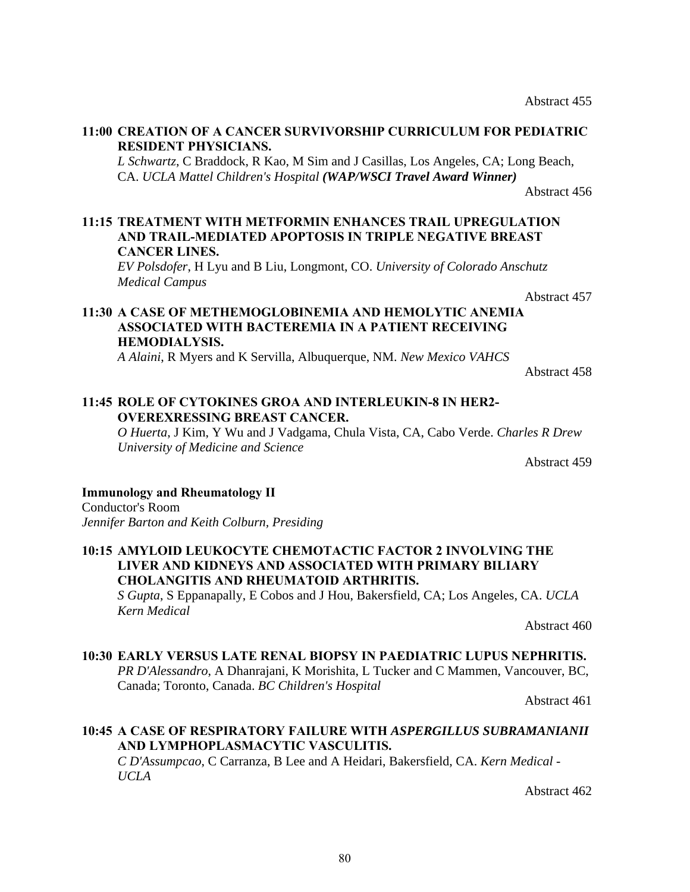Abstract 455

**11:00 CREATION OF A CANCER SURVIVORSHIP CURRICULUM FOR PEDIATRIC RESIDENT PHYSICIANS.**
*L Schwartz*, C Braddock, R Kao, M Sim and J Casillas, Los Angeles, CA; Long Beach, CA. *UCLA Mattel Children's Hospital* ***(WAP/WSCI Travel Award Winner)***

Abstract 456

**11:15 TREATMENT WITH METFORMIN ENHANCES TRAIL UPREGULATION AND TRAIL-MEDIATED APOPTOSIS IN TRIPLE NEGATIVE BREAST CANCER LINES.**
*EV Polsdofer*, H Lyu and B Liu, Longmont, CO. *University of Colorado Anschutz Medical Campus*

Abstract 457

**11:30 A CASE OF METHEMOGLOBINEMIA AND HEMOLYTIC ANEMIA ASSOCIATED WITH BACTEREMIA IN A PATIENT RECEIVING HEMODIALYSIS.**
*A Alaini*, R Myers and K Servilla, Albuquerque, NM. *New Mexico VAHCS*

Abstract 458

**11:45 ROLE OF CYTOKINES GROA AND INTERLEUKIN-8 IN HER2-OVEREXRESSING BREAST CANCER.**
*O Huerta*, J Kim, Y Wu and J Vadgama, Chula Vista, CA, Cabo Verde. *Charles R Drew University of Medicine and Science*

Abstract 459

**Immunology and Rheumatology II**
Conductor's Room
*Jennifer Barton and Keith Colburn, Presiding*

**10:15 AMYLOID LEUKOCYTE CHEMOTACTIC FACTOR 2 INVOLVING THE LIVER AND KIDNEYS AND ASSOCIATED WITH PRIMARY BILIARY CHOLANGITIS AND RHEUMATOID ARTHRITIS.**
*S Gupta*, S Eppanapally, E Cobos and J Hou, Bakersfield, CA; Los Angeles, CA. *UCLA Kern Medical*

Abstract 460

**10:30 EARLY VERSUS LATE RENAL BIOPSY IN PAEDIATRIC LUPUS NEPHRITIS.**
*PR D'Alessandro*, A Dhanrajani, K Morishita, L Tucker and C Mammen, Vancouver, BC, Canada; Toronto, Canada. *BC Children's Hospital*

Abstract 461

**10:45 A CASE OF RESPIRATORY FAILURE WITH *ASPERGILLUS SUBRAMANIANII* AND LYMPHOPLASMACYTIC VASCULITIS.**
*C D'Assumpcao*, C Carranza, B Lee and A Heidari, Bakersfield, CA. *Kern Medical - UCLA*

Abstract 462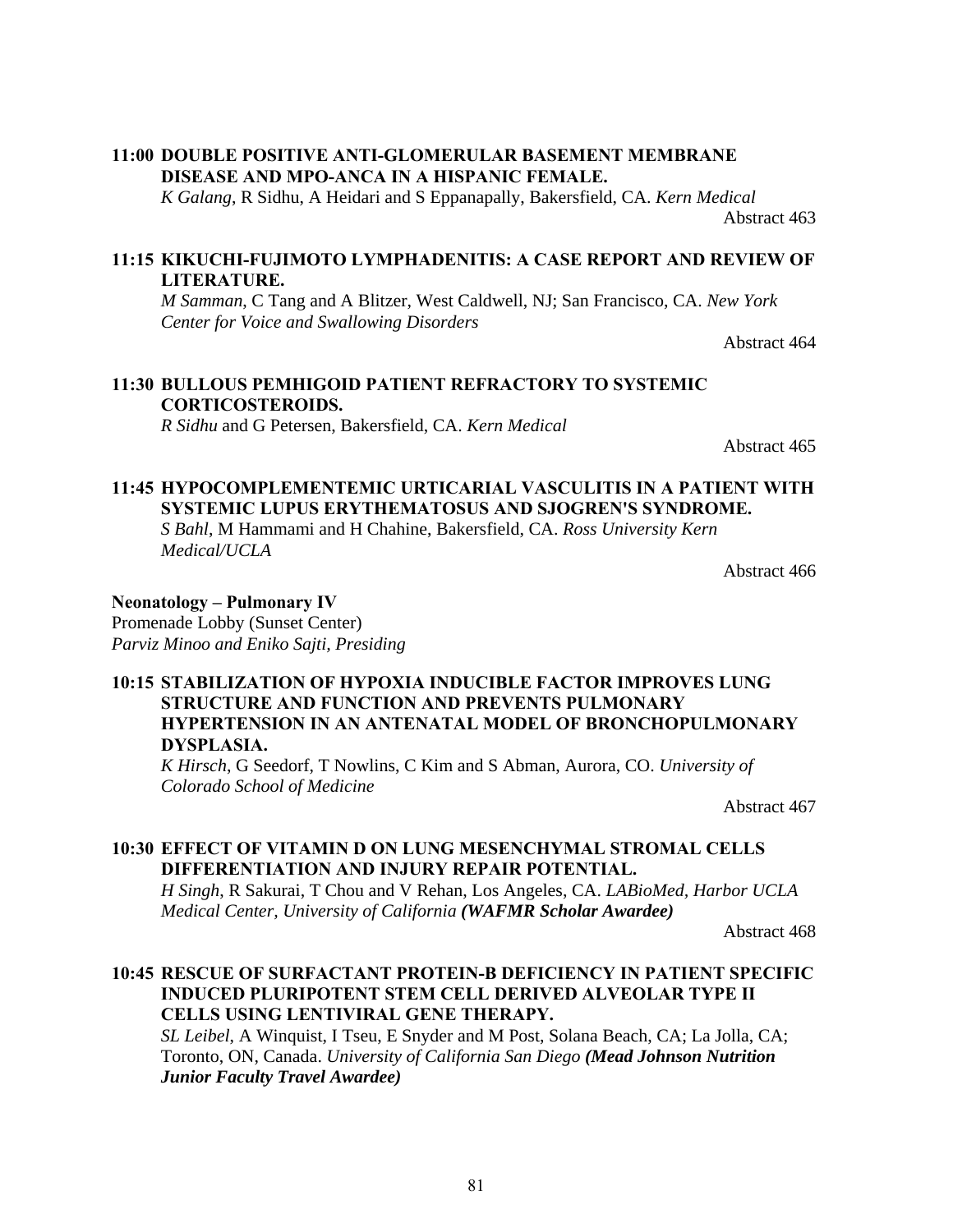**11:00 DOUBLE POSITIVE ANTI-GLOMERULAR BASEMENT MEMBRANE DISEASE AND MPO-ANCA IN A HISPANIC FEMALE.**
*K Galang*, R Sidhu, A Heidari and S Eppanapally, Bakersfield, CA. *Kern Medical*
Abstract 463

**11:15 KIKUCHI-FUJIMOTO LYMPHADENITIS: A CASE REPORT AND REVIEW OF LITERATURE.**
*M Samman*, C Tang and A Blitzer, West Caldwell, NJ; San Francisco, CA. *New York Center for Voice and Swallowing Disorders*
Abstract 464

**11:30 BULLOUS PEMHIGOID PATIENT REFRACTORY TO SYSTEMIC CORTICOSTEROIDS.**
*R Sidhu* and G Petersen, Bakersfield, CA. *Kern Medical*
Abstract 465

**11:45 HYPOCOMPLEMENTEMIC URTICARIAL VASCULITIS IN A PATIENT WITH SYSTEMIC LUPUS ERYTHEMATOSUS AND SJOGREN'S SYNDROME.**
*S Bahl*, M Hammami and H Chahine, Bakersfield, CA. *Ross University Kern Medical/UCLA*
Abstract 466

**Neonatology – Pulmonary IV**
Promenade Lobby (Sunset Center)
*Parviz Minoo and Eniko Sajti, Presiding*

**10:15 STABILIZATION OF HYPOXIA INDUCIBLE FACTOR IMPROVES LUNG STRUCTURE AND FUNCTION AND PREVENTS PULMONARY HYPERTENSION IN AN ANTENATAL MODEL OF BRONCHOPULMONARY DYSPLASIA.**
*K Hirsch*, G Seedorf, T Nowlins, C Kim and S Abman, Aurora, CO. *University of Colorado School of Medicine*
Abstract 467

**10:30 EFFECT OF VITAMIN D ON LUNG MESENCHYMAL STROMAL CELLS DIFFERENTIATION AND INJURY REPAIR POTENTIAL.**
*H Singh*, R Sakurai, T Chou and V Rehan, Los Angeles, CA. *LABioMed, Harbor UCLA Medical Center, University of California* ***(WAFMR Scholar Awardee)***
Abstract 468

**10:45 RESCUE OF SURFACTANT PROTEIN-B DEFICIENCY IN PATIENT SPECIFIC INDUCED PLURIPOTENT STEM CELL DERIVED ALVEOLAR TYPE II CELLS USING LENTIVIRAL GENE THERAPY.**
*SL Leibel*, A Winquist, I Tseu, E Snyder and M Post, Solana Beach, CA; La Jolla, CA; Toronto, ON, Canada. *University of California San Diego* ***(Mead Johnson Nutrition Junior Faculty Travel Awardee)***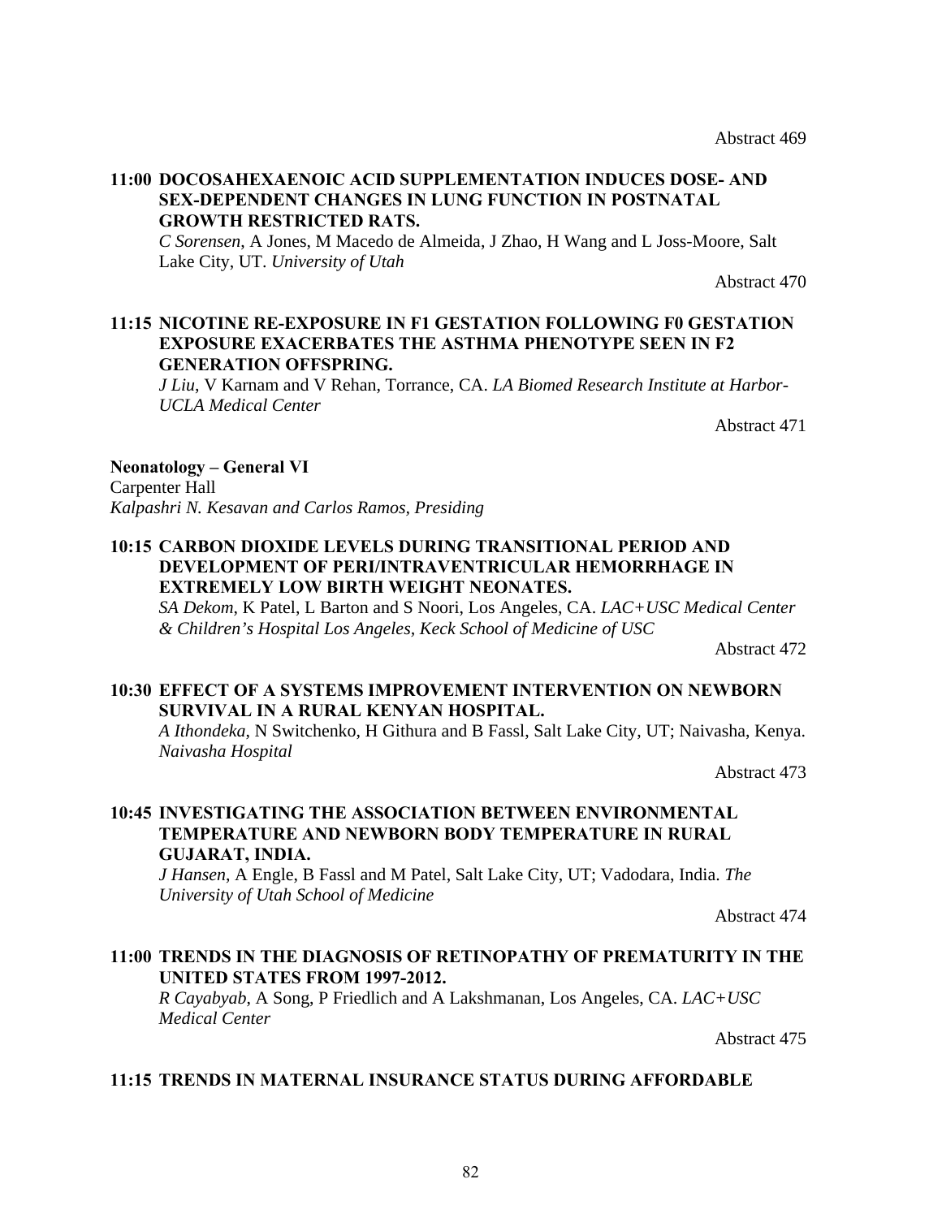Abstract 469

**11:00 DOCOSAHEXAENOIC ACID SUPPLEMENTATION INDUCES DOSE- AND SEX-DEPENDENT CHANGES IN LUNG FUNCTION IN POSTNATAL GROWTH RESTRICTED RATS.**
*C Sorensen*, A Jones, M Macedo de Almeida, J Zhao, H Wang and L Joss-Moore, Salt Lake City, UT. *University of Utah*

Abstract 470

**11:15 NICOTINE RE-EXPOSURE IN F1 GESTATION FOLLOWING F0 GESTATION EXPOSURE EXACERBATES THE ASTHMA PHENOTYPE SEEN IN F2 GENERATION OFFSPRING.**
*J Liu*, V Karnam and V Rehan, Torrance, CA. *LA Biomed Research Institute at Harbor-UCLA Medical Center*

Abstract 471

**Neonatology – General VI**
Carpenter Hall
*Kalpashri N. Kesavan and Carlos Ramos, Presiding*

**10:15 CARBON DIOXIDE LEVELS DURING TRANSITIONAL PERIOD AND DEVELOPMENT OF PERI/INTRAVENTRICULAR HEMORRHAGE IN EXTREMELY LOW BIRTH WEIGHT NEONATES.**
*SA Dekom*, K Patel, L Barton and S Noori, Los Angeles, CA. *LAC+USC Medical Center & Children's Hospital Los Angeles, Keck School of Medicine of USC*

Abstract 472

**10:30 EFFECT OF A SYSTEMS IMPROVEMENT INTERVENTION ON NEWBORN SURVIVAL IN A RURAL KENYAN HOSPITAL.**
*A Ithondeka*, N Switchenko, H Githura and B Fassl, Salt Lake City, UT; Naivasha, Kenya. *Naivasha Hospital*

Abstract 473

**10:45 INVESTIGATING THE ASSOCIATION BETWEEN ENVIRONMENTAL TEMPERATURE AND NEWBORN BODY TEMPERATURE IN RURAL GUJARAT, INDIA.**
*J Hansen*, A Engle, B Fassl and M Patel, Salt Lake City, UT; Vadodara, India. *The University of Utah School of Medicine*

Abstract 474

**11:00 TRENDS IN THE DIAGNOSIS OF RETINOPATHY OF PREMATURITY IN THE UNITED STATES FROM 1997-2012.**
*R Cayabyab*, A Song, P Friedlich and A Lakshmanan, Los Angeles, CA. *LAC+USC Medical Center*

Abstract 475

**11:15 TRENDS IN MATERNAL INSURANCE STATUS DURING AFFORDABLE**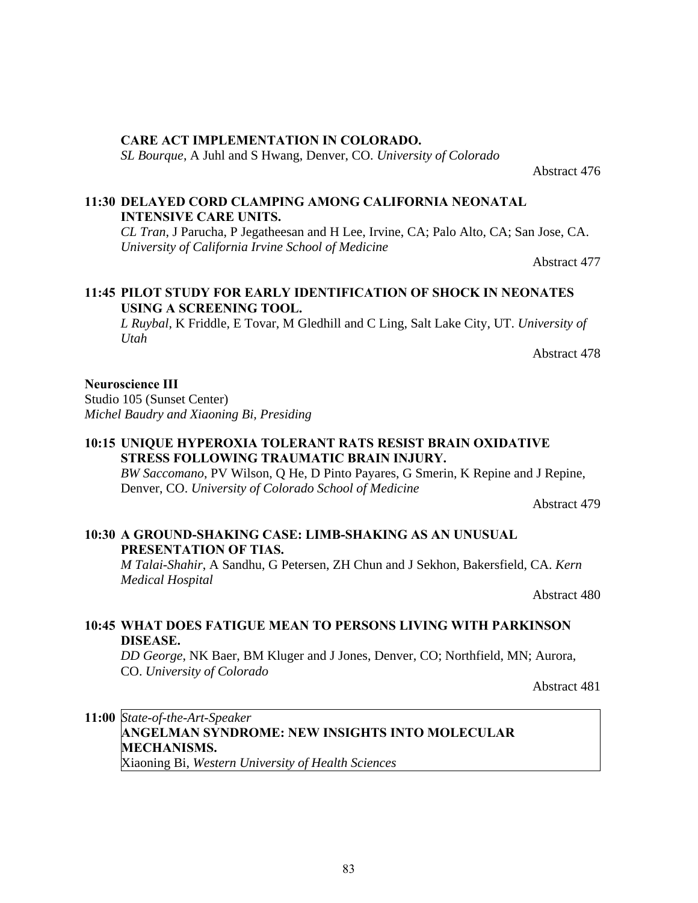**CARE ACT IMPLEMENTATION IN COLORADO.**
*SL Bourque*, A Juhl and S Hwang, Denver, CO. *University of Colorado*

Abstract 476

**11:30 DELAYED CORD CLAMPING AMONG CALIFORNIA NEONATAL INTENSIVE CARE UNITS.**
*CL Tran*, J Parucha, P Jegatheesan and H Lee, Irvine, CA; Palo Alto, CA; San Jose, CA. *University of California Irvine School of Medicine*

Abstract 477

**11:45 PILOT STUDY FOR EARLY IDENTIFICATION OF SHOCK IN NEONATES USING A SCREENING TOOL.**
*L Ruybal*, K Friddle, E Tovar, M Gledhill and C Ling, Salt Lake City, UT. *University of Utah*

Abstract 478

**Neuroscience III**
Studio 105 (Sunset Center)
*Michel Baudry and Xiaoning Bi, Presiding*

**10:15 UNIQUE HYPEROXIA TOLERANT RATS RESIST BRAIN OXIDATIVE STRESS FOLLOWING TRAUMATIC BRAIN INJURY.**
*BW Saccomano*, PV Wilson, Q He, D Pinto Payares, G Smerin, K Repine and J Repine, Denver, CO. *University of Colorado School of Medicine*

Abstract 479

**10:30 A GROUND-SHAKING CASE: LIMB-SHAKING AS AN UNUSUAL PRESENTATION OF TIAS.**
*M Talai-Shahir*, A Sandhu, G Petersen, ZH Chun and J Sekhon, Bakersfield, CA. *Kern Medical Hospital*

Abstract 480

**10:45 WHAT DOES FATIGUE MEAN TO PERSONS LIVING WITH PARKINSON DISEASE.**
*DD George*, NK Baer, BM Kluger and J Jones, Denver, CO; Northfield, MN; Aurora, CO. *University of Colorado*

Abstract 481

**11:00** *State-of-the-Art-Speaker*
**ANGELMAN SYNDROME: NEW INSIGHTS INTO MOLECULAR MECHANISMS.**
Xiaoning Bi, *Western University of Health Sciences*